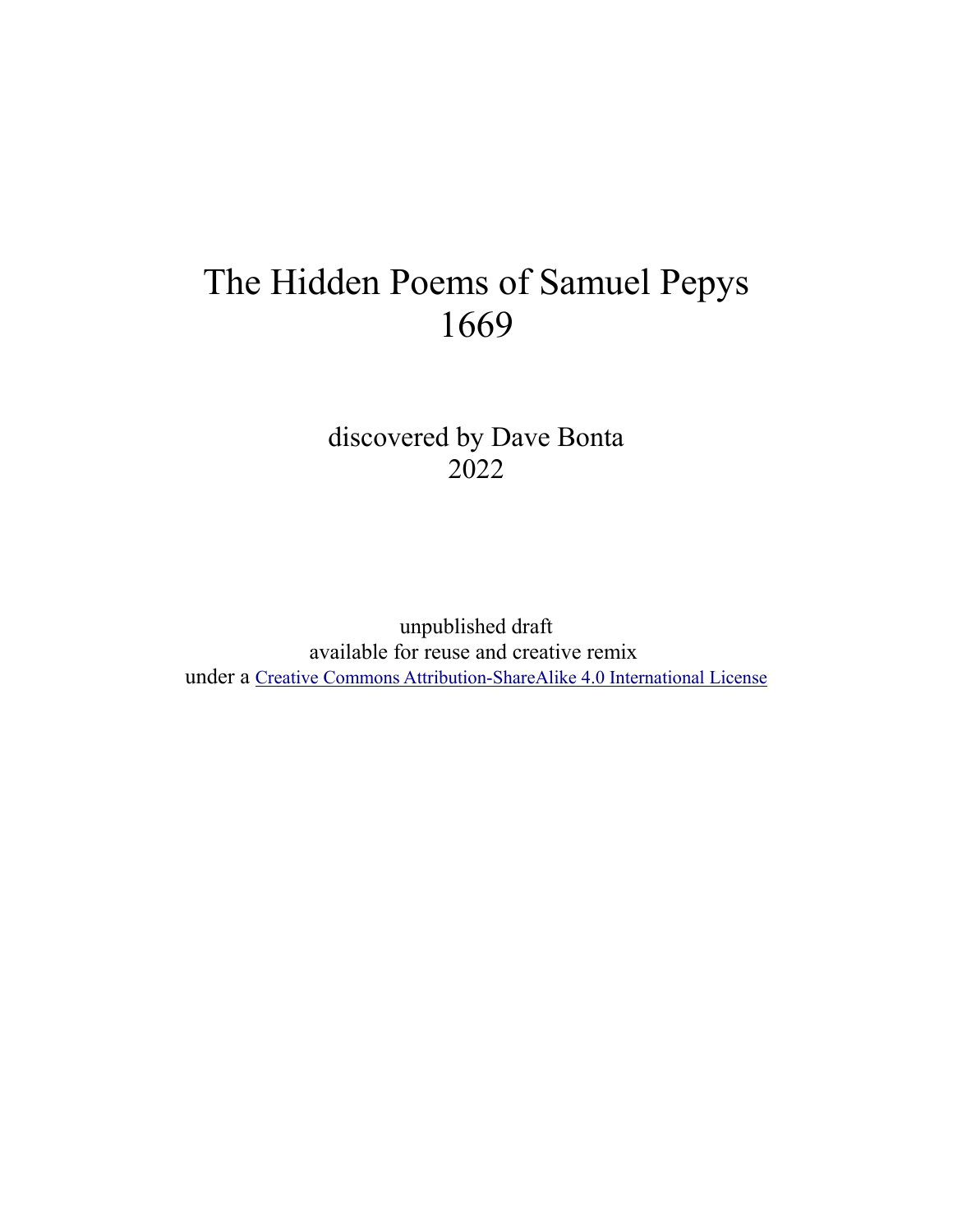# The Hidden Poems of Samuel Pepys
# 1669

discovered by Dave Bonta
2022

unpublished draft
available for reuse and creative remix
under a Creative Commons Attribution-ShareAlike 4.0 International License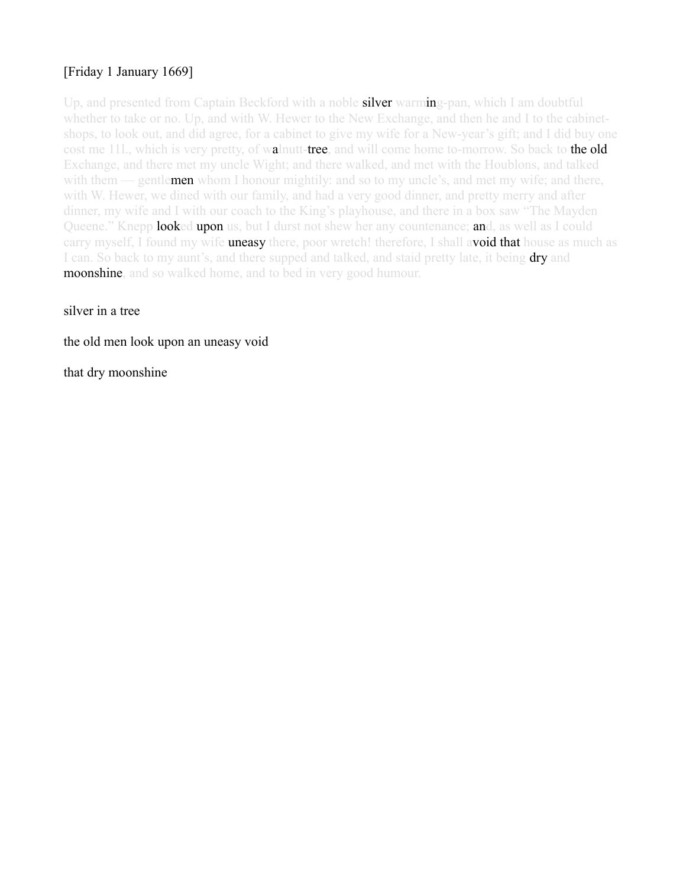[Friday 1 January 1669]

Up, and presented from Captain Beckford with a noble **silver** warm**in**g-pan, which I am doubtful whether to take or no. Up, and with W. Hewer to the New Exchange, and then he and I to the cabinet-shops, to look out, and did agree, for a cabinet to give my wife for a New-year's gift; and I did buy one cost me 11l., which is very pretty, of w**a**lnutt-**tree**, and will come home to-morrow. So back to **the old** Exchange, and there met my uncle Wight; and there walked, and met with the Houblons, and talked with them — gentle**men** whom I honour mightily: and so to my uncle's, and met my wife; and there, with W. Hewer, we dined with our family, and had a very good dinner, and pretty merry and after dinner, my wife and I with our coach to the King's playhouse, and there in a box saw "The Mayden Queene." Knepp **look**ed **upon** us, but I durst not shew her any countenance; **an**d, as well as I could carry myself, I found my wife **uneasy** there, poor wretch! therefore, I shall a**void that** house as much as I can. So back to my aunt's, and there supped and talked, and staid pretty late, it being **dry** and **moonshine**, and so walked home, and to bed in very good humour.

silver in a tree

the old men look upon an uneasy void

that dry moonshine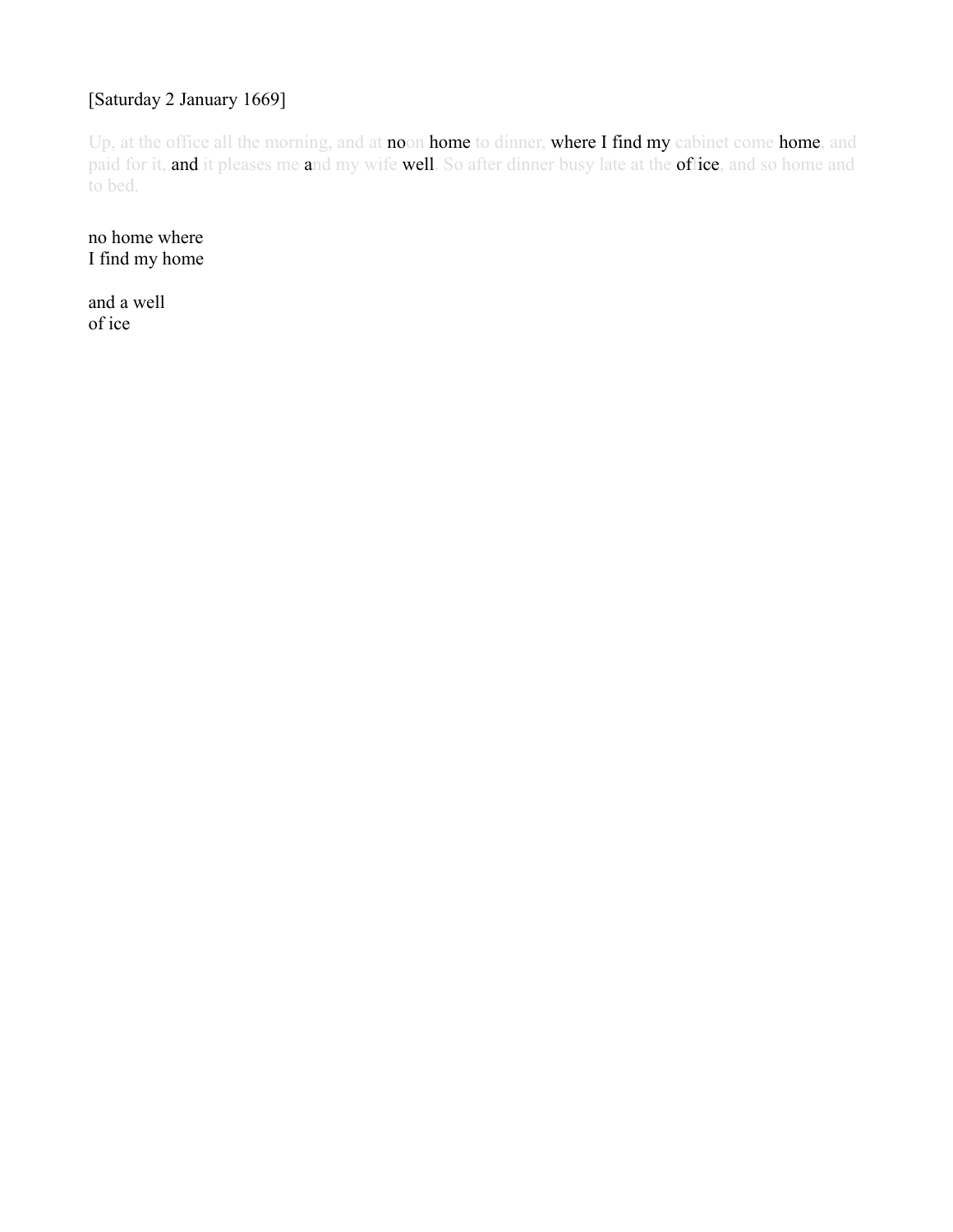[Saturday 2 January 1669]

Up, at the office all the morning, and at noon home to dinner, where I find my cabinet come home, and paid for it, and it pleases me and my wife well. So after dinner busy late at the office, and so home and to bed.

no home where
I find my home

and a well
of ice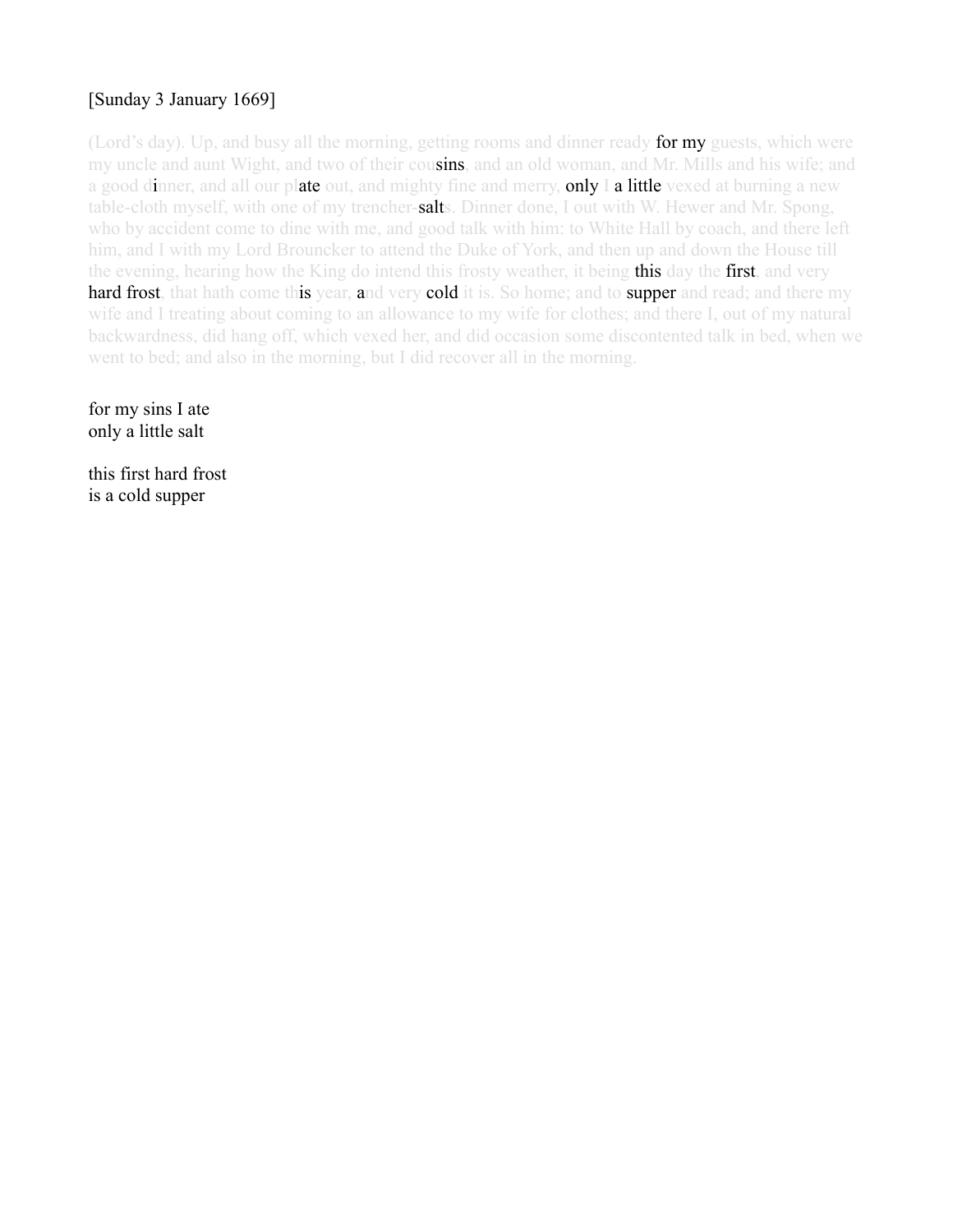[Sunday 3 January 1669]

(Lord's day). Up, and busy all the morning, getting rooms and dinner ready for my guests, which were my uncle and aunt Wight, and two of their cousins, and an old woman, and Mr. Mills and his wife; and a good dinner, and all our plate out, and mighty fine and merry, only I a little vexed at burning a new table-cloth myself, with one of my trencher-salts. Dinner done, I out with W. Hewer and Mr. Spong, who by accident come to dine with me, and good talk with him: to White Hall by coach, and there left him, and I with my Lord Brouncker to attend the Duke of York, and then up and down the House till the evening, hearing how the King do intend this frosty weather, it being this day the first, and very hard frost, that hath come this year, and very cold it is. So home; and to supper and read; and there my wife and I treating about coming to an allowance to my wife for clothes; and there I, out of my natural backwardness, did hang off, which vexed her, and did occasion some discontented talk in bed, when we went to bed; and also in the morning, but I did recover all in the morning.

for my sins I ate
only a little salt

this first hard frost
is a cold supper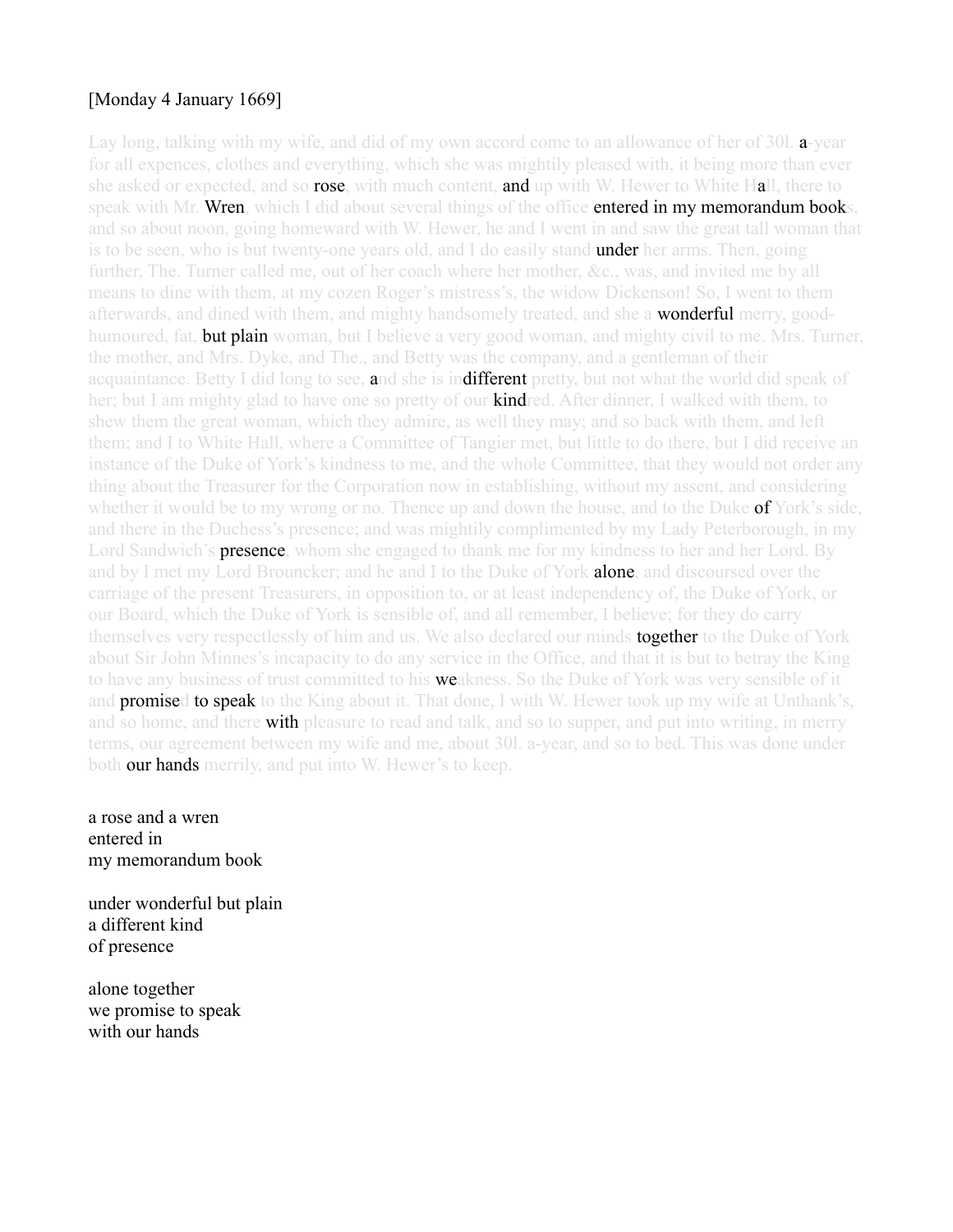[Monday 4 January 1669]

Lay long, talking with my wife, and did of my own accord come to an allowance of her of 30l. a-year for all expences, clothes and everything, which she was mightily pleased with, it being more than ever she asked or expected, and so rose, with much content, and up with W. Hewer to White Hall, there to speak with Mr. Wren, which I did about several things of the office entered in my memorandum books, and so about noon, going homeward with W. Hewer, he and I went in and saw the great tall woman that is to be seen, who is but twenty-one years old, and I do easily stand under her arms. Then, going further, The. Turner called me, out of her coach where her mother, &c., was, and invited me by all means to dine with them, at my cozen Roger's mistress's, the widow Dickenson! So, I went to them afterwards, and dined with them, and mighty handsomely treated, and she a wonderful merry, good-humoured, fat, but plain woman, but I believe a very good woman, and mighty civil to me. Mrs. Turner, the mother, and Mrs. Dyke, and The., and Betty was the company, and a gentleman of their acquaintance. Betty I did long to see, and she is indifferent pretty, but not what the world did speak of her; but I am mighty glad to have one so pretty of our kindred. After dinner, I walked with them, to shew them the great woman, which they admire, as well they may; and so back with them, and left them; and I to White Hall, where a Committee of Tangier met, but little to do there, but I did receive an instance of the Duke of York's kindness to me, and the whole Committee, that they would not order any thing about the Treasurer for the Corporation now in establishing, without my assent, and considering whether it would be to my wrong or no. Thence up and down the house, and to the Duke of York's side, and there in the Duchess's presence; and was mightily complimented by my Lady Peterborough, in my Lord Sandwich's presence, whom she engaged to thank me for my kindness to her and her Lord. By and by I met my Lord Brouncker; and he and I to the Duke of York alone, and discoursed over the carriage of the present Treasurers, in opposition to, or at least independency of, the Duke of York, or our Board, which the Duke of York is sensible of, and all remember, I believe; for they do carry themselves very respectlessly of him and us. We also declared our minds together to the Duke of York about Sir John Minnes's incapacity to do any service in the Office, and that it is but to betray the King to have any business of trust committed to his weakness. So the Duke of York was very sensible of it and promised to speak to the King about it. That done, I with W. Hewer took up my wife at Unthank's, and so home, and there with pleasure to read and talk, and so to supper, and put into writing, in merry terms, our agreement between my wife and me, about 30l. a-year, and so to bed. This was done under both our hands merrily, and put into W. Hewer's to keep.

a rose and a wren  
entered in  
my memorandum book

under wonderful but plain  
a different kind  
of presence

alone together  
we promise to speak  
with our hands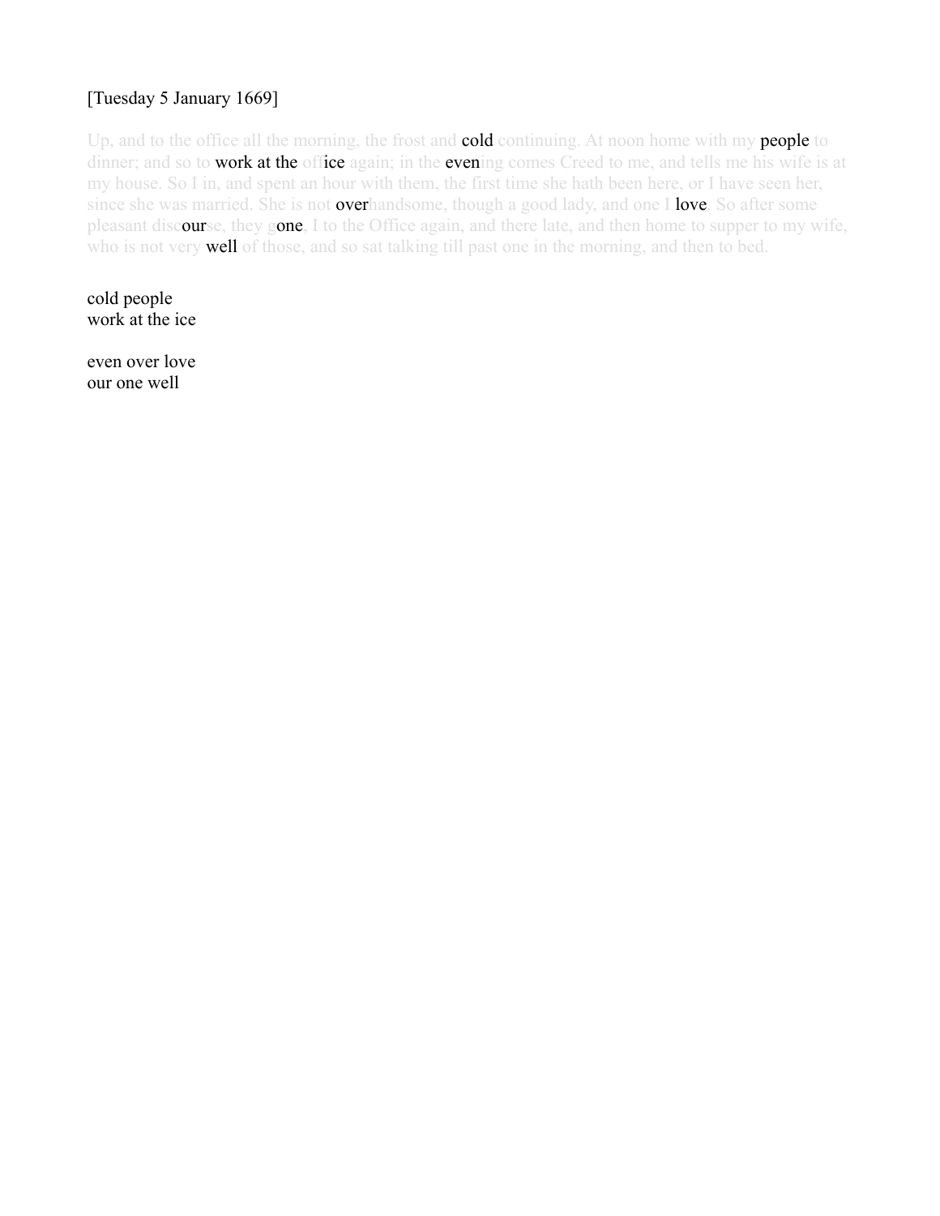[Tuesday 5 January 1669]

Up, and to the office all the morning, the frost and cold continuing. At noon home with my people to dinner; and so to work at the office again; in the evening comes Creed to me, and tells me his wife is at my house. So I in, and spent an hour with them, the first time she hath been here, or I have seen her, since she was married. She is not overhandsome, though a good lady, and one I love. So after some pleasant discourse, they gone. I to the Office again, and there late, and then home to supper to my wife, who is not very well of those, and so sat talking till past one in the morning, and then to bed.

cold people  
work at the ice

even over love  
our one well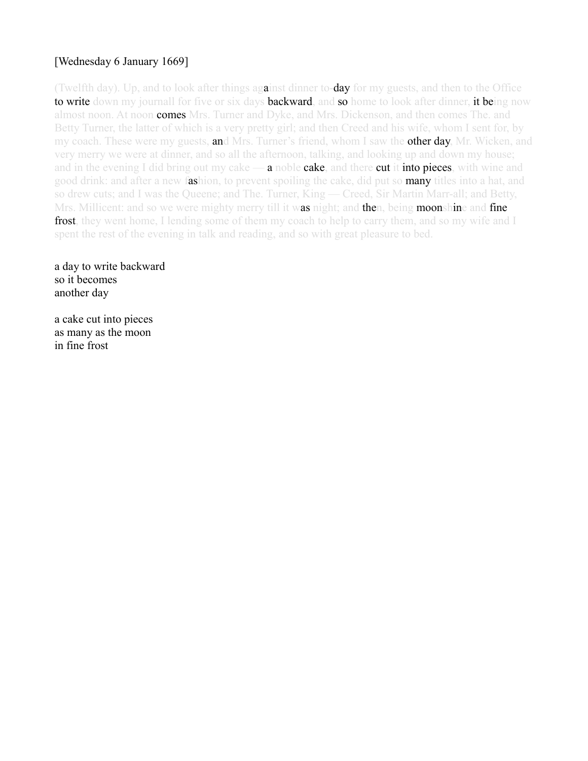[Wednesday 6 January 1669]

(Twelfth day). Up, and to look after things against dinner to-day for my guests, and then to the Office to write down my journall for five or six days backward, and so home to look after dinner, it being now almost noon. At noon comes Mrs. Turner and Dyke, and Mrs. Dickenson, and then comes The. and Betty Turner, the latter of which is a very pretty girl; and then Creed and his wife, whom I sent for, by my coach. These were my guests, and Mrs. Turner's friend, whom I saw the other day, Mr. Wicken, and very merry we were at dinner, and so all the afternoon, talking, and looking up and down my house; and in the evening I did bring out my cake — a noble cake, and there cut it into pieces, with wine and good drink: and after a new fashion, to prevent spoiling the cake, did put so many titles into a hat, and so drew cuts; and I was the Queene; and The. Turner, King — Creed, Sir Martin Marr-all; and Betty, Mrs. Millicent: and so we were mighty merry till it was night; and then, being moonshine and fine frost, they went home, I lending some of them my coach to help to carry them, and so my wife and I spent the rest of the evening in talk and reading, and so with great pleasure to bed.

a day to write backward  
so it becomes  
another day

a cake cut into pieces  
as many as the moon  
in fine frost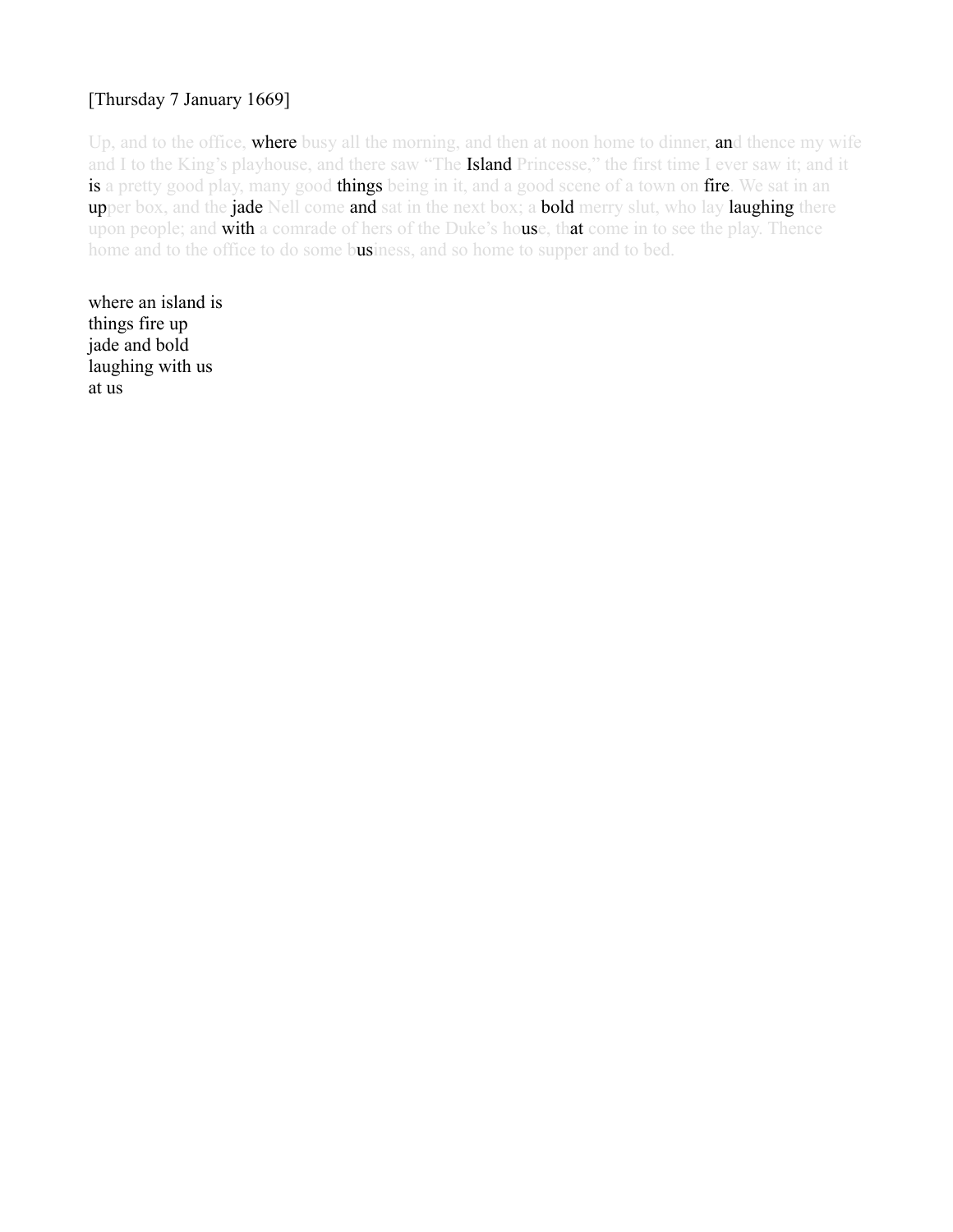[Thursday 7 January 1669]

Up, and to the office, **where** busy all the morning, and then at noon home to dinner, **an**d thence my wife and I to the King's playhouse, and there saw "The **Island** Princesse," the first time I ever saw it; and it **is** a pretty good play, many good **things** being in it, and a good scene of a town on **fire**. We sat in an **up**per box, and the **jade** Nell come **and** sat in the next box; a **bold** merry slut, who lay **laughing** there upon people; and **with** a comrade of hers of the Duke's ho**us**e, th**at** come in to see the play. Thence home and to the office to do some b**us**iness, and so home to supper and to bed.

where an island is
things fire up
jade and bold
laughing with us
at us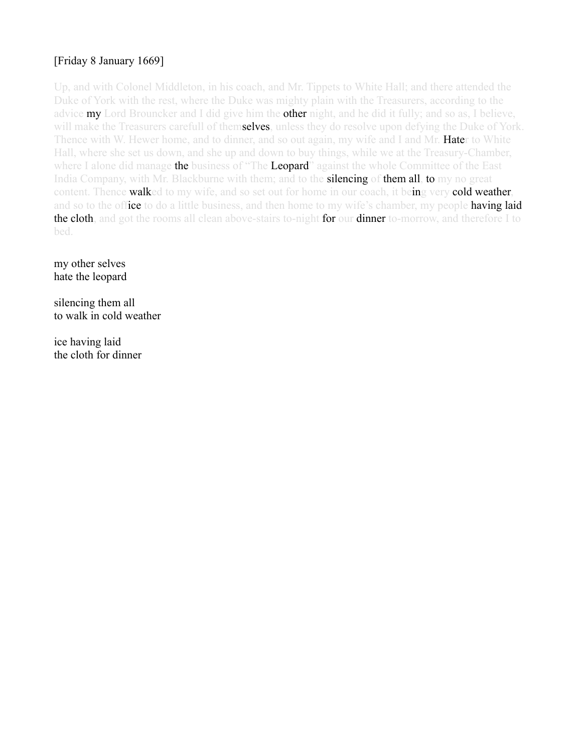[Friday 8 January 1669]

Up, and with Colonel Middleton, in his coach, and Mr. Tippets to White Hall; and there attended the Duke of York with the rest, where the Duke was mighty plain with the Treasurers, according to the advice my Lord Brouncker and I did give him the other night, and he did it fully; and so as, I believe, will make the Treasurers carefull of themselves, unless they do resolve upon defying the Duke of York. Thence with W. Hewer home, and to dinner, and so out again, my wife and I and Mr. Hater to White Hall, where she set us down, and she up and down to buy things, while we at the Treasury-Chamber, where I alone did manage the business of "The Leopard" against the whole Committee of the East India Company, with Mr. Blackburne with them; and to the silencing of them all, to my no great content. Thence walked to my wife, and so set out for home in our coach, it being very cold weather, and so to the office to do a little business, and then home to my wife's chamber, my people having laid the cloth, and got the rooms all clean above-stairs to-night for our dinner to-morrow, and therefore I to bed.

my other selves  
hate the leopard

silencing them all  
to walk in cold weather

ice having laid  
the cloth for dinner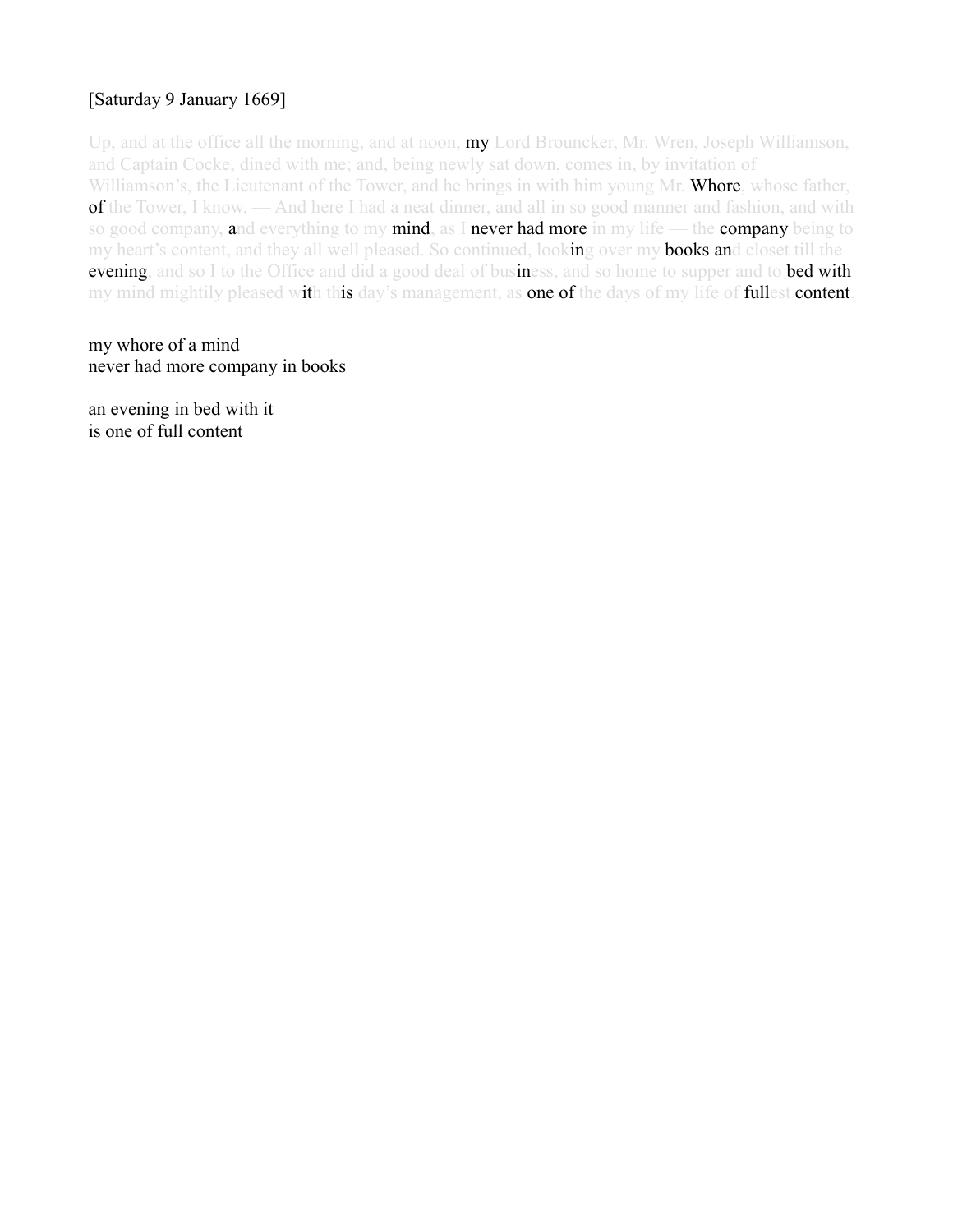[Saturday 9 January 1669]

Up, and at the office all the morning, and at noon, my Lord Brouncker, Mr. Wren, Joseph Williamson, and Captain Cocke, dined with me; and, being newly sat down, comes in, by invitation of Williamson's, the Lieutenant of the Tower, and he brings in with him young Mr. Whore, whose father, of the Tower, I know. — And here I had a neat dinner, and all in so good manner and fashion, and with so good company, and everything to my mind, as I never had more in my life — the company being to my heart's content, and they all well pleased. So continued, looking over my books and closet till the evening, and so I to the Office and did a good deal of business, and so home to supper and to bed with my mind mightily pleased with this day's management, as one of the days of my life of fullest content.

my whore of a mind
never had more company in books

an evening in bed with it
is one of full content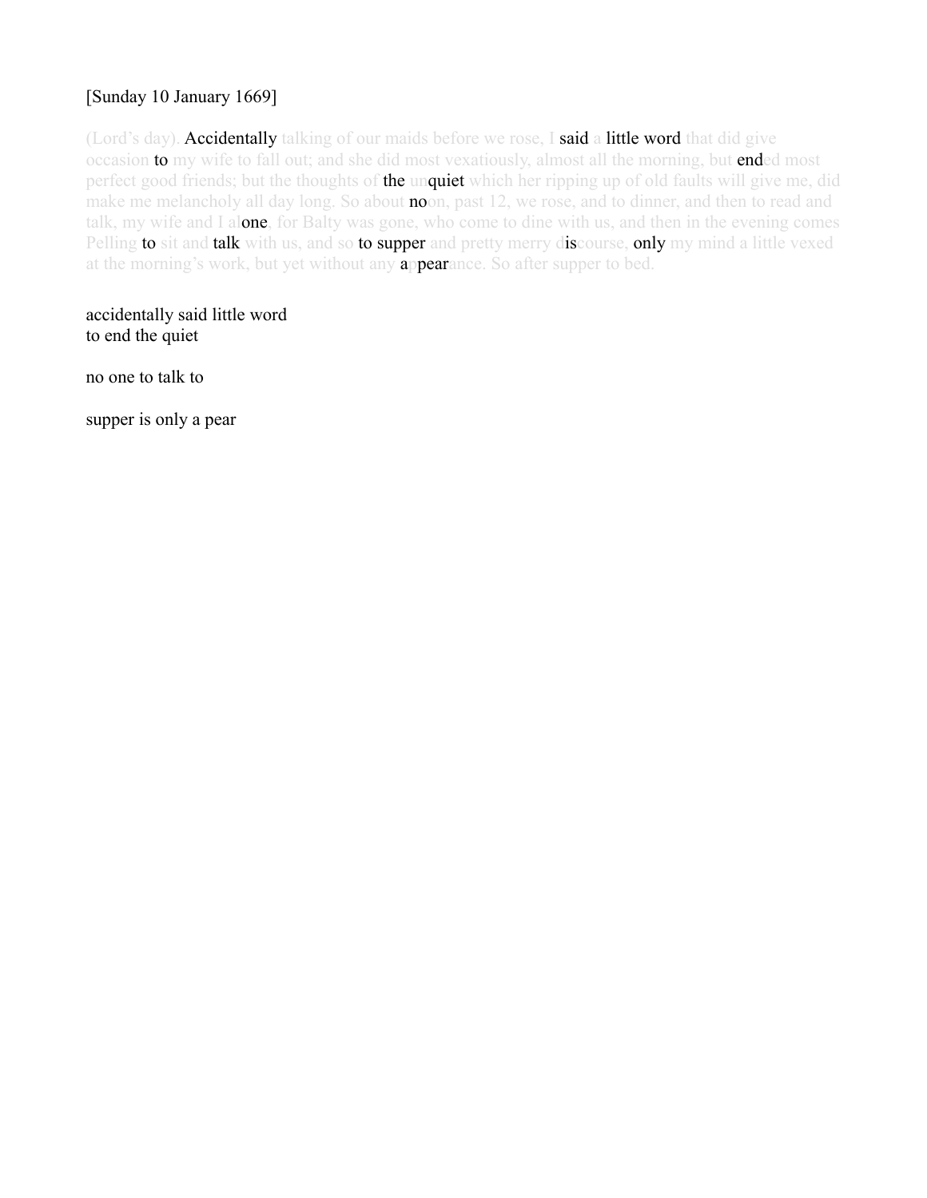[Sunday 10 January 1669]

(Lord's day). Accidentally talking of our maids before we rose, I said a little word that did give occasion to my wife to fall out; and she did most vexatiously, almost all the morning, but ended most perfect good friends; but the thoughts of the unquiet which her ripping up of old faults will give me, did make me melancholy all day long. So about noon, past 12, we rose, and to dinner, and then to read and talk, my wife and I alone, for Balty was gone, who come to dine with us, and then in the evening comes Pelling to sit and talk with us, and so to supper and pretty merry discourse, only my mind a little vexed at the morning's work, but yet without any appearance. So after supper to bed.

accidentally said little word
to end the quiet

no one to talk to

supper is only a pear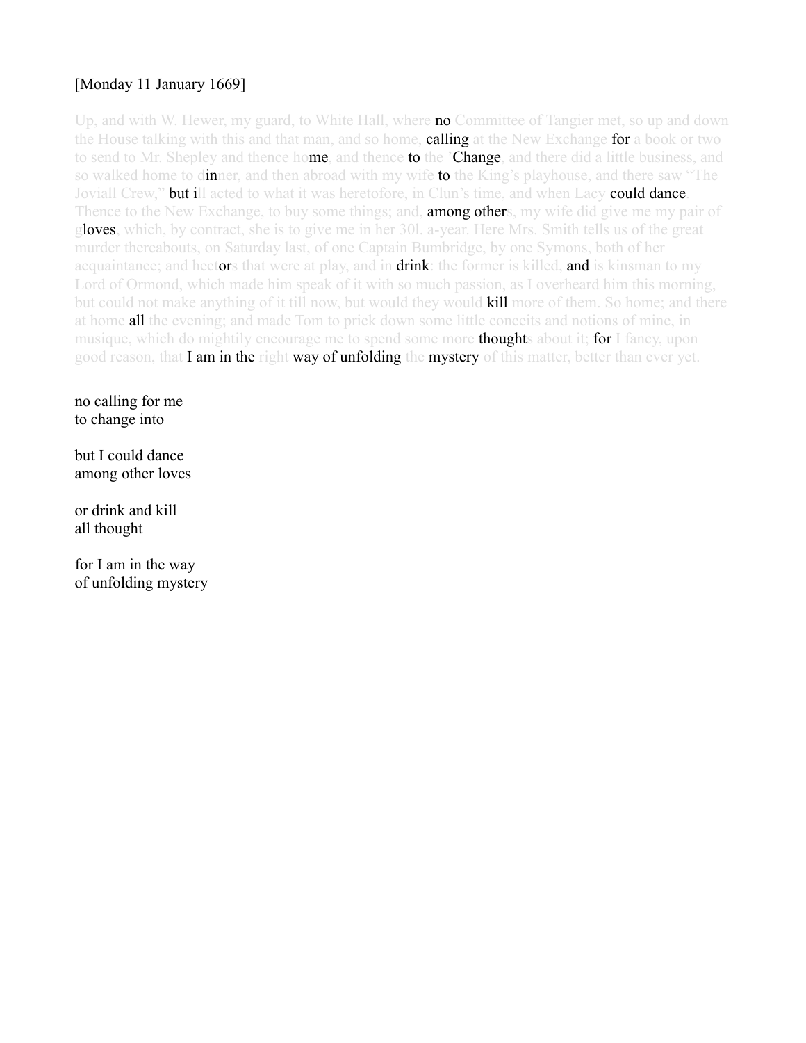[Monday 11 January 1669]

Up, and with W. Hewer, my guard, to White Hall, where **no** Committee of Tangier met, so up and down the House talking with this and that man, and so home, **calling** at the New Exchange **for** a book or two to send to Mr. Shepley and thence ho**me**, and thence **to** the 'Change, and there did a little business, and so walked home to d**in**ner, and then abroad with my wife **to** the King's playhouse, and there saw "The Joviall Crew," **but i**ll acted to what it was heretofore, in Clun's time, and when Lacy **could dance**. Thence to the New Exchange, to buy some things; and, **among other**s, my wife did give me my pair of g**loves**, which, by contract, she is to give me in her 30l. a-year. Here Mrs. Smith tells us of the great murder thereabouts, on Saturday last, of one Captain Bumbridge, by one Symons, both of her acquaintance; and hect**or**s that were at play, and in **drink**: the former is killed, **and** is kinsman to my Lord of Ormond, which made him speak of it with so much passion, as I overheard him this morning, but could not make anything of it till now, but would they would **kill** more of them. So home; and there at home **all** the evening; and made Tom to prick down some little conceits and notions of mine, in musique, which do mightily encourage me to spend some more **thought**s about it; **for** I fancy, upon good reason, that **I am in the** right **way of unfolding** the **mystery** of this matter, better than ever yet.

no calling for me
to change into

but I could dance
among other loves

or drink and kill
all thought

for I am in the way
of unfolding mystery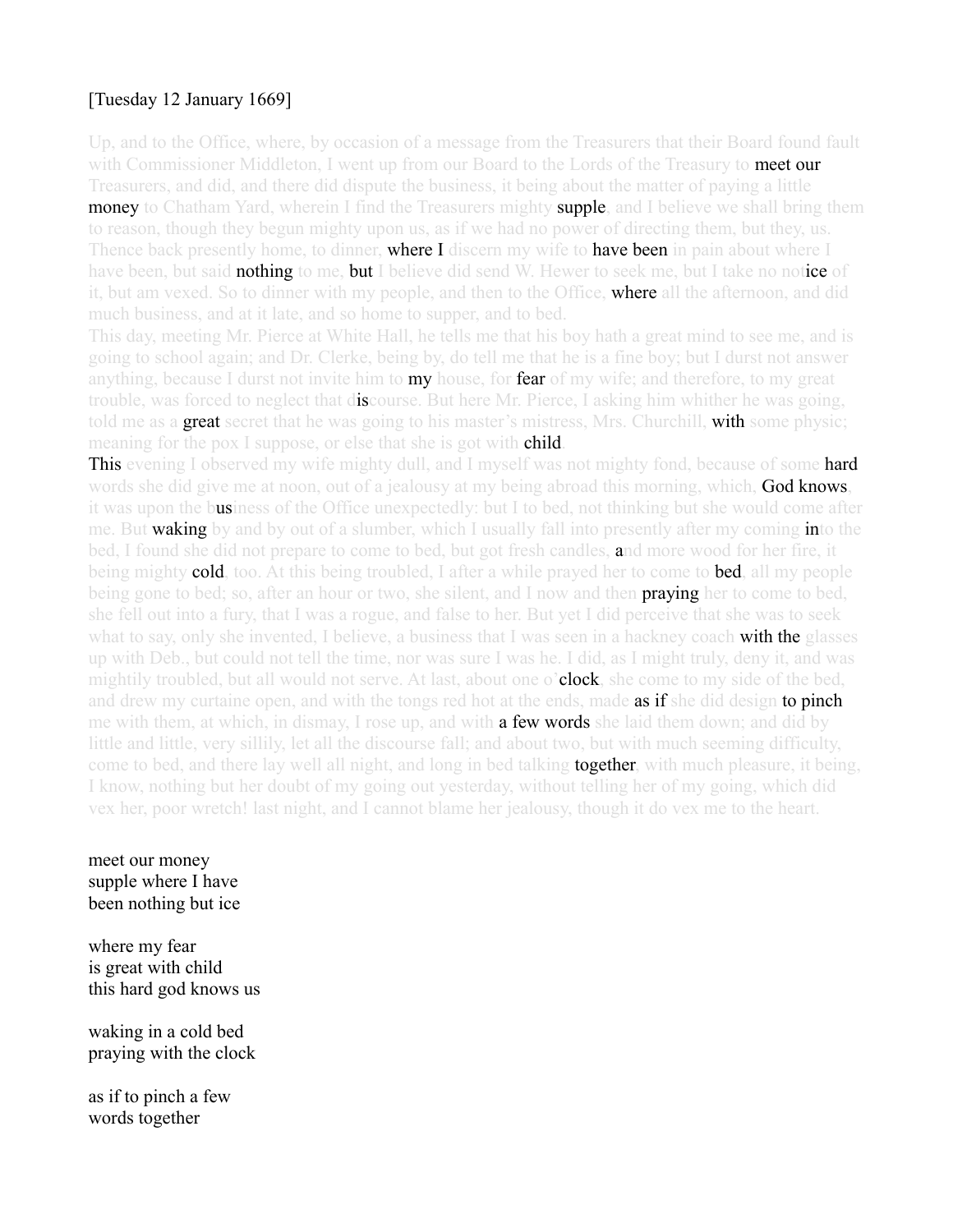[Tuesday 12 January 1669]

Up, and to the Office, where, by occasion of a message from the Treasurers that their Board found fault with Commissioner Middleton, I went up from our Board to the Lords of the Treasury to **meet our** Treasurers, and did, and there did dispute the business, it being about the matter of paying a little **money** to Chatham Yard, wherein I find the Treasurers mighty **supple**, and I believe we shall bring them to reason, though they begun mighty upon us, as if we had no power of directing them, but they, us. Thence back presently home, to dinner, **where I** discern my wife to **have been** in pain about where I have been, but said **nothing** to me, **but** I believe did send W. Hewer to seek me, but I take no not**ice** of it, but am vexed. So to dinner with my people, and then to the Office, **where** all the afternoon, and did much business, and at it late, and so home to supper, and to bed.

This day, meeting Mr. Pierce at White Hall, he tells me that his boy hath a great mind to see me, and is going to school again; and Dr. Clerke, being by, do tell me that he is a fine boy; but I durst not answer anything, because I durst not invite him to **my** house, for **fear** of my wife; and therefore, to my great trouble, was forced to neglect that d**is**course. But here Mr. Pierce, I asking him whither he was going, told me as a **great** secret that he was going to his master's mistress, Mrs. Churchill, **with** some physic; meaning for the pox I suppose, or else that she is got with **child**.

**This** evening I observed my wife mighty dull, and I myself was not mighty fond, because of some **hard** words she did give me at noon, out of a jealousy at my being abroad this morning, which, **God knows**, it was upon the b**us**iness of the Office unexpectedly: but I to bed, not thinking but she would come after me. But **waking** by and by out of a slumber, which I usually fall into presently after my coming **in**to the bed, I found she did not prepare to come to bed, but got fresh candles, **a**nd more wood for her fire, it being mighty **cold**, too. At this being troubled, I after a while prayed her to come to **bed**, all my people being gone to bed; so, after an hour or two, she silent, and I now and then **praying** her to come to bed, she fell out into a fury, that I was a rogue, and false to her. But yet I did perceive that she was to seek what to say, only she invented, I believe, a business that I was seen in a hackney coach **with the** glasses up with Deb., but could not tell the time, nor was sure I was he. I did, as I might truly, deny it, and was mightily troubled, but all would not serve. At last, about one o'**clock**, she come to my side of the bed, and drew my curtaine open, and with the tongs red hot at the ends, made **as if** she did design **to pinch** me with them, at which, in dismay, I rose up, and with **a few words** she laid them down; and did by little and little, very sillily, let all the discourse fall; and about two, but with much seeming difficulty, come to bed, and there lay well all night, and long in bed talking **together**, with much pleasure, it being, I know, nothing but her doubt of my going out yesterday, without telling her of my going, which did vex her, poor wretch! last night, and I cannot blame her jealousy, though it do vex me to the heart.

meet our money  
supple where I have  
been nothing but ice

where my fear  
is great with child  
this hard god knows us

waking in a cold bed  
praying with the clock

as if to pinch a few  
words together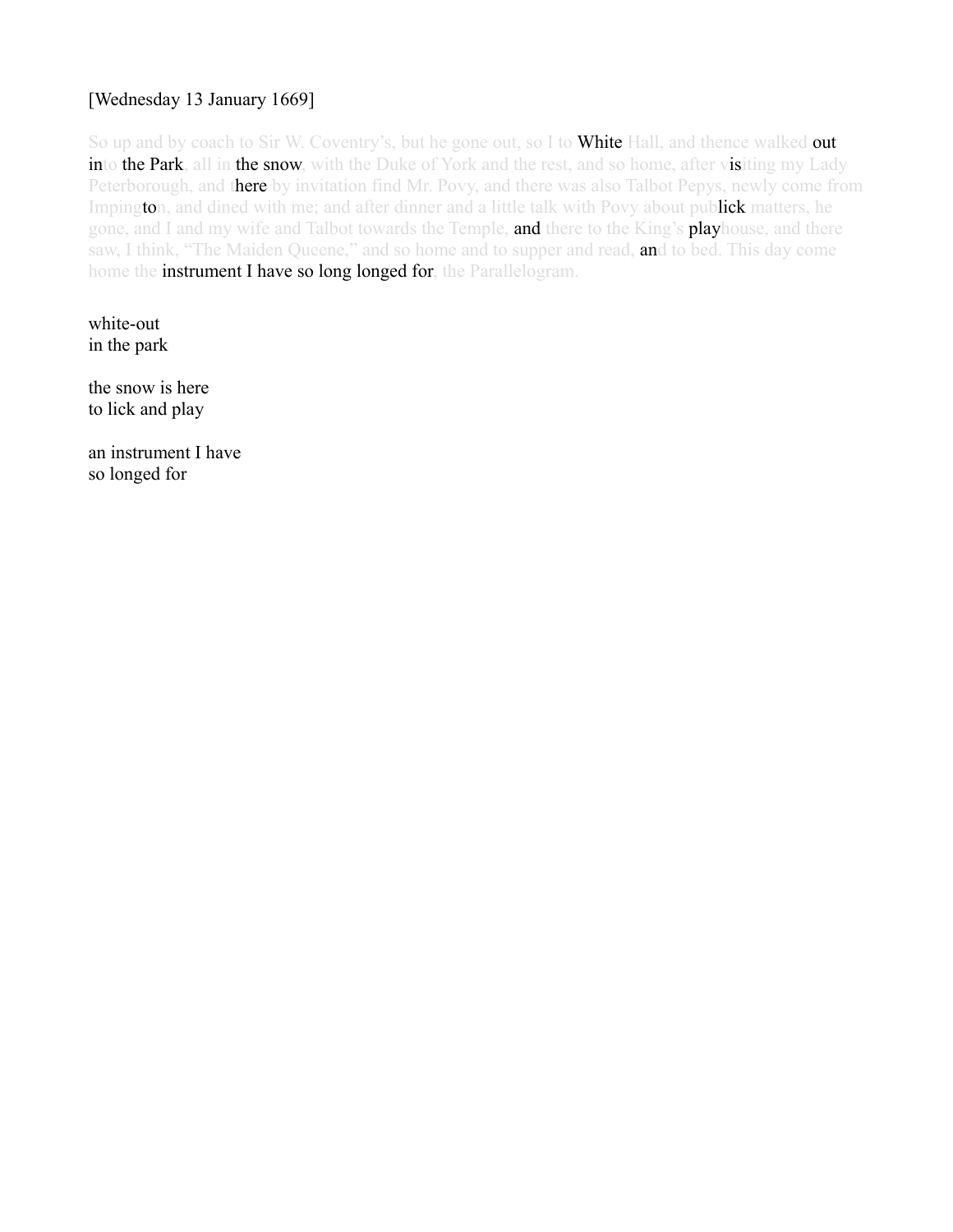[Wednesday 13 January 1669]

So up and by coach to Sir W. Coventry's, but he gone out, so I to White Hall, and thence walked out into the Park, all in the snow, with the Duke of York and the rest, and so home, after visiting my Lady Peterborough, and there by invitation find Mr. Povy, and there was also Talbot Pepys, newly come from Impington, and dined with me; and after dinner and a little talk with Povy about publick matters, he gone, and I and my wife and Talbot towards the Temple, and there to the King's playhouse, and there saw, I think, "The Maiden Queene," and so home and to supper and read, and to bed. This day come home the instrument I have so long longed for, the Parallelogram.

white-out  
in the park

the snow is here  
to lick and play

an instrument I have  
so longed for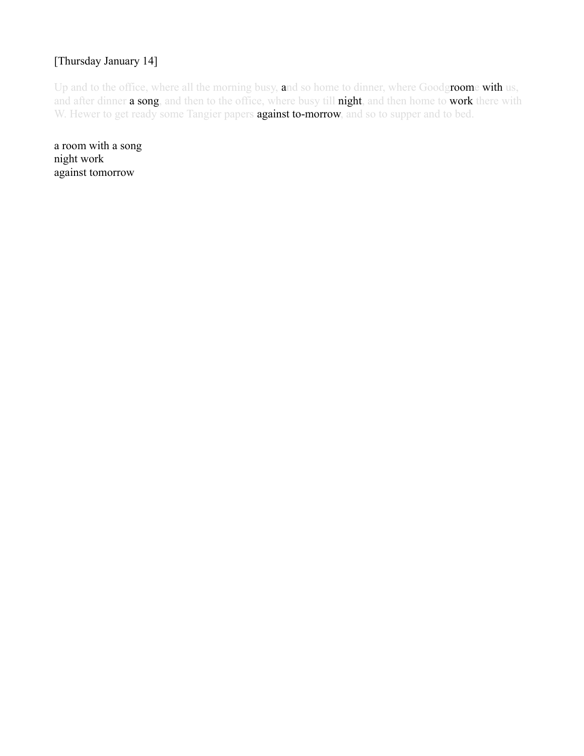[Thursday January 14]

Up and to the office, where all the morning busy, and so home to dinner, where Goodgroome with us, and after dinner a song, and then to the office, where busy till night, and then home to work there with W. Hewer to get ready some Tangier papers against to-morrow, and so to supper and to bed.

a room with a song
night work
against tomorrow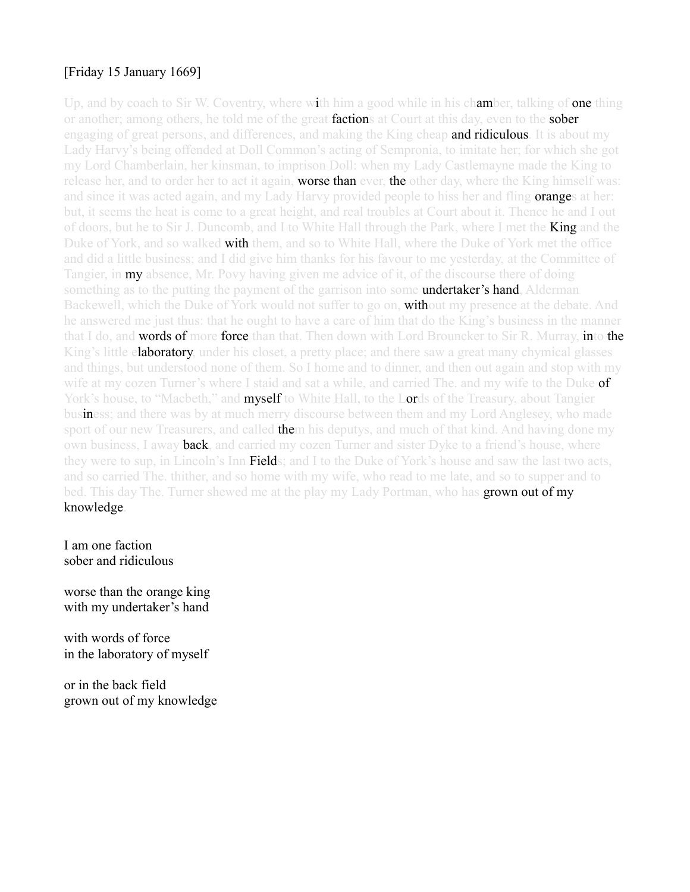[Friday 15 January 1669]

Up, and by coach to Sir W. Coventry, where with him a good while in his chamber, talking of **one** thing or another; among others, he told me of the great **faction**s at Court at this day, even to the **sober** engaging of great persons, and differences, and making the King cheap **and ridiculous**. It is about my Lady Harvy's being offended at Doll Common's acting of Sempronia, to imitate her; for which she got my Lord Chamberlain, her kinsman, to imprison Doll: when my Lady Castlemayne made the King to release her, and to order her to act it again, **worse than** ever, **the** other day, where the King himself was: and since it was acted again, and my Lady Harvy provided people to hiss her and fling **orange**s at her: but, it seems the heat is come to a great height, and real troubles at Court about it. Thence he and I out of doors, but he to Sir J. Duncomb, and I to White Hall through the Park, where I met the **King** and the Duke of York, and so walked **with** them, and so to White Hall, where the Duke of York met the office and did a little business; and I did give him thanks for his favour to me yesterday, at the Committee of Tangier, in **my** absence, Mr. Povy having given me advice of it, of the discourse there of doing something as to the putting the payment of the garrison into some **undertaker's hand**, Alderman Backewell, which the Duke of York would not suffer to go on, **with**out my presence at the debate. And he answered me just thus: that he ought to have a care of him that do the King's business in the manner that I do, and **words of** more **force** than that. Then down with Lord Brouncker to Sir R. Murray, **in**to **the** King's little e**laboratory**, under his closet, a pretty place; and there saw a great many chymical glasses and things, but understood none of them. So I home and to dinner, and then out again and stop with my wife at my cozen Turner's where I staid and sat a while, and carried The. and my wife to the Duke **of** York's house, to "Macbeth," and **myself** to White Hall, to the L**or**ds of the Treasury, about Tangier bus**in**ess; and there was by at much merry discourse between them and my Lord Anglesey, who made sport of our new Treasurers, and called **the**m his deputys, and much of that kind. And having done my own business, I away **back**, and carried my cozen Turner and sister Dyke to a friend's house, where they were to sup, in Lincoln's Inn **Field**s; and I to the Duke of York's house and saw the last two acts, and so carried The. thither, and so home with my wife, who read to me late, and so to supper and to bed. This day The. Turner shewed me at the play my Lady Portman, who has **grown out of my knowledge**.

I am one faction
sober and ridiculous

worse than the orange king
with my undertaker's hand

with words of force
in the laboratory of myself

or in the back field
grown out of my knowledge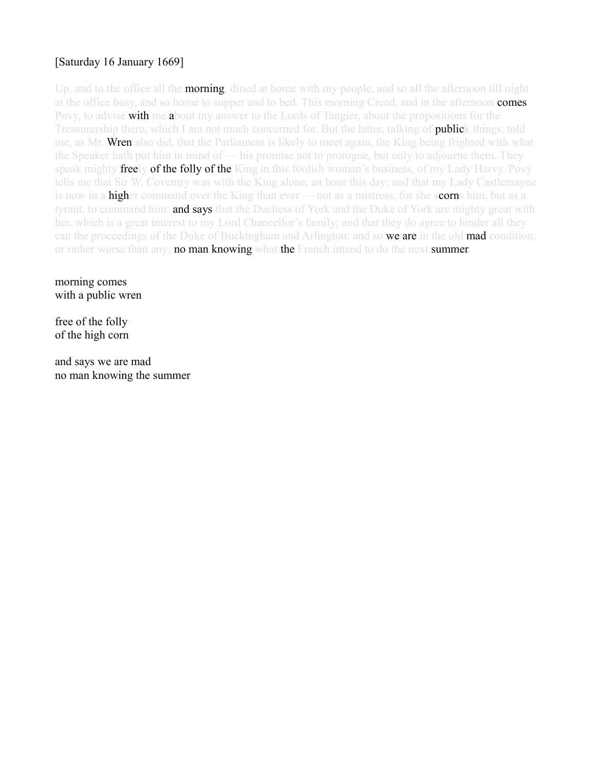[Saturday 16 January 1669]

Up, and to the office all the **morning**, dined at home with my people, and so all the afternoon till night at the office busy, and so home to supper and to bed. This morning Creed, and in the afternoon **comes** Povy, to advise **with** me **a**bout my answer to the Lords of Tangier, about the propositions for the Treasurership there, which I am not much concerned for. But the latter, talking of **public**k things, told me, as Mr. **Wren** also did, that the Parliament is likely to meet again, the King being frighted with what the Speaker hath put him in mind of — his promise not to prorogue, but only to adjourne them. They speak mighty **free**ly **of the folly of the** King in this foolish woman's business, of my Lady Harvy. Povy tells me that Sir W. Coventry was with the King alone, an hour this day; and that my Lady Castlemayne is now in a **high**er command over the King than ever — not as a mistress, for she s**corn**s him, but as a tyrant, to command him: **and says** that the Duchess of York and the Duke of York are mighty great with her, which is a great interest to my Lord Chancellor's family; and that they do agree to hinder all they can the proceedings of the Duke of Buckingham and Arlington: and so **we are** in the old **mad** condition, or rather worse than any; **no man knowing** what **the** French intend to do the next **summer**.

morning comes  
with a public wren

free of the folly  
of the high corn

and says we are mad  
no man knowing the summer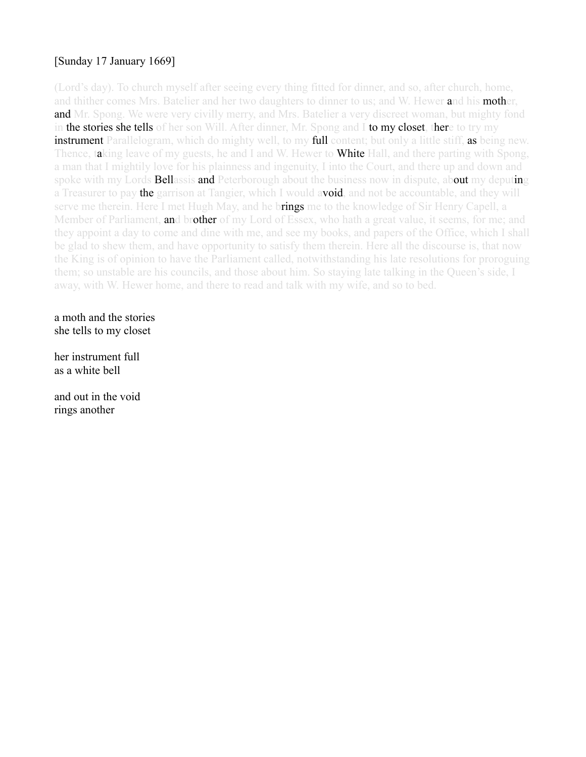[Sunday 17 January 1669]

(Lord's day). To church myself after seeing every thing fitted for dinner, and so, after church, home, and thither comes Mrs. Batelier and her two daughters to dinner to us; and W. Hewer and his mother, and Mr. Spong. We were very civilly merry, and Mrs. Batelier a very discreet woman, but mighty fond in the stories she tells of her son Will. After dinner, Mr. Spong and I to my closet, there to try my instrument Parallelogram, which do mighty well, to my full content; but only a little stiff, as being new. Thence, taking leave of my guests, he and I and W. Hewer to White Hall, and there parting with Spong, a man that I mightily love for his plainness and ingenuity, I into the Court, and there up and down and spoke with my Lords Bellassis and Peterborough about the business now in dispute, about my deputing a Treasurer to pay the garrison at Tangier, which I would avoid, and not be accountable, and they will serve me therein. Here I met Hugh May, and he brings me to the knowledge of Sir Henry Capell, a Member of Parliament, and brother of my Lord of Essex, who hath a great value, it seems, for me; and they appoint a day to come and dine with me, and see my books, and papers of the Office, which I shall be glad to shew them, and have opportunity to satisfy them therein. Here all the discourse is, that now the King is of opinion to have the Parliament called, notwithstanding his late resolutions for proroguing them; so unstable are his councils, and those about him. So staying late talking in the Queen's side, I away, with W. Hewer home, and there to read and talk with my wife, and so to bed.

a moth and the stories
she tells to my closet

her instrument full
as a white bell

and out in the void
rings another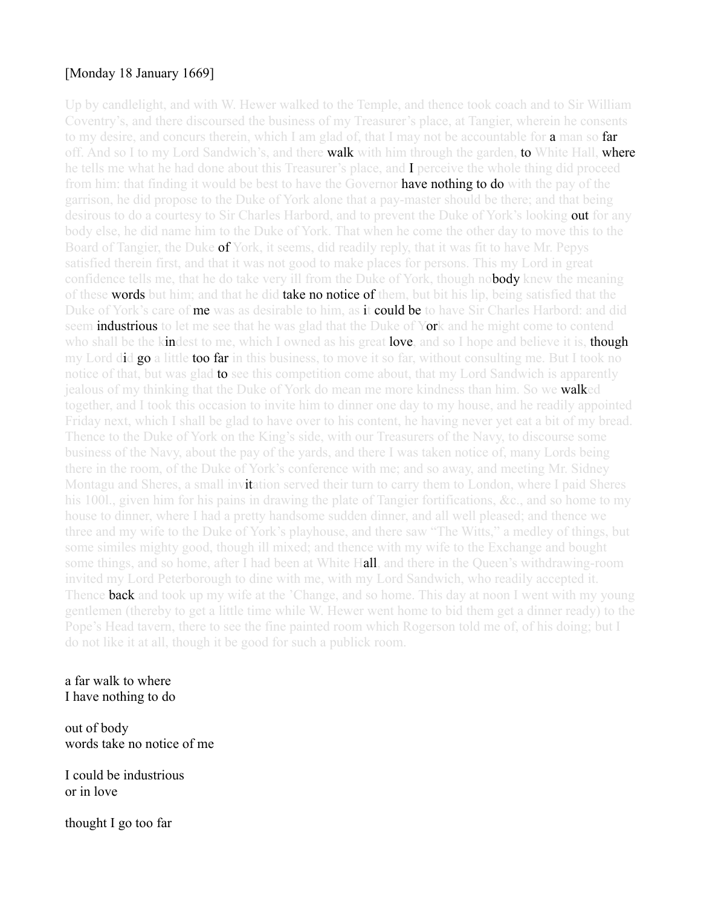[Monday 18 January 1669]

Up by candlelight, and with W. Hewer walked to the Temple, and thence took coach and to Sir William Coventry's, and there discoursed the business of my Treasurer's place, at Tangier, wherein he consents to my desire, and concurs therein, which I am glad of, that I may not be accountable for a man so far off. And so I to my Lord Sandwich's, and there walk with him through the garden, to White Hall, where he tells me what he had done about this Treasurer's place, and I perceive the whole thing did proceed from him: that finding it would be best to have the Governor have nothing to do with the pay of the garrison, he did propose to the Duke of York alone that a pay-master should be there; and that being desirous to do a courtesy to Sir Charles Harbord, and to prevent the Duke of York's looking out for any body else, he did name him to the Duke of York. That when he come the other day to move this to the Board of Tangier, the Duke of York, it seems, did readily reply, that it was fit to have Mr. Pepys satisfied therein first, and that it was not good to make places for persons. This my Lord in great confidence tells me, that he do take very ill from the Duke of York, though nobody knew the meaning of these words but him; and that he did take no notice of them, but bit his lip, being satisfied that the Duke of York's care of me was as desirable to him, as it could be to have Sir Charles Harbord: and did seem industrious to let me see that he was glad that the Duke of York and he might come to contend who shall be the kindest to me, which I owned as his great love, and so I hope and believe it is, though my Lord did go a little too far in this business, to move it so far, without consulting me. But I took no notice of that, but was glad to see this competition come about, that my Lord Sandwich is apparently jealous of my thinking that the Duke of York do mean me more kindness than him. So we walked together, and I took this occasion to invite him to dinner one day to my house, and he readily appointed Friday next, which I shall be glad to have over to his content, he having never yet eat a bit of my bread. Thence to the Duke of York on the King's side, with our Treasurers of the Navy, to discourse some business of the Navy, about the pay of the yards, and there I was taken notice of, many Lords being there in the room, of the Duke of York's conference with me; and so away, and meeting Mr. Sidney Montagu and Sheres, a small invitation served their turn to carry them to London, where I paid Sheres his 100l., given him for his pains in drawing the plate of Tangier fortifications, &c., and so home to my house to dinner, where I had a pretty handsome sudden dinner, and all well pleased; and thence we three and my wife to the Duke of York's playhouse, and there saw "The Witts," a medley of things, but some similes mighty good, though ill mixed; and thence with my wife to the Exchange and bought some things, and so home, after I had been at White Hall, and there in the Queen's withdrawing-room invited my Lord Peterborough to dine with me, with my Lord Sandwich, who readily accepted it. Thence back and took up my wife at the 'Change, and so home. This day at noon I went with my young gentlemen (thereby to get a little time while W. Hewer went home to bid them get a dinner ready) to the Pope's Head tavern, there to see the fine painted room which Rogerson told me of, of his doing; but I do not like it at all, though it be good for such a publick room.

a far walk to where  
I have nothing to do

out of body  
words take no notice of me

I could be industrious  
or in love

thought I go too far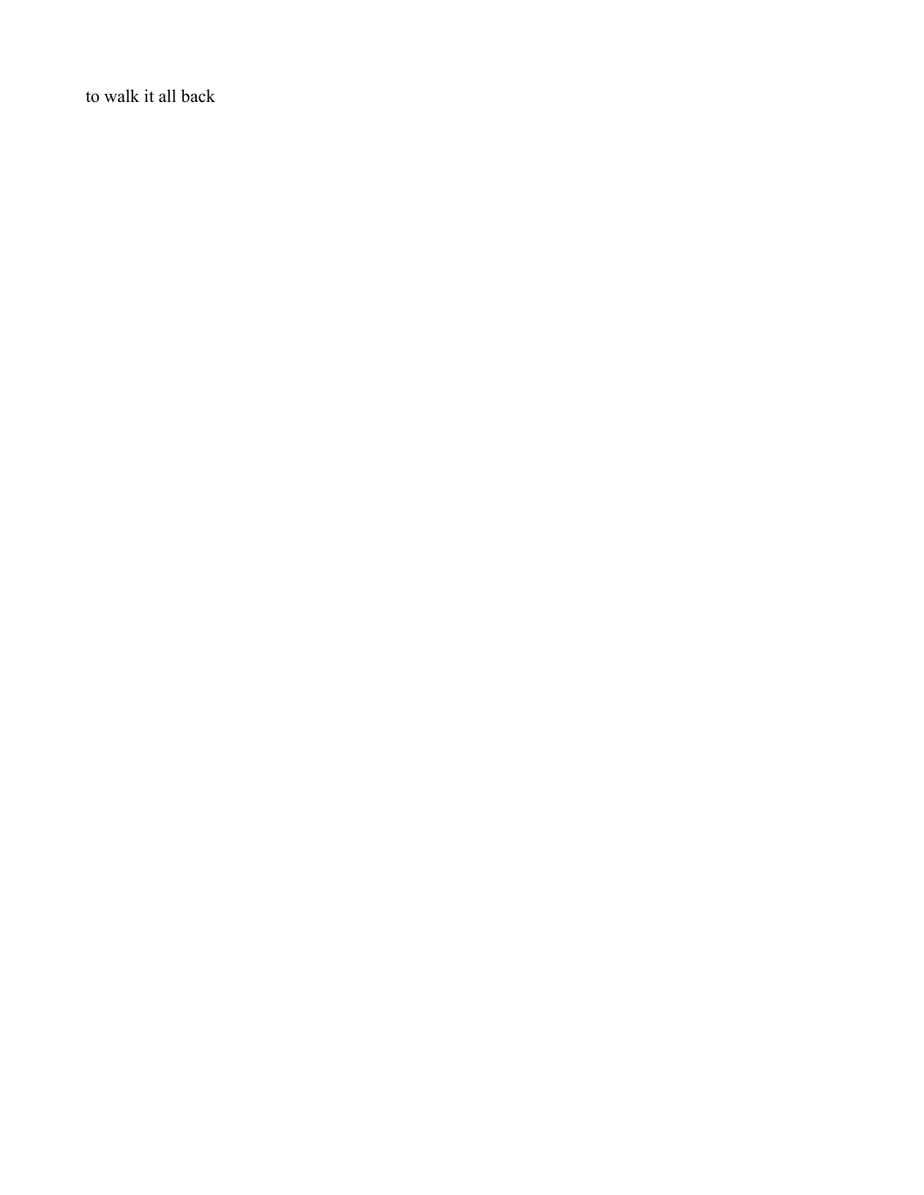to walk it all back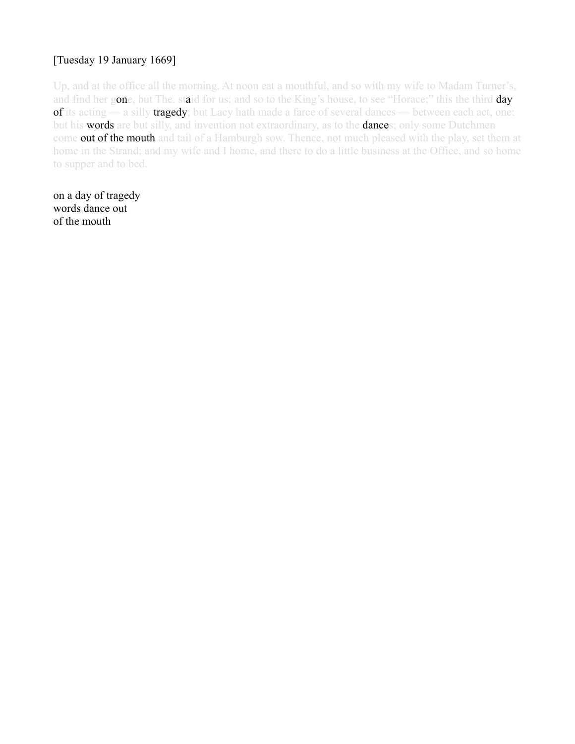[Tuesday 19 January 1669]

Up, and at the office all the morning. At noon eat a mouthful, and so with my wife to Madam Turner's, and find her gone, but The. staid for us; and so to the King's house, to see "Horace;" this the third day of its acting — a silly tragedy; but Lacy hath made a farce of several dances — between each act, one: but his words are but silly, and invention not extraordinary, as to the dances; only some Dutchmen come out of the mouth and tail of a Hamburgh sow. Thence, not much pleased with the play, set them at home in the Strand; and my wife and I home, and there to do a little business at the Office, and so home to supper and to bed.

on a day of tragedy  
words dance out  
of the mouth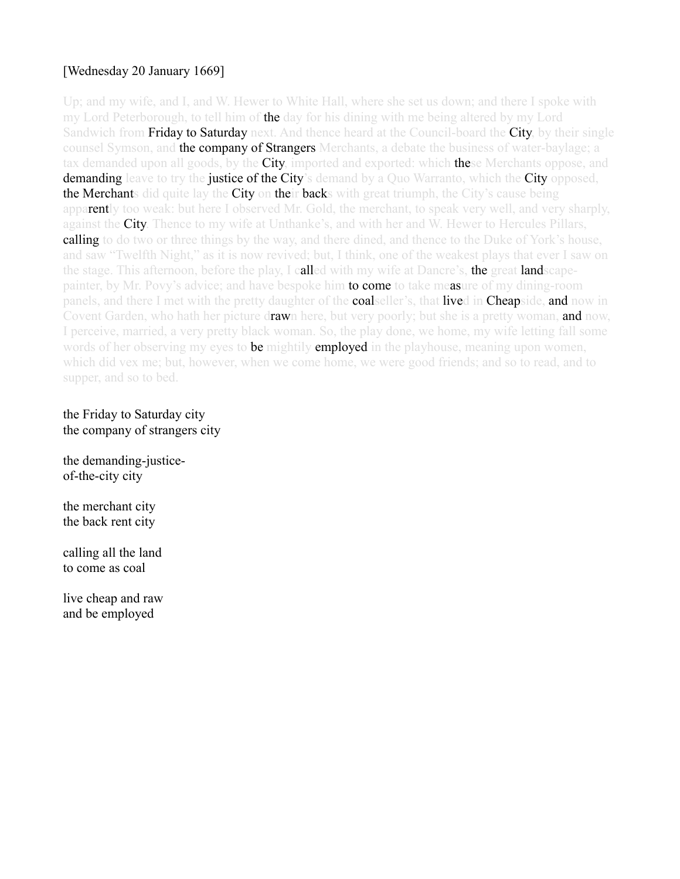[Wednesday 20 January 1669]

Up; and my wife, and I, and W. Hewer to White Hall, where she set us down; and there I spoke with my Lord Peterborough, to tell him of **the** day for his dining with me being altered by my Lord Sandwich from **Friday to Saturday** next. And thence heard at the Council-board the **City**, by their single counsel Symson, and **the company of Strangers** Merchants, a debate the business of water-baylage; a tax demanded upon all goods, by the **City**, imported and exported: which **the**se Merchants oppose, and **demanding** leave to try the **justice of the City**'s demand by a Quo Warranto, which the **City** opposed, **the Merchant**s did quite lay the **City** on **the**ir **back**s with great triumph, the City's cause being appa**rent**ly too weak: but here I observed Mr. Gold, the merchant, to speak very well, and very sharply, against the **City**. Thence to my wife at Unthanke's, and with her and W. Hewer to Hercules Pillars, **calling** to do two or three things by the way, and there dined, and thence to the Duke of York's house, and saw "Twelfth Night," as it is now revived; but, I think, one of the weakest plays that ever I saw on the stage. This afternoon, before the play, I c**all**ed with my wife at Dancre's, **the** great **land**scape-painter, by Mr. Povy's advice; and have bespoke him **to come** to take me**as**ure of my dining-room panels, and there I met with the pretty daughter of the **coal**seller's, that **live**d in **Cheap**side, **and** now in Covent Garden, who hath her picture d**raw**n here, but very poorly; but she is a pretty woman, **and** now, I perceive, married, a very pretty black woman. So, the play done, we home, my wife letting fall some words of her observing my eyes to **be** mightily **employed** in the playhouse, meaning upon women, which did vex me; but, however, when we come home, we were good friends; and so to read, and to supper, and so to bed.

the Friday to Saturday city
the company of strangers city

the demanding-justice-
of-the-city city

the merchant city
the back rent city

calling all the land
to come as coal

live cheap and raw
and be employed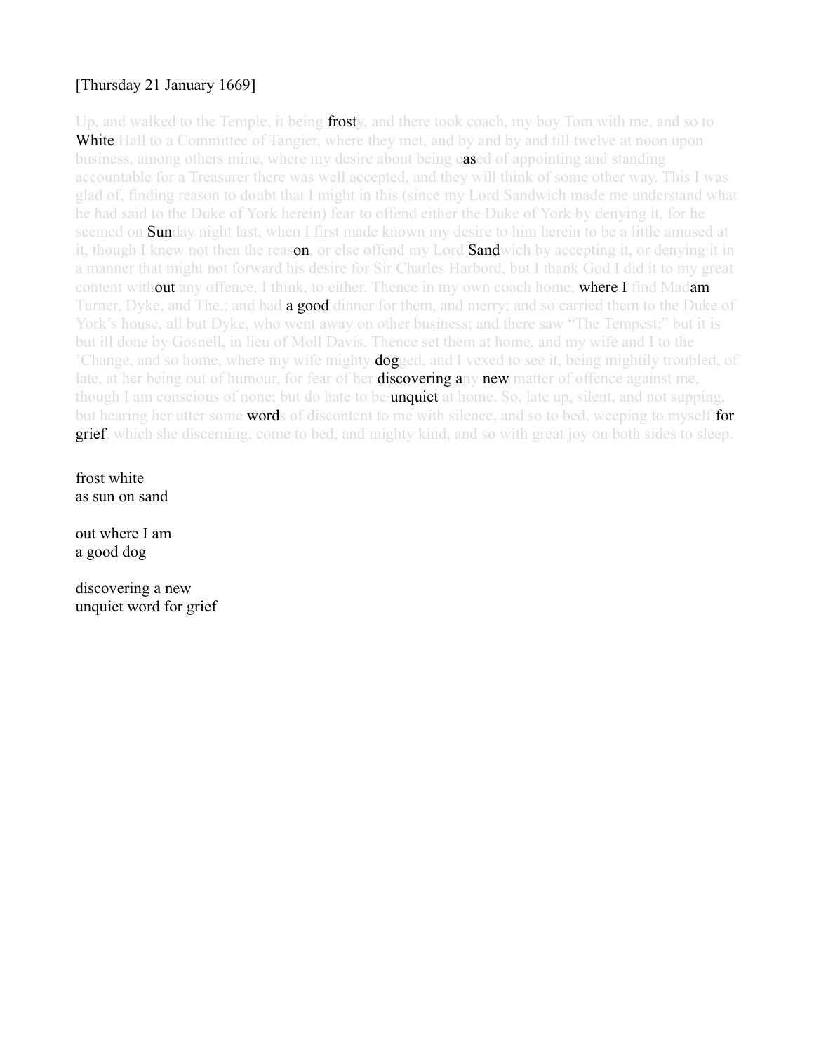[Thursday 21 January 1669]

Up, and walked to the Temple, it being frosty, and there took coach, my boy Tom with me, and so to White Hall to a Committee of Tangier, where they met, and by and by and till twelve at noon upon business, among others mine, where my desire about being eased of appointing and standing accountable for a Treasurer there was well accepted, and they will think of some other way. This I was glad of, finding reason to doubt that I might in this (since my Lord Sandwich made me understand what he had said to the Duke of York herein) fear to offend either the Duke of York by denying it, for he seemed on Sunday night last, when I first made known my desire to him herein to be a little amused at it, though I knew not then the reason, or else offend my Lord Sandwich by accepting it, or denying it in a manner that might not forward his desire for Sir Charles Harbord, but I thank God I did it to my great content without any offence, I think, to either. Thence in my own coach home, where I find Madam Turner, Dyke, and The.; and had a good dinner for them, and merry; and so carried them to the Duke of York's house, all but Dyke, who went away on other business; and there saw "The Tempest;" but it is but ill done by Gosnell, in lieu of Moll Davis. Thence set them at home, and my wife and I to the 'Change, and so home, where my wife mighty dogged, and I vexed to see it, being mightily troubled, of late, at her being out of humour, for fear of her discovering any new matter of offence against me, though I am conscious of none; but do hate to be unquiet at home. So, late up, silent, and not supping, but hearing her utter some words of discontent to me with silence, and so to bed, weeping to myself for grief, which she discerning, come to bed, and mighty kind, and so with great joy on both sides to sleep.

frost white
as sun on sand

out where I am
a good dog

discovering a new
unquiet word for grief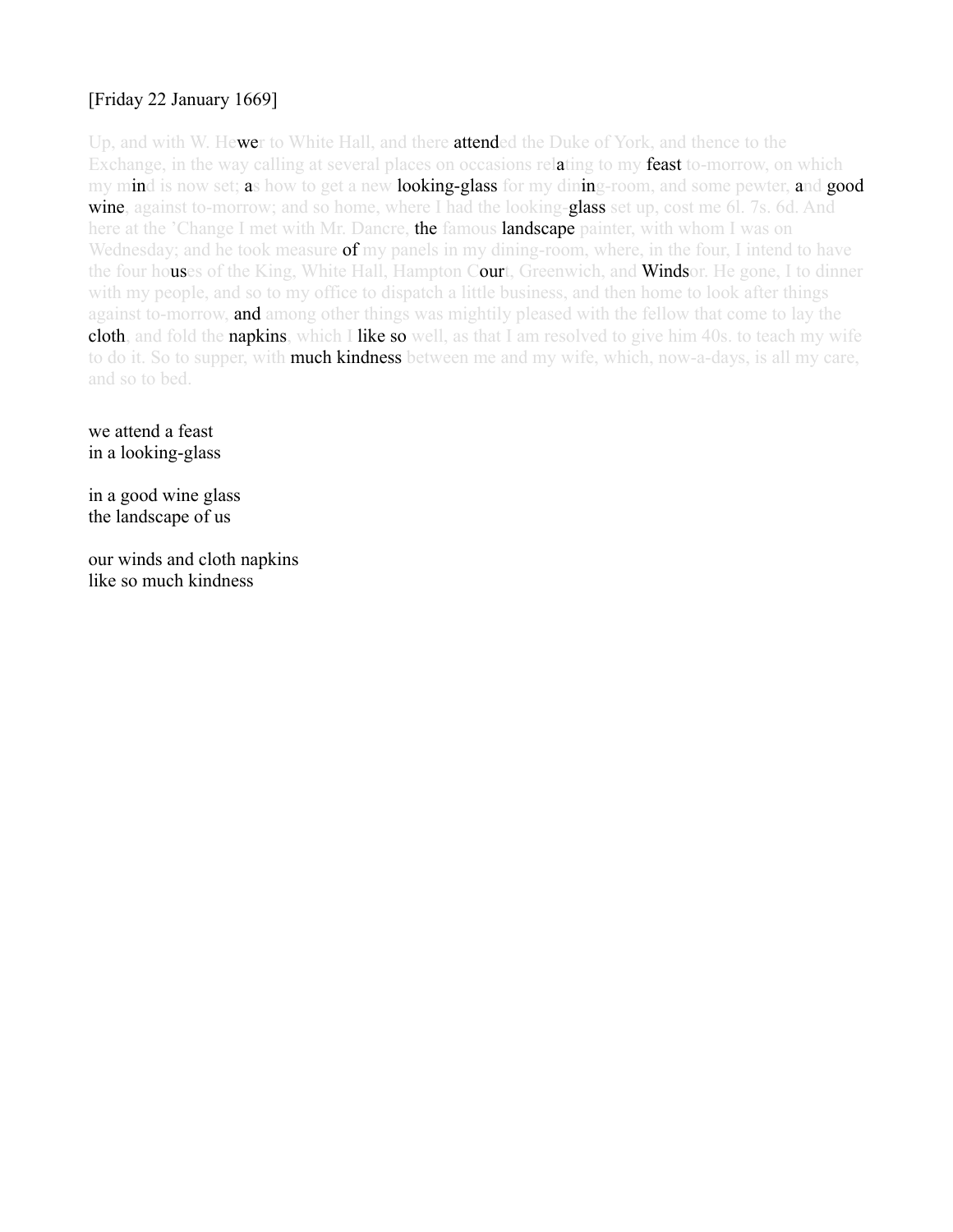[Friday 22 January 1669]

Up, and with W. Hewer to White Hall, and there attended the Duke of York, and thence to the Exchange, in the way calling at several places on occasions relating to my feast to-morrow, on which my mind is now set; as how to get a new looking-glass for my dining-room, and some pewter, and good wine, against to-morrow; and so home, where I had the looking-glass set up, cost me 6l. 7s. 6d. And here at the 'Change I met with Mr. Dancre, the famous landscape painter, with whom I was on Wednesday; and he took measure of my panels in my dining-room, where, in the four, I intend to have the four houses of the King, White Hall, Hampton Court, Greenwich, and Windsor. He gone, I to dinner with my people, and so to my office to dispatch a little business, and then home to look after things against to-morrow, and among other things was mightily pleased with the fellow that come to lay the cloth, and fold the napkins, which I like so well, as that I am resolved to give him 40s. to teach my wife to do it. So to supper, with much kindness between me and my wife, which, now-a-days, is all my care, and so to bed.

we attend a feast  
in a looking-glass

in a good wine glass  
the landscape of us

our winds and cloth napkins  
like so much kindness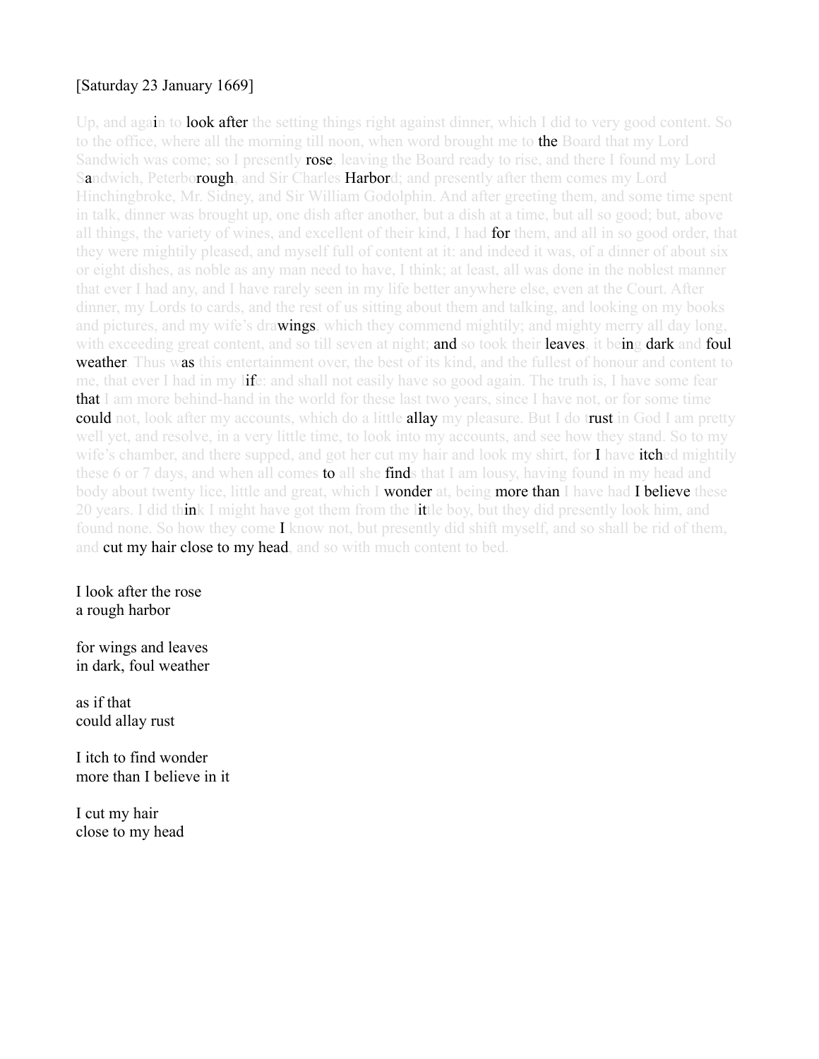[Saturday 23 January 1669]

Up, and again to look after the setting things right against dinner, which I did to very good content. So to the office, where all the morning till noon, when word brought me to the Board that my Lord Sandwich was come; so I presently rose, leaving the Board ready to rise, and there I found my Lord Sandwich, Peterborough, and Sir Charles Harbord; and presently after them comes my Lord Hinchingbroke, Mr. Sidney, and Sir William Godolphin. And after greeting them, and some time spent in talk, dinner was brought up, one dish after another, but a dish at a time, but all so good; but, above all things, the variety of wines, and excellent of their kind, I had for them, and all in so good order, that they were mightily pleased, and myself full of content at it: and indeed it was, of a dinner of about six or eight dishes, as noble as any man need to have, I think; at least, all was done in the noblest manner that ever I had any, and I have rarely seen in my life better anywhere else, even at the Court. After dinner, my Lords to cards, and the rest of us sitting about them and talking, and looking on my books and pictures, and my wife's drawings, which they commend mightily; and mighty merry all day long, with exceeding great content, and so till seven at night; and so took their leaves, it being dark and foul weather. Thus was this entertainment over, the best of its kind, and the fullest of honour and content to me, that ever I had in my life: and shall not easily have so good again. The truth is, I have some fear that I am more behind-hand in the world for these last two years, since I have not, or for some time could not, look after my accounts, which do a little allay my pleasure. But I do trust in God I am pretty well yet, and resolve, in a very little time, to look into my accounts, and see how they stand. So to my wife's chamber, and there supped, and got her cut my hair and look my shirt, for I have itched mightily these 6 or 7 days, and when all comes to all she finds that I am lousy, having found in my head and body about twenty lice, little and great, which I wonder at, being more than I have had I believe these 20 years. I did think I might have got them from the little boy, but they did presently look him, and found none. So how they come I know not, but presently did shift myself, and so shall be rid of them, and cut my hair close to my head, and so with much content to bed.

I look after the rose
a rough harbor

for wings and leaves
in dark, foul weather

as if that
could allay rust

I itch to find wonder
more than I believe in it

I cut my hair
close to my head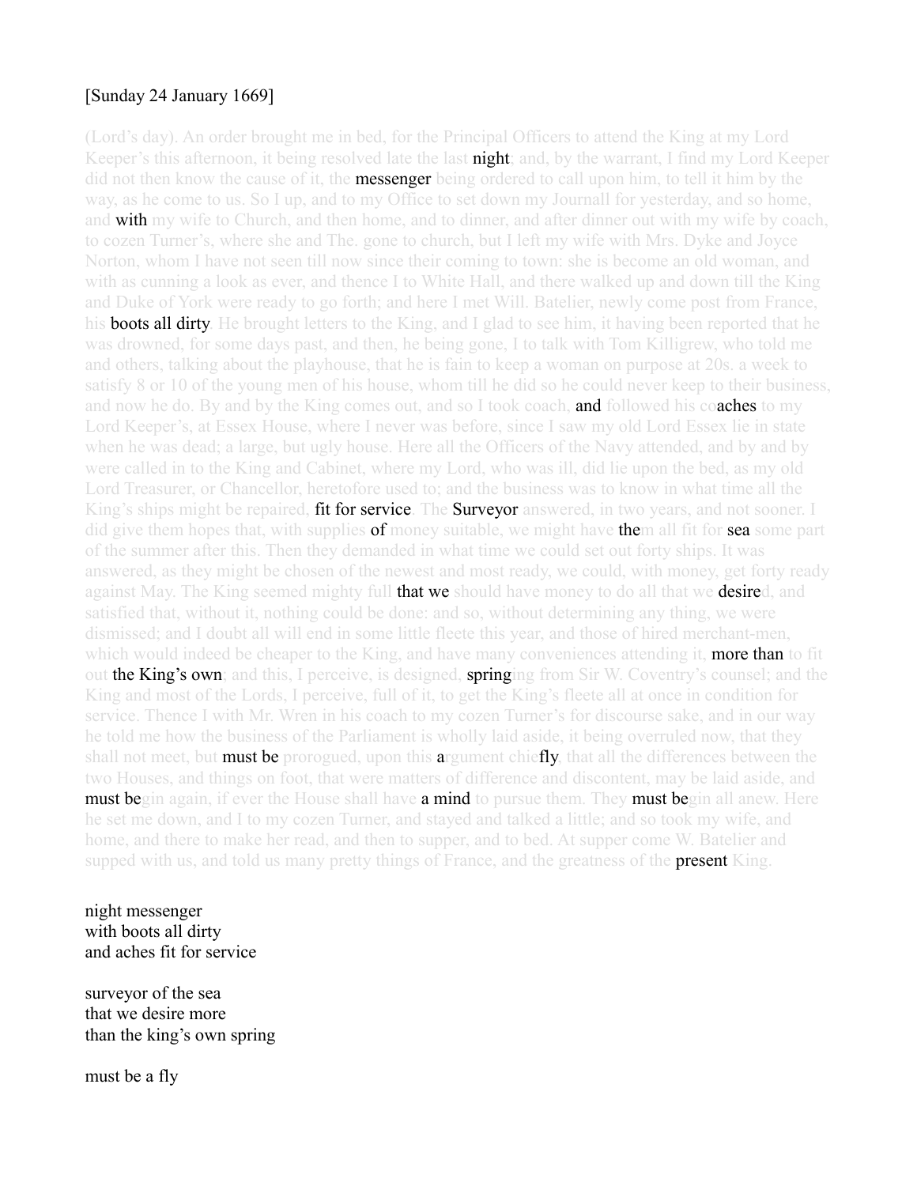[Sunday 24 January 1669]

(Lord's day). An order brought me in bed, for the Principal Officers to attend the King at my Lord Keeper's this afternoon, it being resolved late the last **night**; and, by the warrant, I find my Lord Keeper did not then know the cause of it, the **messenger** being ordered to call upon him, to tell it him by the way, as he come to us. So I up, and to my Office to set down my Journall for yesterday, and so home, and **with** my wife to Church, and then home, and to dinner, and after dinner out with my wife by coach, to cozen Turner's, where she and The. gone to church, but I left my wife with Mrs. Dyke and Joyce Norton, whom I have not seen till now since their coming to town: she is become an old woman, and with as cunning a look as ever, and thence I to White Hall, and there walked up and down till the King and Duke of York were ready to go forth; and here I met Will. Batelier, newly come post from France, his **boots all dirty**. He brought letters to the King, and I glad to see him, it having been reported that he was drowned, for some days past, and then, he being gone, I to talk with Tom Killigrew, who told me and others, talking about the playhouse, that he is fain to keep a woman on purpose at 20s. a week to satisfy 8 or 10 of the young men of his house, whom till he did so he could never keep to their business, and now he do. By and by the King comes out, and so I took coach, **and** followed his co**aches** to my Lord Keeper's, at Essex House, where I never was before, since I saw my old Lord Essex lie in state when he was dead; a large, but ugly house. Here all the Officers of the Navy attended, and by and by were called in to the King and Cabinet, where my Lord, who was ill, did lie upon the bed, as my old Lord Treasurer, or Chancellor, heretofore used to; and the business was to know in what time all the King's ships might be repaired, **fit for service**. The **Surveyor** answered, in two years, and not sooner. I did give them hopes that, with supplies **of** money suitable, we might have **the**m all fit for **sea** some part of the summer after this. Then they demanded in what time we could set out forty ships. It was answered, as they might be chosen of the newest and most ready, we could, with money, get forty ready against May. The King seemed mighty full **that we** should have money to do all that we **desire**d, and satisfied that, without it, nothing could be done: and so, without determining any thing, we were dismissed; and I doubt all will end in some little fleete this year, and those of hired merchant-men, which would indeed be cheaper to the King, and have many conveniences attending it, **more than** to fit out **the King's own**; and this, I perceive, is designed, **spring**ing from Sir W. Coventry's counsel; and the King and most of the Lords, I perceive, full of it, to get the King's fleete all at once in condition for service. Thence I with Mr. Wren in his coach to my cozen Turner's for discourse sake, and in our way he told me how the business of the Parliament is wholly laid aside, it being overruled now, that they shall not meet, but **must be** prorogued, upon this **a**rgument chie**fly**, that all the differences between the two Houses, and things on foot, that were matters of difference and discontent, may be laid aside, and **must be**gin again, if ever the House shall have **a mind** to pursue them. They **must be**gin all anew. Here he set me down, and I to my cozen Turner, and stayed and talked a little; and so took my wife, and home, and there to make her read, and then to supper, and to bed. At supper come W. Batelier and supped with us, and told us many pretty things of France, and the greatness of the **present** King.

night messenger  
with boots all dirty  
and aches fit for service

surveyor of the sea  
that we desire more  
than the king's own spring

must be a fly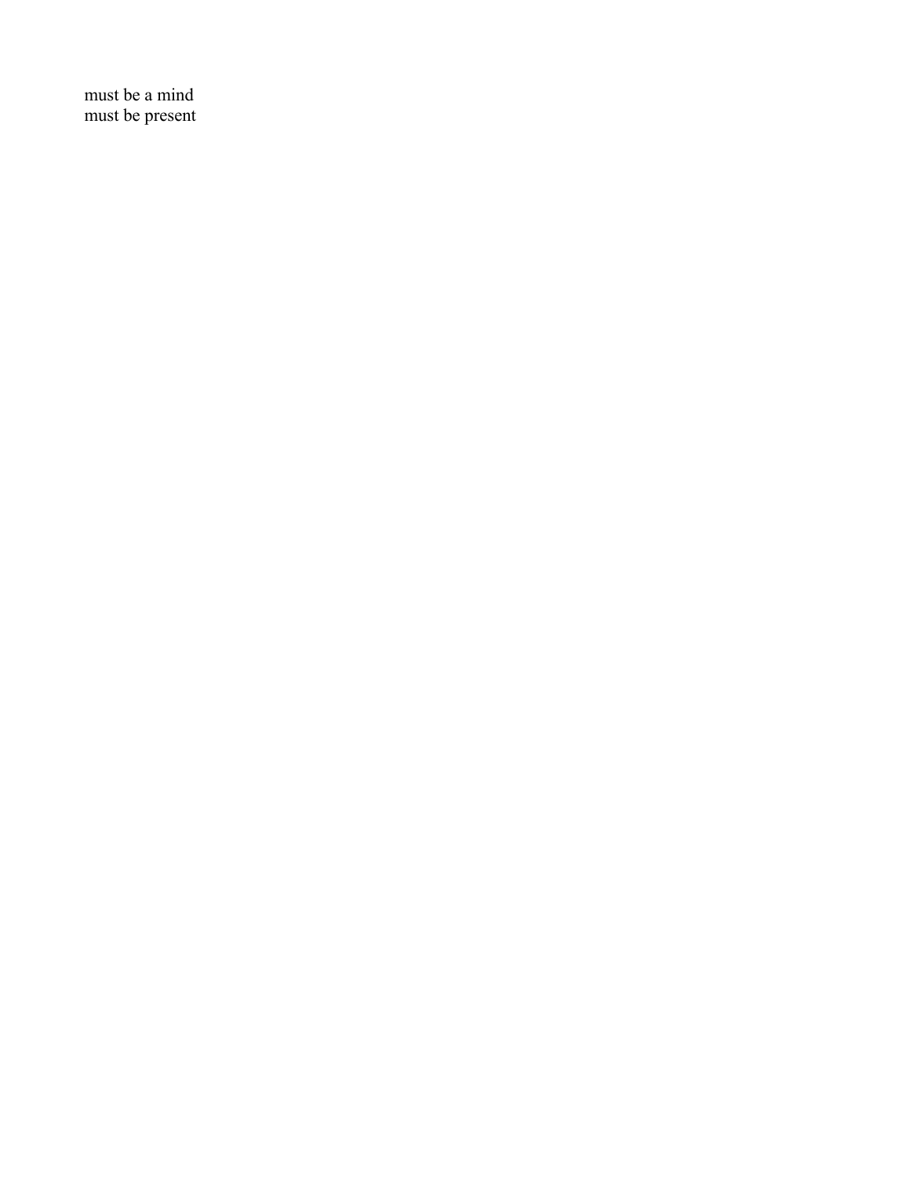must be a mind
must be present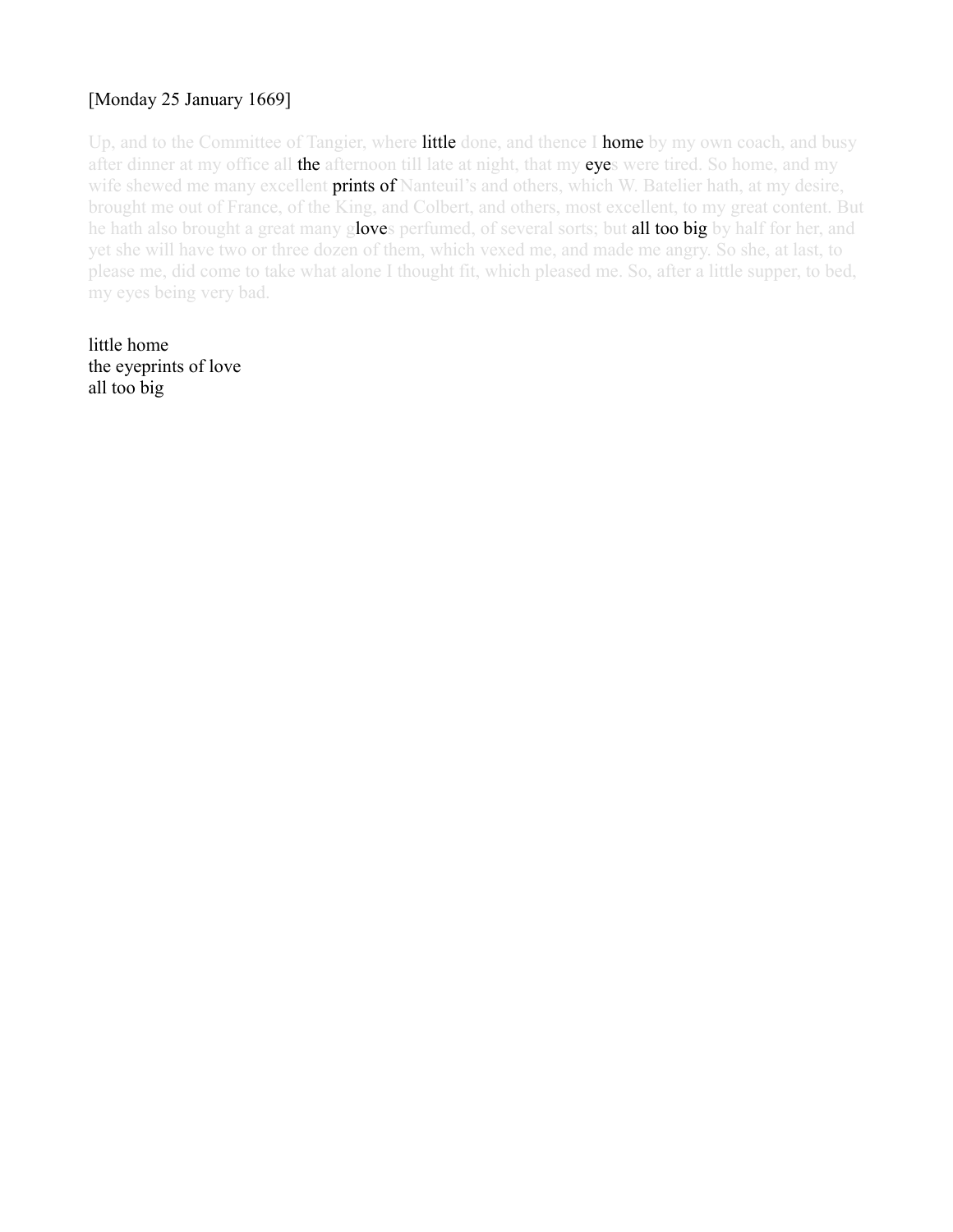[Monday 25 January 1669]

Up, and to the Committee of Tangier, where little done, and thence I home by my own coach, and busy after dinner at my office all the afternoon till late at night, that my eyes were tired. So home, and my wife shewed me many excellent prints of Nanteuil's and others, which W. Batelier hath, at my desire, brought me out of France, of the King, and Colbert, and others, most excellent, to my great content. But he hath also brought a great many gloves perfumed, of several sorts; but all too big by half for her, and yet she will have two or three dozen of them, which vexed me, and made me angry. So she, at last, to please me, did come to take what alone I thought fit, which pleased me. So, after a little supper, to bed, my eyes being very bad.

little home  
the eyeprints of love  
all too big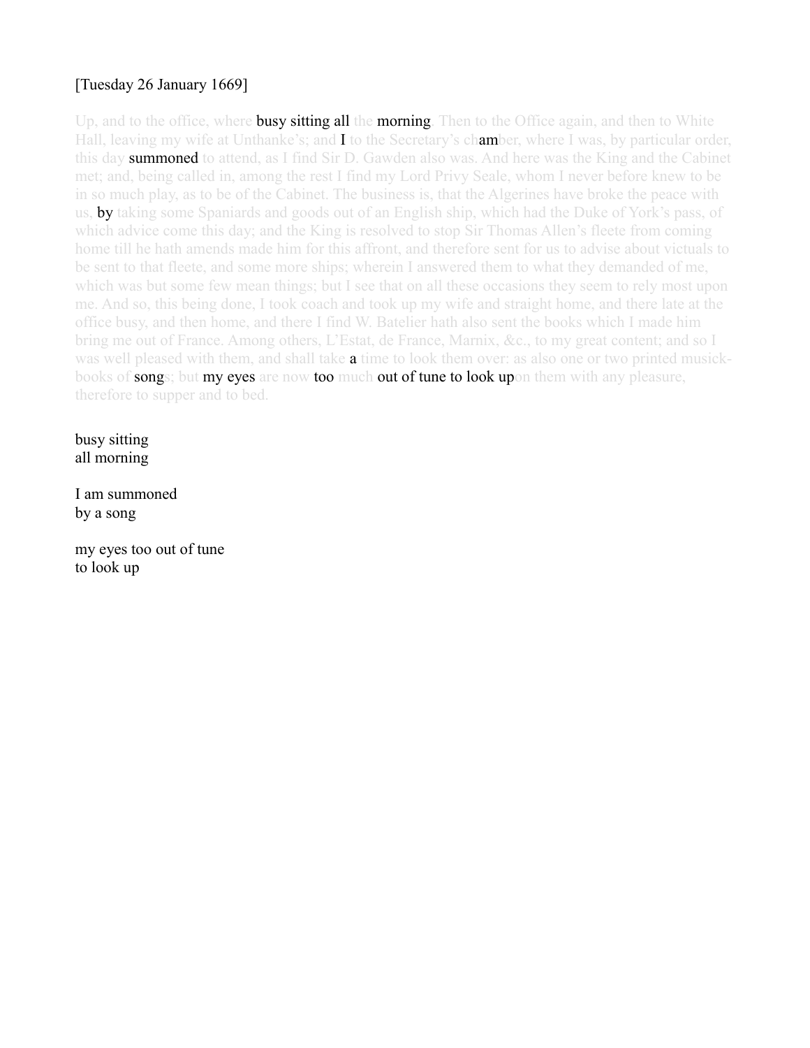[Tuesday 26 January 1669]

Up, and to the office, where busy sitting all the morning. Then to the Office again, and then to White Hall, leaving my wife at Unthanke's; and I to the Secretary's chamber, where I was, by particular order, this day summoned to attend, as I find Sir D. Gawden also was. And here was the King and the Cabinet met; and, being called in, among the rest I find my Lord Privy Seale, whom I never before knew to be in so much play, as to be of the Cabinet. The business is, that the Algerines have broke the peace with us, by taking some Spaniards and goods out of an English ship, which had the Duke of York's pass, of which advice come this day; and the King is resolved to stop Sir Thomas Allen's fleete from coming home till he hath amends made him for this affront, and therefore sent for us to advise about victuals to be sent to that fleete, and some more ships; wherein I answered them to what they demanded of me, which was but some few mean things; but I see that on all these occasions they seem to rely most upon me. And so, this being done, I took coach and took up my wife and straight home, and there late at the office busy, and then home, and there I find W. Batelier hath also sent the books which I made him bring me out of France. Among others, L'Estat, de France, Marnix, &c., to my great content; and so I was well pleased with them, and shall take a time to look them over: as also one or two printed musick-books of songs; but my eyes are now too much out of tune to look upon them with any pleasure, therefore to supper and to bed.

busy sitting
all morning

I am summoned
by a song

my eyes too out of tune
to look up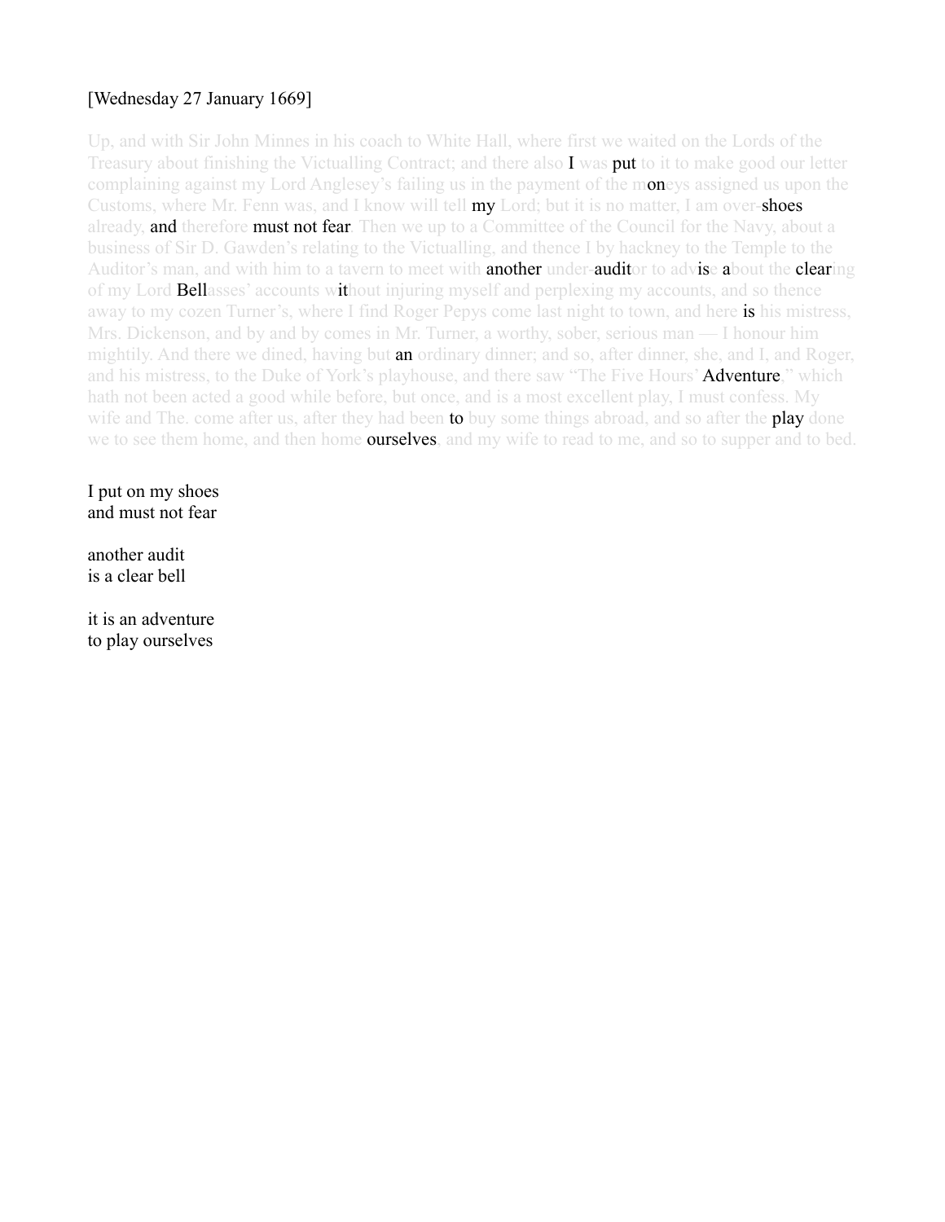[Wednesday 27 January 1669]

Up, and with Sir John Minnes in his coach to White Hall, where first we waited on the Lords of the Treasury about finishing the Victualling Contract; and there also I was put to it to make good our letter complaining against my Lord Anglesey's failing us in the payment of the moneys assigned us upon the Customs, where Mr. Fenn was, and I know will tell my Lord; but it is no matter, I am over-shoes already, and therefore must not fear. Then we up to a Committee of the Council for the Navy, about a business of Sir D. Gawden's relating to the Victualling, and thence I by hackney to the Temple to the Auditor's man, and with him to a tavern to meet with another under-auditor to advise about the clearing of my Lord Bellasses' accounts without injuring myself and perplexing my accounts, and so thence away to my cozen Turner's, where I find Roger Pepys come last night to town, and here is his mistress, Mrs. Dickenson, and by and by comes in Mr. Turner, a worthy, sober, serious man — I honour him mightily. And there we dined, having but an ordinary dinner; and so, after dinner, she, and I, and Roger, and his mistress, to the Duke of York's playhouse, and there saw "The Five Hours' Adventure," which hath not been acted a good while before, but once, and is a most excellent play, I must confess. My wife and The. come after us, after they had been to buy some things abroad, and so after the play done we to see them home, and then home ourselves, and my wife to read to me, and so to supper and to bed.

I put on my shoes
and must not fear

another audit
is a clear bell

it is an adventure
to play ourselves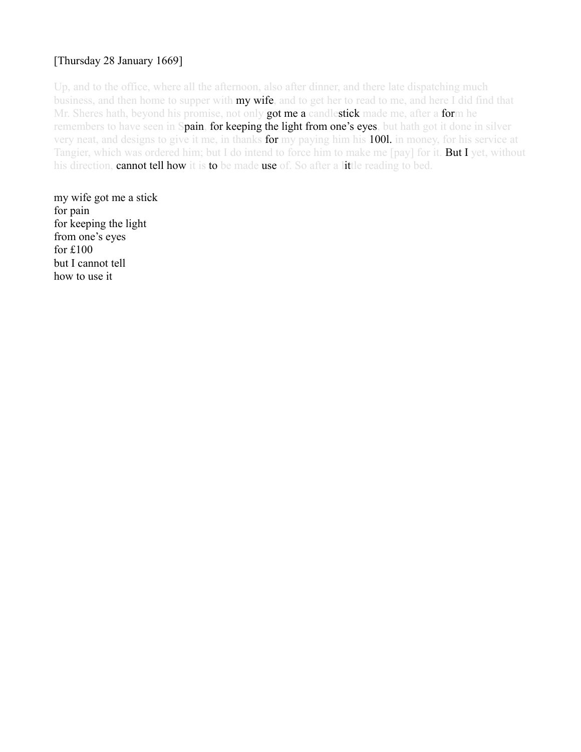[Thursday 28 January 1669]

Up, and to the office, where all the afternoon, also after dinner, and there late dispatching much business, and then home to supper with my wife, and to get her to read to me, and here I did find that Mr. Sheres hath, beyond his promise, not only got me a candlestick made me, after a form he remembers to have seen in Spain, for keeping the light from one's eyes, but hath got it done in silver very neat, and designs to give it me, in thanks for my paying him his 100l. in money, for his service at Tangier, which was ordered him; but I do intend to force him to make me [pay] for it. But I yet, without his direction, cannot tell how it is to be made use of. So after a little reading to bed.

my wife got me a stick
for pain
for keeping the light
from one's eyes
for £100
but I cannot tell
how to use it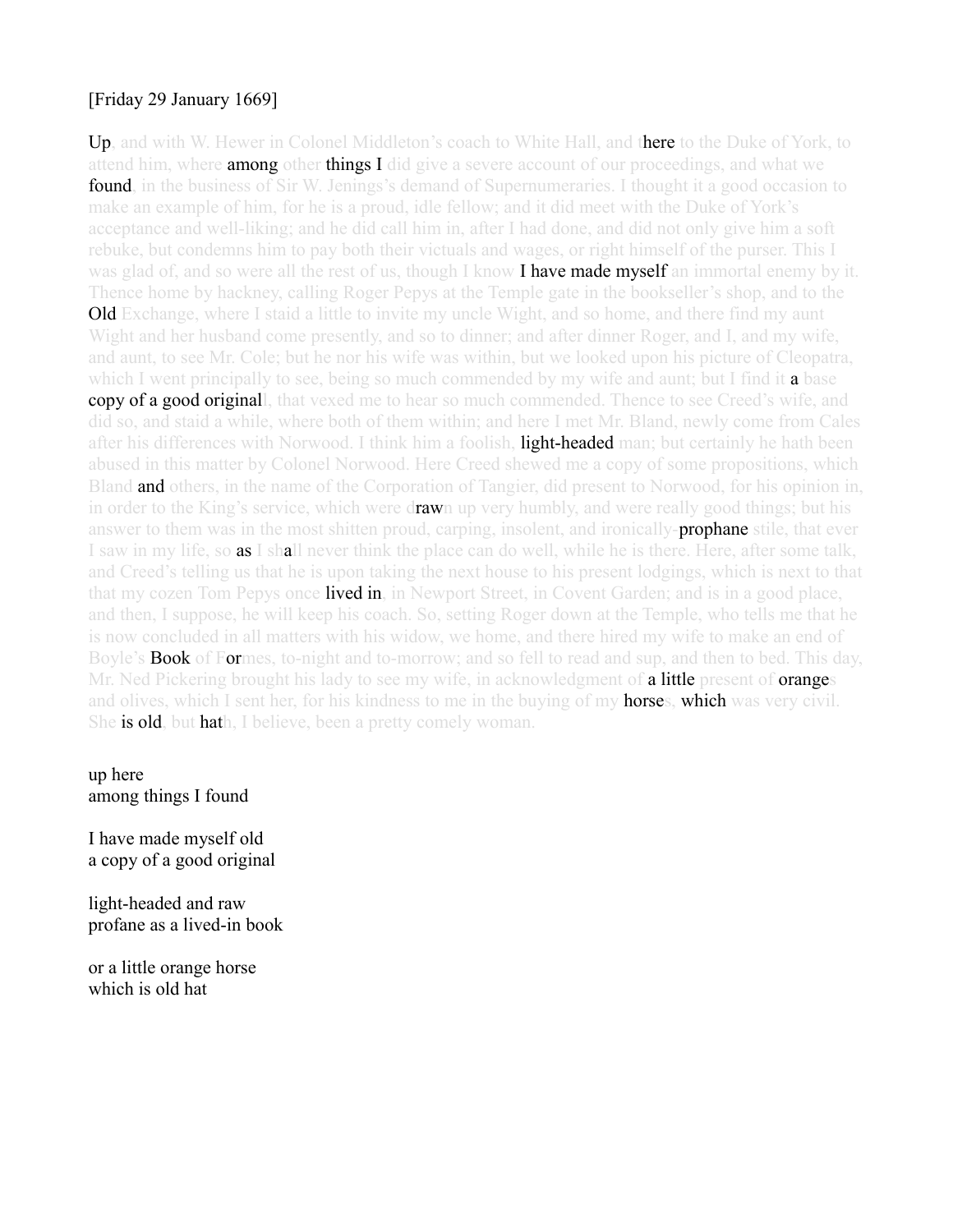[Friday 29 January 1669]

Up, and with W. Hewer in Colonel Middleton's coach to White Hall, and there to the Duke of York, to attend him, where among other things I did give a severe account of our proceedings, and what we found, in the business of Sir W. Jenings's demand of Supernumeraries. I thought it a good occasion to make an example of him, for he is a proud, idle fellow; and it did meet with the Duke of York's acceptance and well-liking; and he did call him in, after I had done, and did not only give him a soft rebuke, but condemns him to pay both their victuals and wages, or right himself of the purser. This I was glad of, and so were all the rest of us, though I know I have made myself an immortal enemy by it. Thence home by hackney, calling Roger Pepys at the Temple gate in the bookseller's shop, and to the Old Exchange, where I staid a little to invite my uncle Wight, and so home, and there find my aunt Wight and her husband come presently, and so to dinner; and after dinner Roger, and I, and my wife, and aunt, to see Mr. Cole; but he nor his wife was within, but we looked upon his picture of Cleopatra, which I went principally to see, being so much commended by my wife and aunt; but I find it a base copy of a good original, that vexed me to hear so much commended. Thence to see Creed's wife, and did so, and staid a while, where both of them within; and here I met Mr. Bland, newly come from Cales after his differences with Norwood. I think him a foolish, light-headed man; but certainly he hath been abused in this matter by Colonel Norwood. Here Creed shewed me a copy of some propositions, which Bland and others, in the name of the Corporation of Tangier, did present to Norwood, for his opinion in, in order to the King's service, which were drawn up very humbly, and were really good things; but his answer to them was in the most shitten proud, carping, insolent, and ironically-prophane stile, that ever I saw in my life, so as I shall never think the place can do well, while he is there. Here, after some talk, and Creed's telling us that he is upon taking the next house to his present lodgings, which is next to that that my cozen Tom Pepys once lived in, in Newport Street, in Covent Garden; and is in a good place, and then, I suppose, he will keep his coach. So, setting Roger down at the Temple, who tells me that he is now concluded in all matters with his widow, we home, and there hired my wife to make an end of Boyle's Book of Formes, to-night and to-morrow; and so fell to read and sup, and then to bed. This day, Mr. Ned Pickering brought his lady to see my wife, in acknowledgment of a little present of oranges and olives, which I sent her, for his kindness to me in the buying of my horses, which was very civil. She is old, but hath, I believe, been a pretty comely woman.

up here
among things I found

I have made myself old
a copy of a good original

light-headed and raw
profane as a lived-in book

or a little orange horse
which is old hat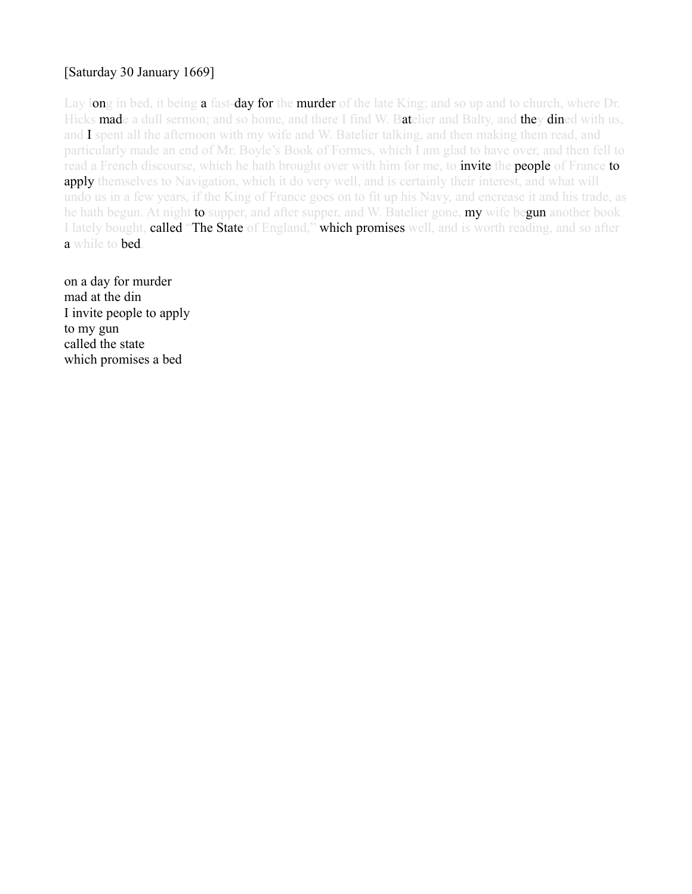[Saturday 30 January 1669]

Lay long in bed, it being a fast-day for the murder of the late King; and so up and to church, where Dr. Hicks made a dull sermon; and so home, and there I find W. Batelier and Balty, and they dined with us, and I spent all the afternoon with my wife and W. Batelier talking, and then making them read, and particularly made an end of Mr. Boyle's Book of Formes, which I am glad to have over, and then fell to read a French discourse, which he hath brought over with him for me, to invite the people of France to apply themselves to Navigation, which it do very well, and is certainly their interest, and what will undo us in a few years, if the King of France goes on to fit up his Navy, and encrease it and his trade, as he hath begun. At night to supper, and after supper, and W. Batelier gone, my wife begun another book I lately bought, called "The State of England," which promises well, and is worth reading, and so after a while to bed.

on a day for murder  
mad at the din  
I invite people to apply  
to my gun  
called the state  
which promises a bed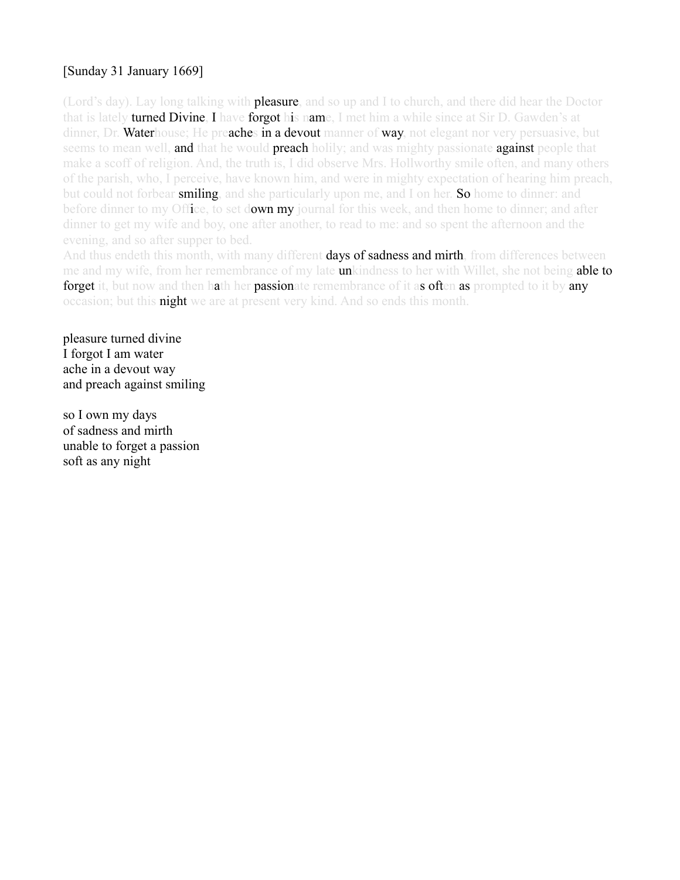[Sunday 31 January 1669]

(Lord's day). Lay long talking with **pleasure**, and so up and I to church, and there did hear the Doctor that is lately **turned Divine**, **I** have **forgot** h**i**s n**am**e, I met him a while since at Sir D. Gawden's at dinner, Dr. **Water**house; He pre**ache**s **in a devout** manner of **way**, not elegant nor very persuasive, but seems to mean well, **and** that he would **preach** holily; and was mighty passionate **against** people that make a scoff of religion. And, the truth is, I did observe Mrs. Hollworthy smile often, and many others of the parish, who, I perceive, have known him, and were in mighty expectation of hearing him preach, but could not forbear **smiling**, and she particularly upon me, and I on her. **So** home to dinner: and before dinner to my Off**i**ce, to set d**own my** journal for this week, and then home to dinner; and after dinner to get my wife and boy, one after another, to read to me: and so spent the afternoon and the evening, and so after supper to bed.

And thus endeth this month, with many different **days of sadness and mirth**, from differences between me and my wife, from her remembrance of my late **un**kindness to her with Willet, she not being **able to forget** it, but now and then h**a**th her **passion**ate remembrance of it a**s oft**en **as** prompted to it by **any** occasion; but this **night** we are at present very kind. And so ends this month.

pleasure turned divine  
I forgot I am water  
ache in a devout way  
and preach against smiling

so I own my days  
of sadness and mirth  
unable to forget a passion  
soft as any night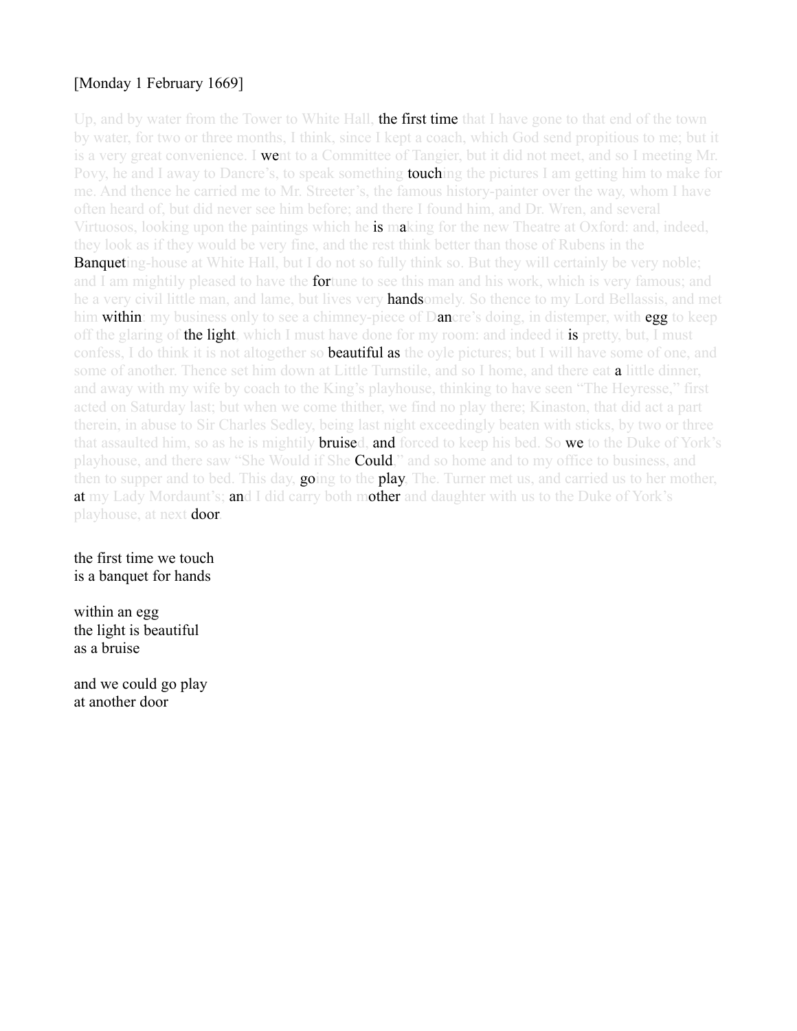[Monday 1 February 1669]

Up, and by water from the Tower to White Hall, **the first time** that I have gone to that end of the town by water, for two or three months, I think, since I kept a coach, which God send propitious to me; but it is a very great convenience. I **we**nt to a Committee of Tangier, but it did not meet, and so I meeting Mr. Povy, he and I away to Dancre's, to speak something **touch**ing the pictures I am getting him to make for me. And thence he carried me to Mr. Streeter's, the famous history-painter over the way, whom I have often heard of, but did never see him before; and there I found him, and Dr. Wren, and several Virtuosos, looking upon the paintings which he **is** m**a**king for the new Theatre at Oxford: and, indeed, they look as if they would be very fine, and the rest think better than those of Rubens in the **Banquet**ing-house at White Hall, but I do not so fully think so. But they will certainly be very noble; and I am mightily pleased to have the **for**tune to see this man and his work, which is very famous; and he a very civil little man, and lame, but lives very **hands**omely. So thence to my Lord Bellassis, and met him **within**: my business only to see a chimney-piece of D**an**cre's doing, in distemper, with **egg** to keep off the glaring of **the light**, which I must have done for my room: and indeed it **is** pretty, but, I must confess, I do think it is not altogether so **beautiful as** the oyle pictures; but I will have some of one, and some of another. Thence set him down at Little Turnstile, and so I home, and there eat **a** little dinner, and away with my wife by coach to the King's playhouse, thinking to have seen "The Heyresse," first acted on Saturday last; but when we come thither, we find no play there; Kinaston, that did act a part therein, in abuse to Sir Charles Sedley, being last night exceedingly beaten with sticks, by two or three that assaulted him, so as he is mightily **bruise**d, **and** forced to keep his bed. So **we** to the Duke of York's playhouse, and there saw "She Would if She **Could**," and so home and to my office to business, and then to supper and to bed. This day, **go**ing to the **play**, The. Turner met us, and carried us to her mother, **at** my Lady Mordaunt's; **an**d I did carry both m**other** and daughter with us to the Duke of York's playhouse, at next **door**.

the first time we touch  
is a banquet for hands

within an egg  
the light is beautiful  
as a bruise

and we could go play  
at another door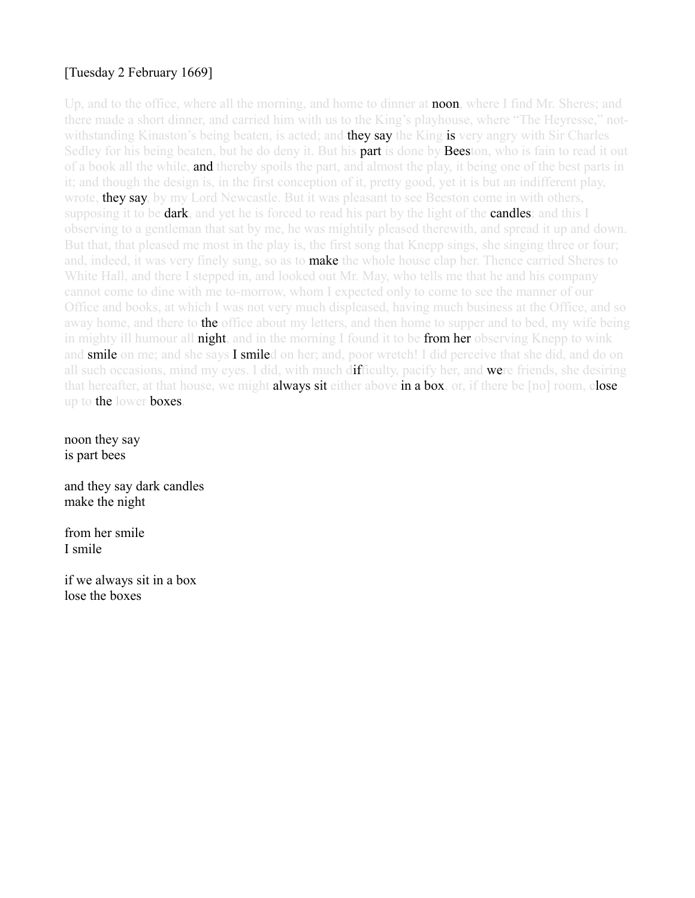[Tuesday 2 February 1669]

Up, and to the office, where all the morning, and home to dinner at **noon**, where I find Mr. Sheres; and there made a short dinner, and carried him with us to the King's playhouse, where "The Heyresse," notwithstanding Kinaston's being beaten, is acted; and **they say** the King **is** very angry with Sir Charles Sedley for his being beaten, but he do deny it. But his **part** is done by **Bees**ton, who is fain to read it out of a book all the while, **and** thereby spoils the part, and almost the play, it being one of the best parts in it; and though the design is, in the first conception of it, pretty good, yet it is but an indifferent play, wrote, **they say**, by my Lord Newcastle. But it was pleasant to see Beeston come in with others, supposing it to be **dark**, and yet he is forced to read his part by the light of the **candles**: and this I observing to a gentleman that sat by me, he was mightily pleased therewith, and spread it up and down. But that, that pleased me most in the play is, the first song that Knepp sings, she singing three or four; and, indeed, it was very finely sung, so as to **make** the whole house clap her. Thence carried Sheres to White Hall, and there I stepped in, and looked out Mr. May, who tells me that he and his company cannot come to dine with me to-morrow, whom I expected only to come to see the manner of our Office and books, at which I was not very much displeased, having much business at the Office, and so away home, and there to **the** office about my letters, and then home to supper and to bed, my wife being in mighty ill humour all **night**, and in the morning I found it to be **from her** observing Knepp to wink and **smile** on me; and she says **I smile**d on her; and, poor wretch! I did perceive that she did, and do on all such occasions, mind my eyes. I did, with much d**if**ficulty, pacify her, and **we**re friends, she desiring that hereafter, at that house, we might **always sit** either above **in a box**, or, if there be [no] room, c**lose** up to **the** lower **boxes**.

noon they say  
is part bees

and they say dark candles  
make the night

from her smile  
I smile

if we always sit in a box  
lose the boxes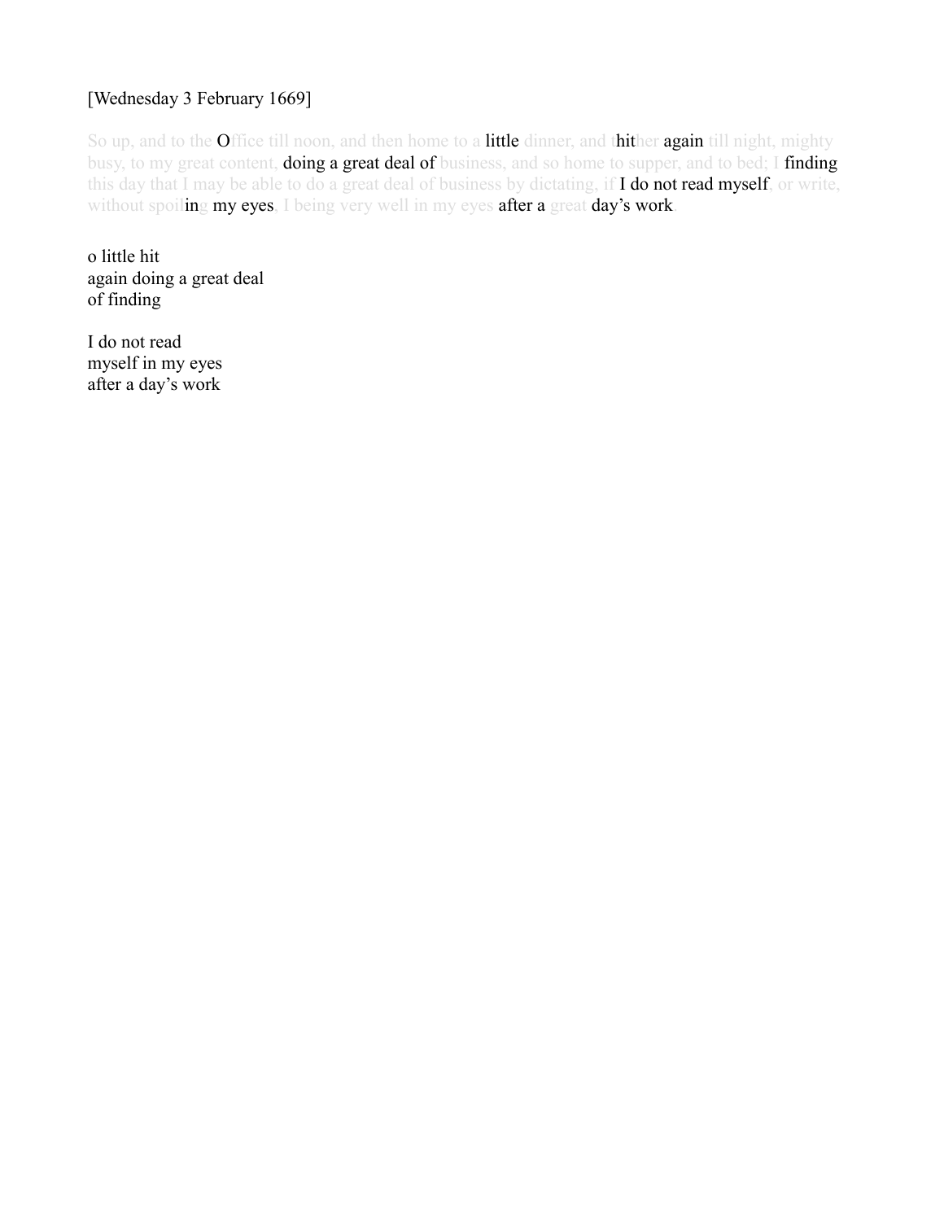[Wednesday 3 February 1669]

So up, and to the Office till noon, and then home to a little dinner, and thither again till night, mighty busy, to my great content, doing a great deal of business, and so home to supper, and to bed; I finding this day that I may be able to do a great deal of business by dictating, if I do not read myself, or write, without spoiling my eyes, I being very well in my eyes after a great day's work.

o little hit  
again doing a great deal  
of finding

I do not read  
myself in my eyes  
after a day's work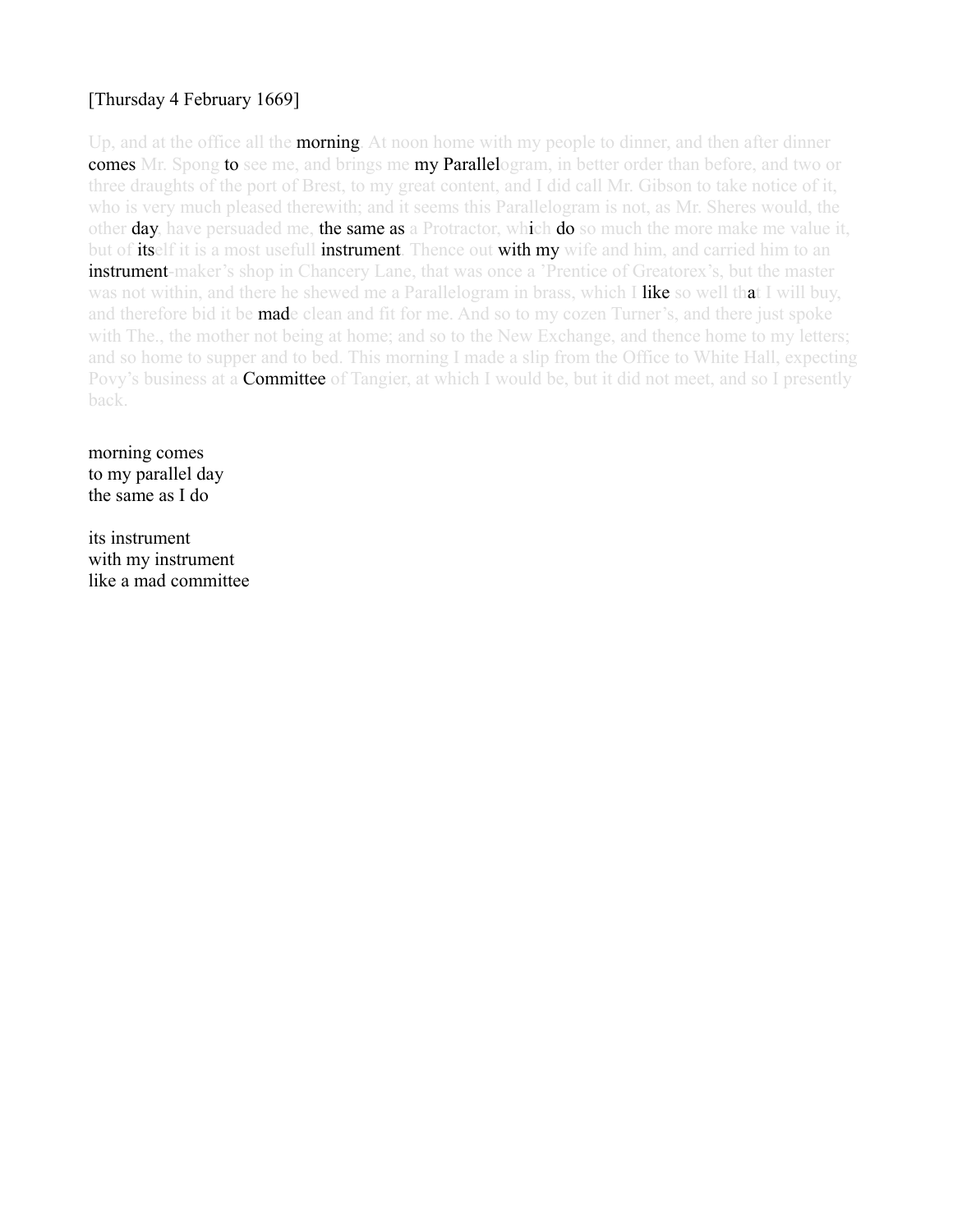[Thursday 4 February 1669]

Up, and at the office all the morning. At noon home with my people to dinner, and then after dinner comes Mr. Spong to see me, and brings me my Parallelogram, in better order than before, and two or three draughts of the port of Brest, to my great content, and I did call Mr. Gibson to take notice of it, who is very much pleased therewith; and it seems this Parallelogram is not, as Mr. Sheres would, the other day, have persuaded me, the same as a Protractor, which do so much the more make me value it, but of itself it is a most usefull instrument. Thence out with my wife and him, and carried him to an instrument-maker's shop in Chancery Lane, that was once a 'Prentice of Greatorex's, but the master was not within, and there he shewed me a Parallelogram in brass, which I like so well that I will buy, and therefore bid it be made clean and fit for me. And so to my cozen Turner's, and there just spoke with The., the mother not being at home; and so to the New Exchange, and thence home to my letters; and so home to supper and to bed. This morning I made a slip from the Office to White Hall, expecting Povy's business at a Committee of Tangier, at which I would be, but it did not meet, and so I presently back.

morning comes  
to my parallel day  
the same as I do

its instrument  
with my instrument  
like a mad committee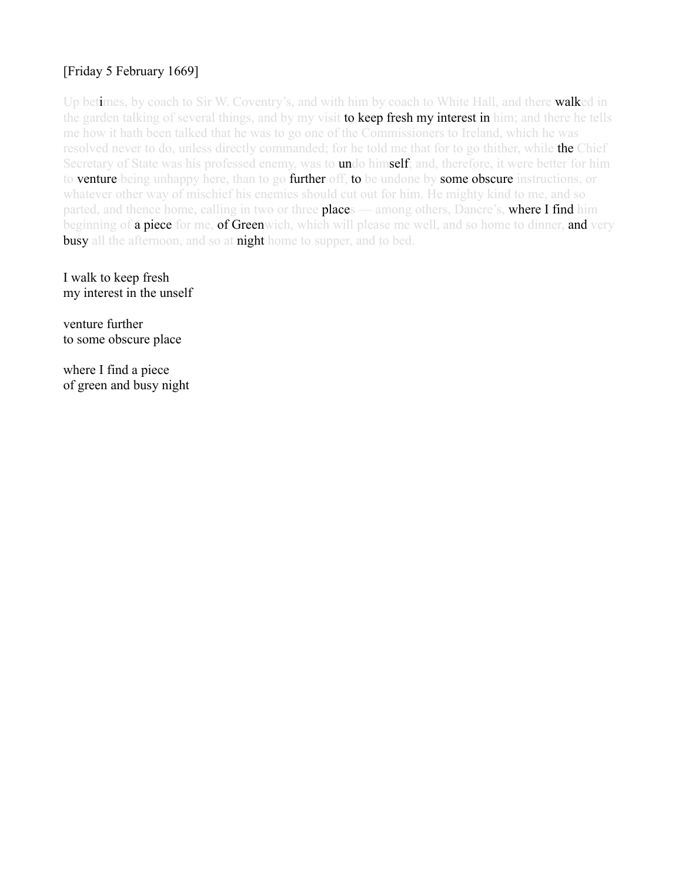[Friday 5 February 1669]

Up betimes, by coach to Sir W. Coventry's, and with him by coach to White Hall, and there walked in the garden talking of several things, and by my visit to keep fresh my interest in him; and there he tells me how it hath been talked that he was to go one of the Commissioners to Ireland, which he was resolved never to do, unless directly commanded; for he told me that for to go thither, while the Chief Secretary of State was his professed enemy, was to undo himself; and, therefore, it were better for him to venture being unhappy here, than to go further off, to be undone by some obscure instructions, or whatever other way of mischief his enemies should cut out for him. He mighty kind to me, and so parted, and thence home, calling in two or three places — among others, Dancre's, where I find him beginning of a piece for me, of Greenwich, which will please me well, and so home to dinner, and very busy all the afternoon, and so at night home to supper, and to bed.

I walk to keep fresh
my interest in the unself

venture further
to some obscure place

where I find a piece
of green and busy night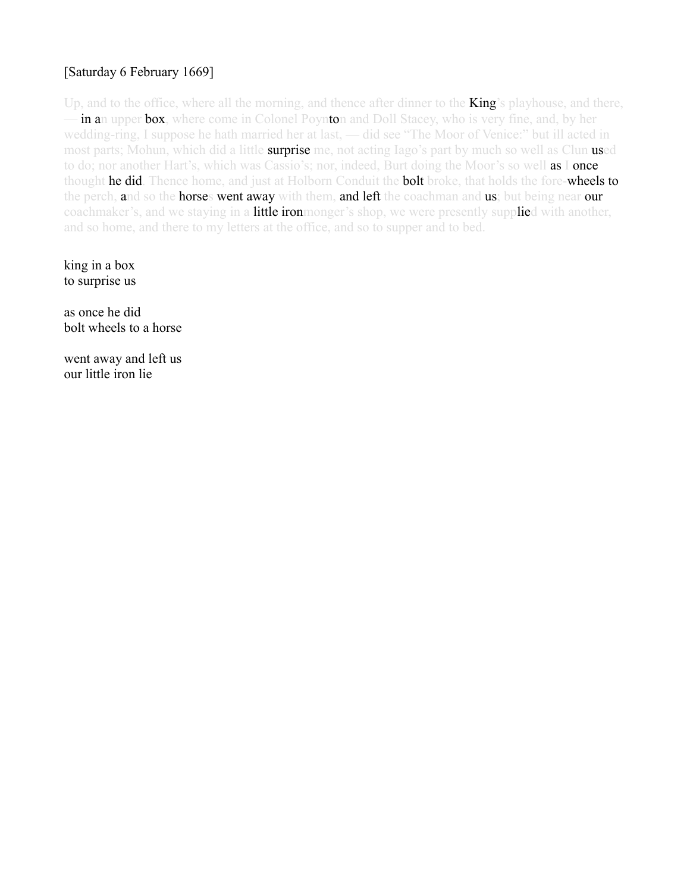[Saturday 6 February 1669]

Up, and to the office, where all the morning, and thence after dinner to the **King**'s playhouse, and there, — **in a**n upper **box**, where come in Colonel Poyn**to**n and Doll Stacey, who is very fine, and, by her wedding-ring, I suppose he hath married her at last, — did see "The Moor of Venice:" but ill acted in most parts; Mohun, which did a little **surprise** me, not acting Iago's part by much so well as Clun **us**ed to do; nor another Hart's, which was Cassio's; nor, indeed, Burt doing the Moor's so well **as** I **once** thought **he did**. Thence home, and just at Holborn Conduit the **bolt** broke, that holds the fore-**wheels to** the perch, **a**nd so the **horse**s **went away** with them, **and left** the coachman and **us**; but being near **our** coachmaker's, and we staying in a **little iron**monger's shop, we were presently supp**lie**d with another, and so home, and there to my letters at the office, and so to supper and to bed.

king in a box
to surprise us

as once he did
bolt wheels to a horse

went away and left us
our little iron lie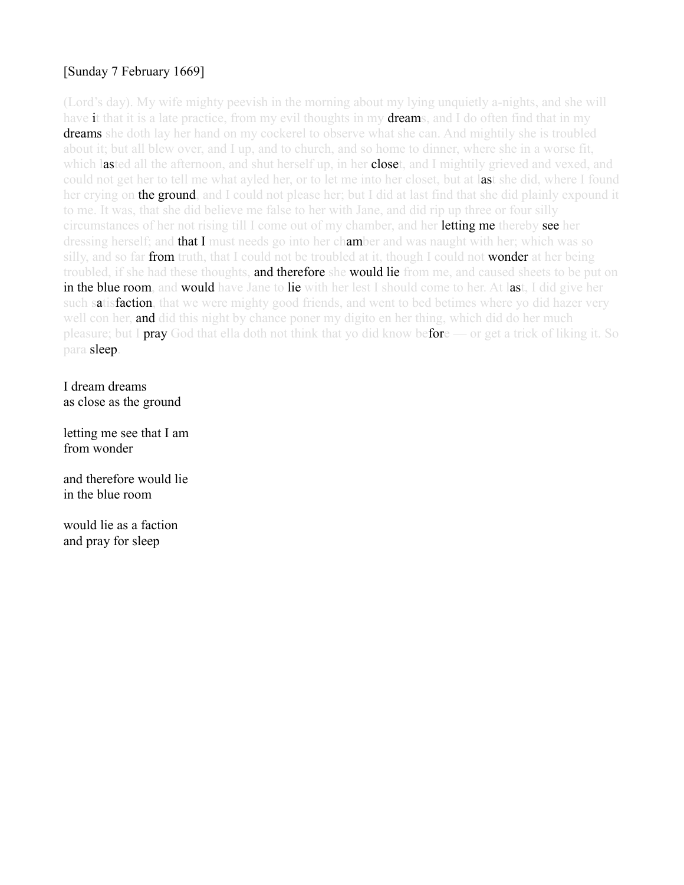[Sunday 7 February 1669]

(Lord's day). My wife mighty peevish in the morning about my lying unquietly a-nights, and she will have it that it is a late practice, from my evil thoughts in my dreams, and I do often find that in my dreams she doth lay her hand on my cockerel to observe what she can. And mightily she is troubled about it; but all blew over, and I up, and to church, and so home to dinner, where she in a worse fit, which lasted all the afternoon, and shut herself up, in her closet, and I mightily grieved and vexed, and could not get her to tell me what ayled her, or to let me into her closet, but at last she did, where I found her crying on the ground, and I could not please her; but I did at last find that she did plainly expound it to me. It was, that she did believe me false to her with Jane, and did rip up three or four silly circumstances of her not rising till I come out of my chamber, and her letting me thereby see her dressing herself; and that I must needs go into her chamber and was naught with her; which was so silly, and so far from truth, that I could not be troubled at it, though I could not wonder at her being troubled, if she had these thoughts, and therefore she would lie from me, and caused sheets to be put on in the blue room, and would have Jane to lie with her lest I should come to her. At last, I did give her such satisfaction, that we were mighty good friends, and went to bed betimes where yo did hazer very well con her, and did this night by chance poner my digito en her thing, which did do her much pleasure; but I pray God that ella doth not think that yo did know before — or get a trick of liking it. So para sleep.

I dream dreams  
as close as the ground

letting me see that I am  
from wonder

and therefore would lie  
in the blue room

would lie as a faction  
and pray for sleep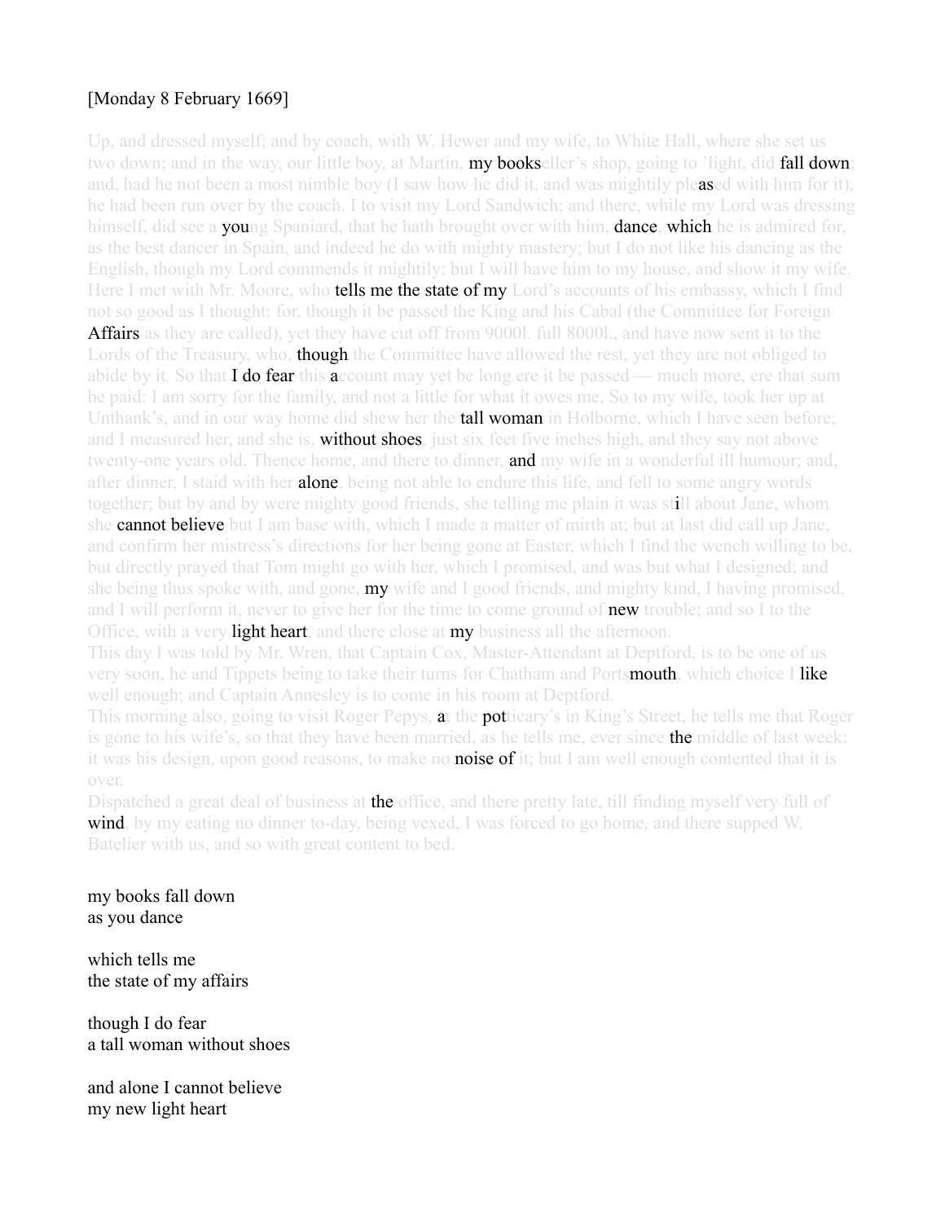[Monday 8 February 1669]

Up, and dressed myself; and by coach, with W. Hewer and my wife, to White Hall, where she set us two down; and in the way, our little boy, at Martin, **my books**eller's shop, going to 'light, did **fall down**; and, had he not been a most nimble boy (I saw how he did it, and was mightily ple**as**ed with him for it), he had been run over by the coach. I to visit my Lord Sandwich; and there, while my Lord was dressing himself, did see a **you**ng Spaniard, that he hath brought over with him, **dance**, **which** he is admired for, as the best dancer in Spain, and indeed he do with mighty mastery; but I do not like his dancing as the English, though my Lord commends it mightily: but I will have him to my house, and show it my wife. Here I met with Mr. Moore, who **tells me the state of my** Lord's accounts of his embassy, which I find not so good as I thought: for, though it be passed the King and his Cabal (the Committee for Foreign **Affairs** as they are called), yet they have cut off from 9000l. full 8000l., and have now sent it to the Lords of the Treasury, who, **though** the Committee have allowed the rest, yet they are not obliged to abide by it. So that **I do fear** this **a**ccount may yet be long ere it be passed — much more, ere that sum be paid: I am sorry for the family, and not a little for what it owes me. So to my wife, took her up at Unthank's, and in our way home did shew her the **tall woman** in Holborne, which I have seen before; and I measured her, and she is, **without shoes**, just six feet five inches high, and they say not above twenty-one years old. Thence home, and there to dinner, **and** my wife in a wonderful ill humour; and, after dinner, I staid with her **alone**, being not able to endure this life, and fell to some angry words together; but by and by were mighty good friends, she telling me plain it was st**i**ll about Jane, whom she **cannot believe** but I am base with, which I made a matter of mirth at; but at last did call up Jane, and confirm her mistress's directions for her being gone at Easter, which I find the wench willing to be, but directly prayed that Tom might go with her, which I promised, and was but what I designed; and she being thus spoke with, and gone, **my** wife and I good friends, and mighty kind, I having promised, and I will perform it, never to give her for the time to come ground of **new** trouble; and so I to the Office, with a very **light heart**, and there close at **my** business all the afternoon.

This day I was told by Mr. Wren, that Captain Cox, Master-Attendant at Deptford, is to be one of us very soon, he and Tippets being to take their turns for Chatham and Ports**mouth**, which choice I **like** well enough; and Captain Annesley is to come in his room at Deptford.

This morning also, going to visit Roger Pepys, **a**t the **pot**ticary's in King's Street, he tells me that Roger is gone to his wife's, so that they have been married, as he tells me, ever since **the** middle of last week: it was his design, upon good reasons, to make no **noise of** it; but I am well enough contented that it is over.

Dispatched a great deal of business at **the** office, and there pretty late, till finding myself very full of **wind**, by my eating no dinner to-day, being vexed, I was forced to go home, and there supped W. Batelier with us, and so with great content to bed.

my books fall down
as you dance

which tells me
the state of my affairs

though I do fear
a tall woman without shoes

and alone I cannot believe
my new light heart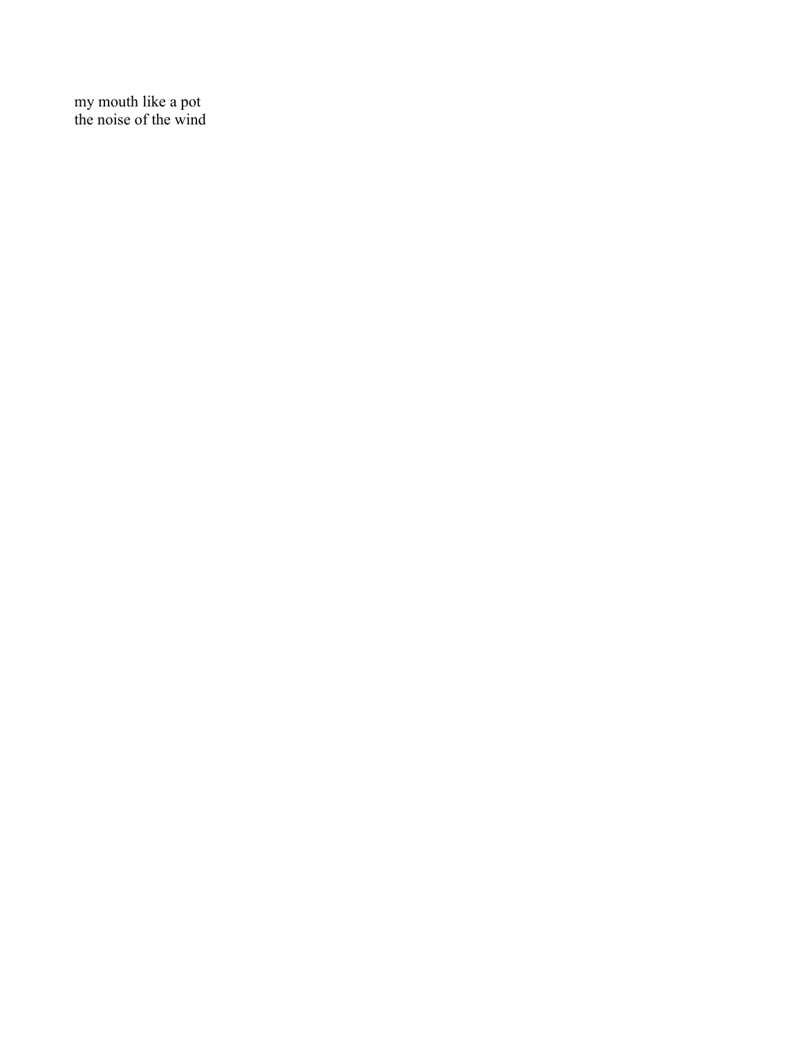my mouth like a pot  
the noise of the wind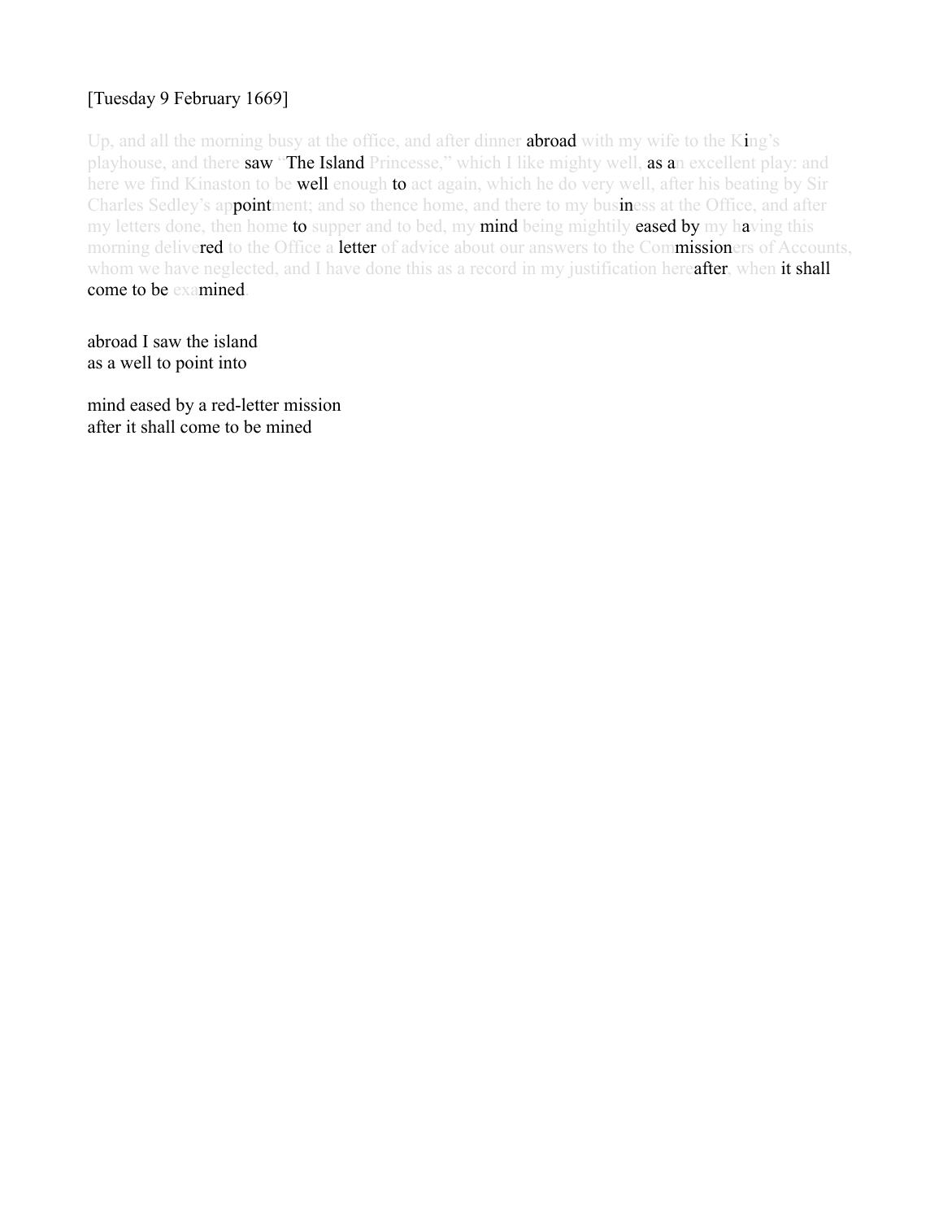[Tuesday 9 February 1669]

Up, and all the morning busy at the office, and after dinner abroad with my wife to the King's playhouse, and there saw "The Island Princesse," which I like mighty well, as an excellent play: and here we find Kinaston to be well enough to act again, which he do very well, after his beating by Sir Charles Sedley's appointment; and so thence home, and there to my business at the Office, and after my letters done, then home to supper and to bed, my mind being mightily eased by my having this morning delivered to the Office a letter of advice about our answers to the Commissioners of Accounts, whom we have neglected, and I have done this as a record in my justification hereafter, when it shall come to be examined.

abroad I saw the island
as a well to point into

mind eased by a red-letter mission
after it shall come to be mined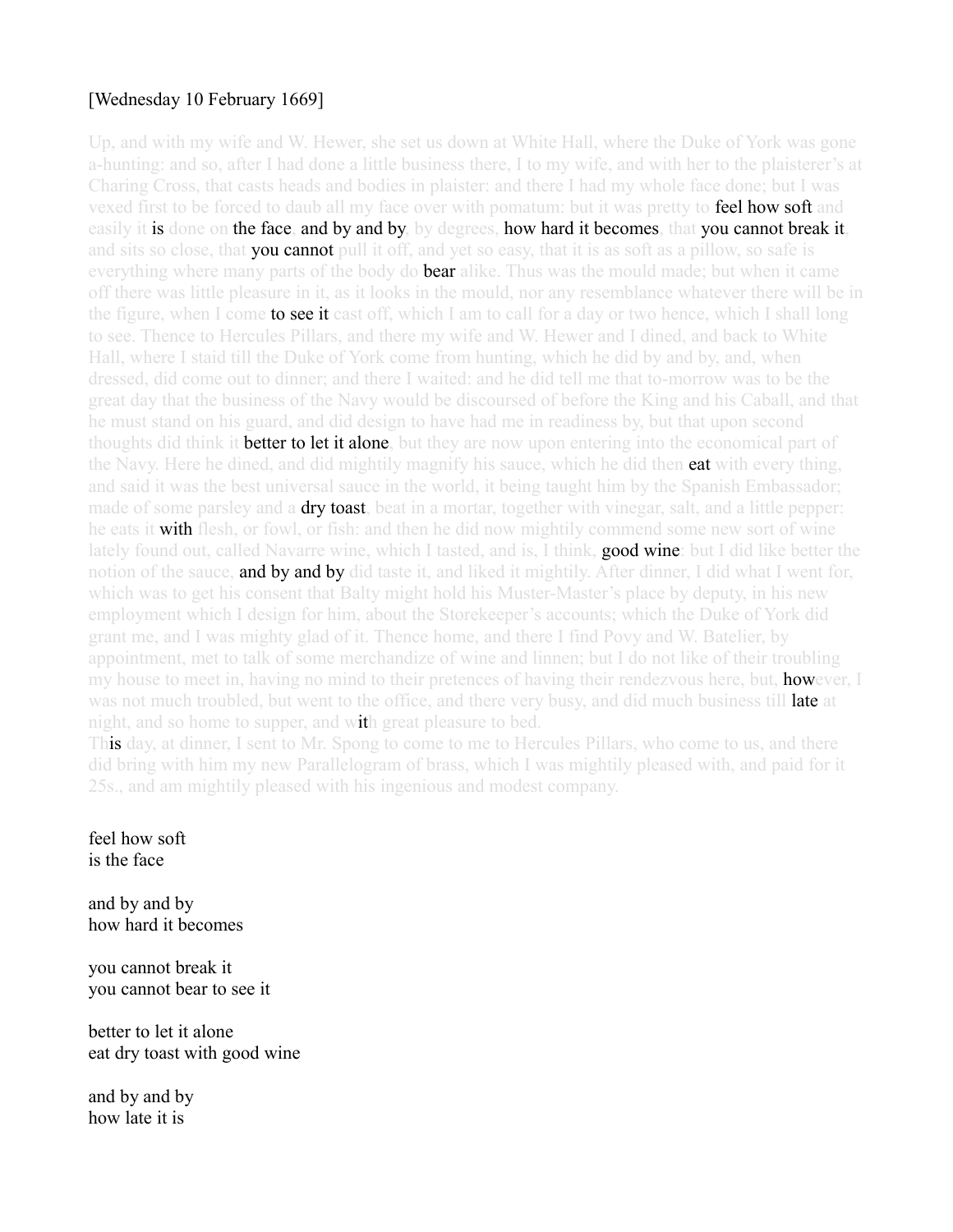[Wednesday 10 February 1669]

Up, and with my wife and W. Hewer, she set us down at White Hall, where the Duke of York was gone a-hunting: and so, after I had done a little business there, I to my wife, and with her to the plaisterer's at Charing Cross, that casts heads and bodies in plaister: and there I had my whole face done; but I was vexed first to be forced to daub all my face over with pomatum: but it was pretty to feel how soft and easily it is done on the face, and by and by, by degrees, how hard it becomes, that you cannot break it, and sits so close, that you cannot pull it off, and yet so easy, that it is as soft as a pillow, so safe is everything where many parts of the body do bear alike. Thus was the mould made; but when it came off there was little pleasure in it, as it looks in the mould, nor any resemblance whatever there will be in the figure, when I come to see it cast off, which I am to call for a day or two hence, which I shall long to see. Thence to Hercules Pillars, and there my wife and W. Hewer and I dined, and back to White Hall, where I staid till the Duke of York come from hunting, which he did by and by, and, when dressed, did come out to dinner; and there I waited: and he did tell me that to-morrow was to be the great day that the business of the Navy would be discoursed of before the King and his Caball, and that he must stand on his guard, and did design to have had me in readiness by, but that upon second thoughts did think it better to let it alone, but they are now upon entering into the economical part of the Navy. Here he dined, and did mightily magnify his sauce, which he did then eat with every thing, and said it was the best universal sauce in the world, it being taught him by the Spanish Embassador; made of some parsley and a dry toast, beat in a mortar, together with vinegar, salt, and a little pepper: he eats it with flesh, or fowl, or fish: and then he did now mightily commend some new sort of wine lately found out, called Navarre wine, which I tasted, and is, I think, good wine: but I did like better the notion of the sauce, and by and by did taste it, and liked it mightily. After dinner, I did what I went for, which was to get his consent that Balty might hold his Muster-Master's place by deputy, in his new employment which I design for him, about the Storekeeper's accounts; which the Duke of York did grant me, and I was mighty glad of it. Thence home, and there I find Povy and W. Batelier, by appointment, met to talk of some merchandize of wine and linnen; but I do not like of their troubling my house to meet in, having no mind to their pretences of having their rendezvous here, but, however, I was not much troubled, but went to the office, and there very busy, and did much business till late at night, and so home to supper, and with great pleasure to bed.

This day, at dinner, I sent to Mr. Spong to come to me to Hercules Pillars, who come to us, and there did bring with him my new Parallelogram of brass, which I was mightily pleased with, and paid for it 25s., and am mightily pleased with his ingenious and modest company.

feel how soft  
is the face

and by and by  
how hard it becomes

you cannot break it  
you cannot bear to see it

better to let it alone  
eat dry toast with good wine

and by and by  
how late it is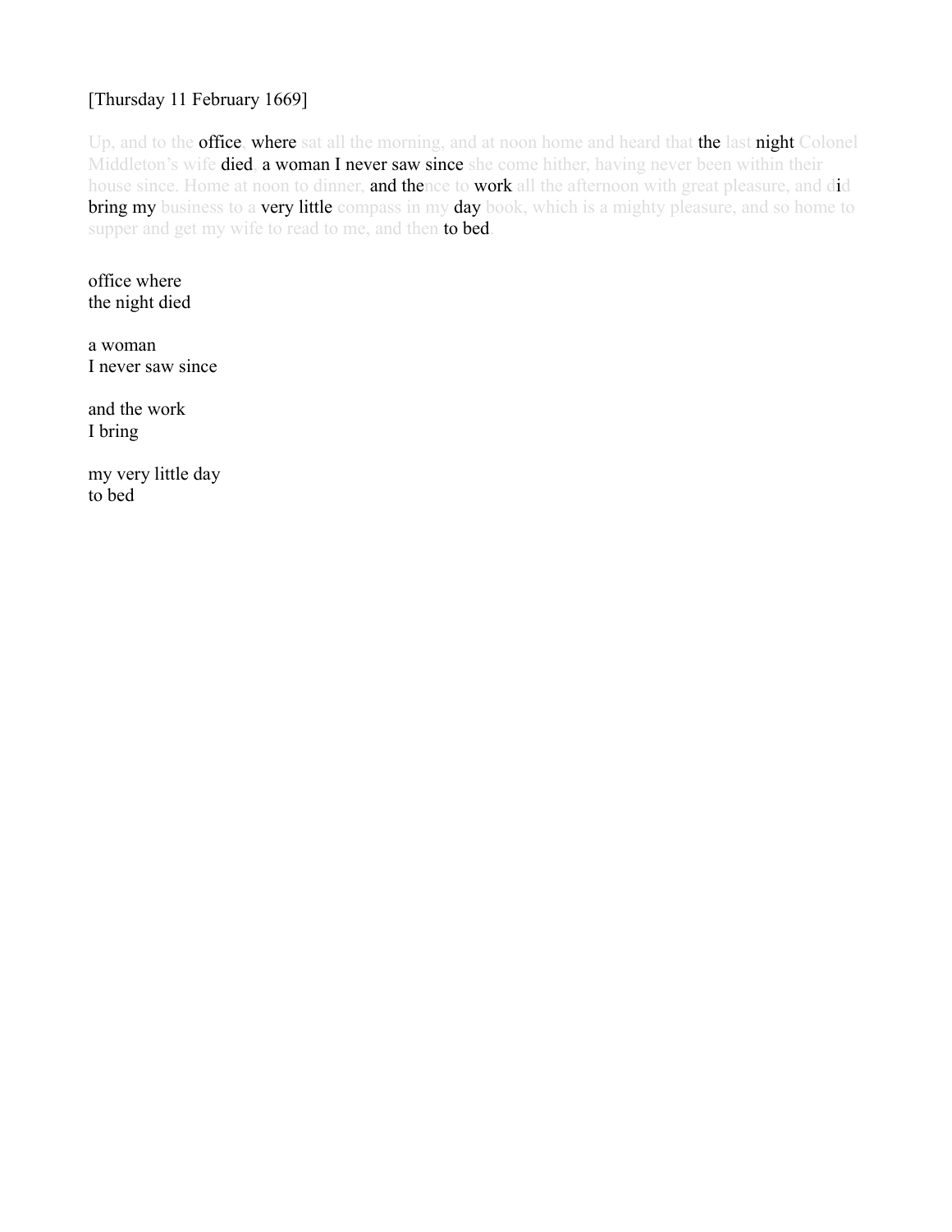[Thursday 11 February 1669]

Up, and to the office, where sat all the morning, and at noon home and heard that the last night Colonel Middleton's wife died, a woman I never saw since she come hither, having never been within their house since. Home at noon to dinner, and thence to work all the afternoon with great pleasure, and did bring my business to a very little compass in my day book, which is a mighty pleasure, and so home to supper and get my wife to read to me, and then to bed.

office where
the night died

a woman
I never saw since

and the work
I bring

my very little day
to bed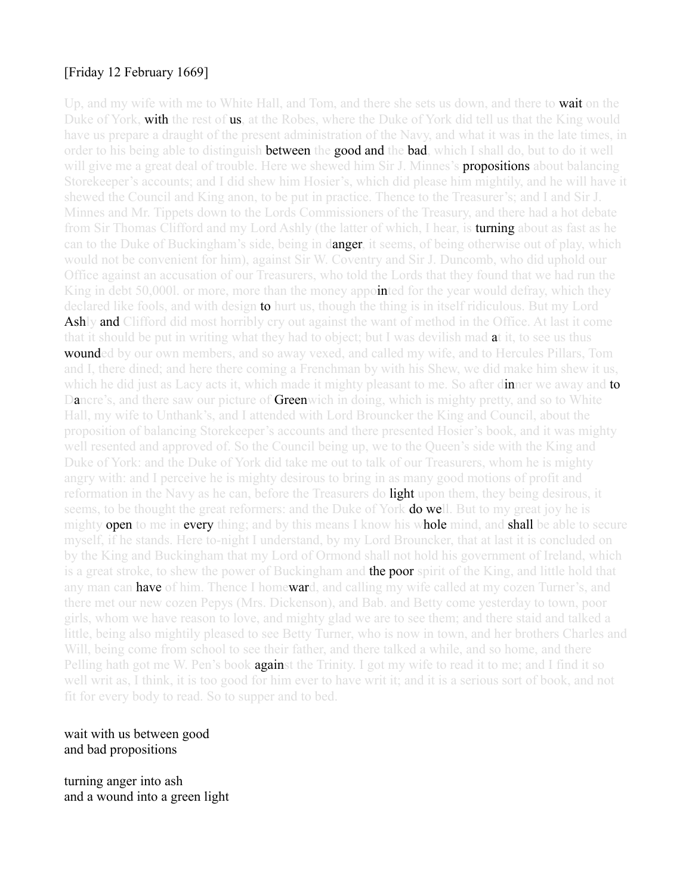[Friday 12 February 1669]

Up, and my wife with me to White Hall, and Tom, and there she sets us down, and there to **wait** on the Duke of York, **with** the rest of **us**, at the Robes, where the Duke of York did tell us that the King would have us prepare a draught of the present administration of the Navy, and what it was in the late times, in order to his being able to distinguish **between** the **good and** the **bad**, which I shall do, but to do it well will give me a great deal of trouble. Here we shewed him Sir J. Minnes's **propositions** about balancing Storekeeper's accounts; and I did shew him Hosier's, which did please him mightily, and he will have it shewed the Council and King anon, to be put in practice. Thence to the Treasurer's; and I and Sir J. Minnes and Mr. Tippets down to the Lords Commissioners of the Treasury, and there had a hot debate from Sir Thomas Clifford and my Lord Ashly (the latter of which, I hear, is **turning** about as fast as he can to the Duke of Buckingham's side, being in d**anger**, it seems, of being otherwise out of play, which would not be convenient for him), against Sir W. Coventry and Sir J. Duncomb, who did uphold our Office against an accusation of our Treasurers, who told the Lords that they found that we had run the King in debt 50,000l. or more, more than the money appo**in**ted for the year would defray, which they declared like fools, and with design **to** hurt us, though the thing is in itself ridiculous. But my Lord **Ash**ly **and** Clifford did most horribly cry out against the want of method in the Office. At last it come that it should be put in writing what they had to object; but I was devilish mad **a**t it, to see us thus **wound**ed by our own members, and so away vexed, and called my wife, and to Hercules Pillars, Tom and I, there dined; and here there coming a Frenchman by with his Shew, we did make him shew it us, which he did just as Lacy acts it, which made it mighty pleasant to me. So after d**in**ner we away and **to** D**a**ncre's, and there saw our picture of **Green**wich in doing, which is mighty pretty, and so to White Hall, my wife to Unthank's, and I attended with Lord Brouncker the King and Council, about the proposition of balancing Storekeeper's accounts and there presented Hosier's book, and it was mighty well resented and approved of. So the Council being up, we to the Queen's side with the King and Duke of York: and the Duke of York did take me out to talk of our Treasurers, whom he is mighty angry with: and I perceive he is mighty desirous to bring in as many good motions of profit and reformation in the Navy as he can, before the Treasurers do **light** upon them, they being desirous, it seems, to be thought the great reformers: and the Duke of York **do we**ll. But to my great joy he is mighty **open** to me in **every** thing; and by this means I know his w**hole** mind, and **shall** be able to secure myself, if he stands. Here to-night I understand, by my Lord Brouncker, that at last it is concluded on by the King and Buckingham that my Lord of Ormond shall not hold his government of Ireland, which is a great stroke, to shew the power of Buckingham and **the poor** spirit of the King, and little hold that any man can **have** of him. Thence I home**war**d, and calling my wife called at my cozen Turner's, and there met our new cozen Pepys (Mrs. Dickenson), and Bab. and Betty come yesterday to town, poor girls, whom we have reason to love, and mighty glad we are to see them; and there staid and talked a little, being also mightily pleased to see Betty Turner, who is now in town, and her brothers Charles and Will, being come from school to see their father, and there talked a while, and so home, and there Pelling hath got me W. Pen's book **again**st the Trinity. I got my wife to read it to me; and I find it so well writ as, I think, it is too good for him ever to have writ it; and it is a serious sort of book, and not fit for every body to read. So to supper and to bed.

wait with us between good
and bad propositions

turning anger into ash
and a wound into a green light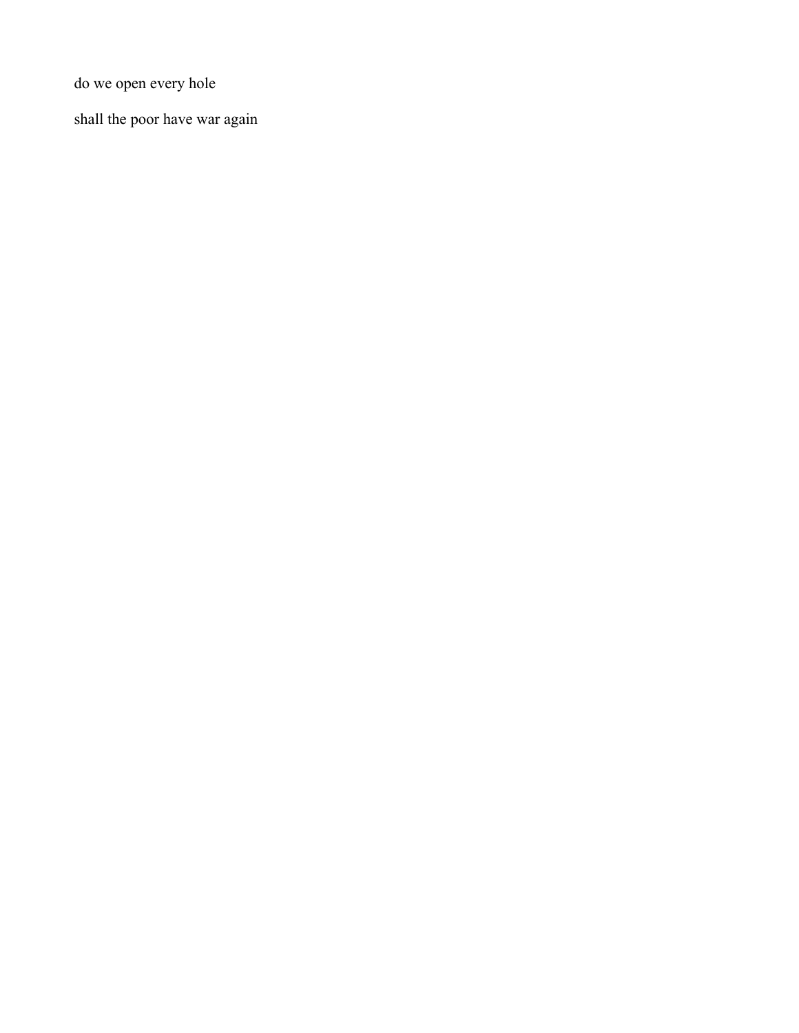do we open every hole

shall the poor have war again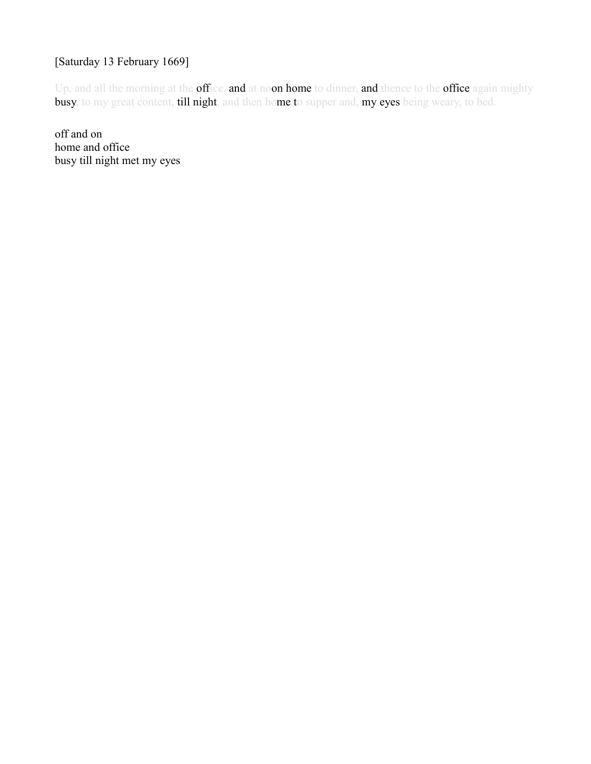[Saturday 13 February 1669]

Up, and all the morning at the office, and at noon home to dinner, and thence to the office again mighty busy, to my great content, till night, and then home to supper and, my eyes being weary, to bed.

off and on  
home and office  
busy till night met my eyes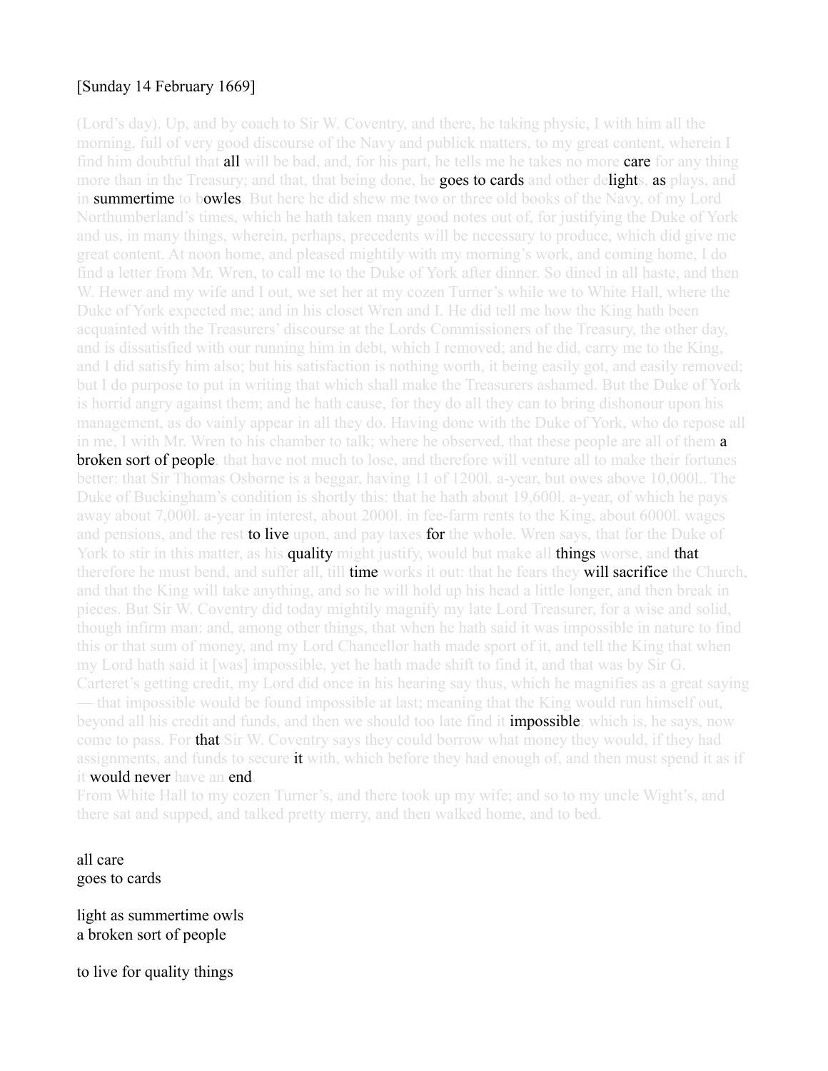[Sunday 14 February 1669]

(Lord's day). Up, and by coach to Sir W. Coventry, and there, he taking physic, I with him all the morning, full of very good discourse of the Navy and publick matters, to my great content, wherein I find him doubtful that all will be bad, and, for his part, he tells me he takes no more care for any thing more than in the Treasury; and that, that being done, he goes to cards and other delights, as plays, and in summertime to bowles. But here he did shew me two or three old books of the Navy, of my Lord Northumberland's times, which he hath taken many good notes out of, for justifying the Duke of York and us, in many things, wherein, perhaps, precedents will be necessary to produce, which did give me great content. At noon home, and pleased mightily with my morning's work, and coming home, I do find a letter from Mr. Wren, to call me to the Duke of York after dinner. So dined in all haste, and then W. Hewer and my wife and I out, we set her at my cozen Turner's while we to White Hall, where the Duke of York expected me; and in his closet Wren and I. He did tell me how the King hath been acquainted with the Treasurers' discourse at the Lords Commissioners of the Treasury, the other day, and is dissatisfied with our running him in debt, which I removed; and he did, carry me to the King, and I did satisfy him also; but his satisfaction is nothing worth, it being easily got, and easily removed; but I do purpose to put in writing that which shall make the Treasurers ashamed. But the Duke of York is horrid angry against them; and he hath cause, for they do all they can to bring dishonour upon his management, as do vainly appear in all they do. Having done with the Duke of York, who do repose all in me, I with Mr. Wren to his chamber to talk; where he observed, that these people are all of them a broken sort of people, that have not much to lose, and therefore will venture all to make their fortunes better: that Sir Thomas Osborne is a beggar, having 11 of 1200l. a-year, but owes above 10,000l.. The Duke of Buckingham's condition is shortly this: that he hath about 19,600l. a-year, of which he pays away about 7,000l. a-year in interest, about 2000l. in fee-farm rents to the King, about 6000l. wages and pensions, and the rest to live upon, and pay taxes for the whole. Wren says, that for the Duke of York to stir in this matter, as his quality might justify, would but make all things worse, and that therefore he must bend, and suffer all, till time works it out: that he fears they will sacrifice the Church, and that the King will take anything, and so he will hold up his head a little longer, and then break in pieces. But Sir W. Coventry did today mightily magnify my late Lord Treasurer, for a wise and solid, though infirm man: and, among other things, that when he hath said it was impossible in nature to find this or that sum of money, and my Lord Chancellor hath made sport of it, and tell the King that when my Lord hath said it [was] impossible, yet he hath made shift to find it, and that was by Sir G. Carteret's getting credit, my Lord did once in his hearing say thus, which he magnifies as a great saying — that impossible would be found impossible at last; meaning that the King would run himself out, beyond all his credit and funds, and then we should too late find it impossible; which is, he says, now come to pass. For that Sir W. Coventry says they could borrow what money they would, if they had assignments, and funds to secure it with, which before they had enough of, and then must spend it as if it would never have an end.
From White Hall to my cozen Turner's, and there took up my wife; and so to my uncle Wight's, and there sat and supped, and talked pretty merry, and then walked home, and to bed.

all care
goes to cards

light as summertime owls
a broken sort of people

to live for quality things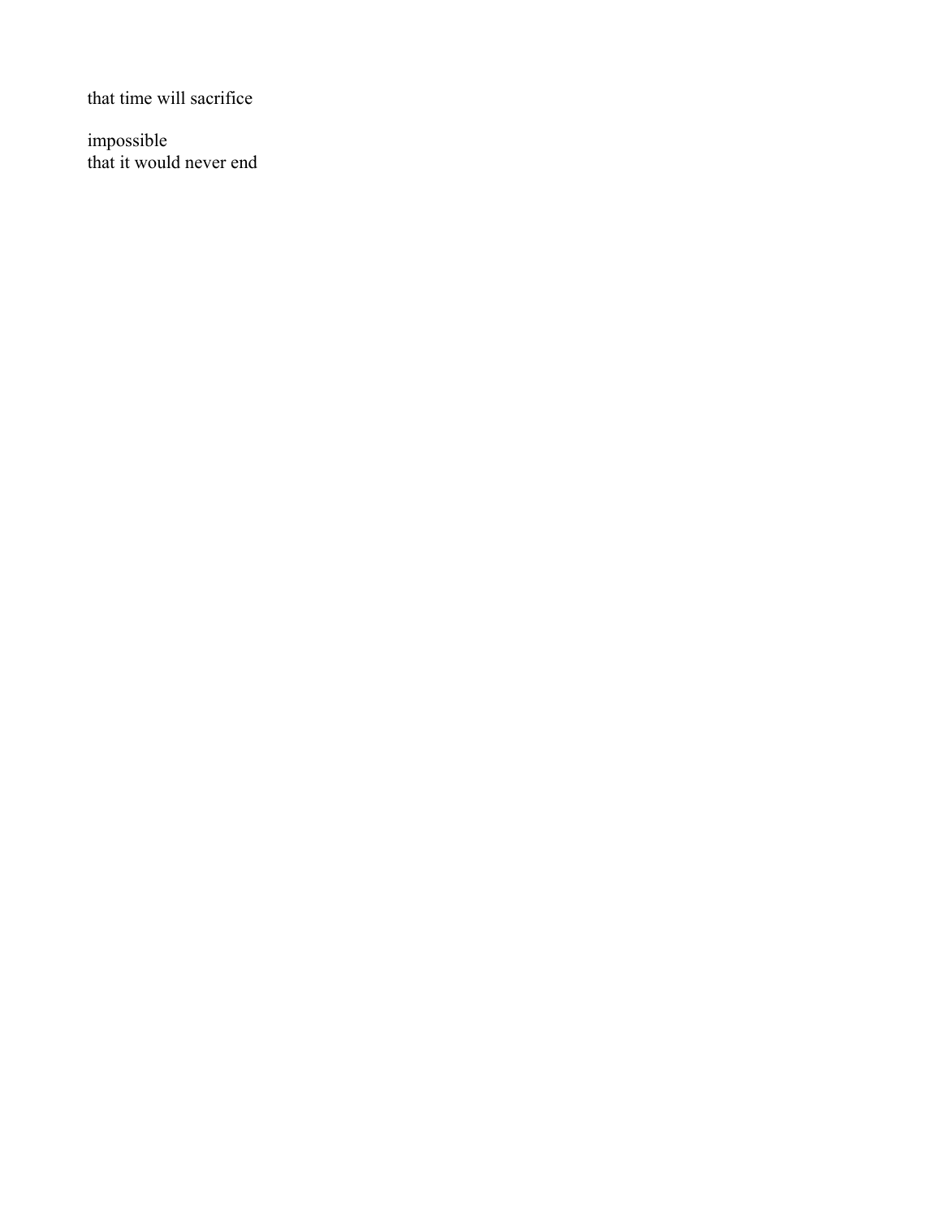that time will sacrifice

impossible  
that it would never end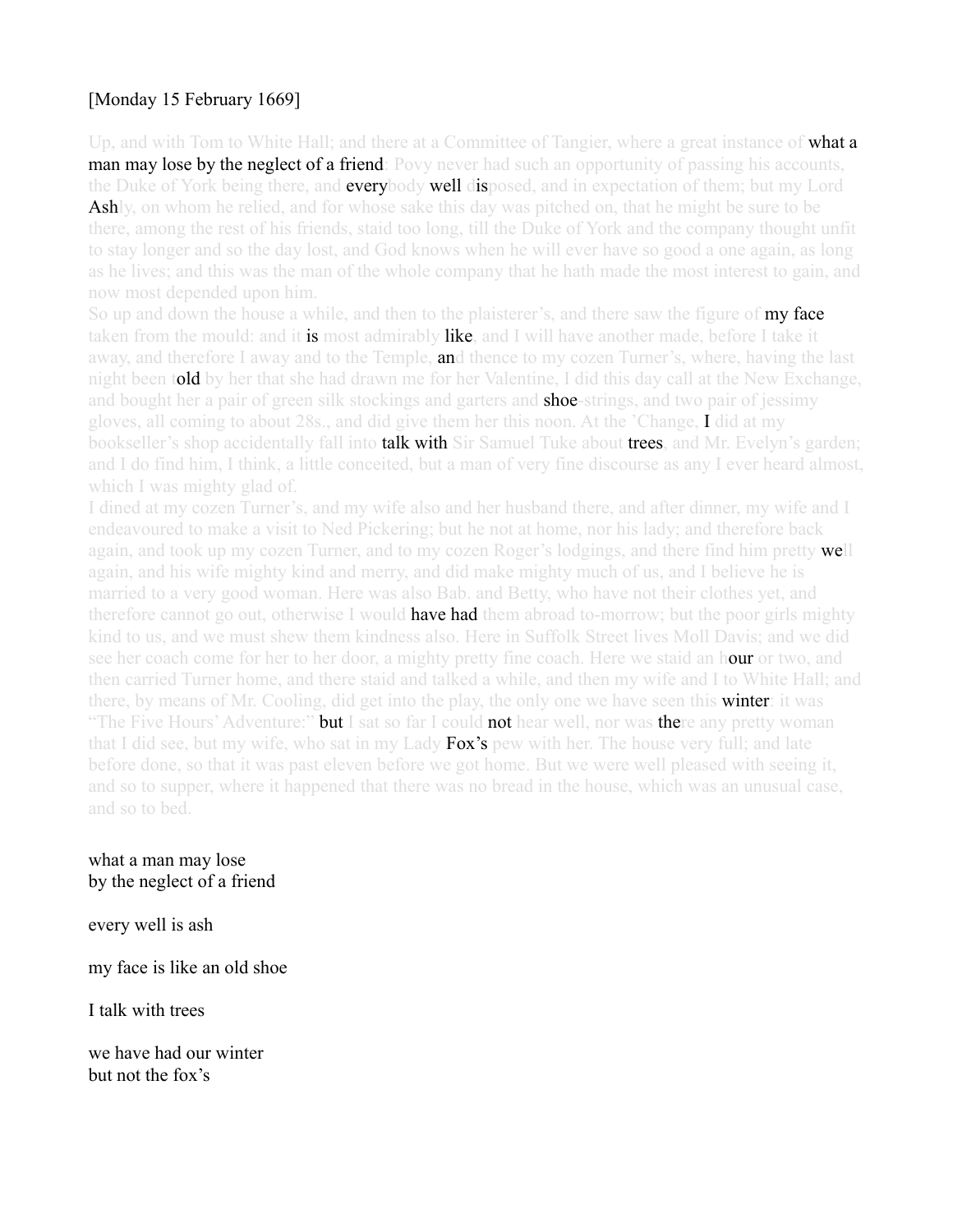[Monday 15 February 1669]

Up, and with Tom to White Hall; and there at a Committee of Tangier, where a great instance of **what a man may lose by the neglect of a friend**: Povy never had such an opportunity of passing his accounts, the Duke of York being there, and **every**body **well** d**is**posed, and in expectation of them; but my Lord **Ash**ly, on whom he relied, and for whose sake this day was pitched on, that he might be sure to be there, among the rest of his friends, staid too long, till the Duke of York and the company thought unfit to stay longer and so the day lost, and God knows when he will ever have so good a one again, as long as he lives; and this was the man of the whole company that he hath made the most interest to gain, and now most depended upon him.

So up and down the house a while, and then to the plaisterer's, and there saw the figure of **my face** taken from the mould: and it **is** most admirably **like**, and I will have another made, before I take it away, and therefore I away and to the Temple, **an**d thence to my cozen Turner's, where, having the last night been t**old** by her that she had drawn me for her Valentine, I did this day call at the New Exchange, and bought her a pair of green silk stockings and garters and **shoe**-strings, and two pair of jessimy gloves, all coming to about 28s., and did give them her this noon. At the 'Change, **I** did at my bookseller's shop accidentally fall into **talk with** Sir Samuel Tuke about **trees**, and Mr. Evelyn's garden; and I do find him, I think, a little conceited, but a man of very fine discourse as any I ever heard almost, which I was mighty glad of.

I dined at my cozen Turner's, and my wife also and her husband there, and after dinner, my wife and I endeavoured to make a visit to Ned Pickering; but he not at home, nor his lady; and therefore back again, and took up my cozen Turner, and to my cozen Roger's lodgings, and there find him pretty **we**ll again, and his wife mighty kind and merry, and did make mighty much of us, and I believe he is married to a very good woman. Here was also Bab. and Betty, who have not their clothes yet, and therefore cannot go out, otherwise I would **have had** them abroad to-morrow; but the poor girls mighty kind to us, and we must shew them kindness also. Here in Suffolk Street lives Moll Davis; and we did see her coach come for her to her door, a mighty pretty fine coach. Here we staid an h**our** or two, and then carried Turner home, and there staid and talked a while, and then my wife and I to White Hall; and there, by means of Mr. Cooling, did get into the play, the only one we have seen this **winter**: it was "The Five Hours' Adventure:" **but** I sat so far I could **not** hear well, nor was **the**re any pretty woman that I did see, but my wife, who sat in my Lady **Fox's** pew with her. The house very full; and late before done, so that it was past eleven before we got home. But we were well pleased with seeing it, and so to supper, where it happened that there was no bread in the house, which was an unusual case, and so to bed.

what a man may lose
by the neglect of a friend

every well is ash

my face is like an old shoe

I talk with trees

we have had our winter
but not the fox's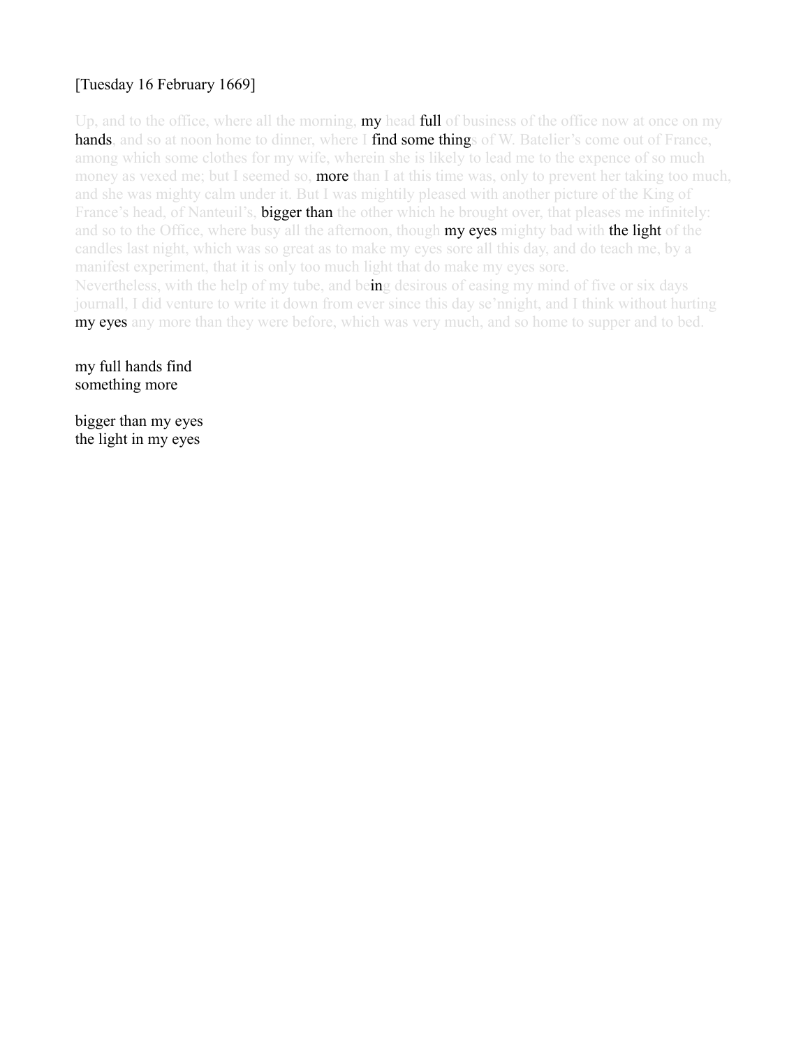[Tuesday 16 February 1669]

Up, and to the office, where all the morning, my head full of business of the office now at once on my hands, and so at noon home to dinner, where I find some things of W. Batelier's come out of France, among which some clothes for my wife, wherein she is likely to lead me to the expence of so much money as vexed me; but I seemed so, more than I at this time was, only to prevent her taking too much, and she was mighty calm under it. But I was mightily pleased with another picture of the King of France's head, of Nanteuil's, bigger than the other which he brought over, that pleases me infinitely: and so to the Office, where busy all the afternoon, though my eyes mighty bad with the light of the candles last night, which was so great as to make my eyes sore all this day, and do teach me, by a manifest experiment, that it is only too much light that do make my eyes sore.
Nevertheless, with the help of my tube, and being desirous of easing my mind of five or six days journall, I did venture to write it down from ever since this day se'nnight, and I think without hurting my eyes any more than they were before, which was very much, and so home to supper and to bed.

my full hands find
something more

bigger than my eyes
the light in my eyes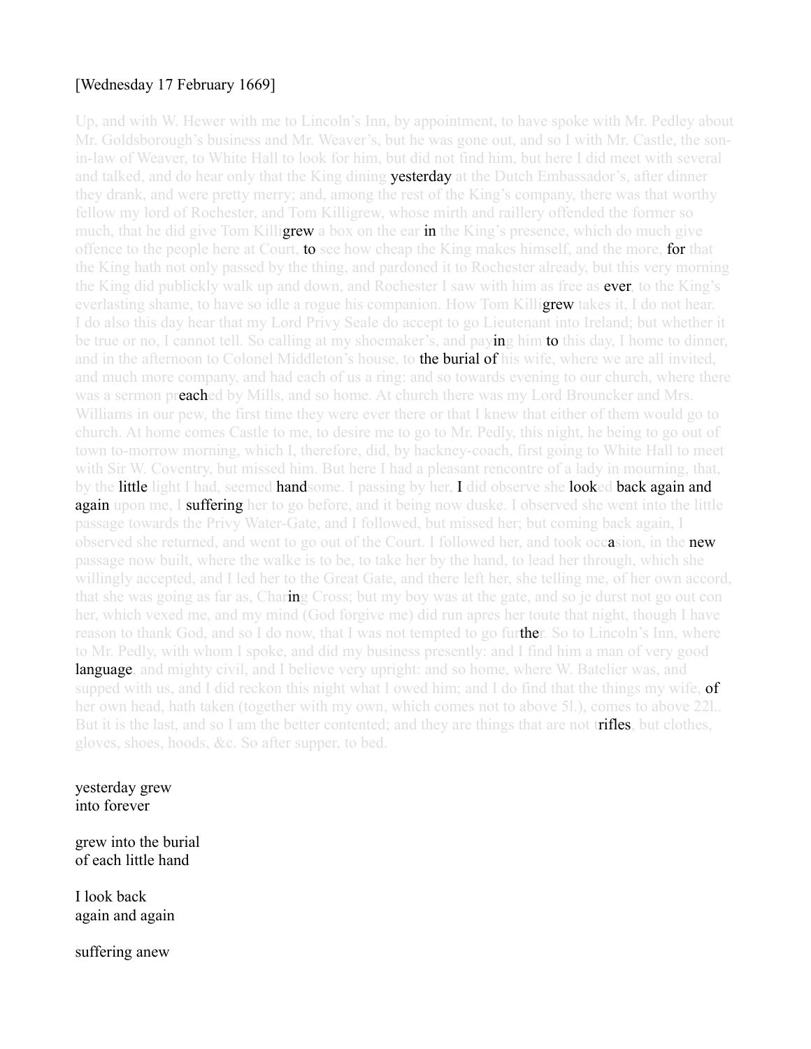[Wednesday 17 February 1669]

Up, and with W. Hewer with me to Lincoln's Inn, by appointment, to have spoke with Mr. Pedley about Mr. Goldsborough's business and Mr. Weaver's, but he was gone out, and so I with Mr. Castle, the son-in-law of Weaver, to White Hall to look for him, but did not find him, but here I did meet with several and talked, and do hear only that the King dining **yesterday** at the Dutch Embassador's, after dinner they drank, and were pretty merry; and, among the rest of the King's company, there was that worthy fellow my lord of Rochester, and Tom Killigrew, whose mirth and raillery offended the former so much, that he did give Tom Killi**grew** a box on the ear **in** the King's presence, which do much give offence to the people here at Court, **to** see how cheap the King makes himself, and the more, **for** that the King hath not only passed by the thing, and pardoned it to Rochester already, but this very morning the King did publickly walk up and down, and Rochester I saw with him as free as **ever**, to the King's everlasting shame, to have so idle a rogue his companion. How Tom Killi**grew** takes it, I do not hear. I do also this day hear that my Lord Privy Seale do accept to go Lieutenant into Ireland; but whether it be true or no, I cannot tell. So calling at my shoemaker's, and pay**in**g him **to** this day, I home to dinner, and in the afternoon to Colonel Middleton's house, to **the burial of** his wife, where we are all invited, and much more company, and had each of us a ring: and so towards evening to our church, where there was a sermon pr**each**ed by Mills, and so home. At church there was my Lord Brouncker and Mrs. Williams in our pew, the first time they were ever there or that I knew that either of them would go to church. At home comes Castle to me, to desire me to go to Mr. Pedly, this night, he being to go out of town to-morrow morning, which I, therefore, did, by hackney-coach, first going to White Hall to meet with Sir W. Coventry, but missed him. But here I had a pleasant rencontre of a lady in mourning, that, by the **little** light I had, seemed **hand**some. I passing by her, **I** did observe she **look**ed **back again and again** upon me, I **suffering** her to go before, and it being now duske. I observed she went into the little passage towards the Privy Water-Gate, and I followed, but missed her; but coming back again, I observed she returned, and went to go out of the Court. I followed her, and took occ**a**sion, in the **new** passage now built, where the walke is to be, to take her by the hand, to lead her through, which she willingly accepted, and I led her to the Great Gate, and there left her, she telling me, of her own accord, that she was going as far as, Char**in**g Cross; but my boy was at the gate, and so je durst not go out con her, which vexed me, and my mind (God forgive me) did run apres her toute that night, though I have reason to thank God, and so I do now, that I was not tempted to go fur**the**r. So to Lincoln's Inn, where to Mr. Pedly, with whom I spoke, and did my business presently: and I find him a man of very good **language**, and mighty civil, and I believe very upright: and so home, where W. Batelier was, and supped with us, and I did reckon this night what I owed him; and I do find that the things my wife, **of** her own head, hath taken (together with my own, which comes not to above 5l.), comes to above 22l.. But it is the last, and so I am the better contented; and they are things that are not t**rifles**, but clothes, gloves, shoes, hoods, &c. So after supper, to bed.

yesterday grew
into forever

grew into the burial
of each little hand

I look back
again and again

suffering anew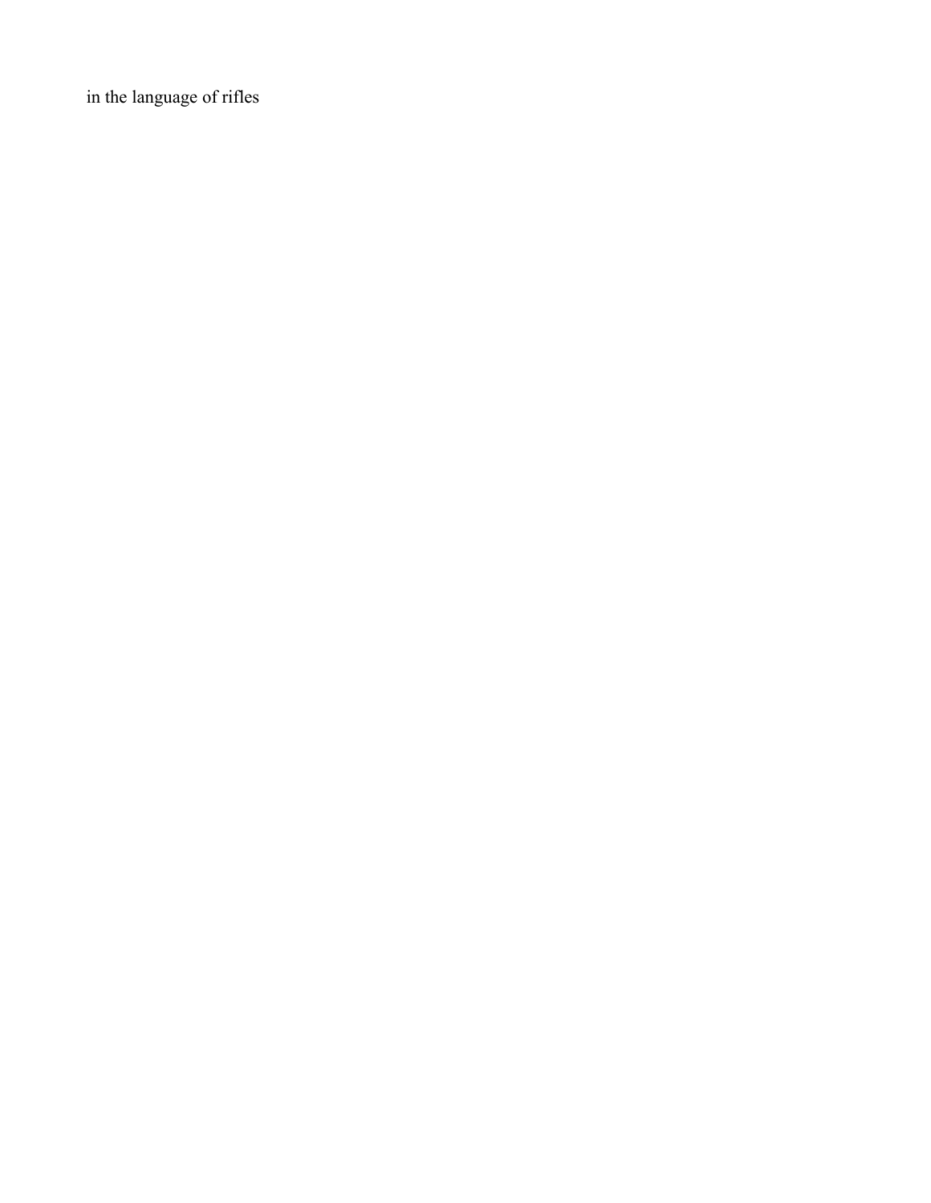in the language of rifles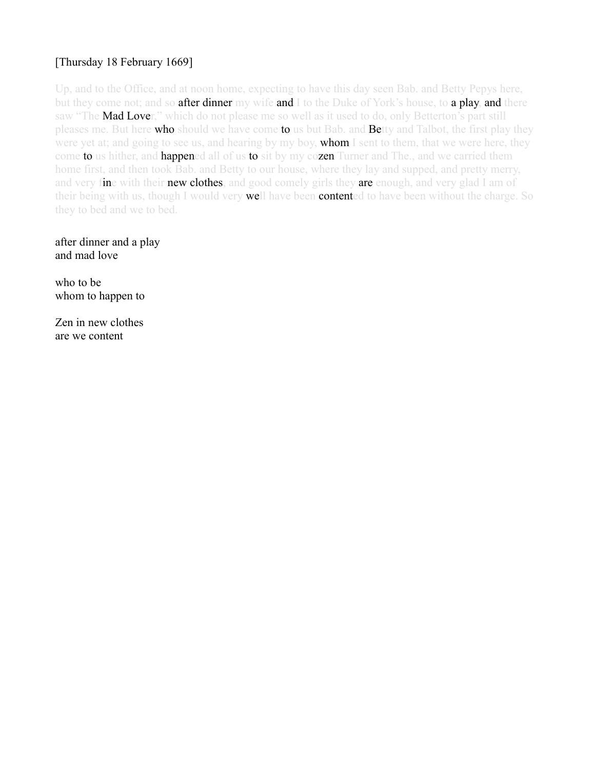[Thursday 18 February 1669]

Up, and to the Office, and at noon home, expecting to have this day seen Bab. and Betty Pepys here, but they come not; and so after dinner my wife and I to the Duke of York's house, to a play, and there saw "The Mad Lover," which do not please me so well as it used to do, only Betterton's part still pleases me. But here who should we have come to us but Bab. and Betty and Talbot, the first play they were yet at; and going to see us, and hearing by my boy, whom I sent to them, that we were here, they come to us hither, and happened all of us to sit by my cozen Turner and The., and we carried them home first, and then took Bab. and Betty to our house, where they lay and supped, and pretty merry, and very fine with their new clothes, and good comely girls they are enough, and very glad I am of their being with us, though I would very well have been contented to have been without the charge. So they to bed and we to bed.

after dinner and a play
and mad love

who to be
whom to happen to

Zen in new clothes
are we content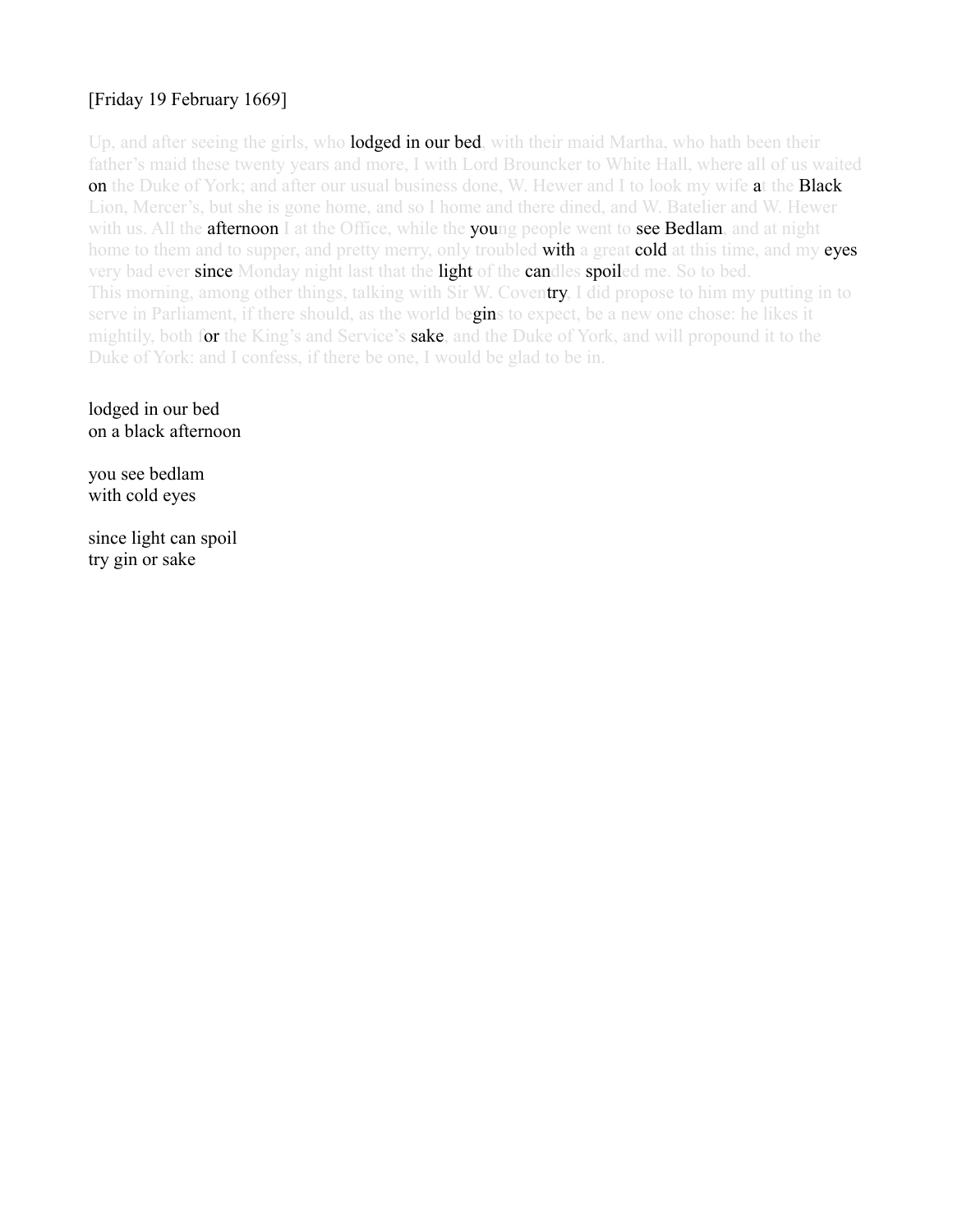[Friday 19 February 1669]

Up, and after seeing the girls, who lodged in our bed, with their maid Martha, who hath been their father's maid these twenty years and more, I with Lord Brouncker to White Hall, where all of us waited on the Duke of York; and after our usual business done, W. Hewer and I to look my wife at the Black Lion, Mercer's, but she is gone home, and so I home and there dined, and W. Batelier and W. Hewer with us. All the afternoon I at the Office, while the young people went to see Bedlam, and at night home to them and to supper, and pretty merry, only troubled with a great cold at this time, and my eyes very bad ever since Monday night last that the light of the candles spoiled me. So to bed.
This morning, among other things, talking with Sir W. Coventry, I did propose to him my putting in to serve in Parliament, if there should, as the world begins to expect, be a new one chose: he likes it mightily, both for the King's and Service's sake, and the Duke of York, and will propound it to the Duke of York: and I confess, if there be one, I would be glad to be in.

lodged in our bed
on a black afternoon

you see bedlam
with cold eyes

since light can spoil
try gin or sake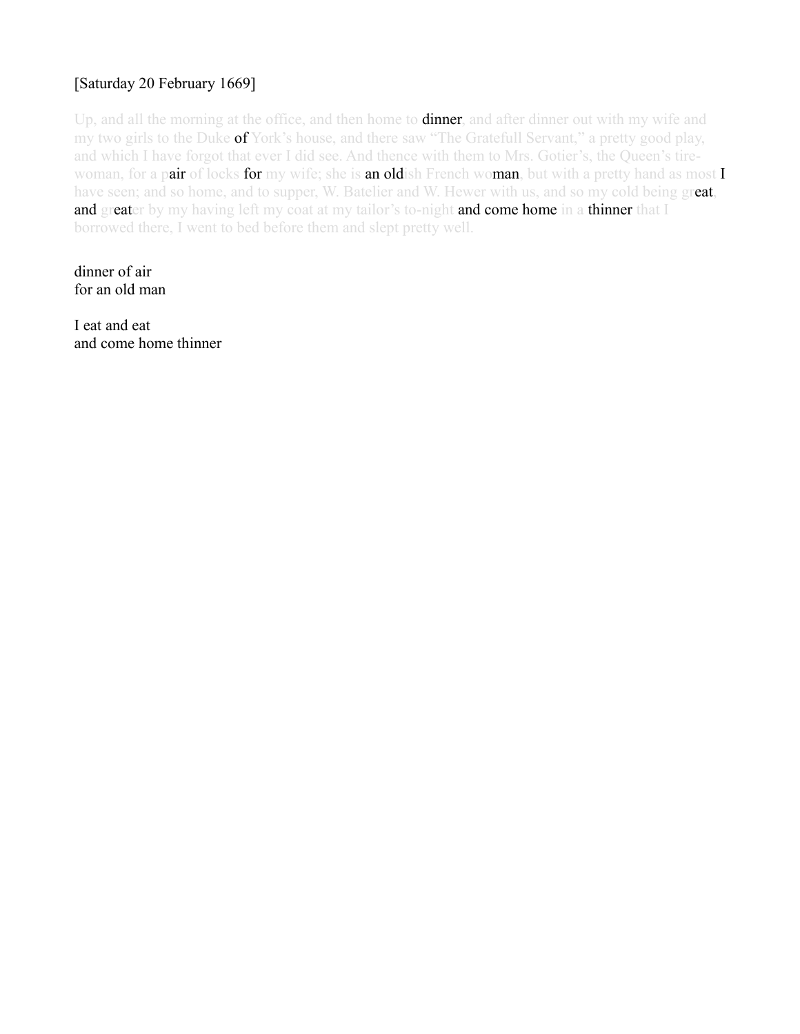[Saturday 20 February 1669]

Up, and all the morning at the office, and then home to dinner, and after dinner out with my wife and my two girls to the Duke of York's house, and there saw "The Gratefull Servant," a pretty good play, and which I have forgot that ever I did see. And thence with them to Mrs. Gotier's, the Queen's tire-woman, for a pair of locks for my wife; she is an oldish French woman, but with a pretty hand as most I have seen; and so home, and to supper, W. Batelier and W. Hewer with us, and so my cold being great, and greater by my having left my coat at my tailor's to-night and come home in a thinner that I borrowed there, I went to bed before them and slept pretty well.

dinner of air
for an old man

I eat and eat
and come home thinner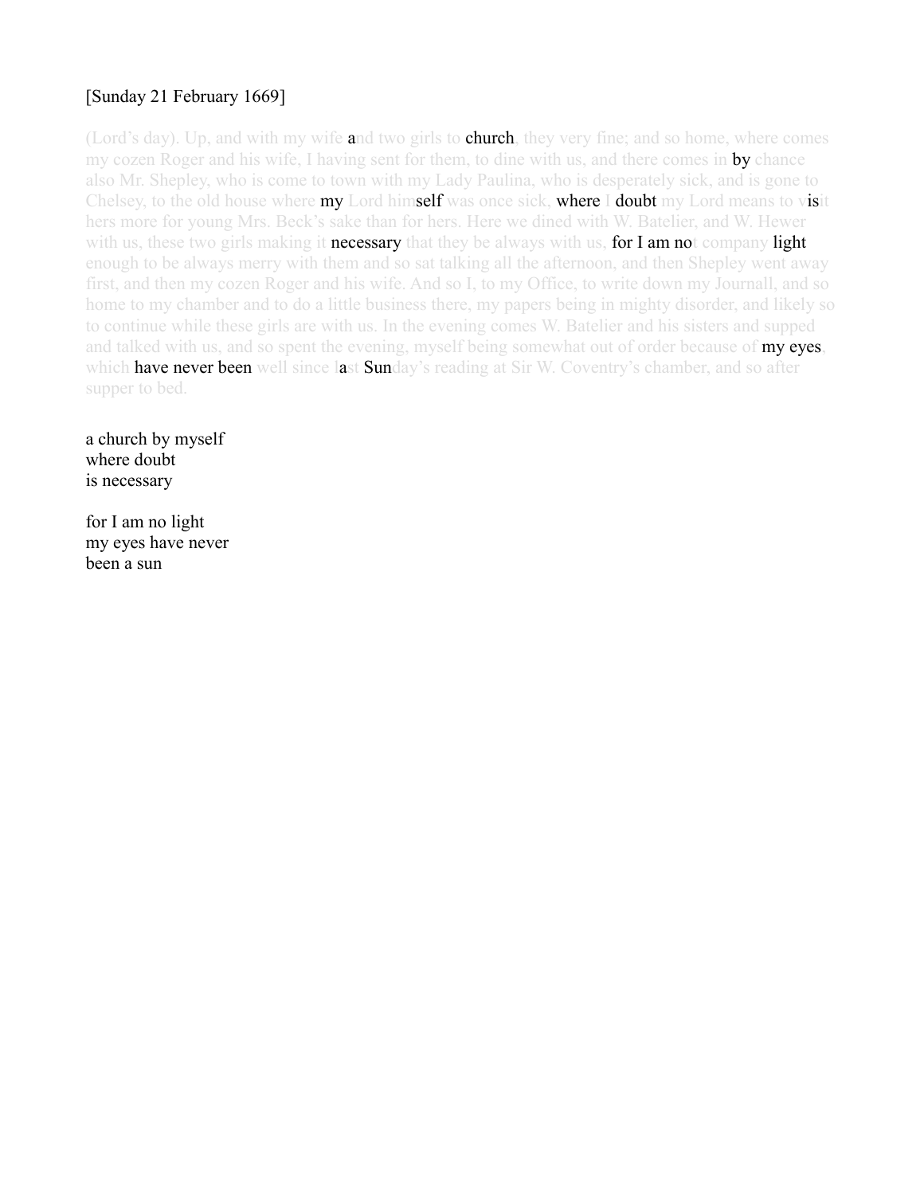[Sunday 21 February 1669]

(Lord's day). Up, and with my wife and two girls to church, they very fine; and so home, where comes my cozen Roger and his wife, I having sent for them, to dine with us, and there comes in by chance also Mr. Shepley, who is come to town with my Lady Paulina, who is desperately sick, and is gone to Chelsey, to the old house where my Lord himself was once sick, where I doubt my Lord means to visit hers more for young Mrs. Beck's sake than for hers. Here we dined with W. Batelier, and W. Hewer with us, these two girls making it necessary that they be always with us, for I am not company light enough to be always merry with them and so sat talking all the afternoon, and then Shepley went away first, and then my cozen Roger and his wife. And so I, to my Office, to write down my Journall, and so home to my chamber and to do a little business there, my papers being in mighty disorder, and likely so to continue while these girls are with us. In the evening comes W. Batelier and his sisters and supped and talked with us, and so spent the evening, myself being somewhat out of order because of my eyes, which have never been well since last Sunday's reading at Sir W. Coventry's chamber, and so after supper to bed.

a church by myself
where doubt
is necessary

for I am no light
my eyes have never
been a sun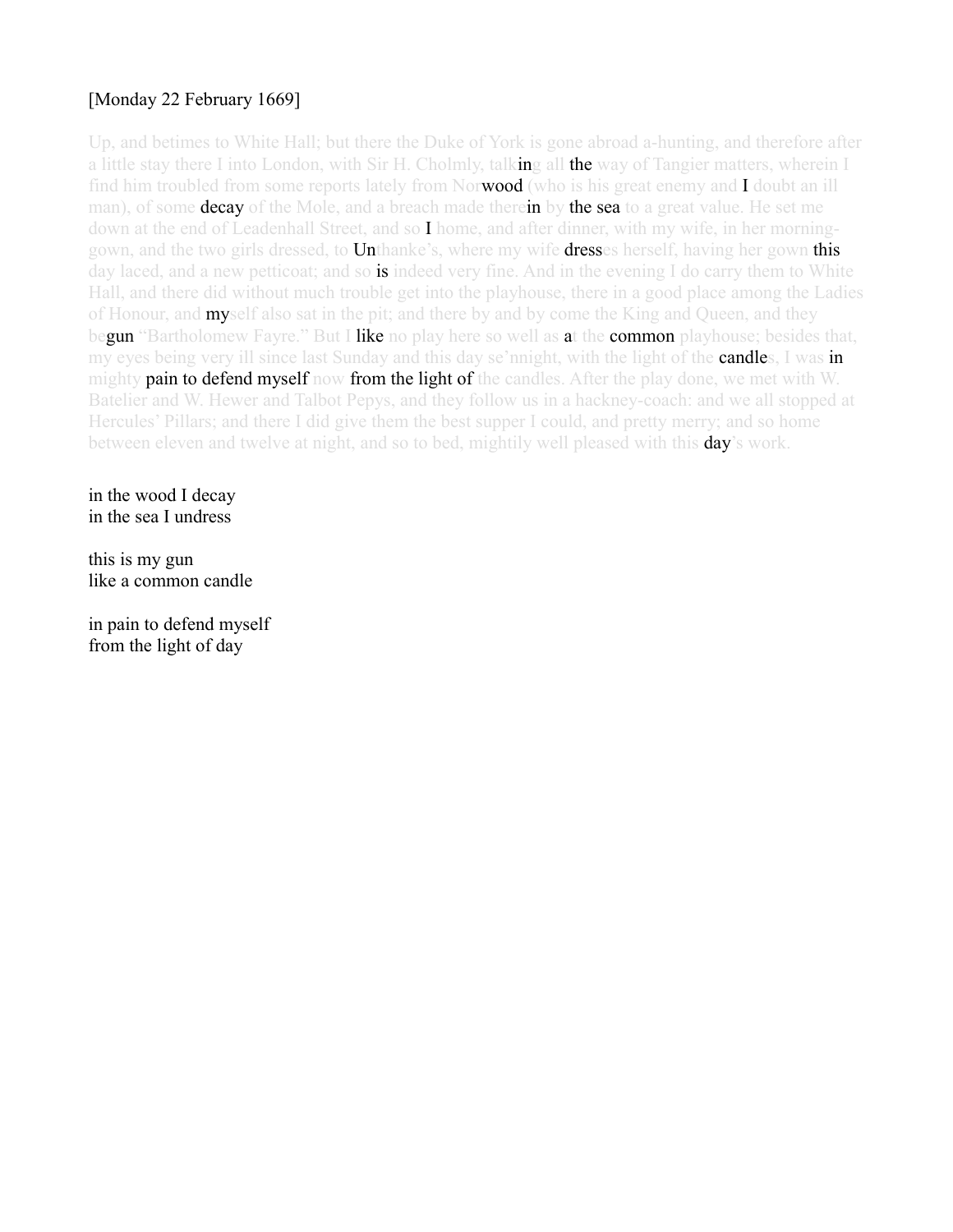[Monday 22 February 1669]

Up, and betimes to White Hall; but there the Duke of York is gone abroad a-hunting, and therefore after a little stay there I into London, with Sir H. Cholmly, talking all the way of Tangier matters, wherein I find him troubled from some reports lately from Norwood (who is his great enemy and I doubt an ill man), of some decay of the Mole, and a breach made therein by the sea to a great value. He set me down at the end of Leadenhall Street, and so I home, and after dinner, with my wife, in her morning-gown, and the two girls dressed, to Unthanke's, where my wife dresses herself, having her gown this day laced, and a new petticoat; and so is indeed very fine. And in the evening I do carry them to White Hall, and there did without much trouble get into the playhouse, there in a good place among the Ladies of Honour, and myself also sat in the pit; and there by and by come the King and Queen, and they begun "Bartholomew Fayre." But I like no play here so well as at the common playhouse; besides that, my eyes being very ill since last Sunday and this day se'nnight, with the light of the candles, I was in mighty pain to defend myself now from the light of the candles. After the play done, we met with W. Batelier and W. Hewer and Talbot Pepys, and they follow us in a hackney-coach: and we all stopped at Hercules' Pillars; and there I did give them the best supper I could, and pretty merry; and so home between eleven and twelve at night, and so to bed, mightily well pleased with this day's work.

in the wood I decay  
in the sea I undress

this is my gun  
like a common candle

in pain to defend myself  
from the light of day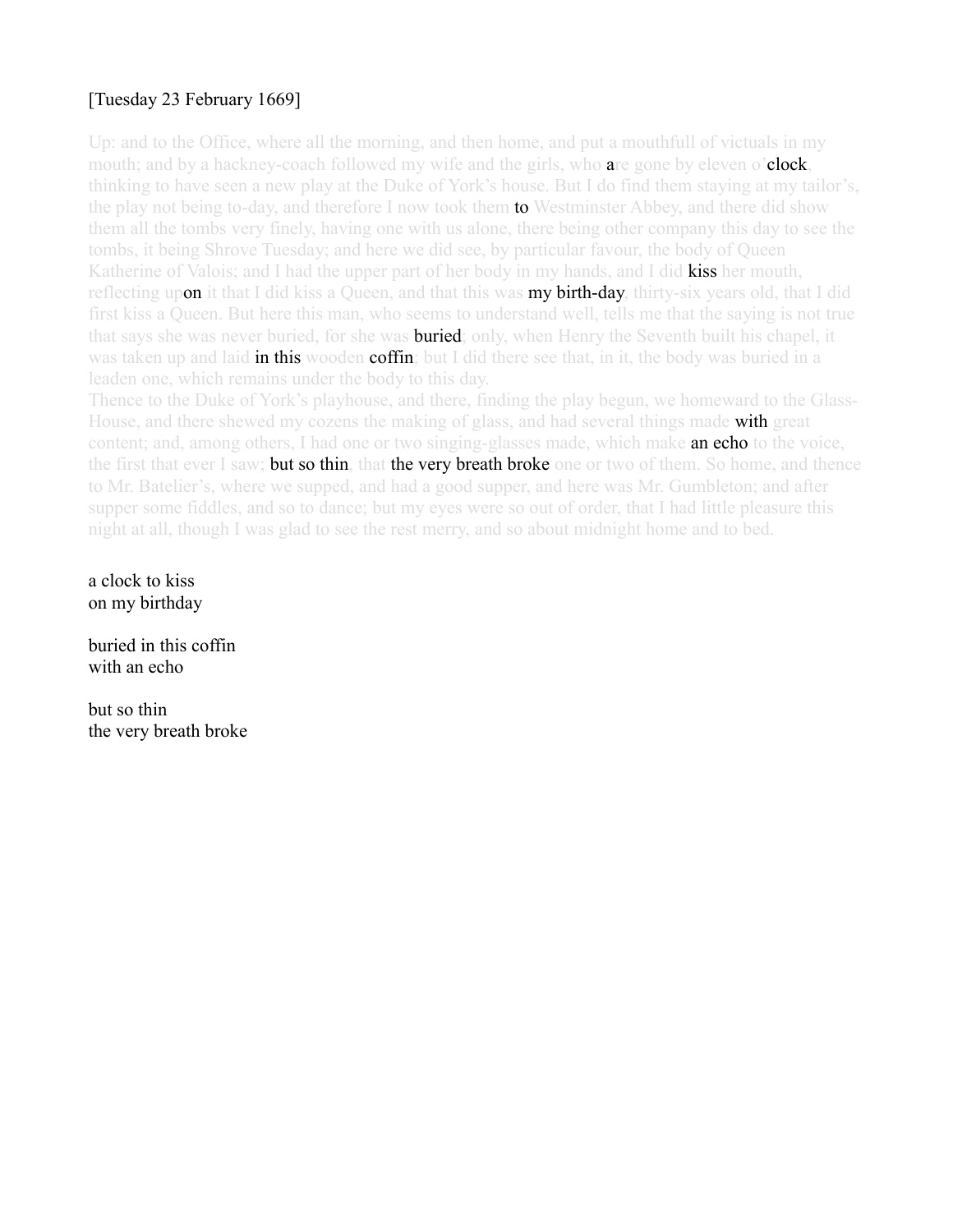[Tuesday 23 February 1669]

Up: and to the Office, where all the morning, and then home, and put a mouthfull of victuals in my mouth; and by a hackney-coach followed my wife and the girls, who are gone by eleven o'clock, thinking to have seen a new play at the Duke of York's house. But I do find them staying at my tailor's, the play not being to-day, and therefore I now took them to Westminster Abbey, and there did show them all the tombs very finely, having one with us alone, there being other company this day to see the tombs, it being Shrove Tuesday; and here we did see, by particular favour, the body of Queen Katherine of Valois; and I had the upper part of her body in my hands, and I did kiss her mouth, reflecting upon it that I did kiss a Queen, and that this was my birth-day, thirty-six years old, that I did first kiss a Queen. But here this man, who seems to understand well, tells me that the saying is not true that says she was never buried, for she was buried; only, when Henry the Seventh built his chapel, it was taken up and laid in this wooden coffin; but I did there see that, in it, the body was buried in a leaden one, which remains under the body to this day.

Thence to the Duke of York's playhouse, and there, finding the play begun, we homeward to the Glass-House, and there shewed my cozens the making of glass, and had several things made with great content; and, among others, I had one or two singing-glasses made, which make an echo to the voice, the first that ever I saw; but so thin, that the very breath broke one or two of them. So home, and thence to Mr. Batelier's, where we supped, and had a good supper, and here was Mr. Gumbleton; and after supper some fiddles, and so to dance; but my eyes were so out of order, that I had little pleasure this night at all, though I was glad to see the rest merry, and so about midnight home and to bed.

a clock to kiss
on my birthday

buried in this coffin
with an echo

but so thin
the very breath broke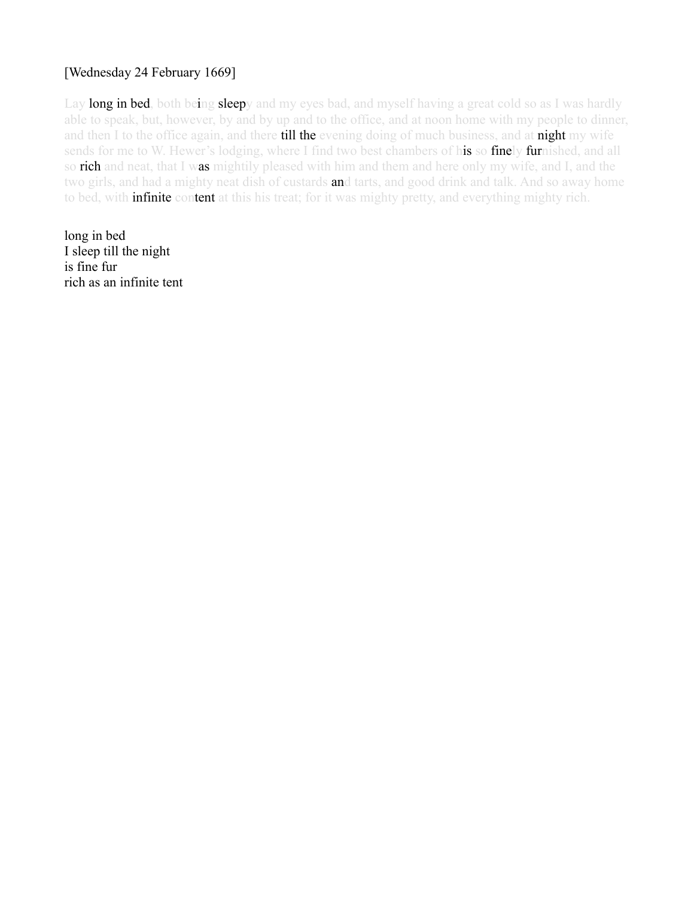[Wednesday 24 February 1669]

Lay long in bed, both being sleepy and my eyes bad, and myself having a great cold so as I was hardly able to speak, but, however, by and by up and to the office, and at noon home with my people to dinner, and then I to the office again, and there till the evening doing of much business, and at night my wife sends for me to W. Hewer's lodging, where I find two best chambers of his so finely furnished, and all so rich and neat, that I was mightily pleased with him and them and here only my wife, and I, and the two girls, and had a mighty neat dish of custards and tarts, and good drink and talk. And so away home to bed, with infinite content at this his treat; for it was mighty pretty, and everything mighty rich.

long in bed  
I sleep till the night  
is fine fur  
rich as an infinite tent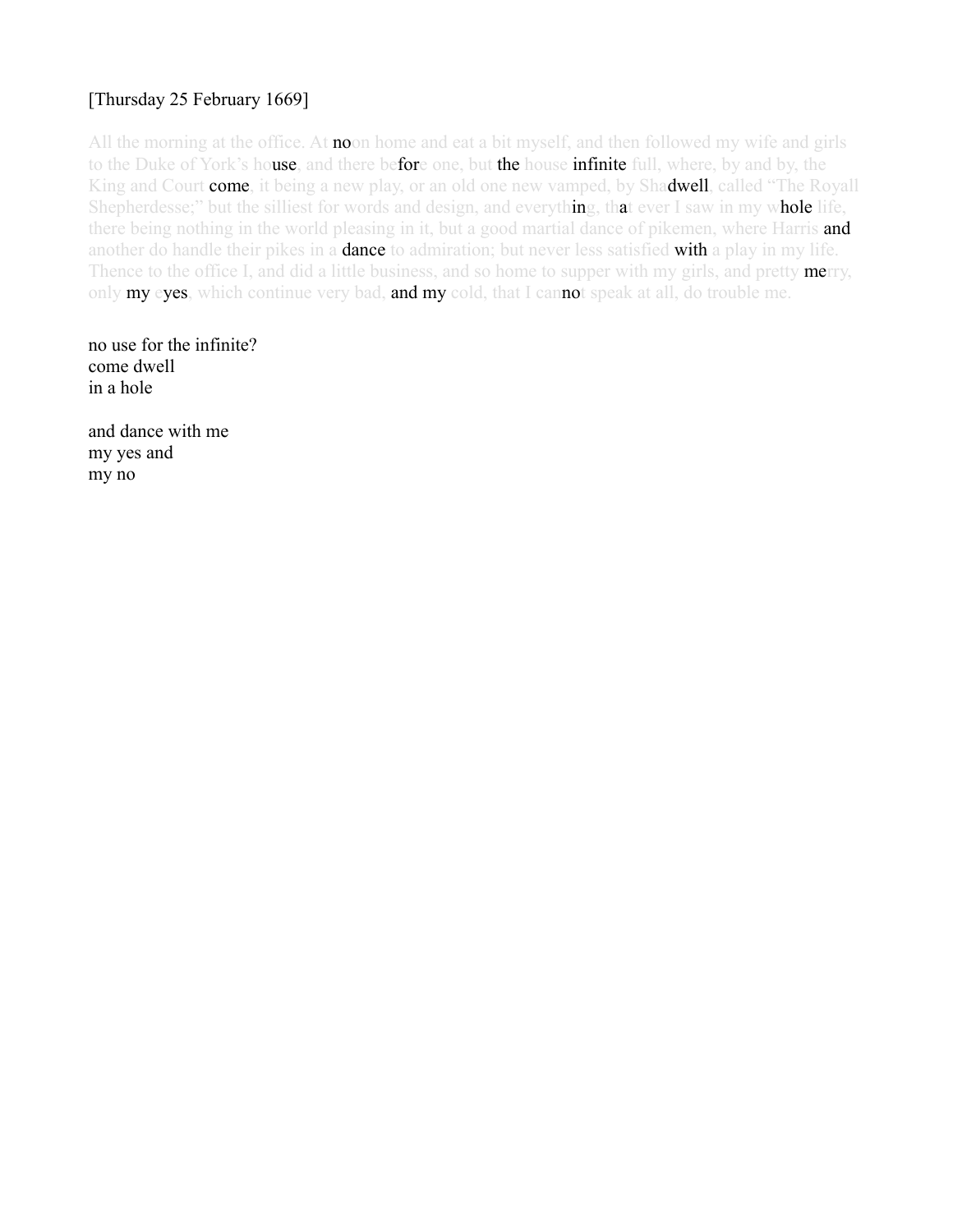[Thursday 25 February 1669]

All the morning at the office. At noon home and eat a bit myself, and then followed my wife and girls to the Duke of York's house, and there before one, but the house infinite full, where, by and by, the King and Court come, it being a new play, or an old one new vamped, by Shadwell, called "The Royall Shepherdesse;" but the silliest for words and design, and everything, that ever I saw in my whole life, there being nothing in the world pleasing in it, but a good martial dance of pikemen, where Harris and another do handle their pikes in a dance to admiration; but never less satisfied with a play in my life. Thence to the office I, and did a little business, and so home to supper with my girls, and pretty merry, only my eyes, which continue very bad, and my cold, that I cannot speak at all, do trouble me.

no use for the infinite?  
come dwell  
in a hole

and dance with me  
my yes and  
my no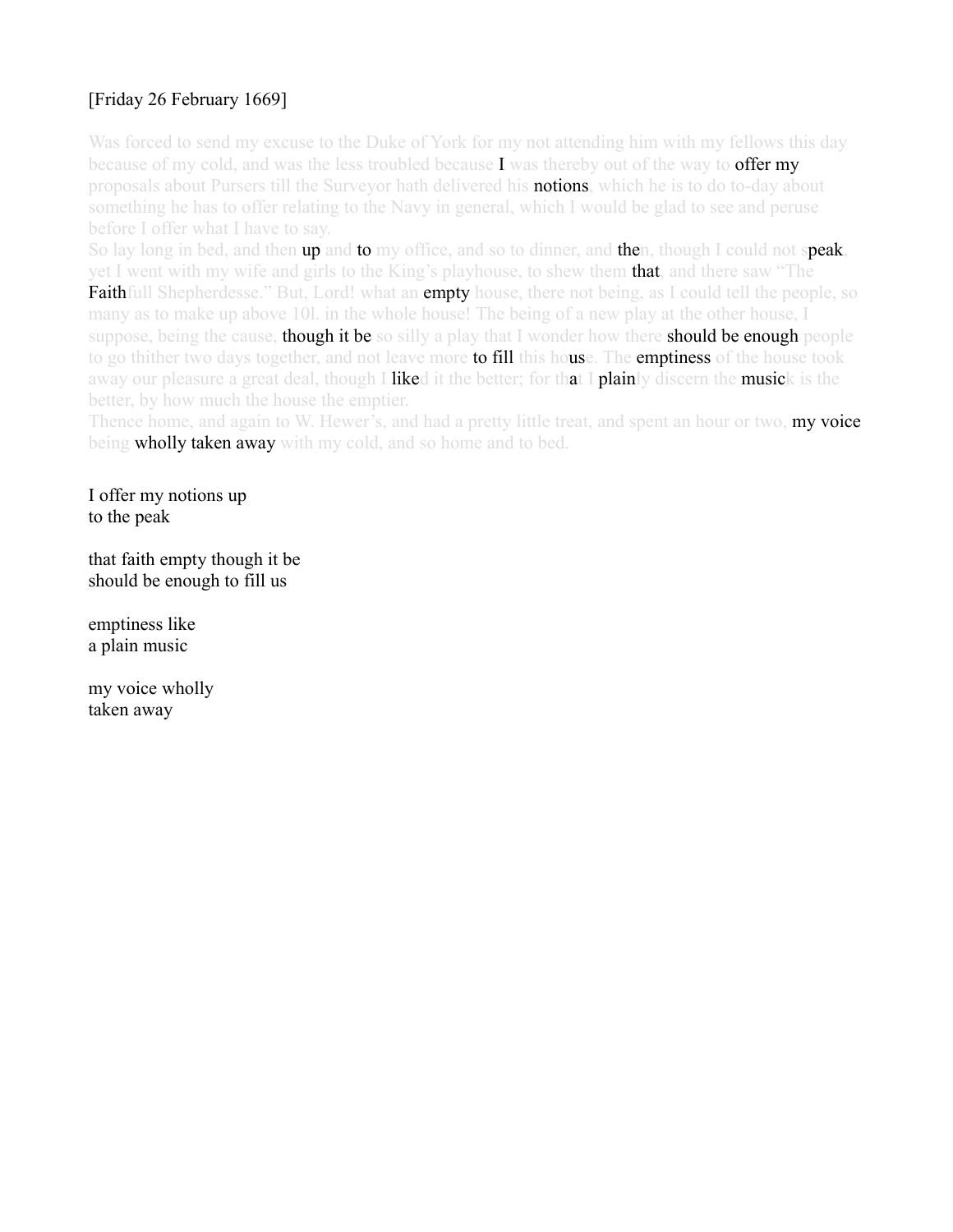[Friday 26 February 1669]

Was forced to send my excuse to the Duke of York for my not attending him with my fellows this day because of my cold, and was the less troubled because I was thereby out of the way to offer my proposals about Pursers till the Surveyor hath delivered his notions, which he is to do to-day about something he has to offer relating to the Navy in general, which I would be glad to see and peruse before I offer what I have to say.

So lay long in bed, and then up and to my office, and so to dinner, and then, though I could not speak, yet I went with my wife and girls to the King's playhouse, to shew them that, and there saw "The Faithfull Shepherdesse." But, Lord! what an empty house, there not being, as I could tell the people, so many as to make up above 10l. in the whole house! The being of a new play at the other house, I suppose, being the cause, though it be so silly a play that I wonder how there should be enough people to go thither two days together, and not leave more to fill this house. The emptiness of the house took away our pleasure a great deal, though I liked it the better; for that I plainly discern the musick is the better, by how much the house the emptier.

Thence home, and again to W. Hewer's, and had a pretty little treat, and spent an hour or two, my voice being wholly taken away with my cold, and so home and to bed.

I offer my notions up
to the peak

that faith empty though it be
should be enough to fill us

emptiness like
a plain music

my voice wholly
taken away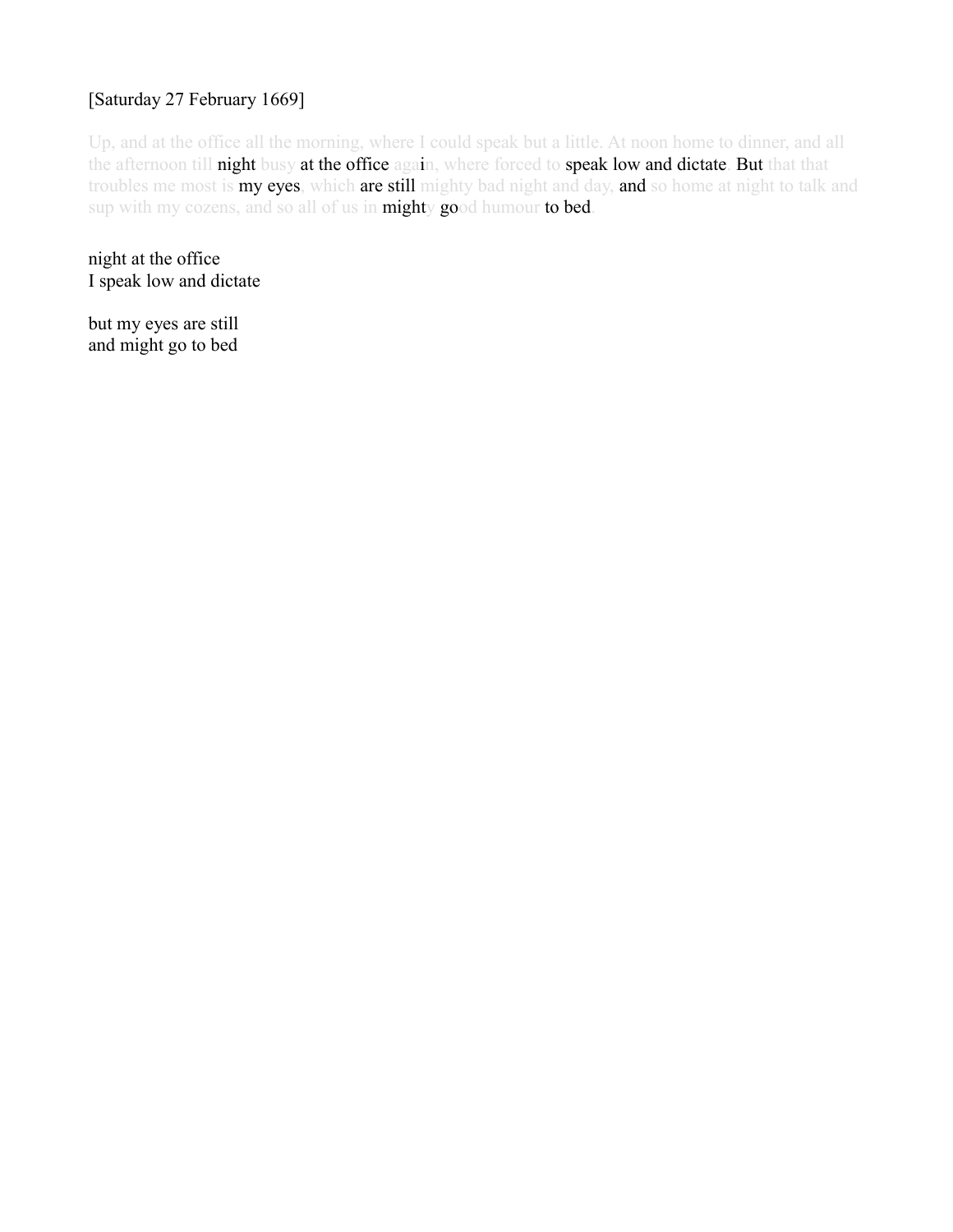[Saturday 27 February 1669]

Up, and at the office all the morning, where I could speak but a little. At noon home to dinner, and all the afternoon till night busy at the office again, where forced to speak low and dictate. But that that troubles me most is my eyes, which are still mighty bad night and day, and so home at night to talk and sup with my cozens, and so all of us in mighty good humour to bed.

night at the office
I speak low and dictate

but my eyes are still
and might go to bed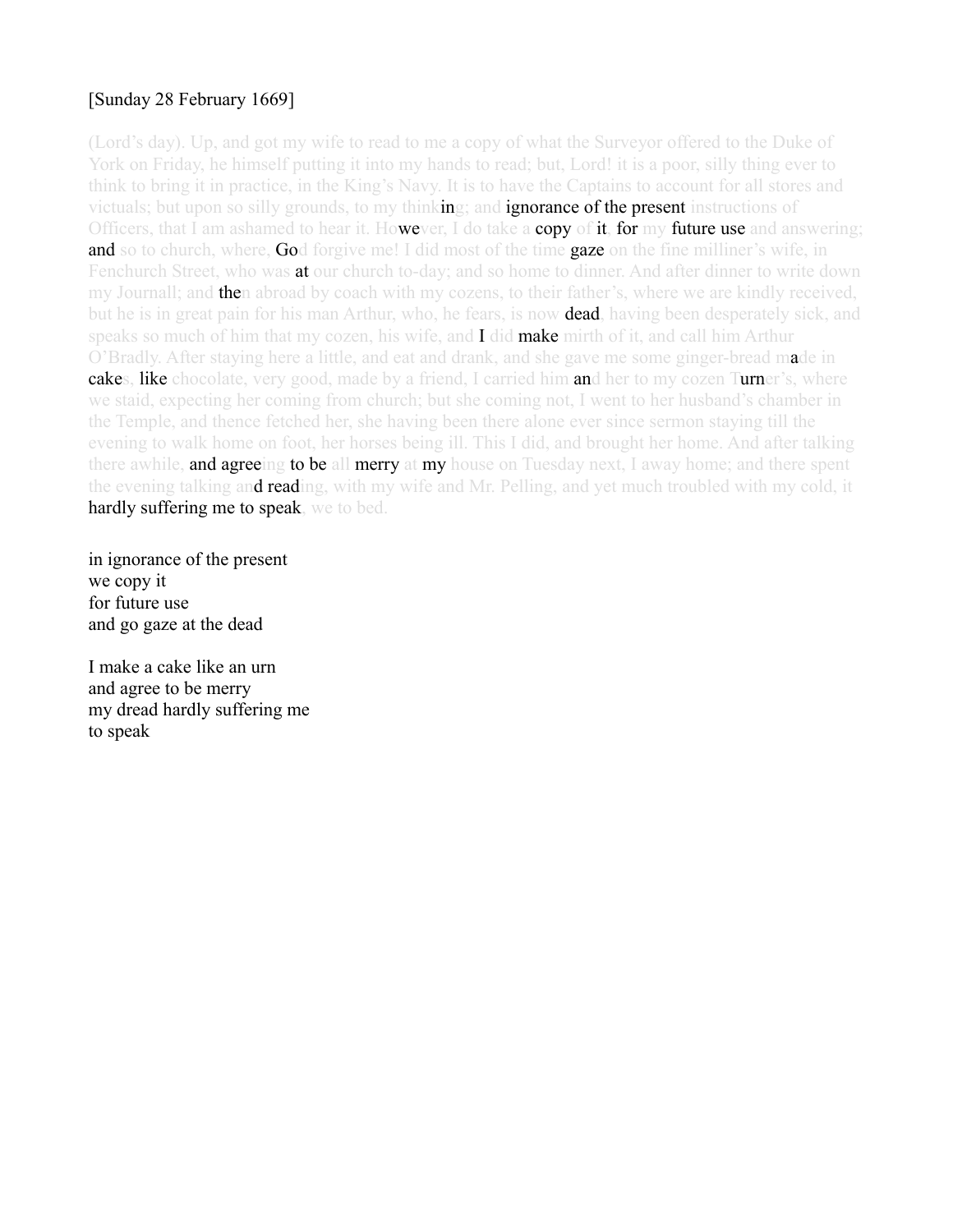[Sunday 28 February 1669]

(Lord's day). Up, and got my wife to read to me a copy of what the Surveyor offered to the Duke of York on Friday, he himself putting it into my hands to read; but, Lord! it is a poor, silly thing ever to think to bring it in practice, in the King's Navy. It is to have the Captains to account for all stores and victuals; but upon so silly grounds, to my thinking; and ignorance of the present instructions of Officers, that I am ashamed to hear it. However, I do take a copy of it for my future use and answering; and so to church, where, God forgive me! I did most of the time gaze on the fine milliner's wife, in Fenchurch Street, who was at our church to-day; and so home to dinner. And after dinner to write down my Journall; and then abroad by coach with my cozens, to their father's, where we are kindly received, but he is in great pain for his man Arthur, who, he fears, is now dead, having been desperately sick, and speaks so much of him that my cozen, his wife, and I did make mirth of it, and call him Arthur O'Bradly. After staying here a little, and eat and drank, and she gave me some ginger-bread made in cakes, like chocolate, very good, made by a friend, I carried him and her to my cozen Turner's, where we staid, expecting her coming from church; but she coming not, I went to her husband's chamber in the Temple, and thence fetched her, she having been there alone ever since sermon staying till the evening to walk home on foot, her horses being ill. This I did, and brought her home. And after talking there awhile, and agreeing to be all merry at my house on Tuesday next, I away home; and there spent the evening talking and reading, with my wife and Mr. Pelling, and yet much troubled with my cold, it hardly suffering me to speak, we to bed.

in ignorance of the present  
we copy it  
for future use  
and go gaze at the dead

I make a cake like an urn  
and agree to be merry  
my dread hardly suffering me  
to speak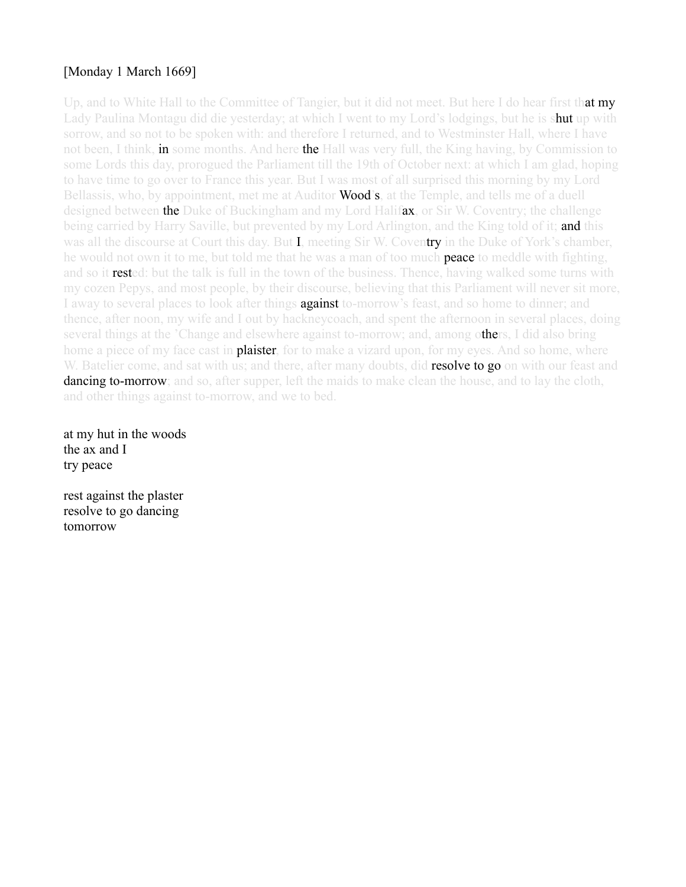[Monday 1 March 1669]

Up, and to White Hall to the Committee of Tangier, but it did not meet. But here I do hear first that my Lady Paulina Montagu did die yesterday; at which I went to my Lord's lodgings, but he is shut up with sorrow, and so not to be spoken with: and therefore I returned, and to Westminster Hall, where I have not been, I think, in some months. And here the Hall was very full, the King having, by Commission to some Lords this day, prorogued the Parliament till the 19th of October next: at which I am glad, hoping to have time to go over to France this year. But I was most of all surprised this morning by my Lord Bellassis, who, by appointment, met me at Auditor Wood's, at the Temple, and tells me of a duell designed between the Duke of Buckingham and my Lord Halifax, or Sir W. Coventry; the challenge being carried by Harry Saville, but prevented by my Lord Arlington, and the King told of it; and this was all the discourse at Court this day. But I, meeting Sir W. Coventry in the Duke of York's chamber, he would not own it to me, but told me that he was a man of too much peace to meddle with fighting, and so it rested: but the talk is full in the town of the business. Thence, having walked some turns with my cozen Pepys, and most people, by their discourse, believing that this Parliament will never sit more, I away to several places to look after things against to-morrow's feast, and so home to dinner; and thence, after noon, my wife and I out by hackneycoach, and spent the afternoon in several places, doing several things at the 'Change and elsewhere against to-morrow; and, among others, I did also bring home a piece of my face cast in plaister, for to make a vizard upon, for my eyes. And so home, where W. Batelier come, and sat with us; and there, after many doubts, did resolve to go on with our feast and dancing to-morrow; and so, after supper, left the maids to make clean the house, and to lay the cloth, and other things against to-morrow, and we to bed.

at my hut in the woods
the ax and I
try peace

rest against the plaster
resolve to go dancing
tomorrow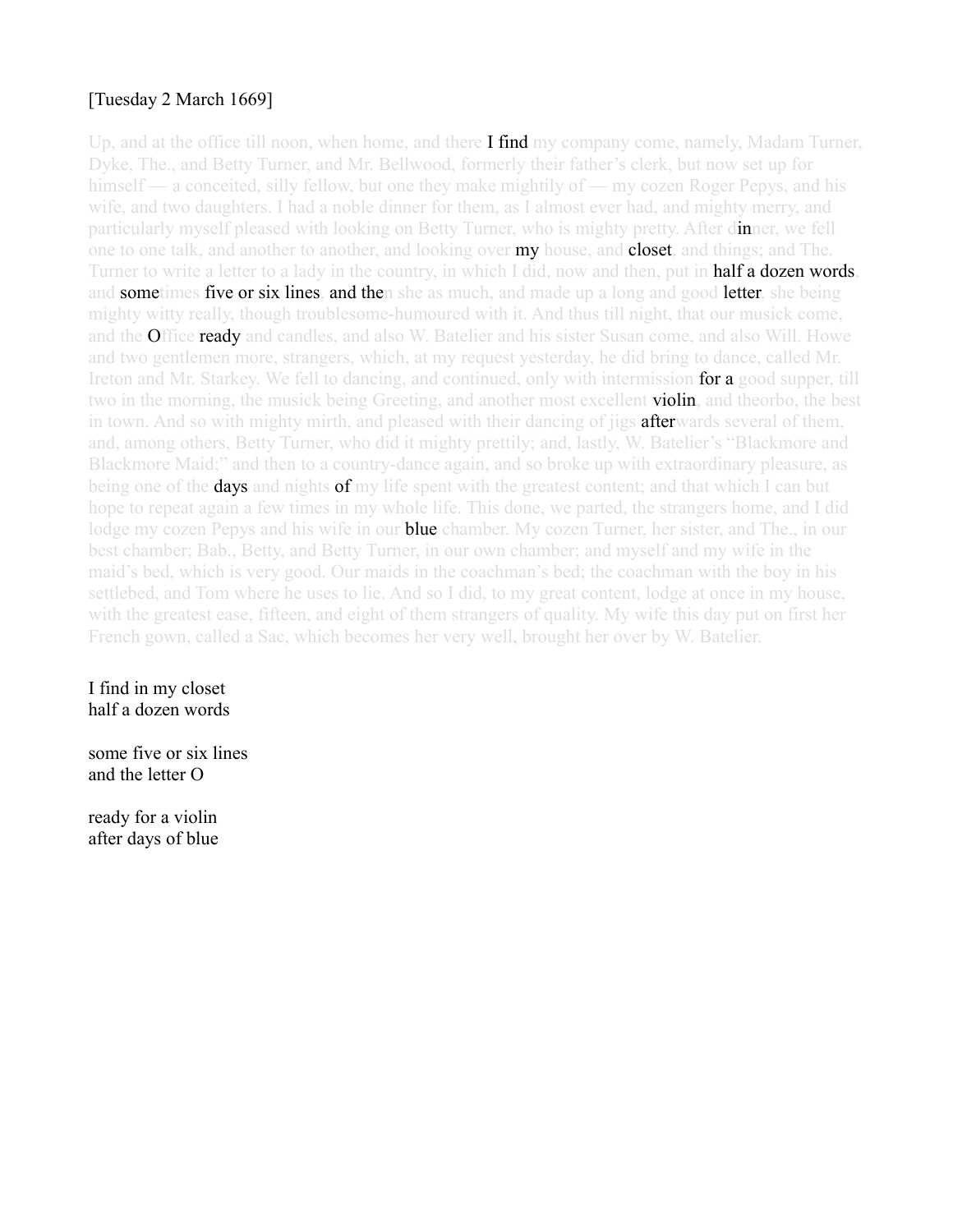[Tuesday 2 March 1669]

Up, and at the office till noon, when home, and there I find my company come, namely, Madam Turner, Dyke, The., and Betty Turner, and Mr. Bellwood, formerly their father's clerk, but now set up for himself — a conceited, silly fellow, but one they make mightily of — my cozen Roger Pepys, and his wife, and two daughters. I had a noble dinner for them, as I almost ever had, and mighty merry, and particularly myself pleased with looking on Betty Turner, who is mighty pretty. After dinner, we fell one to one talk, and another to another, and looking over my house, and closet, and things; and The. Turner to write a letter to a lady in the country, in which I did, now and then, put in half a dozen words, and sometimes five or six lines, and then she as much, and made up a long and good letter, she being mighty witty really, though troublesome-humoured with it. And thus till night, that our musick come, and the Office ready and candles, and also W. Batelier and his sister Susan come, and also Will. Howe and two gentlemen more, strangers, which, at my request yesterday, he did bring to dance, called Mr. Ireton and Mr. Starkey. We fell to dancing, and continued, only with intermission for a good supper, till two in the morning, the musick being Greeting, and another most excellent violin, and theorbo, the best in town. And so with mighty mirth, and pleased with their dancing of jigs afterwards several of them, and, among others, Betty Turner, who did it mighty prettily; and, lastly, W. Batelier's "Blackmore and Blackmore Maid;" and then to a country-dance again, and so broke up with extraordinary pleasure, as being one of the days and nights of my life spent with the greatest content; and that which I can but hope to repeat again a few times in my whole life. This done, we parted, the strangers home, and I did lodge my cozen Pepys and his wife in our blue chamber. My cozen Turner, her sister, and The., in our best chamber; Bab., Betty, and Betty Turner, in our own chamber; and myself and my wife in the maid's bed, which is very good. Our maids in the coachman's bed; the coachman with the boy in his settlebed, and Tom where he uses to lie. And so I did, to my great content, lodge at once in my house, with the greatest ease, fifteen, and eight of them strangers of quality. My wife this day put on first her French gown, called a Sac, which becomes her very well, brought her over by W. Batelier.

I find in my closet  
half a dozen words

some five or six lines  
and the letter O

ready for a violin  
after days of blue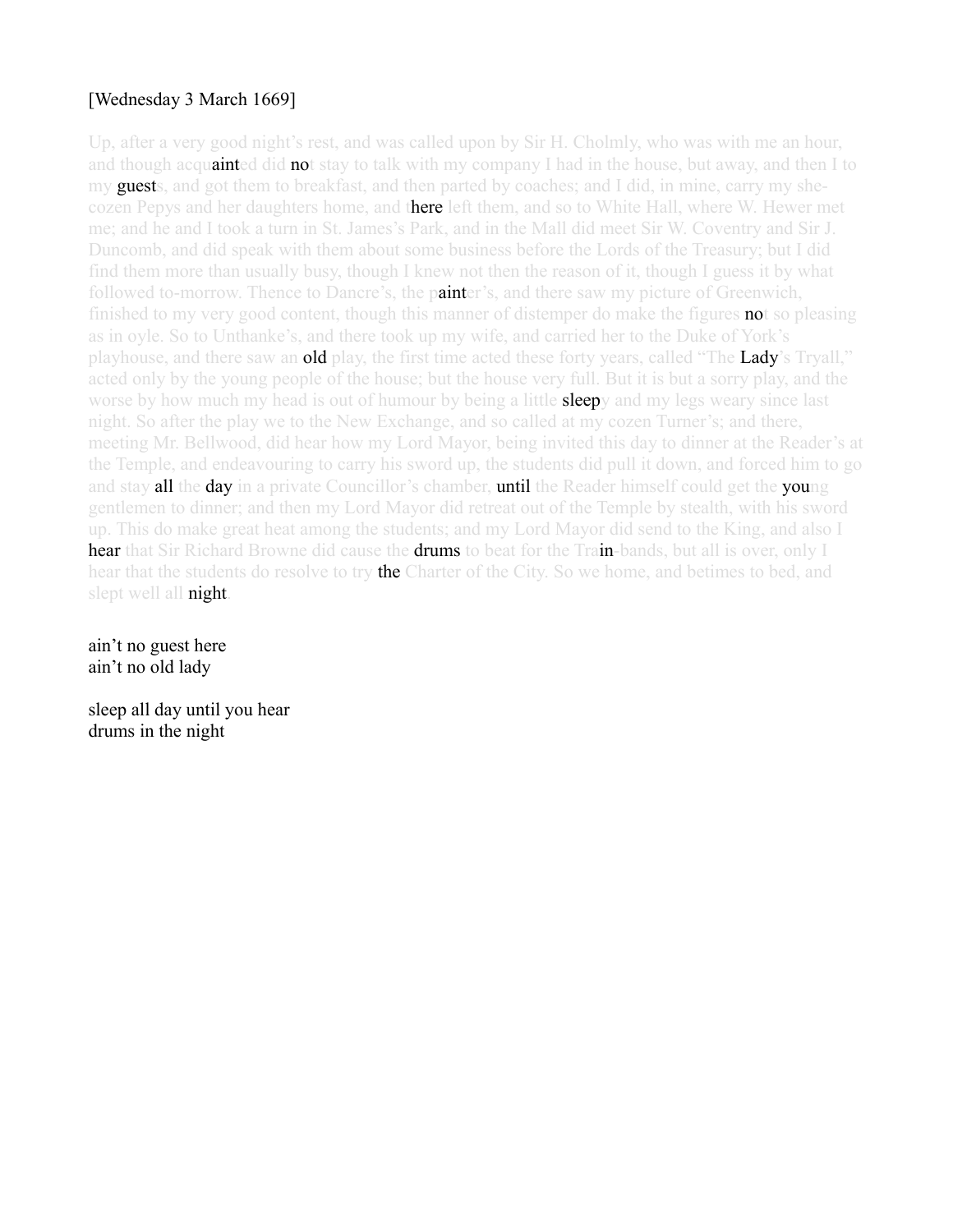[Wednesday 3 March 1669]

Up, after a very good night's rest, and was called upon by Sir H. Cholmly, who was with me an hour, and though acqu**aint**ed did **no**t stay to talk with my company I had in the house, but away, and then I to my **guest**s, and got them to breakfast, and then parted by coaches; and I did, in mine, carry my she-cozen Pepys and her daughters home, and t**here** left them, and so to White Hall, where W. Hewer met me; and he and I took a turn in St. James's Park, and in the Mall did meet Sir W. Coventry and Sir J. Duncomb, and did speak with them about some business before the Lords of the Treasury; but I did find them more than usually busy, though I knew not then the reason of it, though I guess it by what followed to-morrow. Thence to Dancre's, the p**aint**er's, and there saw my picture of Greenwich, finished to my very good content, though this manner of distemper do make the figures **no**t so pleasing as in oyle. So to Unthanke's, and there took up my wife, and carried her to the Duke of York's playhouse, and there saw an **old** play, the first time acted these forty years, called "The **Lady**'s Tryall," acted only by the young people of the house; but the house very full. But it is but a sorry play, and the worse by how much my head is out of humour by being a little **sleep**y and my legs weary since last night. So after the play we to the New Exchange, and so called at my cozen Turner's; and there, meeting Mr. Bellwood, did hear how my Lord Mayor, being invited this day to dinner at the Reader's at the Temple, and endeavouring to carry his sword up, the students did pull it down, and forced him to go and stay **all** the **day** in a private Councillor's chamber, **until** the Reader himself could get the **you**ng gentlemen to dinner; and then my Lord Mayor did retreat out of the Temple by stealth, with his sword up. This do make great heat among the students; and my Lord Mayor did send to the King, and also I **hear** that Sir Richard Browne did cause the **drums** to beat for the Tra**in**-bands, but all is over, only I hear that the students do resolve to try **the** Charter of the City. So we home, and betimes to bed, and slept well all **night**.

ain't no guest here  
ain't no old lady

sleep all day until you hear  
drums in the night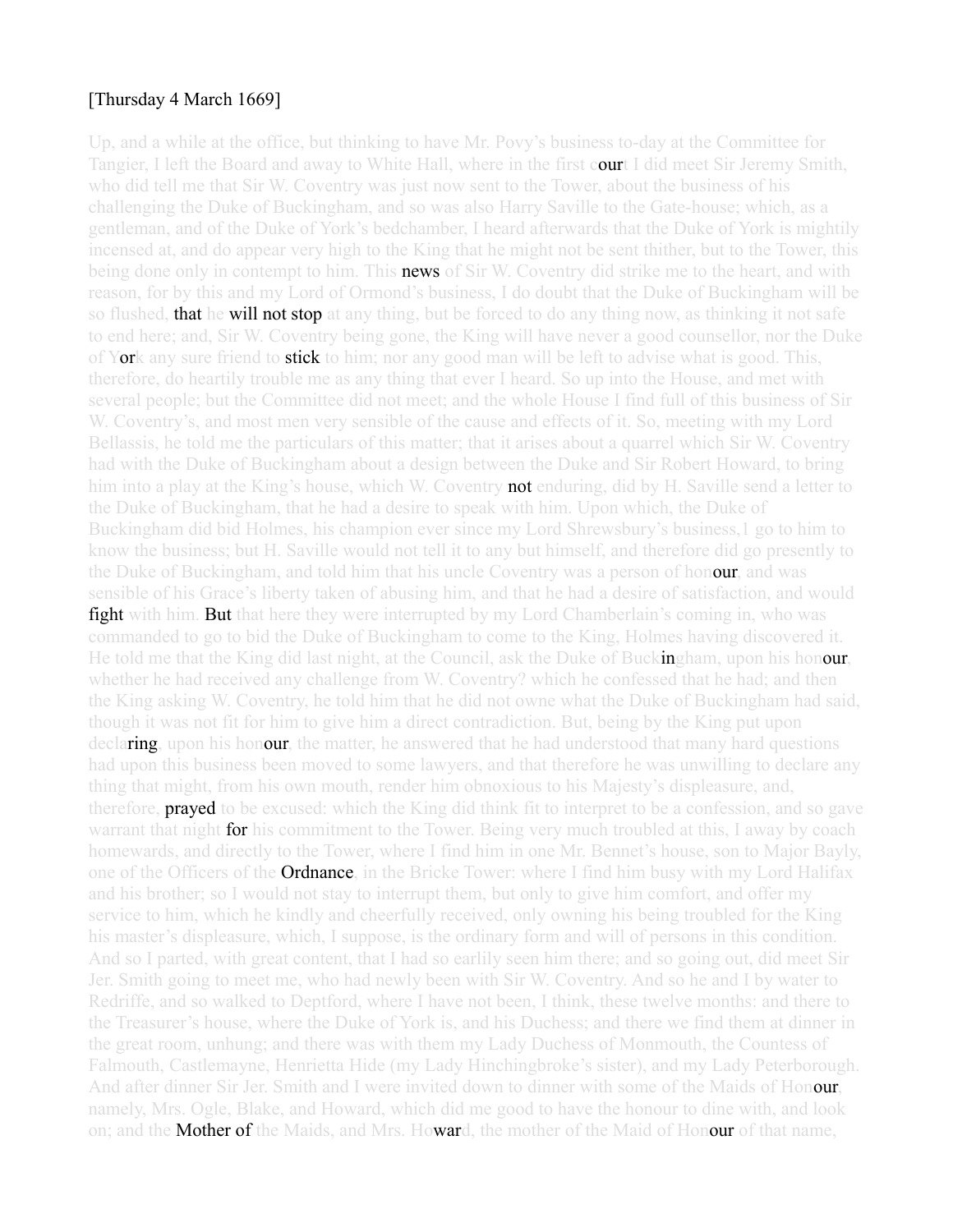[Thursday 4 March 1669]

Up, and a while at the office, but thinking to have Mr. Povy's business to-day at the Committee for Tangier, I left the Board and away to White Hall, where in the first court I did meet Sir Jeremy Smith, who did tell me that Sir W. Coventry was just now sent to the Tower, about the business of his challenging the Duke of Buckingham, and so was also Harry Saville to the Gate-house; which, as a gentleman, and of the Duke of York's bedchamber, I heard afterwards that the Duke of York is mightily incensed at, and do appear very high to the King that he might not be sent thither, but to the Tower, this being done only in contempt to him. This news of Sir W. Coventry did strike me to the heart, and with reason, for by this and my Lord of Ormond's business, I do doubt that the Duke of Buckingham will be so flushed, that he will not stop at any thing, but be forced to do any thing now, as thinking it not safe to end here; and, Sir W. Coventry being gone, the King will have never a good counsellor, nor the Duke of York any sure friend to stick to him; nor any good man will be left to advise what is good. This, therefore, do heartily trouble me as any thing that ever I heard. So up into the House, and met with several people; but the Committee did not meet; and the whole House I find full of this business of Sir W. Coventry's, and most men very sensible of the cause and effects of it. So, meeting with my Lord Bellassis, he told me the particulars of this matter; that it arises about a quarrel which Sir W. Coventry had with the Duke of Buckingham about a design between the Duke and Sir Robert Howard, to bring him into a play at the King's house, which W. Coventry not enduring, did by H. Saville send a letter to the Duke of Buckingham, that he had a desire to speak with him. Upon which, the Duke of Buckingham did bid Holmes, his champion ever since my Lord Shrewsbury's business,1 go to him to know the business; but H. Saville would not tell it to any but himself, and therefore did go presently to the Duke of Buckingham, and told him that his uncle Coventry was a person of honour, and was sensible of his Grace's liberty taken of abusing him, and that he had a desire of satisfaction, and would fight with him. But that here they were interrupted by my Lord Chamberlain's coming in, who was commanded to go to bid the Duke of Buckingham to come to the King, Holmes having discovered it. He told me that the King did last night, at the Council, ask the Duke of Buckingham, upon his honour, whether he had received any challenge from W. Coventry? which he confessed that he had; and then the King asking W. Coventry, he told him that he did not owne what the Duke of Buckingham had said, though it was not fit for him to give him a direct contradiction. But, being by the King put upon declaring, upon his honour, the matter, he answered that he had understood that many hard questions had upon this business been moved to some lawyers, and that therefore he was unwilling to declare any thing that might, from his own mouth, render him obnoxious to his Majesty's displeasure, and, therefore, prayed to be excused: which the King did think fit to interpret to be a confession, and so gave warrant that night for his commitment to the Tower. Being very much troubled at this, I away by coach homewards, and directly to the Tower, where I find him in one Mr. Bennet's house, son to Major Bayly, one of the Officers of the Ordnance, in the Bricke Tower: where I find him busy with my Lord Halifax and his brother; so I would not stay to interrupt them, but only to give him comfort, and offer my service to him, which he kindly and cheerfully received, only owning his being troubled for the King his master's displeasure, which, I suppose, is the ordinary form and will of persons in this condition. And so I parted, with great content, that I had so earlily seen him there; and so going out, did meet Sir Jer. Smith going to meet me, who had newly been with Sir W. Coventry. And so he and I by water to Redriffe, and so walked to Deptford, where I have not been, I think, these twelve months: and there to the Treasurer's house, where the Duke of York is, and his Duchess; and there we find them at dinner in the great room, unhung; and there was with them my Lady Duchess of Monmouth, the Countess of Falmouth, Castlemayne, Henrietta Hide (my Lady Hinchingbroke's sister), and my Lady Peterborough. And after dinner Sir Jer. Smith and I were invited down to dinner with some of the Maids of Honour, namely, Mrs. Ogle, Blake, and Howard, which did me good to have the honour to dine with, and look on; and the Mother of the Maids, and Mrs. Howard, the mother of the Maid of Honour of that name,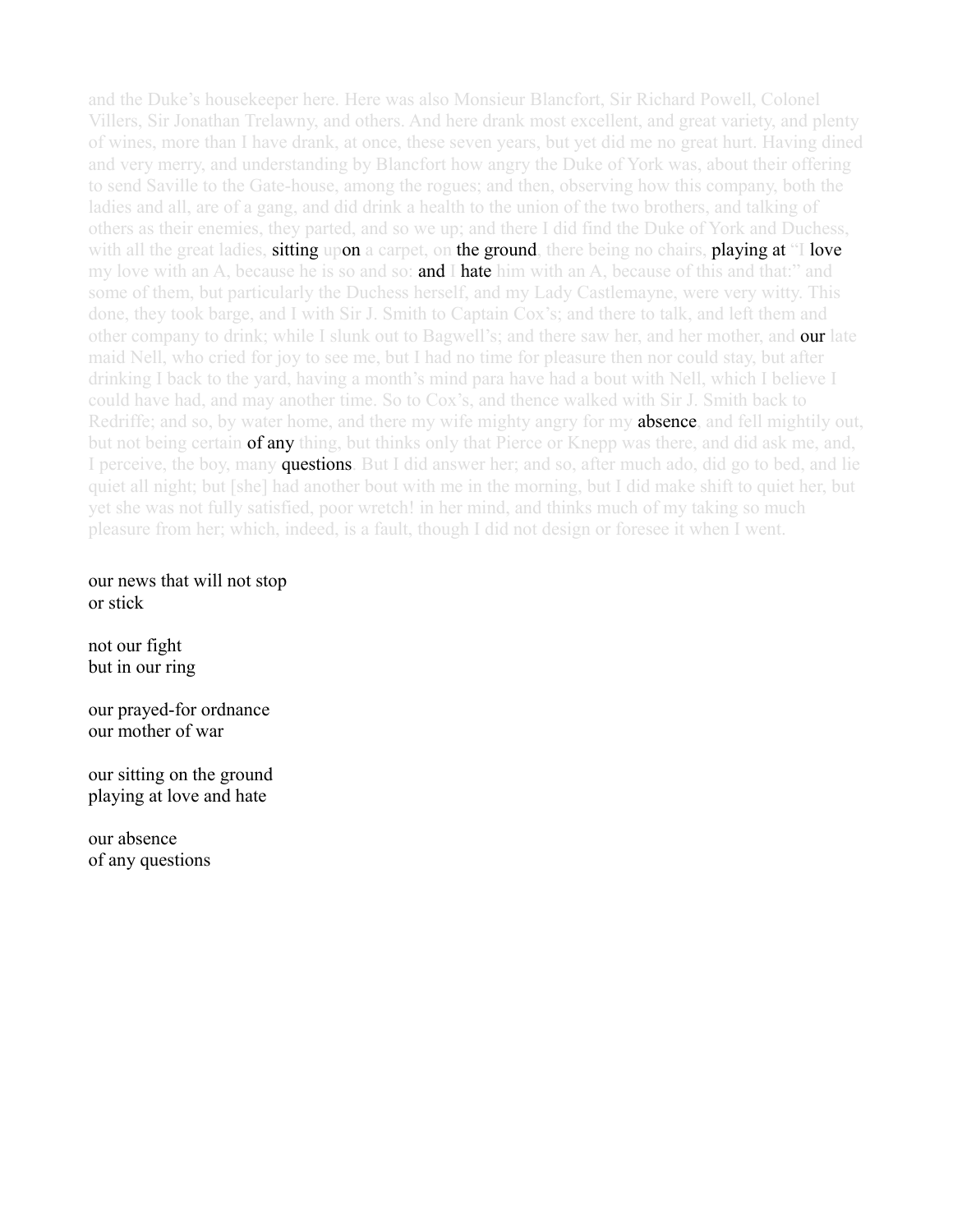and the Duke's housekeeper here. Here was also Monsieur Blancfort, Sir Richard Powell, Colonel Villers, Sir Jonathan Trelawny, and others. And here drank most excellent, and great variety, and plenty of wines, more than I have drank, at once, these seven years, but yet did me no great hurt. Having dined and very merry, and understanding by Blancfort how angry the Duke of York was, about their offering to send Saville to the Gate-house, among the rogues; and then, observing how this company, both the ladies and all, are of a gang, and did drink a health to the union of the two brothers, and talking of others as their enemies, they parted, and so we up; and there I did find the Duke of York and Duchess, with all the great ladies, **sitting** up**on** a carpet, on **the ground**, there being no chairs, **playing at** "I **love** my love with an A, because he is so and so: **and** I **hate** him with an A, because of this and that:" and some of them, but particularly the Duchess herself, and my Lady Castlemayne, were very witty. This done, they took barge, and I with Sir J. Smith to Captain Cox's; and there to talk, and left them and other company to drink; while I slunk out to Bagwell's; and there saw her, and her mother, and **our** late maid Nell, who cried for joy to see me, but I had no time for pleasure then nor could stay, but after drinking I back to the yard, having a month's mind para have had a bout with Nell, which I believe I could have had, and may another time. So to Cox's, and thence walked with Sir J. Smith back to Redriffe; and so, by water home, and there my wife mighty angry for my **absence**, and fell mightily out, but not being certain **of any** thing, but thinks only that Pierce or Knepp was there, and did ask me, and, I perceive, the boy, many **questions**. But I did answer her; and so, after much ado, did go to bed, and lie quiet all night; but [she] had another bout with me in the morning, but I did make shift to quiet her, but yet she was not fully satisfied, poor wretch! in her mind, and thinks much of my taking so much pleasure from her; which, indeed, is a fault, though I did not design or foresee it when I went.

our news that will not stop
or stick

not our fight
but in our ring

our prayed-for ordnance
our mother of war

our sitting on the ground
playing at love and hate

our absence
of any questions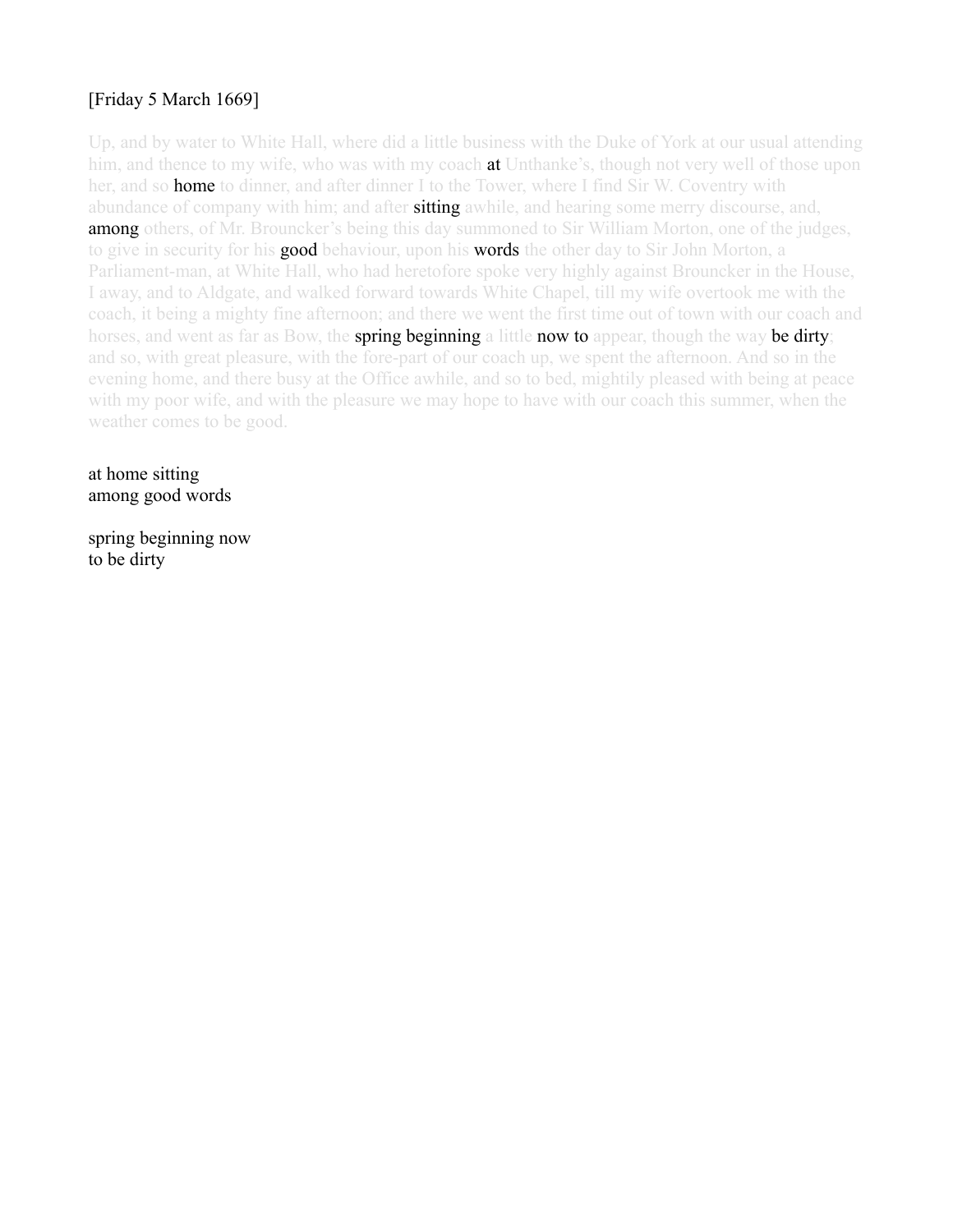[Friday 5 March 1669]

Up, and by water to White Hall, where did a little business with the Duke of York at our usual attending him, and thence to my wife, who was with my coach **at** Unthanke's, though not very well of those upon her, and so **home** to dinner, and after dinner I to the Tower, where I find Sir W. Coventry with abundance of company with him; and after **sitting** awhile, and hearing some merry discourse, and, **among** others, of Mr. Brouncker's being this day summoned to Sir William Morton, one of the judges, to give in security for his **good** behaviour, upon his **words** the other day to Sir John Morton, a Parliament-man, at White Hall, who had heretofore spoke very highly against Brouncker in the House, I away, and to Aldgate, and walked forward towards White Chapel, till my wife overtook me with the coach, it being a mighty fine afternoon; and there we went the first time out of town with our coach and horses, and went as far as Bow, the **spring beginning** a little **now to** appear, though the way **be dirty**; and so, with great pleasure, with the fore-part of our coach up, we spent the afternoon. And so in the evening home, and there busy at the Office awhile, and so to bed, mightily pleased with being at peace with my poor wife, and with the pleasure we may hope to have with our coach this summer, when the weather comes to be good.

at home sitting
among good words

spring beginning now
to be dirty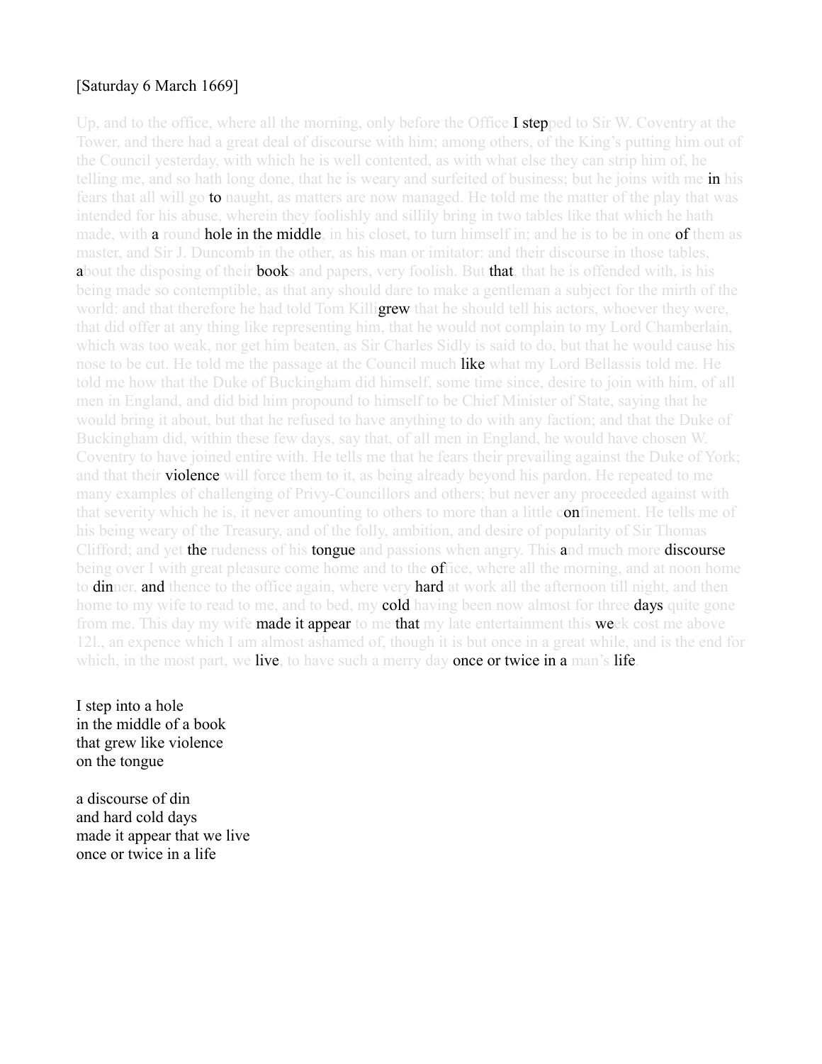[Saturday 6 March 1669]

Up, and to the office, where all the morning, only before the Office I stepped to Sir W. Coventry at the Tower, and there had a great deal of discourse with him; among others, of the King's putting him out of the Council yesterday, with which he is well contented, as with what else they can strip him of, he telling me, and so hath long done, that he is weary and surfeited of business; but he joins with me in his fears that all will go to naught, as matters are now managed. He told me the matter of the play that was intended for his abuse, wherein they foolishly and sillily bring in two tables like that which he hath made, with a round hole in the middle, in his closet, to turn himself in; and he is to be in one of them as master, and Sir J. Duncomb in the other, as his man or imitator: and their discourse in those tables, about the disposing of their books and papers, very foolish. But that, that he is offended with, is his being made so contemptible, as that any should dare to make a gentleman a subject for the mirth of the world: and that therefore he had told Tom Killigrew that he should tell his actors, whoever they were, that did offer at any thing like representing him, that he would not complain to my Lord Chamberlain, which was too weak, nor get him beaten, as Sir Charles Sidly is said to do, but that he would cause his nose to be cut. He told me the passage at the Council much like what my Lord Bellassis told me. He told me how that the Duke of Buckingham did himself, some time since, desire to join with him, of all men in England, and did bid him propound to himself to be Chief Minister of State, saying that he would bring it about, but that he refused to have anything to do with any faction; and that the Duke of Buckingham did, within these few days, say that, of all men in England, he would have chosen W. Coventry to have joined entire with. He tells me that he fears their prevailing against the Duke of York; and that their violence will force them to it, as being already beyond his pardon. He repeated to me many examples of challenging of Privy-Councillors and others; but never any proceeded against with that severity which he is, it never amounting to others to more than a little confinement. He tells me of his being weary of the Treasury, and of the folly, ambition, and desire of popularity of Sir Thomas Clifford; and yet the rudeness of his tongue and passions when angry. This and much more discourse being over I with great pleasure come home and to the office, where all the morning, and at noon home to dinner, and thence to the office again, where very hard at work all the afternoon till night, and then home to my wife to read to me, and to bed, my cold having been now almost for three days quite gone from me. This day my wife made it appear to me that my late entertainment this week cost me above 12l., an expence which I am almost ashamed of, though it is but once in a great while, and is the end for which, in the most part, we live, to have such a merry day once or twice in a man's life.

I step into a hole  
in the middle of a book  
that grew like violence  
on the tongue

a discourse of din  
and hard cold days  
made it appear that we live  
once or twice in a life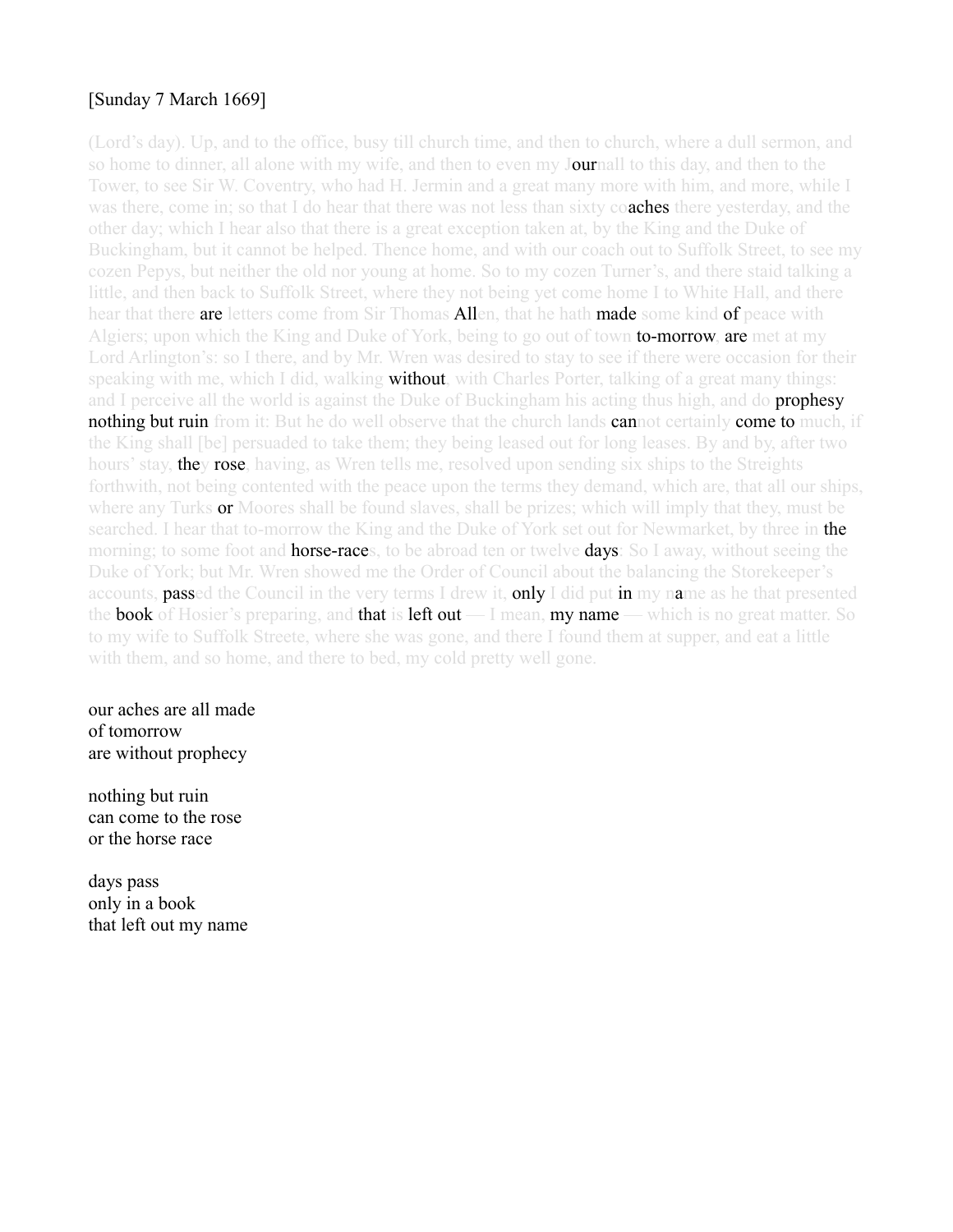[Sunday 7 March 1669]

(Lord's day). Up, and to the office, busy till church time, and then to church, where a dull sermon, and so home to dinner, all alone with my wife, and then to even my J**our**nall to this day, and then to the Tower, to see Sir W. Coventry, who had H. Jermin and a great many more with him, and more, while I was there, come in; so that I do hear that there was not less than sixty co**aches** there yesterday, and the other day; which I hear also that there is a great exception taken at, by the King and the Duke of Buckingham, but it cannot be helped. Thence home, and with our coach out to Suffolk Street, to see my cozen Pepys, but neither the old nor young at home. So to my cozen Turner's, and there staid talking a little, and then back to Suffolk Street, where they not being yet come home I to White Hall, and there hear that there **are** letters come from Sir Thomas **All**en, that he hath **made** some kind **of** peace with Algiers; upon which the King and Duke of York, being to go out of town **to-morrow**, **are** met at my Lord Arlington's: so I there, and by Mr. Wren was desired to stay to see if there were occasion for their speaking with me, which I did, walking **without**, with Charles Porter, talking of a great many things: and I perceive all the world is against the Duke of Buckingham his acting thus high, and do **prophesy nothing but ruin** from it: But he do well observe that the church lands **can**not certainly **come to** much, if the King shall [be] persuaded to take them; they being leased out for long leases. By and by, after two hours' stay, **the**y **rose**, having, as Wren tells me, resolved upon sending six ships to the Streights forthwith, not being contented with the peace upon the terms they demand, which are, that all our ships, where any Turks **or** Moores shall be found slaves, shall be prizes; which will imply that they, must be searched. I hear that to-morrow the King and the Duke of York set out for Newmarket, by three in **the** morning; to some foot and **horse-race**s, to be abroad ten or twelve **days**: So I away, without seeing the Duke of York; but Mr. Wren showed me the Order of Council about the balancing the Storekeeper's accounts, **pass**ed the Council in the very terms I drew it, **only** I did put **in** my n**a**me as he that presented the **book** of Hosier's preparing, and **that** is **left out** — I mean, **my name** — which is no great matter. So to my wife to Suffolk Streete, where she was gone, and there I found them at supper, and eat a little with them, and so home, and there to bed, my cold pretty well gone.

our aches are all made
of tomorrow
are without prophecy

nothing but ruin
can come to the rose
or the horse race

days pass
only in a book
that left out my name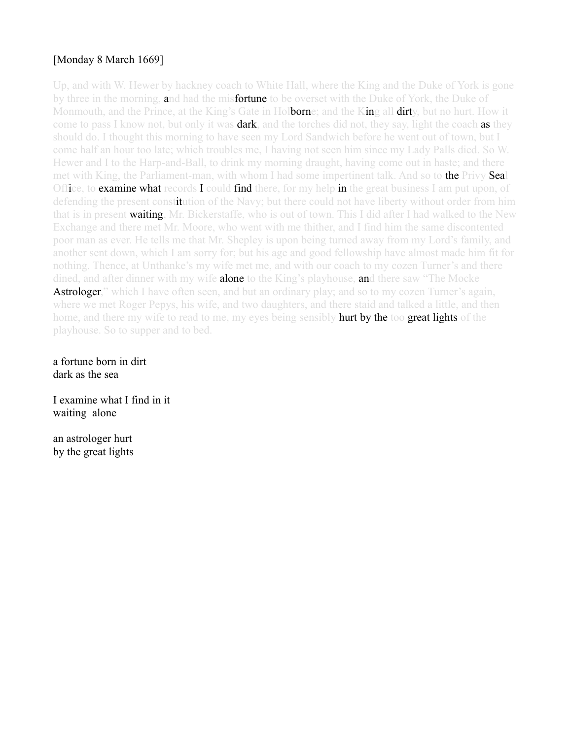[Monday 8 March 1669]

Up, and with W. Hewer by hackney coach to White Hall, where the King and the Duke of York is gone by three in the morning, and had the misfortune to be overset with the Duke of York, the Duke of Monmouth, and the Prince, at the King's Gate in Holborne; and the King all dirty, but no hurt. How it come to pass I know not, but only it was dark, and the torches did not, they say, light the coach as they should do. I thought this morning to have seen my Lord Sandwich before he went out of town, but I come half an hour too late; which troubles me, I having not seen him since my Lady Palls died. So W. Hewer and I to the Harp-and-Ball, to drink my morning draught, having come out in haste; and there met with King, the Parliament-man, with whom I had some impertinent talk. And so to the Privy Seal Office, to examine what records I could find there, for my help in the great business I am put upon, of defending the present constitution of the Navy; but there could not have liberty without order from him that is in present waiting, Mr. Bickerstaffe, who is out of town. This I did after I had walked to the New Exchange and there met Mr. Moore, who went with me thither, and I find him the same discontented poor man as ever. He tells me that Mr. Shepley is upon being turned away from my Lord's family, and another sent down, which I am sorry for; but his age and good fellowship have almost made him fit for nothing. Thence, at Unthanke's my wife met me, and with our coach to my cozen Turner's and there dined, and after dinner with my wife alone to the King's playhouse, and there saw "The Mocke Astrologer," which I have often seen, and but an ordinary play; and so to my cozen Turner's again, where we met Roger Pepys, his wife, and two daughters, and there staid and talked a little, and then home, and there my wife to read to me, my eyes being sensibly hurt by the too great lights of the playhouse. So to supper and to bed.

a fortune born in dirt
dark as the sea

I examine what I find in it
waiting alone

an astrologer hurt
by the great lights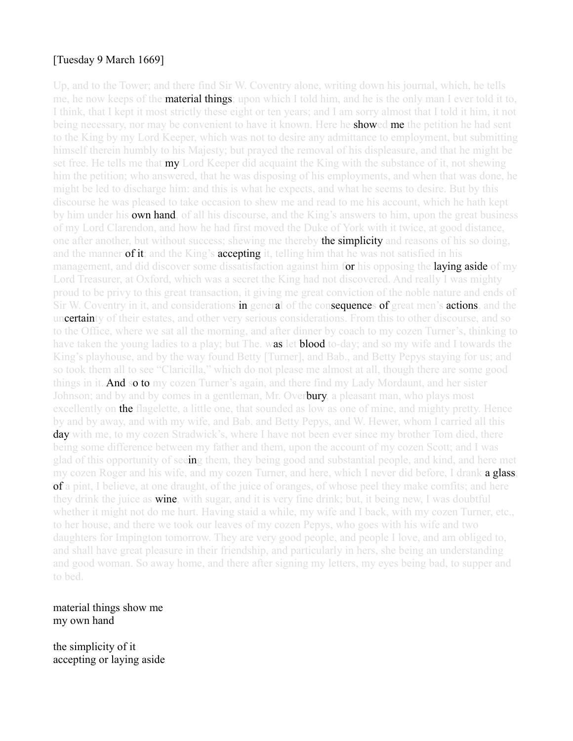[Tuesday 9 March 1669]

Up, and to the Tower; and there find Sir W. Coventry alone, writing down his journal, which, he tells me, he now keeps of the material things; upon which I told him, and he is the only man I ever told it to, I think, that I kept it most strictly these eight or ten years; and I am sorry almost that I told it him, it not being necessary, nor may be convenient to have it known. Here he showed me the petition he had sent to the King by my Lord Keeper, which was not to desire any admittance to employment, but submitting himself therein humbly to his Majesty; but prayed the removal of his displeasure, and that he might be set free. He tells me that my Lord Keeper did acquaint the King with the substance of it, not shewing him the petition; who answered, that he was disposing of his employments, and when that was done, he might be led to discharge him: and this is what he expects, and what he seems to desire. But by this discourse he was pleased to take occasion to shew me and read to me his account, which he hath kept by him under his own hand, of all his discourse, and the King's answers to him, upon the great business of my Lord Clarendon, and how he had first moved the Duke of York with it twice, at good distance, one after another, but without success; shewing me thereby the simplicity and reasons of his so doing, and the manner of it; and the King's accepting it, telling him that he was not satisfied in his management, and did discover some dissatisfaction against him for his opposing the laying aside of my Lord Treasurer, at Oxford, which was a secret the King had not discovered. And really I was mighty proud to be privy to this great transaction, it giving me great conviction of the noble nature and ends of Sir W. Coventry in it, and considerations in general of the consequences of great men's actions, and the uncertainty of their estates, and other very serious considerations. From this to other discourse, and so to the Office, where we sat all the morning, and after dinner by coach to my cozen Turner's, thinking to have taken the young ladies to a play; but The. was let blood to-day; and so my wife and I towards the King's playhouse, and by the way found Betty [Turner], and Bab., and Betty Pepys staying for us; and so took them all to see "Claricilla," which do not please me almost at all, though there are some good things in it. And so to my cozen Turner's again, and there find my Lady Mordaunt, and her sister Johnson; and by and by comes in a gentleman, Mr. Overbury, a pleasant man, who plays most excellently on the flagelette, a little one, that sounded as low as one of mine, and mighty pretty. Hence by and by away, and with my wife, and Bab. and Betty Pepys, and W. Hewer, whom I carried all this day with me, to my cozen Stradwick's, where I have not been ever since my brother Tom died, there being some difference between my father and them, upon the account of my cozen Scott; and I was glad of this opportunity of seeing them, they being good and substantial people, and kind, and here met my cozen Roger and his wife, and my cozen Turner, and here, which I never did before, I drank a glass, of a pint, I believe, at one draught, of the juice of oranges, of whose peel they make comfits; and here they drink the juice as wine, with sugar, and it is very fine drink; but, it being new, I was doubtful whether it might not do me hurt. Having staid a while, my wife and I back, with my cozen Turner, etc., to her house, and there we took our leaves of my cozen Pepys, who goes with his wife and two daughters for Impington tomorrow. They are very good people, and people I love, and am obliged to, and shall have great pleasure in their friendship, and particularly in hers, she being an understanding and good woman. So away home, and there after signing my letters, my eyes being bad, to supper and to bed.

material things show me
my own hand

the simplicity of it
accepting or laying aside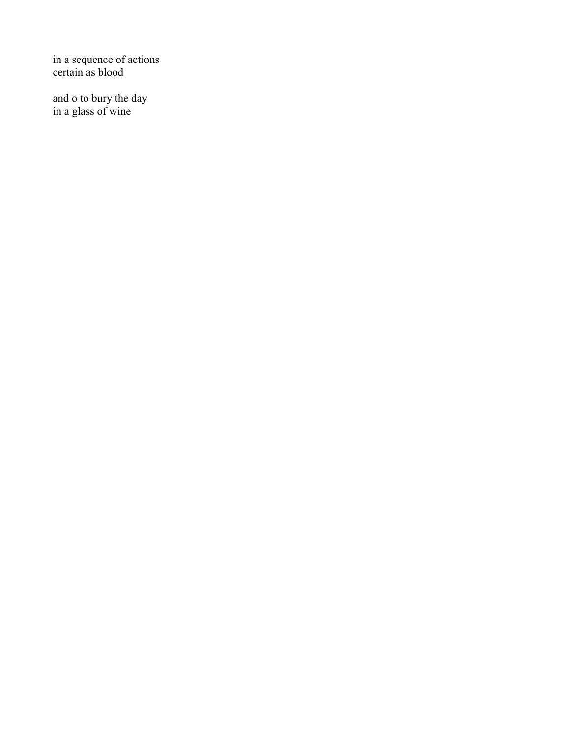in a sequence of actions
certain as blood

and o to bury the day
in a glass of wine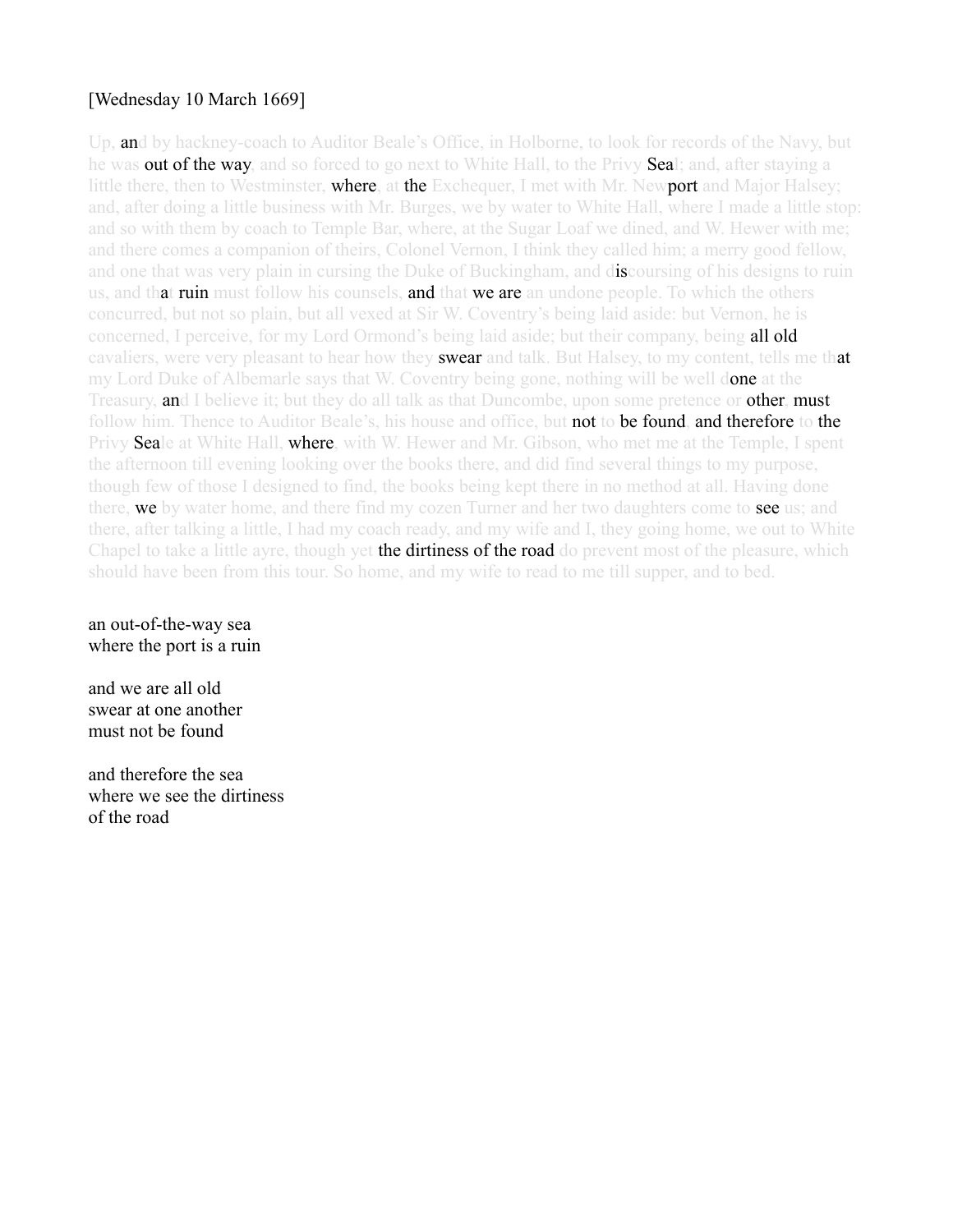[Wednesday 10 March 1669]

Up, and by hackney-coach to Auditor Beale's Office, in Holborne, to look for records of the Navy, but he was out of the way, and so forced to go next to White Hall, to the Privy Seal; and, after staying a little there, then to Westminster, where, at the Exchequer, I met with Mr. Newport and Major Halsey; and, after doing a little business with Mr. Burges, we by water to White Hall, where I made a little stop: and so with them by coach to Temple Bar, where, at the Sugar Loaf we dined, and W. Hewer with me; and there comes a companion of theirs, Colonel Vernon, I think they called him; a merry good fellow, and one that was very plain in cursing the Duke of Buckingham, and discoursing of his designs to ruin us, and that ruin must follow his counsels, and that we are an undone people. To which the others concurred, but not so plain, but all vexed at Sir W. Coventry's being laid aside: but Vernon, he is concerned, I perceive, for my Lord Ormond's being laid aside; but their company, being all old cavaliers, were very pleasant to hear how they swear and talk. But Halsey, to my content, tells me that my Lord Duke of Albemarle says that W. Coventry being gone, nothing will be well done at the Treasury, and I believe it; but they do all talk as that Duncombe, upon some pretence or other, must follow him. Thence to Auditor Beale's, his house and office, but not to be found, and therefore to the Privy Seale at White Hall, where, with W. Hewer and Mr. Gibson, who met me at the Temple, I spent the afternoon till evening looking over the books there, and did find several things to my purpose, though few of those I designed to find, the books being kept there in no method at all. Having done there, we by water home, and there find my cozen Turner and her two daughters come to see us; and there, after talking a little, I had my coach ready, and my wife and I, they going home, we out to White Chapel to take a little ayre, though yet the dirtiness of the road do prevent most of the pleasure, which should have been from this tour. So home, and my wife to read to me till supper, and to bed.

an out-of-the-way sea  
where the port is a ruin

and we are all old  
swear at one another  
must not be found

and therefore the sea  
where we see the dirtiness  
of the road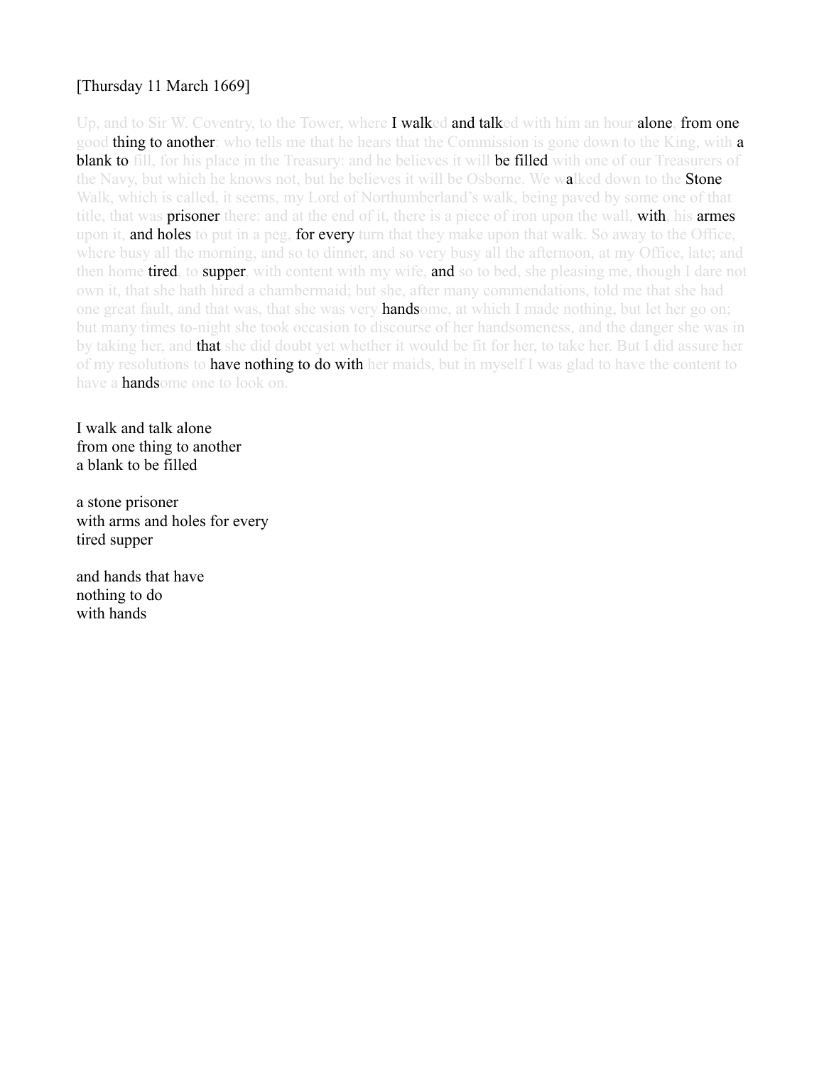[Thursday 11 March 1669]

Up, and to Sir W. Coventry, to the Tower, where I walked and talked with him an hour alone, from one good thing to another: who tells me that he hears that the Commission is gone down to the King, with a blank to fill, for his place in the Treasury: and he believes it will be filled with one of our Treasurers of the Navy, but which he knows not, but he believes it will be Osborne. We walked down to the Stone Walk, which is called, it seems, my Lord of Northumberland's walk, being paved by some one of that title, that was prisoner there: and at the end of it, there is a piece of iron upon the wall, with, his armes upon it, and holes to put in a peg, for every turn that they make upon that walk. So away to the Office, where busy all the morning, and so to dinner, and so very busy all the afternoon, at my Office, late; and then home tired, to supper, with content with my wife, and so to bed, she pleasing me, though I dare not own it, that she hath hired a chambermaid; but she, after many commendations, told me that she had one great fault, and that was, that she was very handsome, at which I made nothing, but let her go on; but many times to-night she took occasion to discourse of her handsomeness, and the danger she was in by taking her, and that she did doubt yet whether it would be fit for her, to take her. But I did assure her of my resolutions to have nothing to do with her maids, but in myself I was glad to have the content to have a handsome one to look on.

I walk and talk alone
from one thing to another
a blank to be filled

a stone prisoner
with arms and holes for every
tired supper

and hands that have
nothing to do
with hands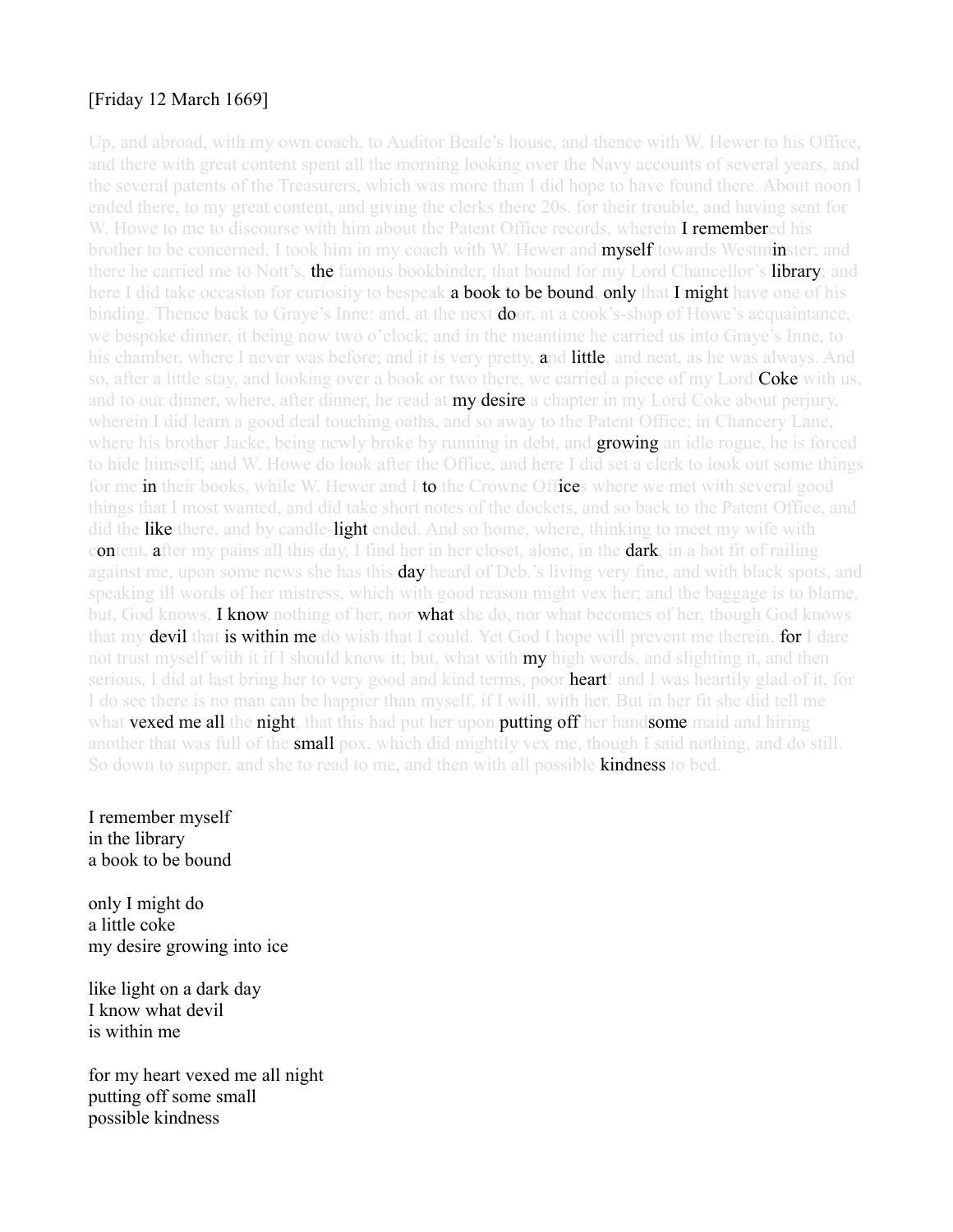[Friday 12 March 1669]

Up, and abroad, with my own coach, to Auditor Beale's house, and thence with W. Hewer to his Office, and there with great content spent all the morning looking over the Navy accounts of several years, and the several patents of the Treasurers, which was more than I did hope to have found there. About noon I ended there, to my great content, and giving the clerks there 20s. for their trouble, and having sent for W. Howe to me to discourse with him about the Patent Office records, wherein I remembered his brother to be concerned, I took him in my coach with W. Hewer and myself towards Westminster; and there he carried me to Nott's, the famous bookbinder, that bound for my Lord Chancellor's library; and here I did take occasion for curiosity to bespeak a book to be bound, only that I might have one of his binding. Thence back to Graye's Inne: and, at the next door, at a cook's-shop of Howe's acquaintance, we bespoke dinner, it being now two o'clock; and in the meantime he carried us into Graye's Inne, to his chamber, where I never was before; and it is very pretty, and little, and neat, as he was always. And so, after a little stay, and looking over a book or two there, we carried a piece of my Lord Coke with us, and to our dinner, where, after dinner, he read at my desire a chapter in my Lord Coke about perjury, wherein I did learn a good deal touching oaths, and so away to the Patent Office; in Chancery Lane, where his brother Jacke, being newly broke by running in debt, and growing an idle rogue, he is forced to hide himself; and W. Howe do look after the Office, and here I did set a clerk to look out some things for me in their books, while W. Hewer and I to the Crowne Offices where we met with several good things that I most wanted, and did take short notes of the dockets, and so back to the Patent Office, and did the like there, and by candle-light ended. And so home, where, thinking to meet my wife with content, after my pains all this day, I find her in her closet, alone, in the dark, in a hot fit of railing against me, upon some news she has this day heard of Deb.'s living very fine, and with black spots, and speaking ill words of her mistress, which with good reason might vex her; and the baggage is to blame, but, God knows, I know nothing of her, nor what she do, nor what becomes of her, though God knows that my devil that is within me do wish that I could. Yet God I hope will prevent me therein, for I dare not trust myself with it if I should know it; but, what with my high words, and slighting it, and then serious, I did at last bring her to very good and kind terms, poor heart! and I was heartily glad of it, for I do see there is no man can be happier than myself, if I will, with her. But in her fit she did tell me what vexed me all the night, that this had put her upon putting off her handsome maid and hiring another that was full of the small pox, which did mightily vex me, though I said nothing, and do still. So down to supper, and she to read to me, and then with all possible kindness to bed.

I remember myself  
in the library  
a book to be bound

only I might do  
a little coke  
my desire growing into ice

like light on a dark day  
I know what devil  
is within me

for my heart vexed me all night  
putting off some small  
possible kindness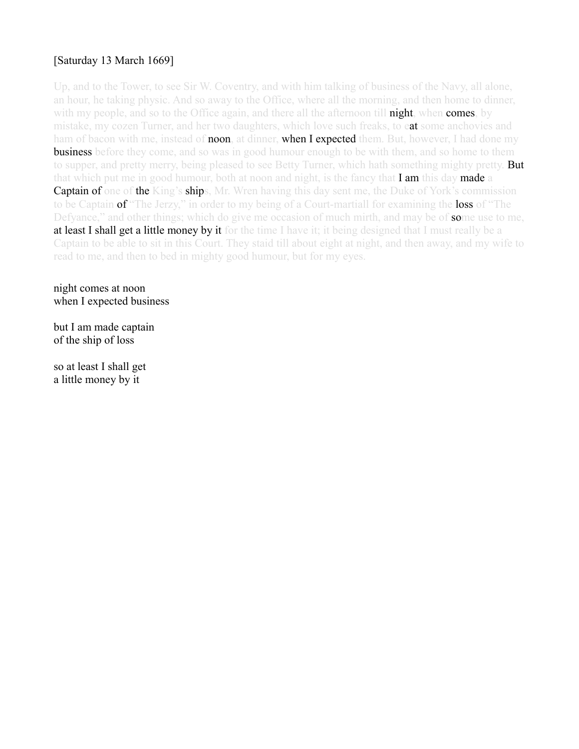[Saturday 13 March 1669]

Up, and to the Tower, to see Sir W. Coventry, and with him talking of business of the Navy, all alone, an hour, he taking physic. And so away to the Office, where all the morning, and then home to dinner, with my people, and so to the Office again, and there all the afternoon till **night**, when **comes**, by mistake, my cozen Turner, and her two daughters, which love such freaks, to e**at** some anchovies and ham of bacon with me, instead of **noon**, at dinner, **when I expected** them. But, however, I had done my **business** before they come, and so was in good humour enough to be with them, and so home to them to supper, and pretty merry, being pleased to see Betty Turner, which hath something mighty pretty. **But** that which put me in good humour, both at noon and night, is the fancy that **I am** this day **made** a **Captain of** one of **the** King's **ship**s, Mr. Wren having this day sent me, the Duke of York's commission to be Captain **of** "The Jerzy," in order to my being of a Court-martiall for examining the **loss** of "The Defyance," and other things; which do give me occasion of much mirth, and may be of **so**me use to me, **at least I shall get a little money by it** for the time I have it; it being designed that I must really be a Captain to be able to sit in this Court. They staid till about eight at night, and then away, and my wife to read to me, and then to bed in mighty good humour, but for my eyes.

night comes at noon
when I expected business

but I am made captain
of the ship of loss

so at least I shall get
a little money by it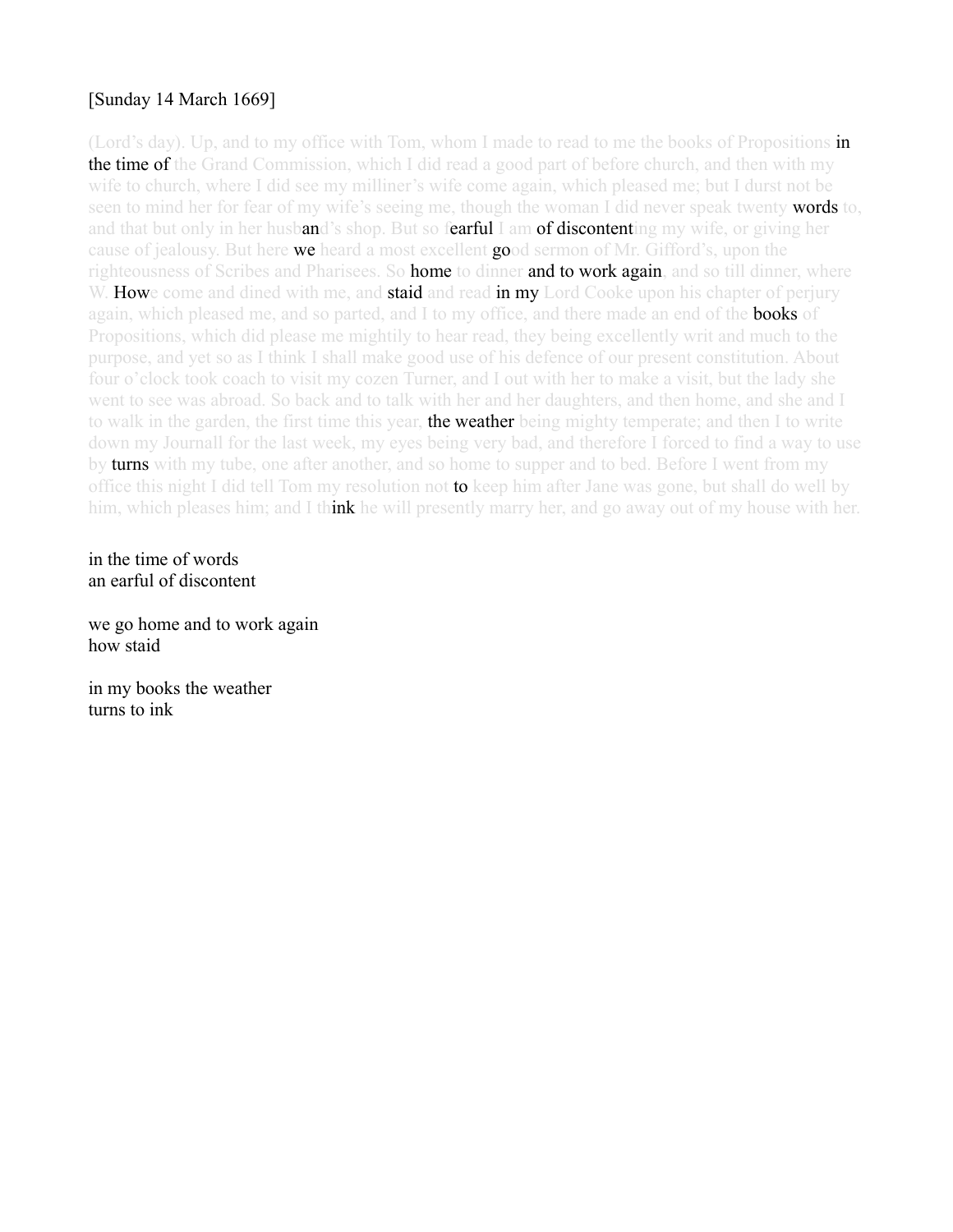[Sunday 14 March 1669]

(Lord's day). Up, and to my office with Tom, whom I made to read to me the books of Propositions **in the time of** the Grand Commission, which I did read a good part of before church, and then with my wife to church, where I did see my milliner's wife come again, which pleased me; but I durst not be seen to mind her for fear of my wife's seeing me, though the woman I did never speak twenty **words** to, and that but only in her husb**an**d's shop. But so f**earful** I am **of discontent**ing my wife, or giving her cause of jealousy. But here **we** heard a most excellent **go**od sermon of Mr. Gifford's, upon the righteousness of Scribes and Pharisees. So **home** to dinner **and to work again**, and so till dinner, where W. **How**e come and dined with me, and **staid** and read **in my** Lord Cooke upon his chapter of perjury again, which pleased me, and so parted, and I to my office, and there made an end of the **books** of Propositions, which did please me mightily to hear read, they being excellently writ and much to the purpose, and yet so as I think I shall make good use of his defence of our present constitution. About four o'clock took coach to visit my cozen Turner, and I out with her to make a visit, but the lady she went to see was abroad. So back and to talk with her and her daughters, and then home, and she and I to walk in the garden, the first time this year, **the weather** being mighty temperate; and then I to write down my Journall for the last week, my eyes being very bad, and therefore I forced to find a way to use by **turns** with my tube, one after another, and so home to supper and to bed. Before I went from my office this night I did tell Tom my resolution not **to** keep him after Jane was gone, but shall do well by him, which pleases him; and I th**ink** he will presently marry her, and go away out of my house with her.

in the time of words
an earful of discontent

we go home and to work again
how staid

in my books the weather
turns to ink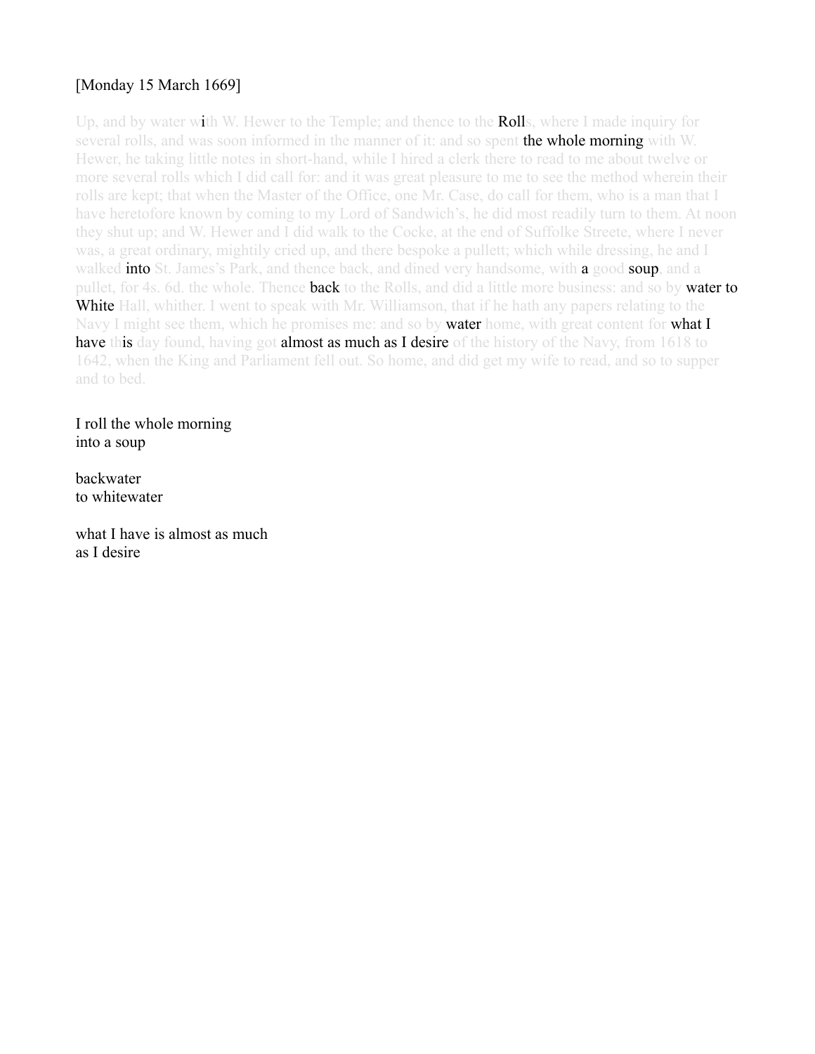[Monday 15 March 1669]

Up, and by water with W. Hewer to the Temple; and thence to the Rolls, where I made inquiry for several rolls, and was soon informed in the manner of it: and so spent the whole morning with W. Hewer, he taking little notes in short-hand, while I hired a clerk there to read to me about twelve or more several rolls which I did call for: and it was great pleasure to me to see the method wherein their rolls are kept; that when the Master of the Office, one Mr. Case, do call for them, who is a man that I have heretofore known by coming to my Lord of Sandwich's, he did most readily turn to them. At noon they shut up; and W. Hewer and I did walk to the Cocke, at the end of Suffolke Streete, where I never was, a great ordinary, mightily cried up, and there bespoke a pullett; which while dressing, he and I walked into St. James's Park, and thence back, and dined very handsome, with a good soup, and a pullet, for 4s. 6d. the whole. Thence back to the Rolls, and did a little more business: and so by water to White Hall, whither. I went to speak with Mr. Williamson, that if he hath any papers relating to the Navy I might see them, which he promises me: and so by water home, with great content for what I have this day found, having got almost as much as I desire of the history of the Navy, from 1618 to 1642, when the King and Parliament fell out. So home, and did get my wife to read, and so to supper and to bed.

I roll the whole morning  
into a soup

backwater  
to whitewater

what I have is almost as much  
as I desire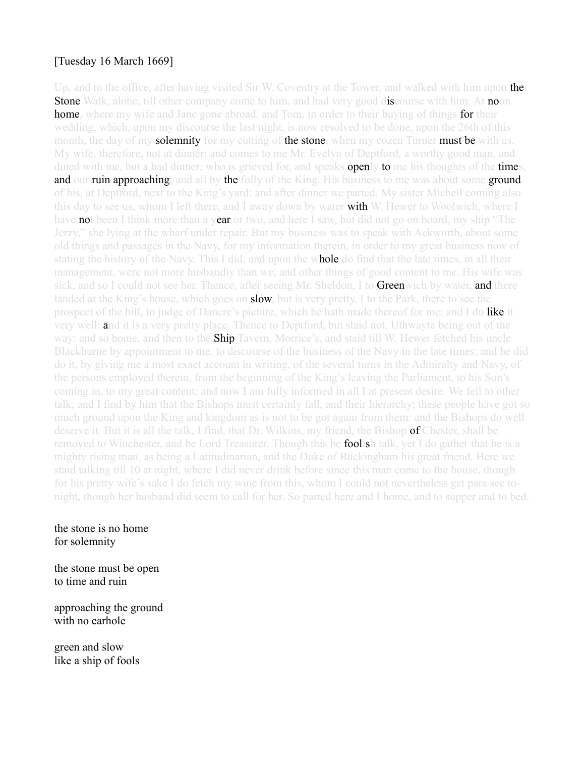[Tuesday 16 March 1669]

Up, and to the office, after having visited Sir W. Coventry at the Tower, and walked with him upon the Stone Walk, alone, till other company come to him, and had very good discourse with him. At noon home, where my wife and Jane gone abroad, and Tom, in order to their buying of things for their wedding, which, upon my discourse the last night, is now resolved to be done, upon the 26th of this month, the day of my solemnity for my cutting of the stone, when my cozen Turner must be with us. My wife, therefore, not at dinner; and comes to me Mr. Evelyn of Deptford, a worthy good man, and dined with me, but a bad dinner; who is grieved for, and speaks openly to me his thoughts of the times, and our ruin approaching; and all by the folly of the King. His business to me was about some ground of his, at Deptford, next to the King's yard: and after dinner we parted. My sister Michell coming also this day to see us, whom I left there, and I away down by water with W. Hewer to Woolwich, where I have not been I think more than a year or two, and here I saw, but did not go on board, my ship "The Jerzy," she lying at the wharf under repair. But my business was to speak with Ackworth, about some old things and passages in the Navy, for my information therein, in order to my great business now of stating the history of the Navy. This I did; and upon the whole do find that the late times, in all their management, were not more husbandly than we; and other things of good content to me. His wife was sick, and so I could not see her. Thence, after seeing Mr. Sheldon, I to Greenwich by water, and there landed at the King's house, which goes on slow, but is very pretty. I to the Park, there to see the prospect of the hill, to judge of Dancre's picture, which he hath made thereof for me: and I do like it very well: and it is a very pretty place. Thence to Deptford, but staid not, Uthwayte being out of the way: and so home, and then to the Ship Tavern, Morrice's, and staid till W. Hewer fetched his uncle Blackburne by appointment to me, to discourse of the business of the Navy in the late times; and he did do it, by giving me a most exact account in writing, of the several turns in the Admiralty and Navy, of the persons employed therein, from the beginning of the King's leaving the Parliament, to his Son's coming in, to my great content; and now I am fully informed in all I at present desire. We fell to other talk; and I find by him that the Bishops must certainly fall, and their hierarchy; these people have got so much ground upon the King and kingdom as is not to be got again from them: and the Bishops do well deserve it. But it is all the talk, I find, that Dr. Wilkins, my friend, the Bishop of Chester, shall be removed to Winchester, and be Lord Treasurer. Though this be foolish talk, yet I do gather that he is a mighty rising man, as being a Latitudinarian, and the Duke of Buckingham his great friend. Here we staid talking till 10 at night, where I did never drink before since this man come to the house, though for his pretty wife's sake I do fetch my wine from this, whom I could not nevertheless get para see to-night, though her husband did seem to call for her. So parted here and I home, and to supper and to bed.

the stone is no home
for solemnity

the stone must be open
to time and ruin

approaching the ground
with no earhole

green and slow
like a ship of fools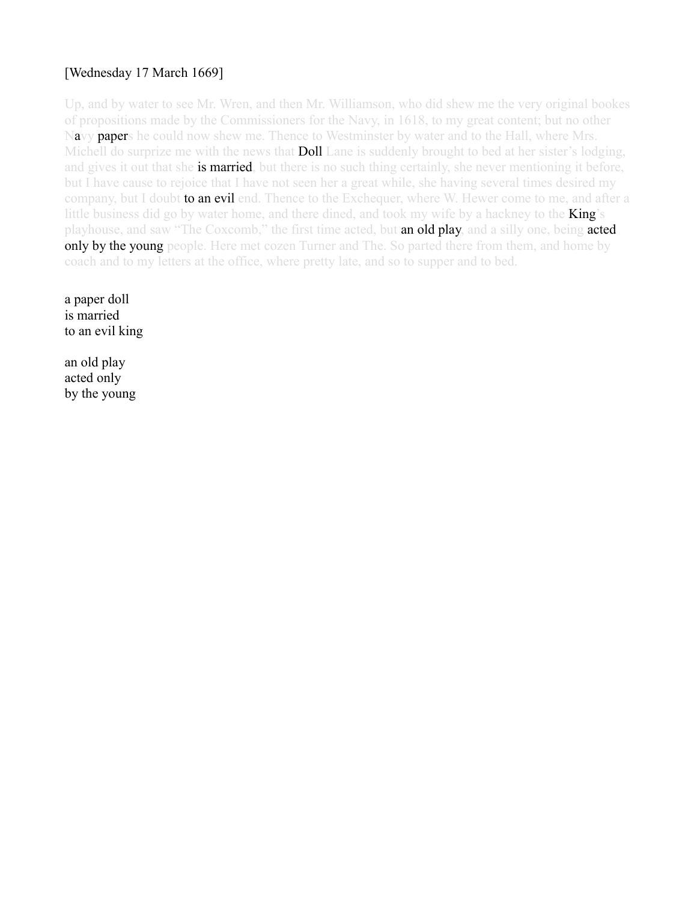[Wednesday 17 March 1669]

Up, and by water to see Mr. Wren, and then Mr. Williamson, who did shew me the very original bookes of propositions made by the Commissioners for the Navy, in 1618, to my great content; but no other Navy papers he could now shew me. Thence to Westminster by water and to the Hall, where Mrs. Michell do surprize me with the news that Doll Lane is suddenly brought to bed at her sister's lodging, and gives it out that she is married, but there is no such thing certainly, she never mentioning it before, but I have cause to rejoice that I have not seen her a great while, she having several times desired my company, but I doubt to an evil end. Thence to the Exchequer, where W. Hewer come to me, and after a little business did go by water home, and there dined, and took my wife by a hackney to the King's playhouse, and saw "The Coxcomb," the first time acted, but an old play, and a silly one, being acted only by the young people. Here met cozen Turner and The. So parted there from them, and home by coach and to my letters at the office, where pretty late, and so to supper and to bed.

a paper doll
is married
to an evil king

an old play
acted only
by the young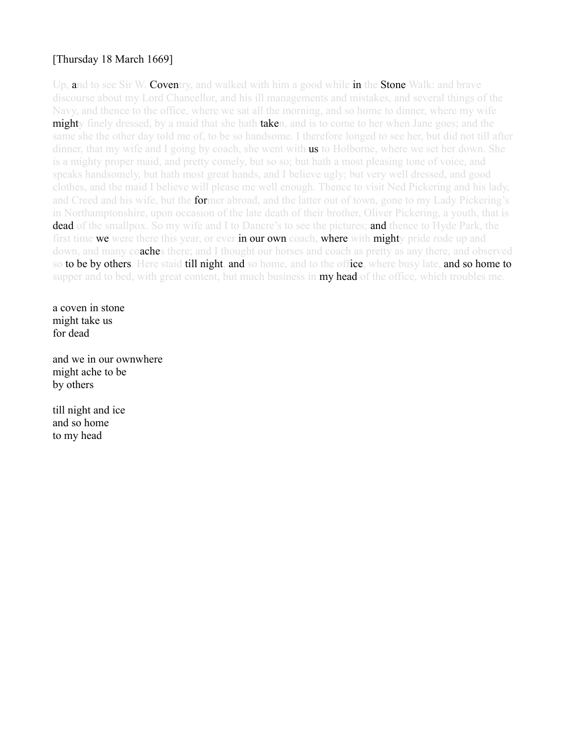[Thursday 18 March 1669]

Up, and to see Sir W. Coventry, and walked with him a good while in the Stone Walk: and brave discourse about my Lord Chancellor, and his ill managements and mistakes, and several things of the Navy, and thence to the office, where we sat all the morning, and so home to dinner, where my wife mighty finely dressed, by a maid that she hath taken, and is to come to her when Jane goes; and the same she the other day told me of, to be so handsome. I therefore longed to see her, but did not till after dinner, that my wife and I going by coach, she went with us to Holborne, where we set her down. She is a mighty proper maid, and pretty comely, but so so; but hath a most pleasing tone of voice, and speaks handsomely, but hath most great hands, and I believe ugly; but very well dressed, and good clothes, and the maid I believe will please me well enough. Thence to visit Ned Pickering and his lady, and Creed and his wife, but the former abroad, and the latter out of town, gone to my Lady Pickering's in Northamptonshire, upon occasion of the late death of their brother, Oliver Pickering, a youth, that is dead of the smallpox. So my wife and I to Dancre's to see the pictures; and thence to Hyde Park, the first time we were there this year, or ever in our own coach, where with mighty pride rode up and down, and many coaches there; and I thought our horses and coach as pretty as any there, and observed so to be by others. Here staid till night, and so home, and to the office, where busy late, and so home to supper and to bed, with great content, but much business in my head of the office, which troubles me.

a coven in stone
might take us
for dead

and we in our ownwhere
might ache to be
by others

till night and ice
and so home
to my head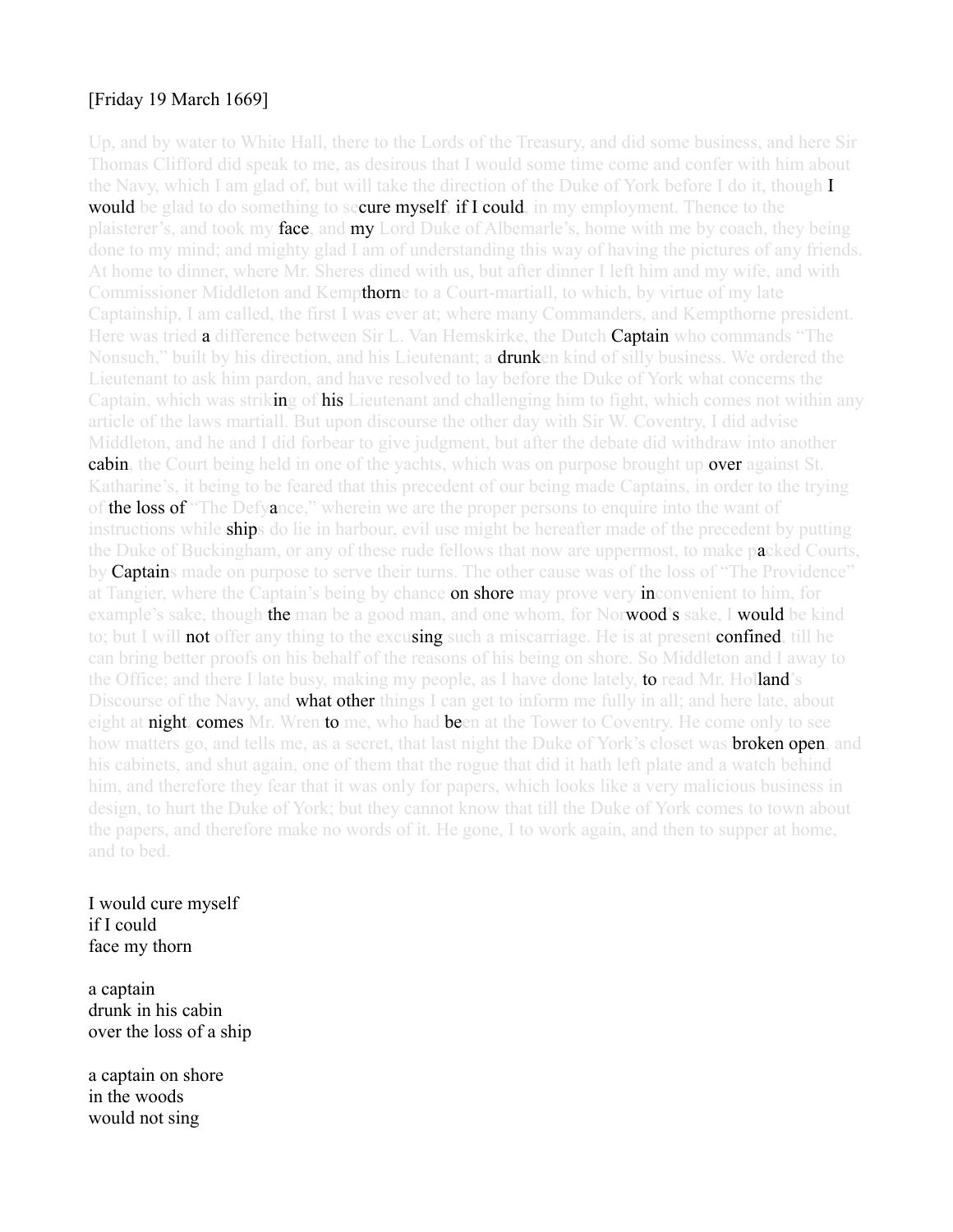[Friday 19 March 1669]

Up, and by water to White Hall, there to the Lords of the Treasury, and did some business, and here Sir Thomas Clifford did speak to me, as desirous that I would some time come and confer with him about the Navy, which I am glad of, but will take the direction of the Duke of York before I do it, though I would be glad to do something to secure myself, if I could, in my employment. Thence to the plaisterer's, and took my face, and my Lord Duke of Albemarle's, home with me by coach, they being done to my mind; and mighty glad I am of understanding this way of having the pictures of any friends. At home to dinner, where Mr. Sheres dined with us, but after dinner I left him and my wife, and with Commissioner Middleton and Kempthorne to a Court-martiall, to which, by virtue of my late Captainship, I am called, the first I was ever at; where many Commanders, and Kempthorne president. Here was tried a difference between Sir L. Van Hemskirke, the Dutch Captain who commands "The Nonsuch," built by his direction, and his Lieutenant; a drunken kind of silly business. We ordered the Lieutenant to ask him pardon, and have resolved to lay before the Duke of York what concerns the Captain, which was striking of his Lieutenant and challenging him to fight, which comes not within any article of the laws martiall. But upon discourse the other day with Sir W. Coventry, I did advise Middleton, and he and I did forbear to give judgment, but after the debate did withdraw into another cabin, the Court being held in one of the yachts, which was on purpose brought up over against St. Katharine's, it being to be feared that this precedent of our being made Captains, in order to the trying of the loss of "The Defyance," wherein we are the proper persons to enquire into the want of instructions while ships do lie in harbour, evil use might be hereafter made of the precedent by putting the Duke of Buckingham, or any of these rude fellows that now are uppermost, to make packed Courts, by Captains made on purpose to serve their turns. The other cause was of the loss of "The Providence" at Tangier, where the Captain's being by chance on shore may prove very inconvenient to him, for example's sake, though the man be a good man, and one whom, for Norwood's sake, I would be kind to; but I will not offer any thing to the excusing such a miscarriage. He is at present confined, till he can bring better proofs on his behalf of the reasons of his being on shore. So Middleton and I away to the Office; and there I late busy, making my people, as I have done lately, to read Mr. Holland's Discourse of the Navy, and what other things I can get to inform me fully in all; and here late, about eight at night, comes Mr. Wren to me, who had been at the Tower to Coventry. He come only to see how matters go, and tells me, as a secret, that last night the Duke of York's closet was broken open, and his cabinets, and shut again, one of them that the rogue that did it hath left plate and a watch behind him, and therefore they fear that it was only for papers, which looks like a very malicious business in design, to hurt the Duke of York; but they cannot know that till the Duke of York comes to town about the papers, and therefore make no words of it. He gone, I to work again, and then to supper at home, and to bed.

I would cure myself  
if I could  
face my thorn

a captain  
drunk in his cabin  
over the loss of a ship

a captain on shore  
in the woods  
would not sing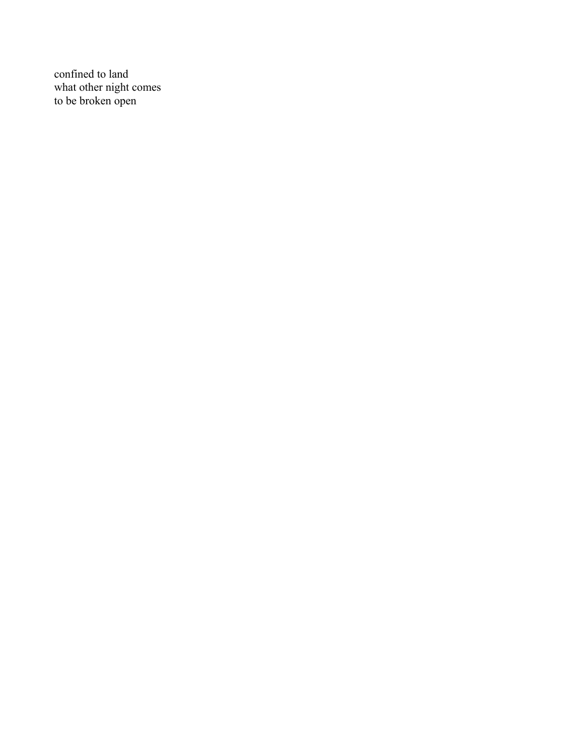confined to land  
what other night comes  
to be broken open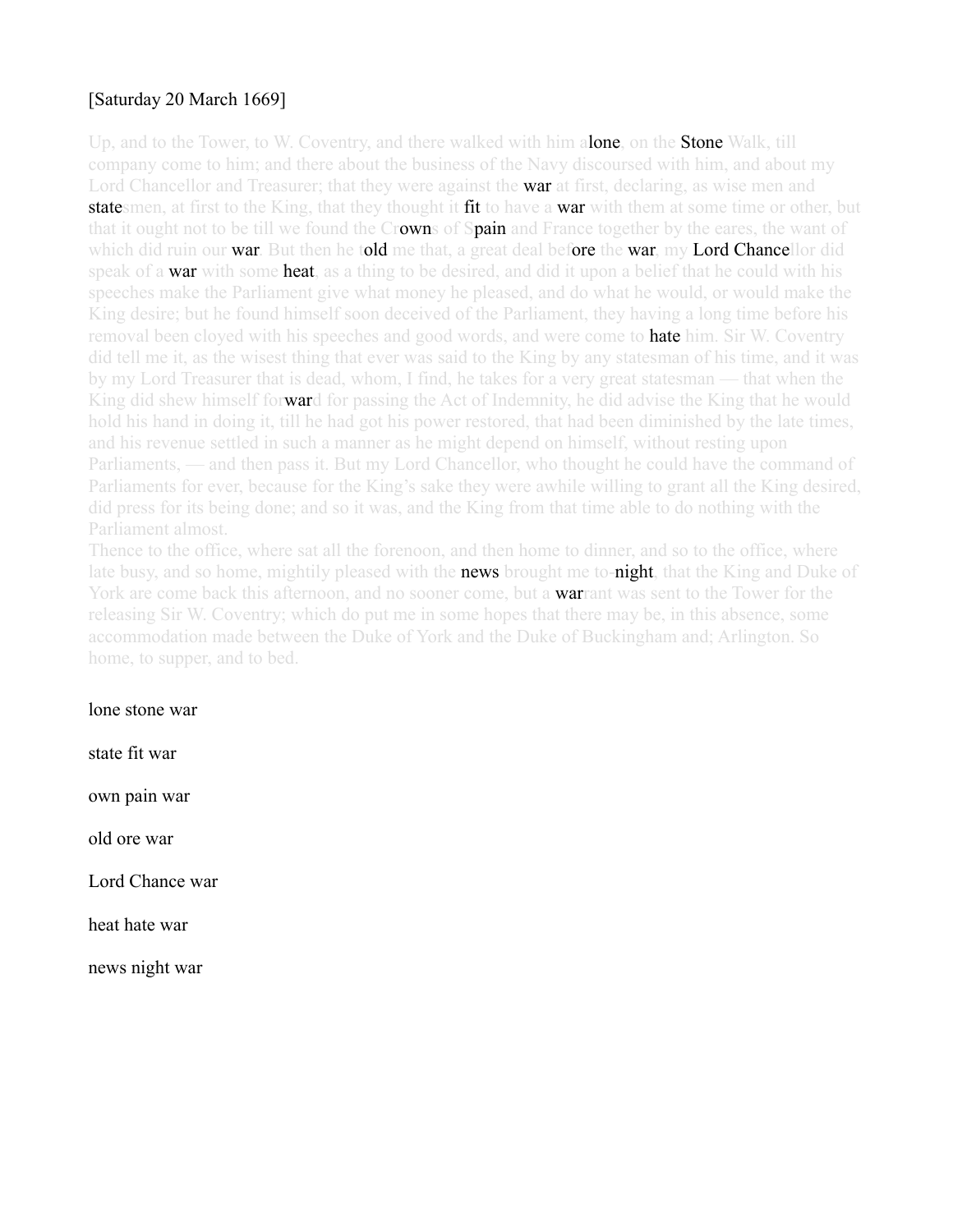[Saturday 20 March 1669]

Up, and to the Tower, to W. Coventry, and there walked with him alone, on the Stone Walk, till company come to him; and there about the business of the Navy discoursed with him, and about my Lord Chancellor and Treasurer; that they were against the war at first, declaring, as wise men and statesmen, at first to the King, that they thought it fit to have a war with them at some time or other, but that it ought not to be till we found the Crowns of Spain and France together by the eares, the want of which did ruin our war. But then he told me that, a great deal before the war, my Lord Chancellor did speak of a war with some heat, as a thing to be desired, and did it upon a belief that he could with his speeches make the Parliament give what money he pleased, and do what he would, or would make the King desire; but he found himself soon deceived of the Parliament, they having a long time before his removal been cloyed with his speeches and good words, and were come to hate him. Sir W. Coventry did tell me it, as the wisest thing that ever was said to the King by any statesman of his time, and it was by my Lord Treasurer that is dead, whom, I find, he takes for a very great statesman — that when the King did shew himself forward for passing the Act of Indemnity, he did advise the King that he would hold his hand in doing it, till he had got his power restored, that had been diminished by the late times, and his revenue settled in such a manner as he might depend on himself, without resting upon Parliaments, — and then pass it. But my Lord Chancellor, who thought he could have the command of Parliaments for ever, because for the King's sake they were awhile willing to grant all the King desired, did press for its being done; and so it was, and the King from that time able to do nothing with the Parliament almost.

Thence to the office, where sat all the forenoon, and then home to dinner, and so to the office, where late busy, and so home, mightily pleased with the news brought me to-night, that the King and Duke of York are come back this afternoon, and no sooner come, but a warrant was sent to the Tower for the releasing Sir W. Coventry; which do put me in some hopes that there may be, in this absence, some accommodation made between the Duke of York and the Duke of Buckingham and; Arlington. So home, to supper, and to bed.

lone stone war

state fit war

own pain war

old ore war

Lord Chance war

heat hate war

news night war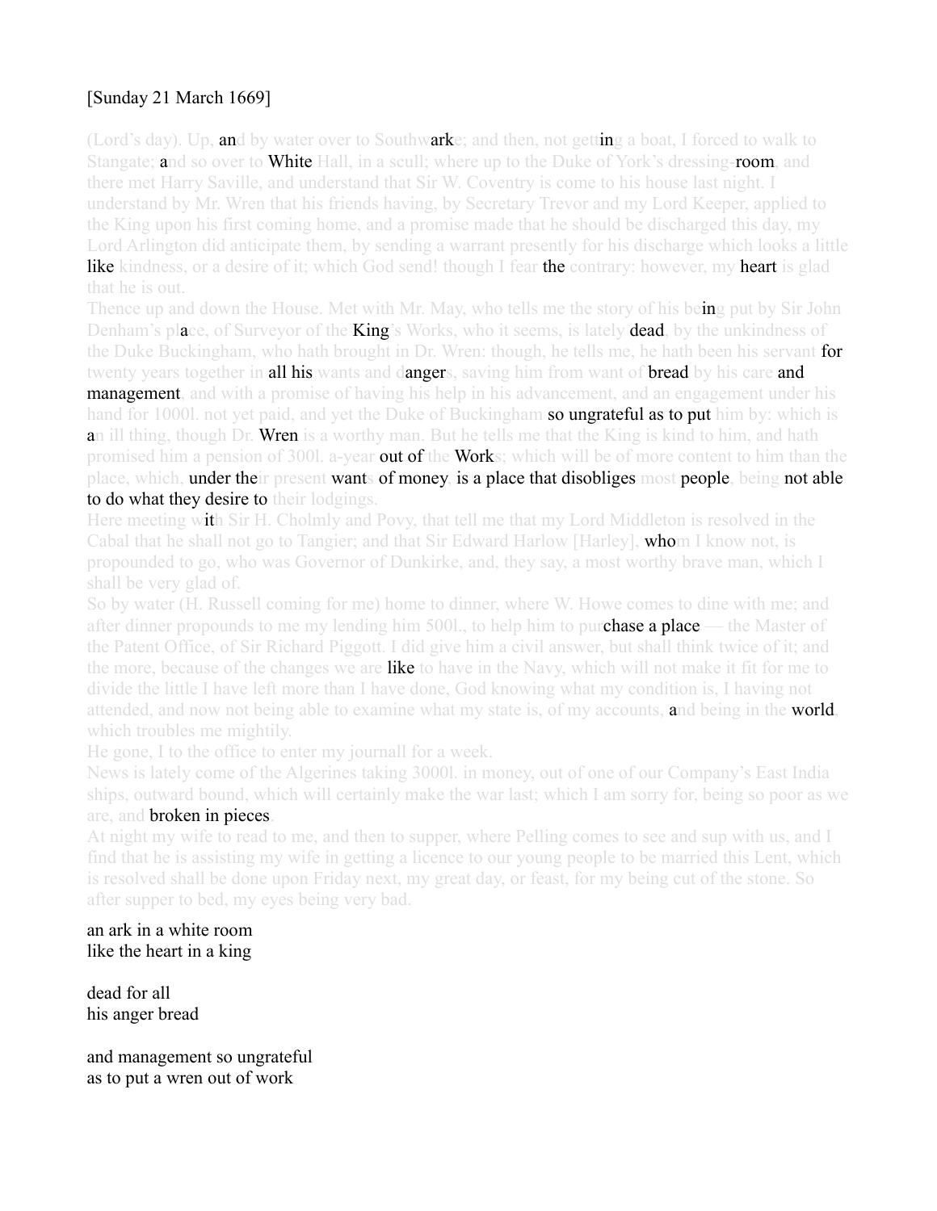[Sunday 21 March 1669]

(Lord's day). Up, and by water over to Southwarke; and then, not getting a boat, I forced to walk to Stangate; and so over to White Hall, in a scull; where up to the Duke of York's dressing-room, and there met Harry Saville, and understand that Sir W. Coventry is come to his house last night. I understand by Mr. Wren that his friends having, by Secretary Trevor and my Lord Keeper, applied to the King upon his first coming home, and a promise made that he should be discharged this day, my Lord Arlington did anticipate them, by sending a warrant presently for his discharge which looks a little like kindness, or a desire of it; which God send! though I fear the contrary: however, my heart is glad that he is out.

Thence up and down the House. Met with Mr. May, who tells me the story of his being put by Sir John Denham's place, of Surveyor of the King's Works, who it seems, is lately dead, by the unkindness of the Duke Buckingham, who hath brought in Dr. Wren: though, he tells me, he hath been his servant for twenty years together in all his wants and dangers, saving him from want of bread by his care and management, and with a promise of having his help in his advancement, and an engagement under his hand for 1000l. not yet paid, and yet the Duke of Buckingham so ungrateful as to put him by: which is an ill thing, though Dr. Wren is a worthy man. But he tells me that the King is kind to him, and hath promised him a pension of 300l. a-year out of the Works; which will be of more content to him than the place, which, under their present wants of money, is a place that disobliges most people, being not able to do what they desire to their lodgings.

Here meeting with Sir H. Cholmly and Povy, that tell me that my Lord Middleton is resolved in the Cabal that he shall not go to Tangier; and that Sir Edward Harlow [Harley], whom I know not, is propounded to go, who was Governor of Dunkirke, and, they say, a most worthy brave man, which I shall be very glad of.

So by water (H. Russell coming for me) home to dinner, where W. Howe comes to dine with me; and after dinner propounds to me my lending him 500l., to help him to purchase a place — the Master of the Patent Office, of Sir Richard Piggott. I did give him a civil answer, but shall think twice of it; and the more, because of the changes we are like to have in the Navy, which will not make it fit for me to divide the little I have left more than I have done, God knowing what my condition is, I having not attended, and now not being able to examine what my state is, of my accounts, and being in the world, which troubles me mightily.

He gone, I to the office to enter my journall for a week.

News is lately come of the Algerines taking 3000l. in money, out of one of our Company's East India ships, outward bound, which will certainly make the war last; which I am sorry for, being so poor as we are, and broken in pieces.

At night my wife to read to me, and then to supper, where Pelling comes to see and sup with us, and I find that he is assisting my wife in getting a licence to our young people to be married this Lent, which is resolved shall be done upon Friday next, my great day, or feast, for my being cut of the stone. So after supper to bed, my eyes being very bad.

an ark in a white room  
like the heart in a king

dead for all  
his anger bread

and management so ungrateful  
as to put a wren out of work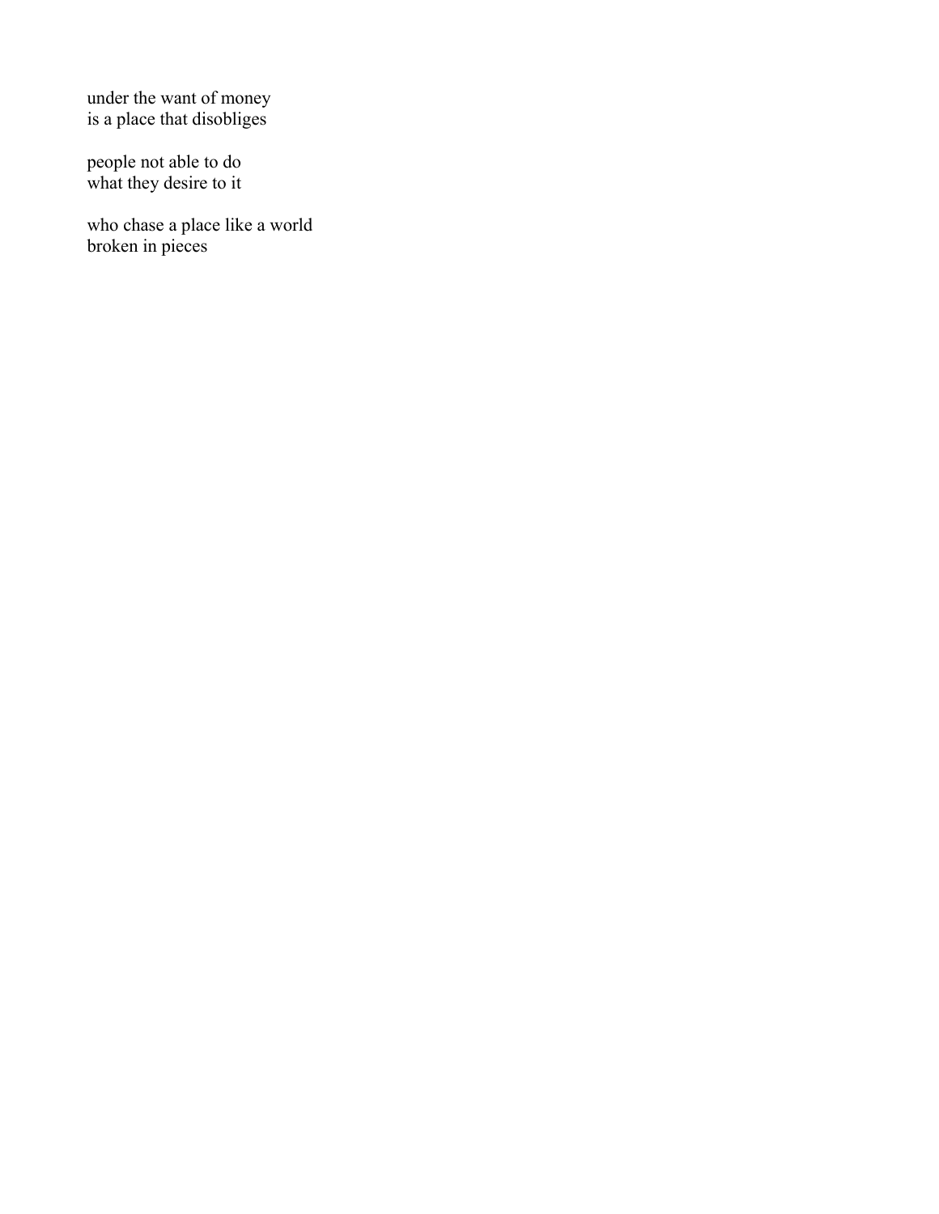under the want of money  
is a place that disobliges

people not able to do  
what they desire to it

who chase a place like a world  
broken in pieces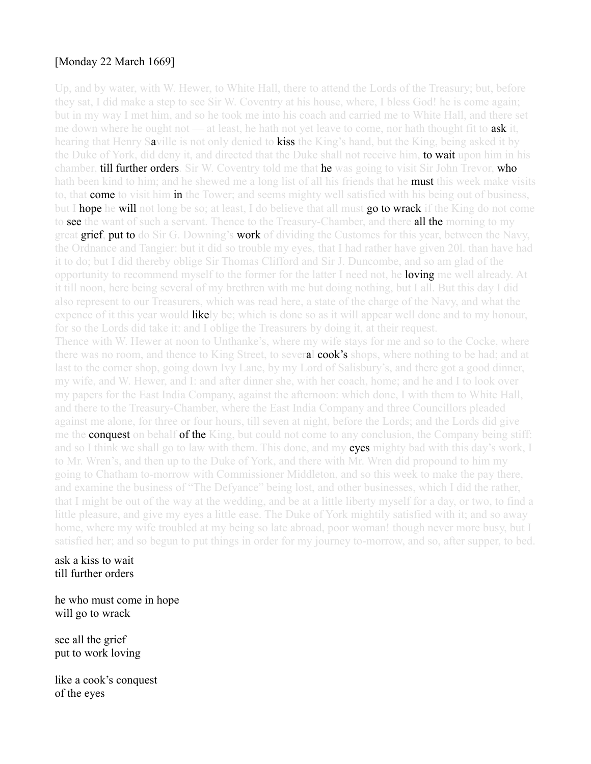[Monday 22 March 1669]

Up, and by water, with W. Hewer, to White Hall, there to attend the Lords of the Treasury; but, before they sat, I did make a step to see Sir W. Coventry at his house, where, I bless God! he is come again; but in my way I met him, and so he took me into his coach and carried me to White Hall, and there set me down where he ought not — at least, he hath not yet leave to come, nor hath thought fit to **ask** it, hearing that Henry S**a**ville is not only denied to **kiss** the King's hand, but the King, being asked it by the Duke of York, did deny it, and directed that the Duke shall not receive him, **to wait** upon him in his chamber, **till further orders**. Sir W. Coventry told me that **he** was going to visit Sir John Trevor, **who** hath been kind to him; and he shewed me a long list of all his friends that he **must** this week make visits to, that **come** to visit him **in** the Tower; and seems mighty well satisfied with his being out of business, but I **hope** he **will** not long be so; at least, I do believe that all must **go to wrack** if the King do not come to **see** the want of such a servant. Thence to the Treasury-Chamber, and there **all the** morning to my great **grief**, **put to** do Sir G. Downing's **work** of dividing the Customes for this year, between the Navy, the Ordnance and Tangier: but it did so trouble my eyes, that I had rather have given 20l. than have had it to do; but I did thereby oblige Sir Thomas Clifford and Sir J. Duncombe, and so am glad of the opportunity to recommend myself to the former for the latter I need not, he **loving** me well already. At it till noon, here being several of my brethren with me but doing nothing, but I all. But this day I did also represent to our Treasurers, which was read here, a state of the charge of the Navy, and what the expence of it this year would **like**ly be; which is done so as it will appear well done and to my honour, for so the Lords did take it: and I oblige the Treasurers by doing it, at their request.
Thence with W. Hewer at noon to Unthanke's, where my wife stays for me and so to the Cocke, where there was no room, and thence to King Street, to sever**a**l **cook's** shops, where nothing to be had; and at last to the corner shop, going down Ivy Lane, by my Lord of Salisbury's, and there got a good dinner, my wife, and W. Hewer, and I: and after dinner she, with her coach, home; and he and I to look over my papers for the East India Company, against the afternoon: which done, I with them to White Hall, and there to the Treasury-Chamber, where the East India Company and three Councillors pleaded against me alone, for three or four hours, till seven at night, before the Lords; and the Lords did give me the **conquest** on behalf **of the** King, but could not come to any conclusion, the Company being stiff: and so I think we shall go to law with them. This done, and my **eyes** mighty bad with this day's work, I to Mr. Wren's, and then up to the Duke of York, and there with Mr. Wren did propound to him my going to Chatham to-morrow with Commissioner Middleton, and so this week to make the pay there, and examine the business of "The Defyance" being lost, and other businesses, which I did the rather, that I might be out of the way at the wedding, and be at a little liberty myself for a day, or two, to find a little pleasure, and give my eyes a little ease. The Duke of York mightily satisfied with it; and so away home, where my wife troubled at my being so late abroad, poor woman! though never more busy, but I satisfied her; and so begun to put things in order for my journey to-morrow, and so, after supper, to bed.

ask a kiss to wait
till further orders

he who must come in hope
will go to wrack

see all the grief
put to work loving

like a cook's conquest
of the eyes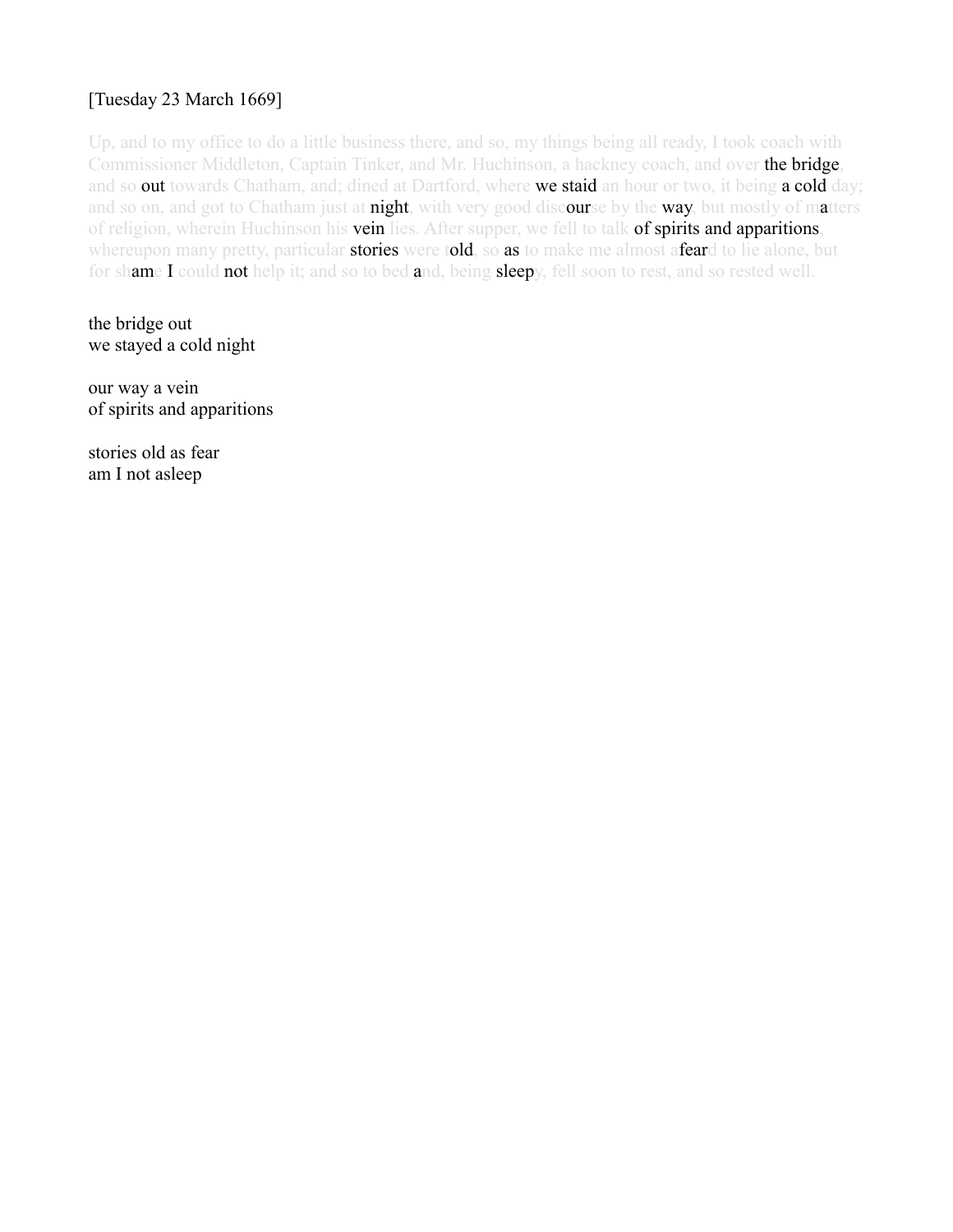[Tuesday 23 March 1669]

Up, and to my office to do a little business there, and so, my things being all ready, I took coach with Commissioner Middleton, Captain Tinker, and Mr. Huchinson, a hackney coach, and over **the bridge**, and so **out** towards Chatham, and; dined at Dartford, where **we staid** an hour or two, it being **a cold** day; and so on, and got to Chatham just at **night**, with very good disc**our**se by the **way**, but mostly of m**a**tters of religion, wherein Huchinson his **vein** lies. After supper, we fell to talk **of spirits and apparitions**, whereupon many pretty, particular **stories** were t**old**, so **as** to make me almost a**fear**d to lie alone, but for sh**am**e **I** could **not** help it; and so to bed **a**nd, being **sleep**y, fell soon to rest, and so rested well.

the bridge out  
we stayed a cold night

our way a vein  
of spirits and apparitions

stories old as fear  
am I not asleep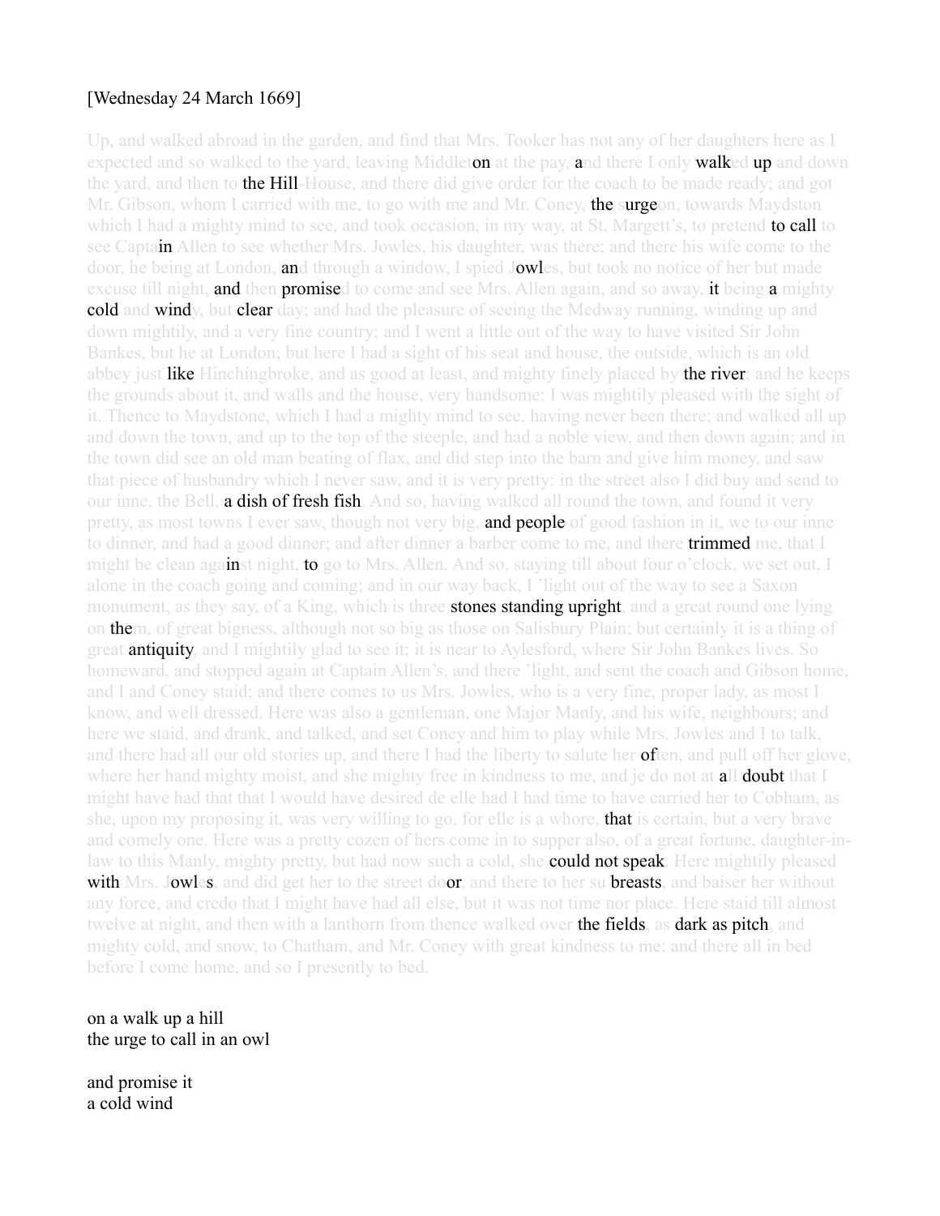[Wednesday 24 March 1669]

Up, and walked abroad in the garden, and find that Mrs. Tooker has not any of her daughters here as I expected and so walked to the yard, leaving Middleton at the pay, and there I only walked up and down the yard, and then to the Hill-House, and there did give order for the coach to be made ready; and got Mr. Gibson, whom I carried with me, to go with me and Mr. Coney, the surgeon, towards Maydston which I had a mighty mind to see, and took occasion, in my way, at St. Margett's, to pretend to call to see Captain Allen to see whether Mrs. Jowles, his daughter, was there; and there his wife come to the door, he being at London, and through a window, I spied Jowles, but took no notice of her but made excuse till night, and then promised to come and see Mrs. Allen again, and so away, it being a mighty cold and windy, but clear day; and had the pleasure of seeing the Medway running, winding up and down mightily, and a very fine country; and I went a little out of the way to have visited Sir John Bankes, but he at London; but here I had a sight of his seat and house, the outside, which is an old abbey just like Hinchingbroke, and as good at least, and mighty finely placed by the river; and he keeps the grounds about it, and walls and the house, very handsome: I was mightily pleased with the sight of it. Thence to Maydstone, which I had a mighty mind to see, having never been there; and walked all up and down the town, and up to the top of the steeple, and had a noble view, and then down again: and in the town did see an old man beating of flax, and did step into the barn and give him money, and saw that piece of husbandry which I never saw, and it is very pretty: in the street also I did buy and send to our inne, the Bell, a dish of fresh fish. And so, having walked all round the town, and found it very pretty, as most towns I ever saw, though not very big, and people of good fashion in it, we to our inne to dinner, and had a good dinner; and after dinner a barber come to me, and there trimmed me, that I might be clean against night, to go to Mrs. Allen. And so, staying till about four o'clock, we set out, I alone in the coach going and coming; and in our way back, I 'light out of the way to see a Saxon monument, as they say, of a King, which is three stones standing upright, and a great round one lying on them, of great bigness, although not so big as those on Salisbury Plain; but certainly it is a thing of great antiquity, and I mightily glad to see it; it is near to Aylesford, where Sir John Bankes lives. So homeward, and stopped again at Captain Allen's, and there 'light, and sent the coach and Gibson home, and I and Coney staid; and there comes to us Mrs. Jowles, who is a very fine, proper lady, as most I know, and well dressed. Here was also a gentleman, one Major Manly, and his wife, neighbours; and here we staid, and drank, and talked, and set Coney and him to play while Mrs. Jowles and I to talk, and there had all our old stories up, and there I had the liberty to salute her often, and pull off her glove, where her hand mighty moist, and she mighty free in kindness to me, and je do not at all doubt that I might have had that that I would have desired de elle had I had time to have carried her to Cobham, as she, upon my proposing it, was very willing to go, for elle is a whore, that is certain, but a very brave and comely one. Here was a pretty cozen of hers come in to supper also, of a great fortune, daughter-in-law to this Manly, mighty pretty, but had now such a cold, she could not speak. Here mightily pleased with Mrs. Jowles, and did get her to the street door, and there to her su breasts, and baiser her without any force, and credo that I might have had all else, but it was not time nor place. Here staid till almost twelve at night, and then with a lanthorn from thence walked over the fields, as dark as pitch, and mighty cold, and snow, to Chatham, and Mr. Coney with great kindness to me: and there all in bed before I come home, and so I presently to bed.

on a walk up a hill  
the urge to call in an owl

and promise it  
a cold wind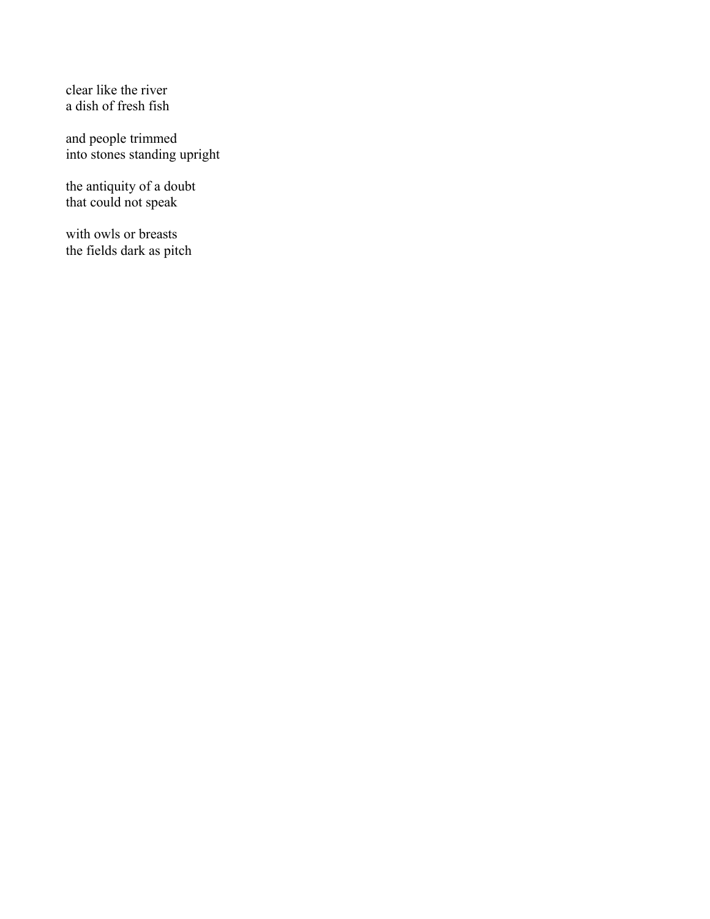clear like the river  
a dish of fresh fish

and people trimmed  
into stones standing upright

the antiquity of a doubt  
that could not speak

with owls or breasts  
the fields dark as pitch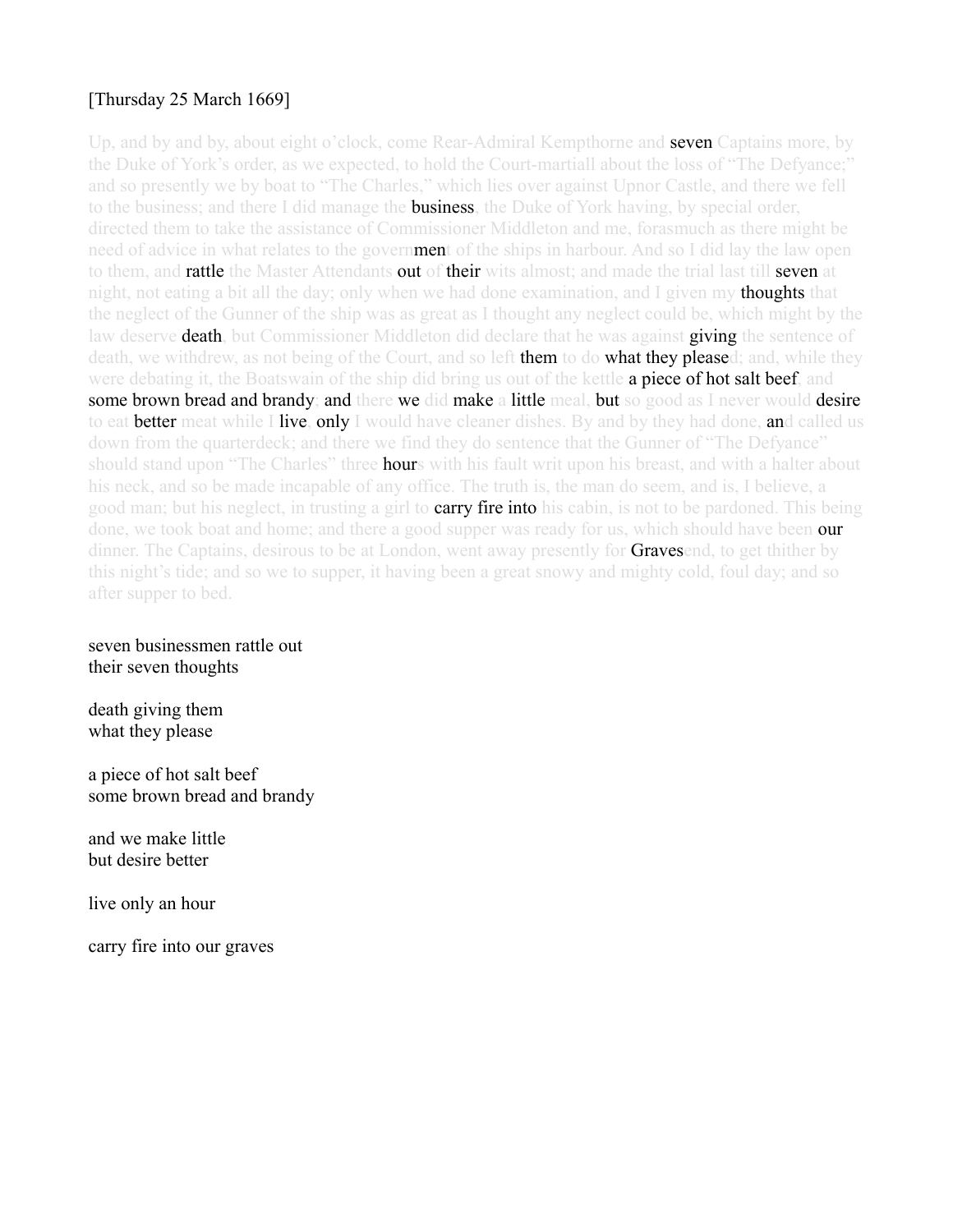[Thursday 25 March 1669]

Up, and by and by, about eight o'clock, come Rear-Admiral Kempthorne and seven Captains more, by the Duke of York's order, as we expected, to hold the Court-martiall about the loss of "The Defyance;" and so presently we by boat to "The Charles," which lies over against Upnor Castle, and there we fell to the business; and there I did manage the business, the Duke of York having, by special order, directed them to take the assistance of Commissioner Middleton and me, forasmuch as there might be need of advice in what relates to the government of the ships in harbour. And so I did lay the law open to them, and rattle the Master Attendants out of their wits almost; and made the trial last till seven at night, not eating a bit all the day; only when we had done examination, and I given my thoughts that the neglect of the Gunner of the ship was as great as I thought any neglect could be, which might by the law deserve death, but Commissioner Middleton did declare that he was against giving the sentence of death, we withdrew, as not being of the Court, and so left them to do what they pleased; and, while they were debating it, the Boatswain of the ship did bring us out of the kettle a piece of hot salt beef, and some brown bread and brandy; and there we did make a little meal, but so good as I never would desire to eat better meat while I live, only I would have cleaner dishes. By and by they had done, and called us down from the quarterdeck; and there we find they do sentence that the Gunner of "The Defyance" should stand upon "The Charles" three hours with his fault writ upon his breast, and with a halter about his neck, and so be made incapable of any office. The truth is, the man do seem, and is, I believe, a good man; but his neglect, in trusting a girl to carry fire into his cabin, is not to be pardoned. This being done, we took boat and home; and there a good supper was ready for us, which should have been our dinner. The Captains, desirous to be at London, went away presently for Gravesend, to get thither by this night's tide; and so we to supper, it having been a great snowy and mighty cold, foul day; and so after supper to bed.

seven businessmen rattle out  
their seven thoughts

death giving them  
what they please

a piece of hot salt beef  
some brown bread and brandy

and we make little  
but desire better

live only an hour

carry fire into our graves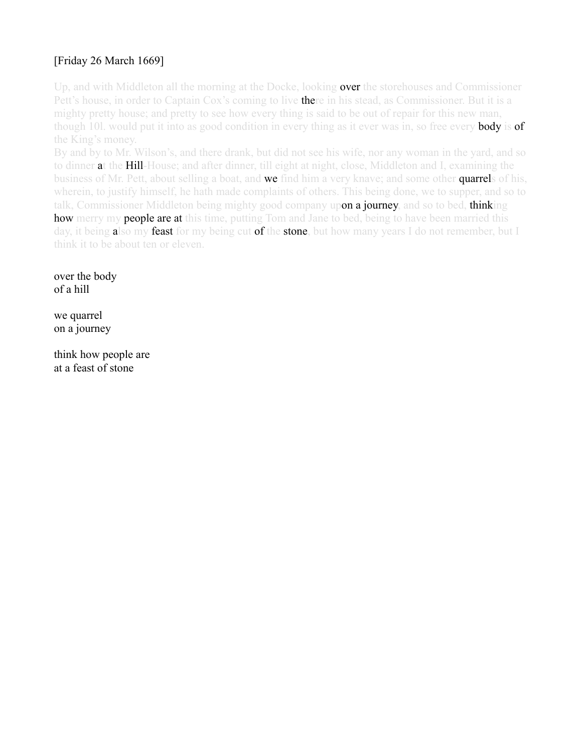[Friday 26 March 1669]

Up, and with Middleton all the morning at the Docke, looking over the storehouses and Commissioner Pett's house, in order to Captain Cox's coming to live there in his stead, as Commissioner. But it is a mighty pretty house; and pretty to see how every thing is said to be out of repair for this new man, though 10l. would put it into as good condition in every thing as it ever was in, so free every body is of the King's money.
By and by to Mr. Wilson's, and there drank, but did not see his wife, nor any woman in the yard, and so to dinner at the Hill-House; and after dinner, till eight at night, close, Middleton and I, examining the business of Mr. Pett, about selling a boat, and we find him a very knave; and some other quarrels of his, wherein, to justify himself, he hath made complaints of others. This being done, we to supper, and so to talk, Commissioner Middleton being mighty good company upon a journey, and so to bed, thinking how merry my people are at this time, putting Tom and Jane to bed, being to have been married this day, it being also my feast for my being cut of the stone, but how many years I do not remember, but I think it to be about ten or eleven.

over the body
of a hill

we quarrel
on a journey

think how people are
at a feast of stone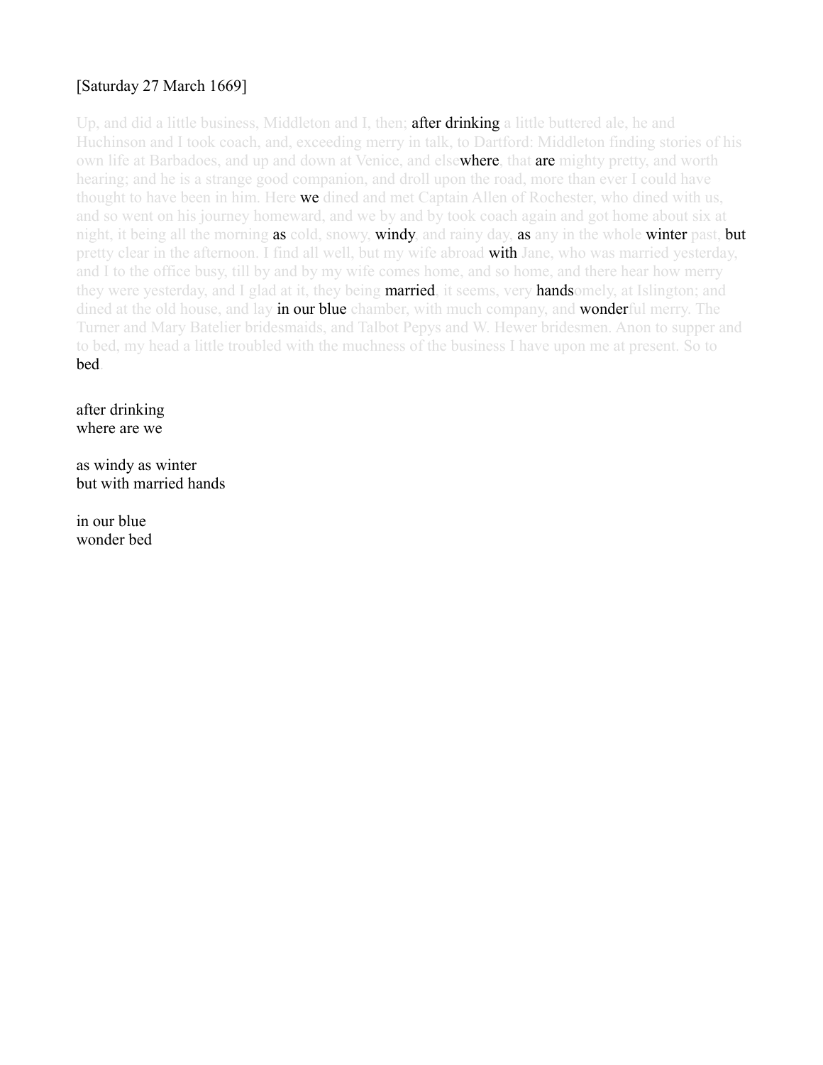[Saturday 27 March 1669]

Up, and did a little business, Middleton and I, then; after drinking a little buttered ale, he and Huchinson and I took coach, and, exceeding merry in talk, to Dartford: Middleton finding stories of his own life at Barbadoes, and up and down at Venice, and elsewhere, that are mighty pretty, and worth hearing; and he is a strange good companion, and droll upon the road, more than ever I could have thought to have been in him. Here we dined and met Captain Allen of Rochester, who dined with us, and so went on his journey homeward, and we by and by took coach again and got home about six at night, it being all the morning as cold, snowy, windy, and rainy day, as any in the whole winter past, but pretty clear in the afternoon. I find all well, but my wife abroad with Jane, who was married yesterday, and I to the office busy, till by and by my wife comes home, and so home, and there hear how merry they were yesterday, and I glad at it, they being married, it seems, very handsomely, at Islington; and dined at the old house, and lay in our blue chamber, with much company, and wonderful merry. The Turner and Mary Batelier bridesmaids, and Talbot Pepys and W. Hewer bridesmen. Anon to supper and to bed, my head a little troubled with the muchness of the business I have upon me at present. So to bed.

after drinking  
where are we

as windy as winter  
but with married hands

in our blue  
wonder bed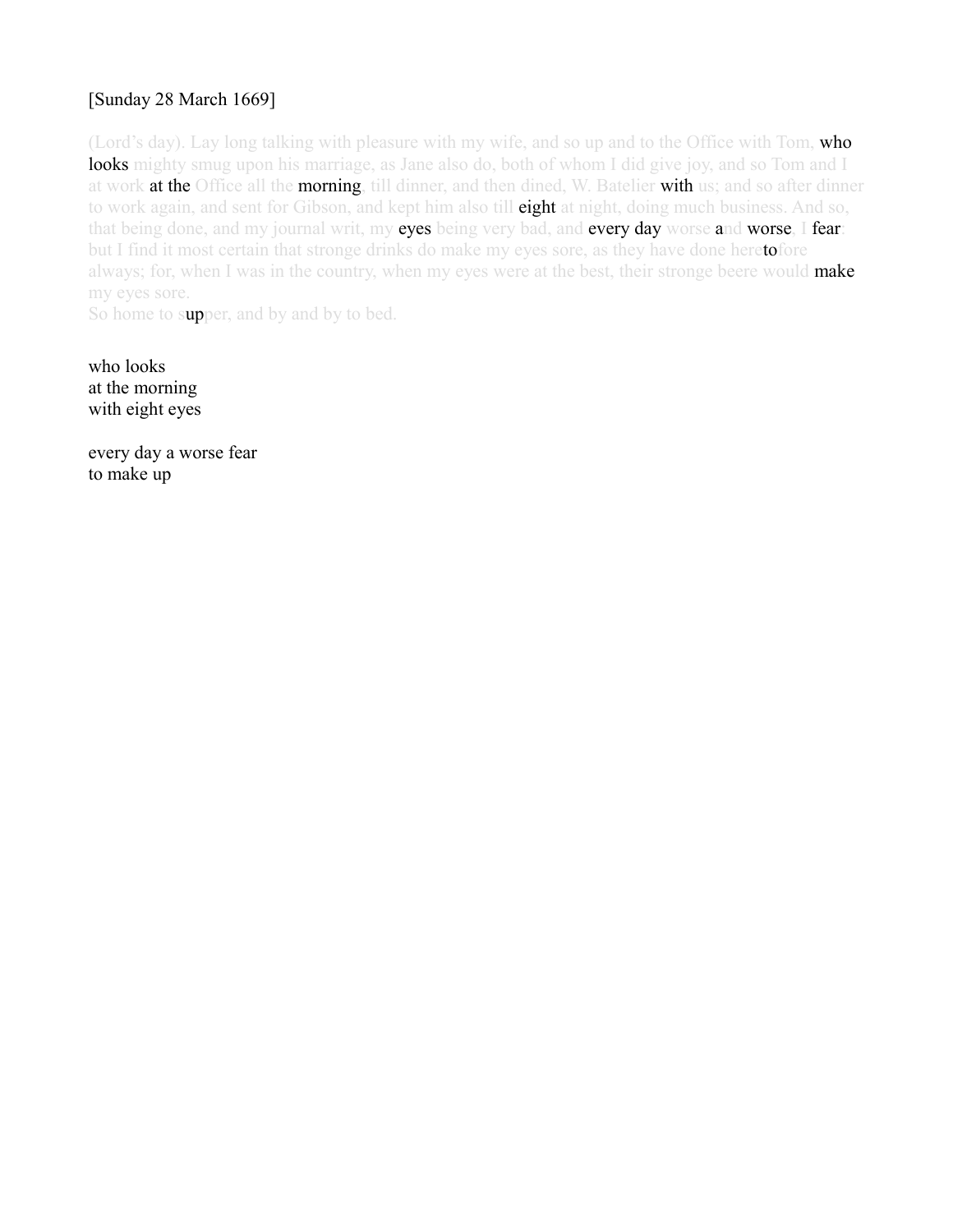[Sunday 28 March 1669]

(Lord's day). Lay long talking with pleasure with my wife, and so up and to the Office with Tom, **who looks** mighty smug upon his marriage, as Jane also do, both of whom I did give joy, and so Tom and I at work **at the** Office all the **morning**, till dinner, and then dined, W. Batelier **with** us; and so after dinner to work again, and sent for Gibson, and kept him also till **eight** at night, doing much business. And so, that being done, and my journal writ, my **eyes** being very bad, and **every day** worse **a**nd **worse**, I **fear**: but I find it most certain that stronge drinks do make my eyes sore, as they have done here**to**fore always; for, when I was in the country, when my eyes were at the best, their stronge beere would **make** my eyes sore.
So home to s**up**per, and by and by to bed.

who looks
at the morning
with eight eyes

every day a worse fear
to make up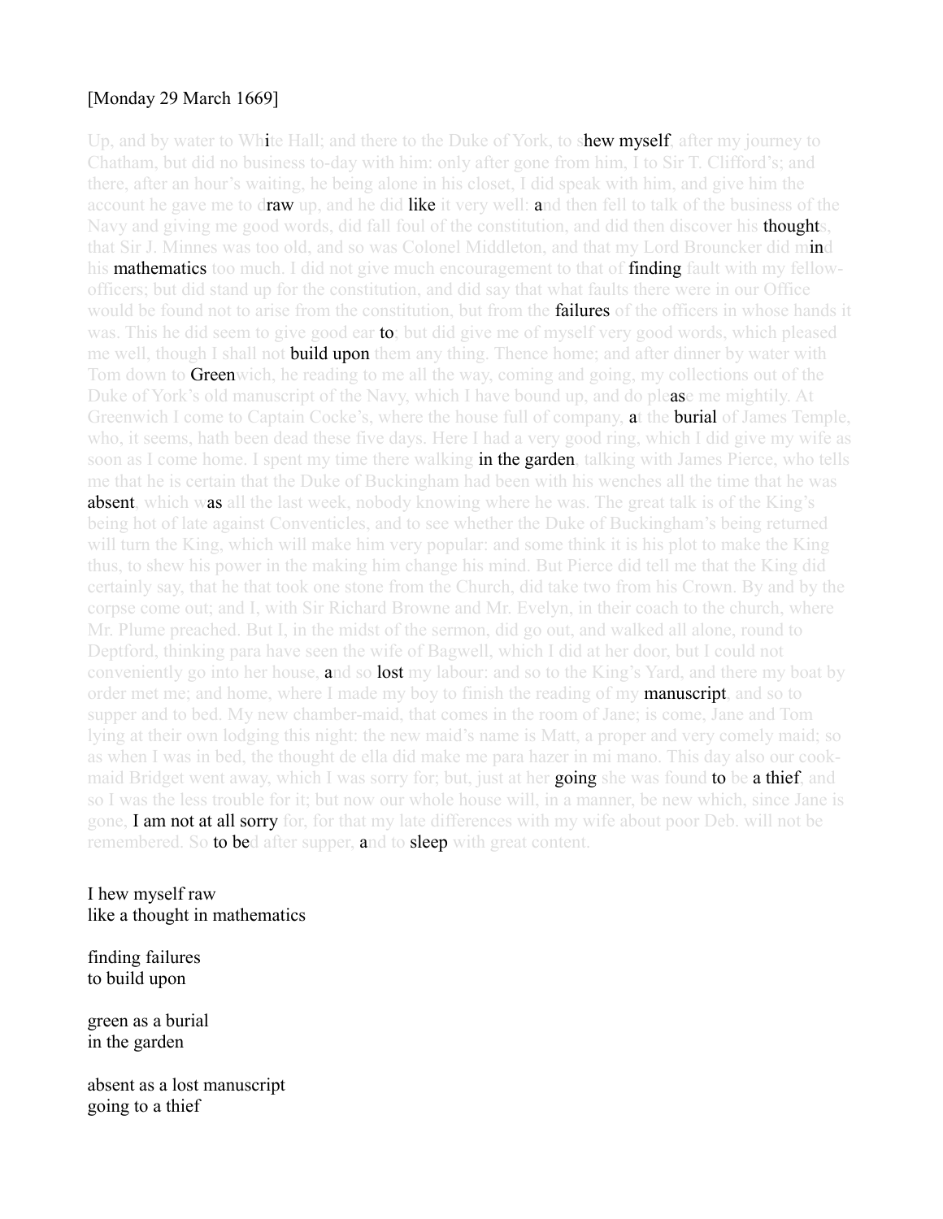[Monday 29 March 1669]

Up, and by water to White Hall; and there to the Duke of York, to shew myself, after my journey to Chatham, but did no business to-day with him: only after gone from him, I to Sir T. Clifford's; and there, after an hour's waiting, he being alone in his closet, I did speak with him, and give him the account he gave me to draw up, and he did like it very well: and then fell to talk of the business of the Navy and giving me good words, did fall foul of the constitution, and did then discover his thoughts, that Sir J. Minnes was too old, and so was Colonel Middleton, and that my Lord Brouncker did mind his mathematics too much. I did not give much encouragement to that of finding fault with my fellow-officers; but did stand up for the constitution, and did say that what faults there were in our Office would be found not to arise from the constitution, but from the failures of the officers in whose hands it was. This he did seem to give good ear to; but did give me of myself very good words, which pleased me well, though I shall not build upon them any thing. Thence home; and after dinner by water with Tom down to Greenwich, he reading to me all the way, coming and going, my collections out of the Duke of York's old manuscript of the Navy, which I have bound up, and do please me mightily. At Greenwich I come to Captain Cocke's, where the house full of company, at the burial of James Temple, who, it seems, hath been dead these five days. Here I had a very good ring, which I did give my wife as soon as I come home. I spent my time there walking in the garden, talking with James Pierce, who tells me that he is certain that the Duke of Buckingham had been with his wenches all the time that he was absent, which was all the last week, nobody knowing where he was. The great talk is of the King's being hot of late against Conventicles, and to see whether the Duke of Buckingham's being returned will turn the King, which will make him very popular: and some think it is his plot to make the King thus, to shew his power in the making him change his mind. But Pierce did tell me that the King did certainly say, that he that took one stone from the Church, did take two from his Crown. By and by the corpse come out; and I, with Sir Richard Browne and Mr. Evelyn, in their coach to the church, where Mr. Plume preached. But I, in the midst of the sermon, did go out, and walked all alone, round to Deptford, thinking para have seen the wife of Bagwell, which I did at her door, but I could not conveniently go into her house, and so lost my labour: and so to the King's Yard, and there my boat by order met me; and home, where I made my boy to finish the reading of my manuscript, and so to supper and to bed. My new chamber-maid, that comes in the room of Jane; is come, Jane and Tom lying at their own lodging this night: the new maid's name is Matt, a proper and very comely maid; so as when I was in bed, the thought de ella did make me para hazer in mi mano. This day also our cook-maid Bridget went away, which I was sorry for; but, just at her going she was found to be a thief, and so I was the less trouble for it; but now our whole house will, in a manner, be new which, since Jane is gone, I am not at all sorry for, for that my late differences with my wife about poor Deb. will not be remembered. So to bed after supper, and to sleep with great content.

I hew myself raw
like a thought in mathematics

finding failures
to build upon

green as a burial
in the garden

absent as a lost manuscript
going to a thief

I am not at all sorry
to be a sleep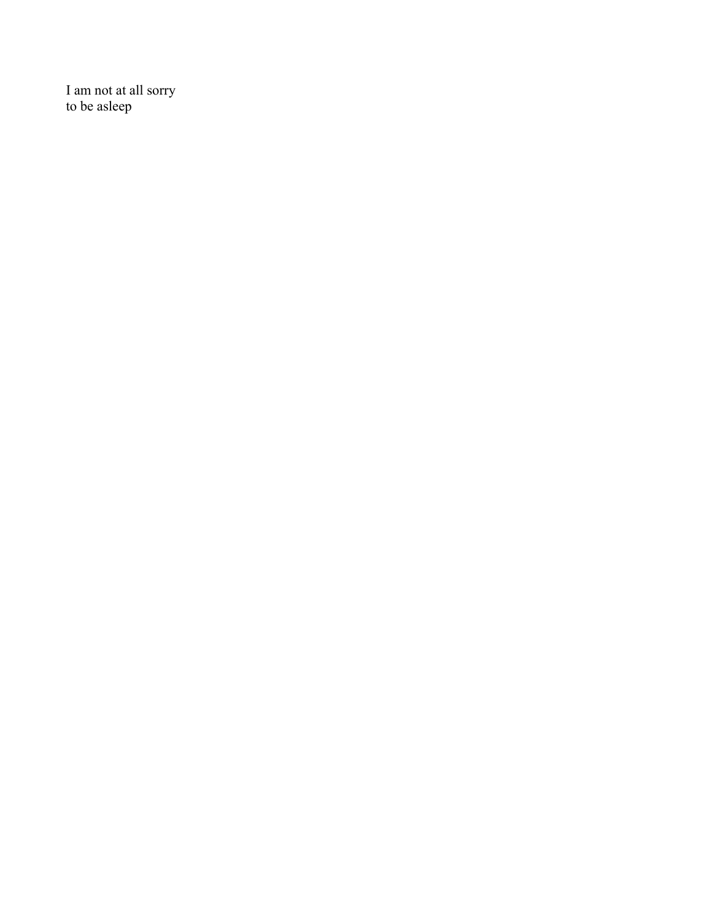I am not at all sorry
to be asleep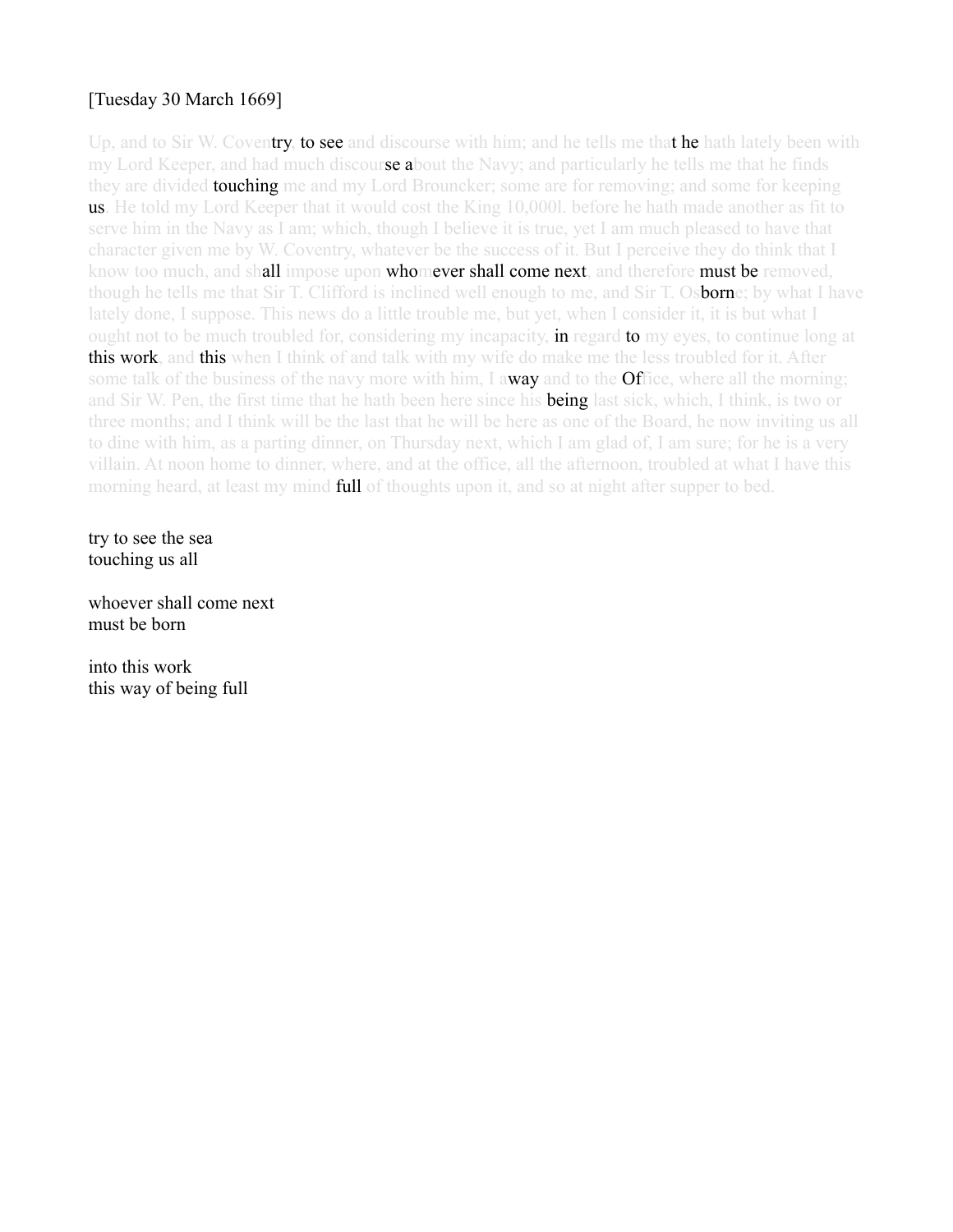[Tuesday 30 March 1669]

Up, and to Sir W. Coventry, to see and discourse with him; and he tells me that he hath lately been with my Lord Keeper, and had much discourse about the Navy; and particularly he tells me that he finds they are divided touching me and my Lord Brouncker; some are for removing; and some for keeping us. He told my Lord Keeper that it would cost the King 10,000l. before he hath made another as fit to serve him in the Navy as I am; which, though I believe it is true, yet I am much pleased to have that character given me by W. Coventry, whatever be the success of it. But I perceive they do think that I know too much, and shall impose upon whomever shall come next, and therefore must be removed, though he tells me that Sir T. Clifford is inclined well enough to me, and Sir T. Osborne; by what I have lately done, I suppose. This news do a little trouble me, but yet, when I consider it, it is but what I ought not to be much troubled for, considering my incapacity, in regard to my eyes, to continue long at this work, and this when I think of and talk with my wife do make me the less troubled for it. After some talk of the business of the navy more with him, I away and to the Office, where all the morning; and Sir W. Pen, the first time that he hath been here since his being last sick, which, I think, is two or three months; and I think will be the last that he will be here as one of the Board, he now inviting us all to dine with him, as a parting dinner, on Thursday next, which I am glad of, I am sure; for he is a very villain. At noon home to dinner, where, and at the office, all the afternoon, troubled at what I have this morning heard, at least my mind full of thoughts upon it, and so at night after supper to bed.

try to see the sea  
touching us all

whoever shall come next  
must be born

into this work  
this way of being full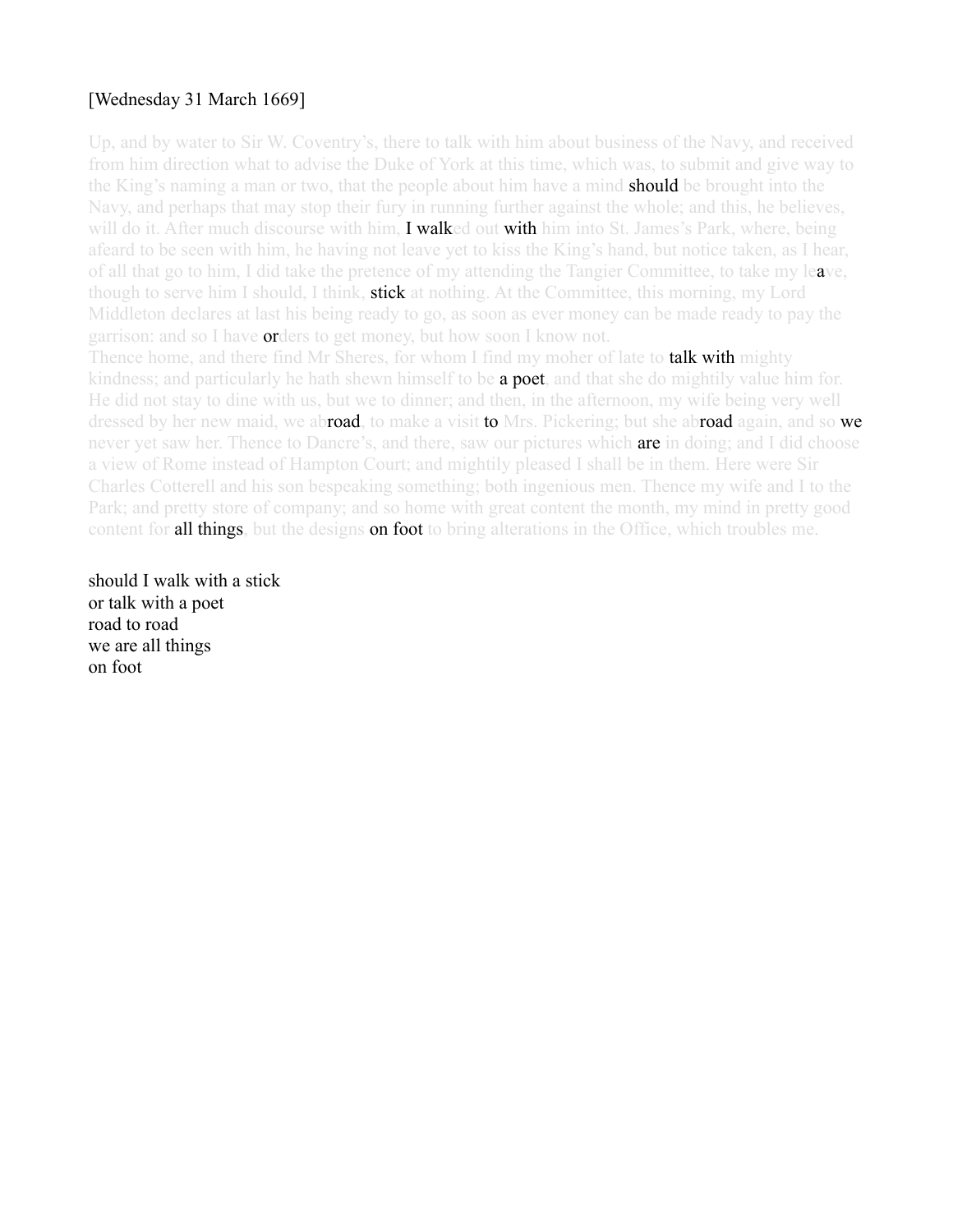[Wednesday 31 March 1669]

Up, and by water to Sir W. Coventry's, there to talk with him about business of the Navy, and received from him direction what to advise the Duke of York at this time, which was, to submit and give way to the King's naming a man or two, that the people about him have a mind **should** be brought into the Navy, and perhaps that may stop their fury in running further against the whole; and this, he believes, will do it. After much discourse with him, **I walk**ed out **with** him into St. James's Park, where, being afeard to be seen with him, he having not leave yet to kiss the King's hand, but notice taken, as I hear, of all that go to him, I did take the pretence of my attending the Tangier Committee, to take my le**a**ve, though to serve him I should, I think, **stick** at nothing. At the Committee, this morning, my Lord Middleton declares at last his being ready to go, as soon as ever money can be made ready to pay the garrison: and so I have **or**ders to get money, but how soon I know not.

Thence home, and there find Mr Sheres, for whom I find my moher of late to **talk with** mighty kindness; and particularly he hath shewn himself to be **a poet**, and that she do mightily value him for. He did not stay to dine with us, but we to dinner; and then, in the afternoon, my wife being very well dressed by her new maid, we ab**road**, to make a visit **to** Mrs. Pickering; but she ab**road** again, and so **we** never yet saw her. Thence to Dancre's, and there, saw our pictures which **are** in doing; and I did choose a view of Rome instead of Hampton Court; and mightily pleased I shall be in them. Here were Sir Charles Cotterell and his son bespeaking something; both ingenious men. Thence my wife and I to the Park; and pretty store of company; and so home with great content the month, my mind in pretty good content for **all things**, but the designs **on foot** to bring alterations in the Office, which troubles me.

should I walk with a stick
or talk with a poet
road to road
we are all things
on foot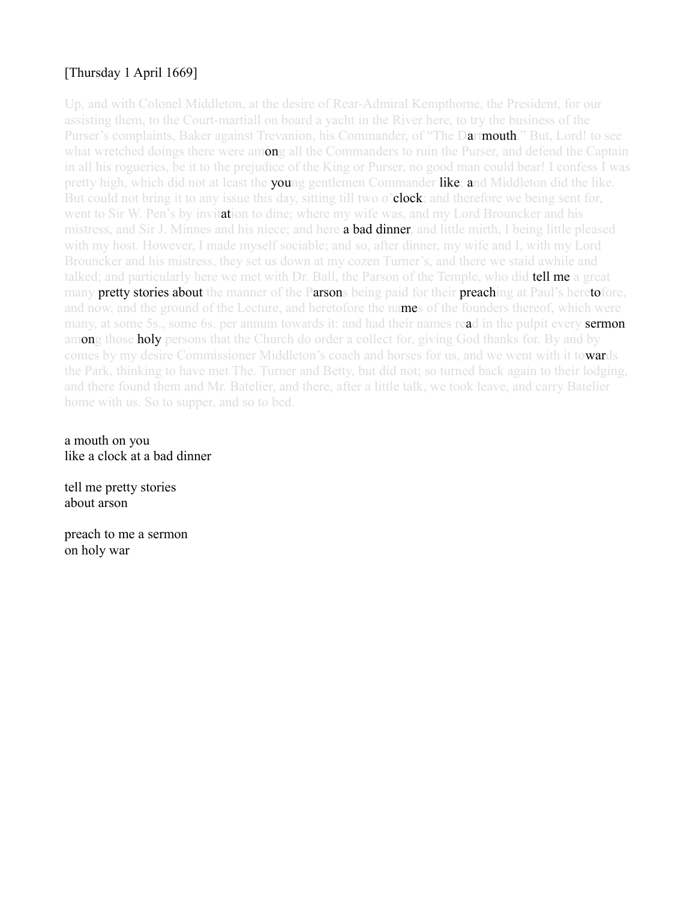[Thursday 1 April 1669]

Up, and with Colonel Middleton, at the desire of Rear-Admiral Kempthorne, the President, for our assisting them, to the Court-martiall on board a yacht in the River here, to try the business of the Purser's complaints, Baker against Trevanion, his Commander, of "The Dartmouth." But, Lord! to see what wretched doings there were among all the Commanders to ruin the Purser, and defend the Captain in all his rogueries, be it to the prejudice of the King or Purser, no good man could bear! I confess I was pretty high, which did not at least the young gentlemen Commander like, and Middleton did the like. But could not bring it to any issue this day, sitting till two o'clock; and therefore we being sent for, went to Sir W. Pen's by invitation to dine; where my wife was, and my Lord Brouncker and his mistress, and Sir J. Minnes and his niece; and here a bad dinner, and little mirth, I being little pleased with my host. However, I made myself sociable; and so, after dinner, my wife and I, with my Lord Brouncker and his mistress, they set us down at my cozen Turner's, and there we staid awhile and talked; and particularly here we met with Dr. Ball, the Parson of the Temple, who did tell me a great many pretty stories about the manner of the Parsons being paid for their preaching at Paul's heretofore, and now, and the ground of the Lecture, and heretofore the names of the founders thereof, which were many, at some 5s., some 6s. per annum towards it: and had their names read in the pulpit every sermon among those holy persons that the Church do order a collect for, giving God thanks for. By and by comes by my desire Commissioner Middleton's coach and horses for us, and we went with it towards the Park, thinking to have met The. Turner and Betty, but did not; so turned back again to their lodging, and there found them and Mr. Batelier, and there, after a little talk, we took leave, and carry Batelier home with us. So to supper, and so to bed.

a mouth on you
like a clock at a bad dinner

tell me pretty stories
about arson

preach to me a sermon
on holy war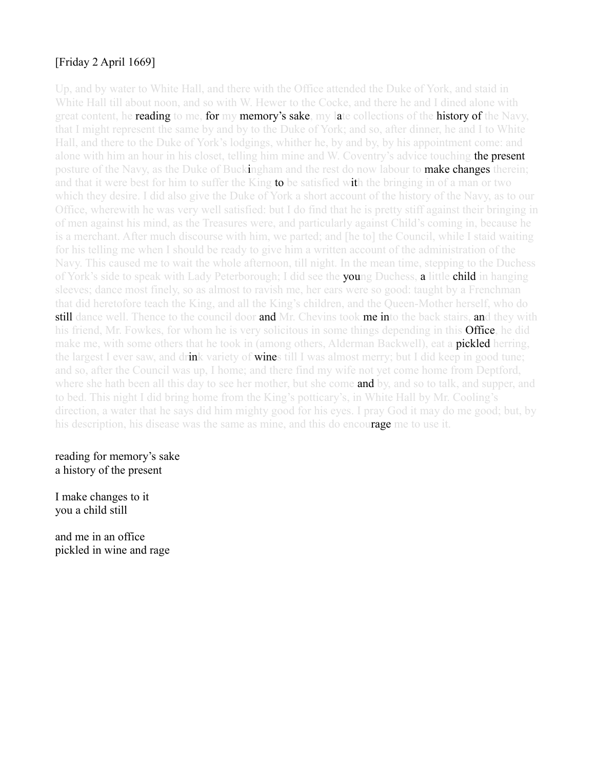[Friday 2 April 1669]

Up, and by water to White Hall, and there with the Office attended the Duke of York, and staid in White Hall till about noon, and so with W. Hewer to the Cocke, and there he and I dined alone with great content, he reading to me, for my memory's sake, my late collections of the history of the Navy, that I might represent the same by and by to the Duke of York; and so, after dinner, he and I to White Hall, and there to the Duke of York's lodgings, whither he, by and by, by his appointment come: and alone with him an hour in his closet, telling him mine and W. Coventry's advice touching the present posture of the Navy, as the Duke of Buckingham and the rest do now labour to make changes therein; and that it were best for him to suffer the King to be satisfied with the bringing in of a man or two which they desire. I did also give the Duke of York a short account of the history of the Navy, as to our Office, wherewith he was very well satisfied: but I do find that he is pretty stiff against their bringing in of men against his mind, as the Treasures were, and particularly against Child's coming in, because he is a merchant. After much discourse with him, we parted; and [he to] the Council, while I staid waiting for his telling me when I should be ready to give him a written account of the administration of the Navy. This caused me to wait the whole afternoon, till night. In the mean time, stepping to the Duchess of York's side to speak with Lady Peterborough; I did see the young Duchess, a little child in hanging sleeves; dance most finely, so as almost to ravish me, her ears were so good: taught by a Frenchman that did heretofore teach the King, and all the King's children, and the Queen-Mother herself, who do still dance well. Thence to the council door and Mr. Chevins took me into the back stairs, and they with his friend, Mr. Fowkes, for whom he is very solicitous in some things depending in this Office, he did make me, with some others that he took in (among others, Alderman Backwell), eat a pickled herring, the largest I ever saw, and drink variety of wines till I was almost merry; but I did keep in good tune; and so, after the Council was up, I home; and there find my wife not yet come home from Deptford, where she hath been all this day to see her mother, but she come and by, and so to talk, and supper, and to bed. This night I did bring home from the King's potticary's, in White Hall by Mr. Cooling's direction, a water that he says did him mighty good for his eyes. I pray God it may do me good; but, by his description, his disease was the same as mine, and this do encourage me to use it.

reading for memory's sake  
a history of the present

I make changes to it  
you a child still

and me in an office  
pickled in wine and rage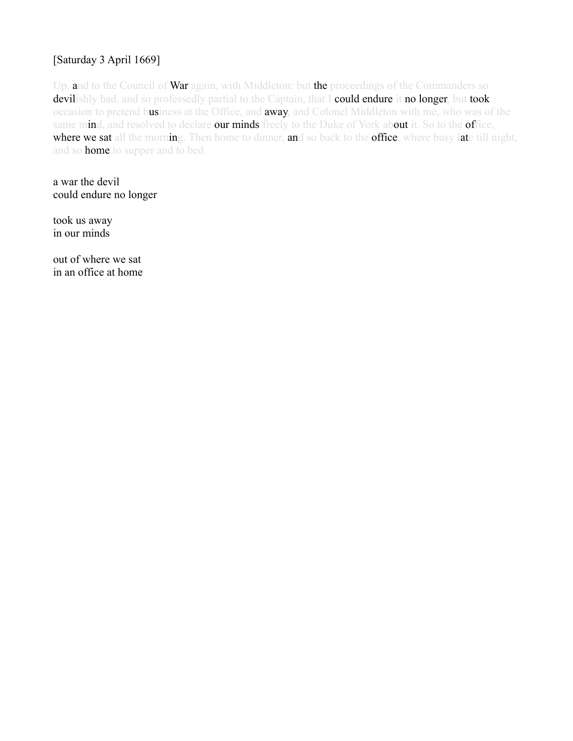[Saturday 3 April 1669]

Up, and to the Council of War again, with Middleton: but the proceedings of the Commanders so devilishly bad, and so professedly partial to the Captain, that I could endure it no longer, but took occasion to pretend business at the Office, and away, and Colonel Middleton with me, who was of the same mind, and resolved to declare our minds freely to the Duke of York about it. So to the office, where we sat all the morning. Then home to dinner, and so back to the office, where busy late till night, and so home to supper and to bed.

a war the devil
could endure no longer

took us away
in our minds

out of where we sat
in an office at home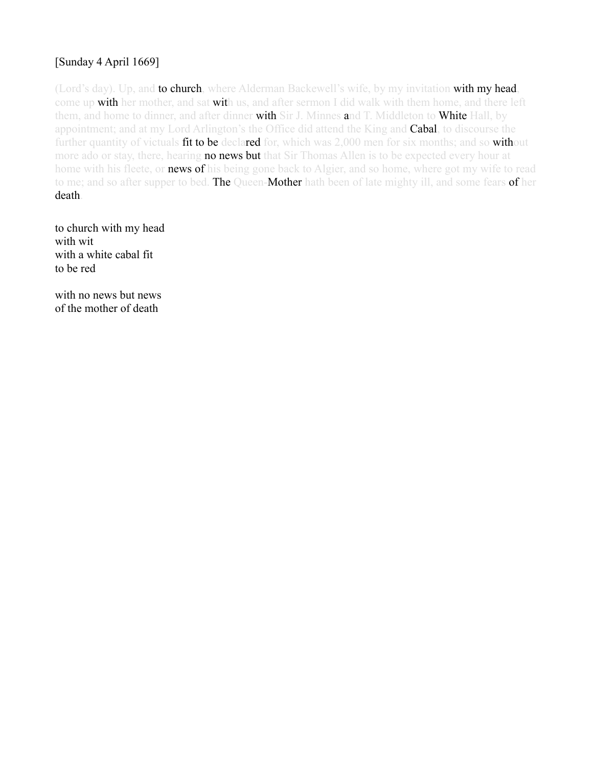[Sunday 4 April 1669]

(Lord's day). Up, and to church, where Alderman Backewell's wife, by my invitation with my head, come up with her mother, and sat with us, and after sermon I did walk with them home, and there left them, and home to dinner, and after dinner with Sir J. Minnes and T. Middleton to White Hall, by appointment; and at my Lord Arlington's the Office did attend the King and Cabal, to discourse the further quantity of victuals fit to be declared for, which was 2,000 men for six months; and so without more ado or stay, there, hearing no news but that Sir Thomas Allen is to be expected every hour at home with his fleete, or news of his being gone back to Algier, and so home, where got my wife to read to me; and so after supper to bed. The Queen-Mother hath been of late mighty ill, and some fears of her death.

to church with my head  
with wit  
with a white cabal fit  
to be red

with no news but news  
of the mother of death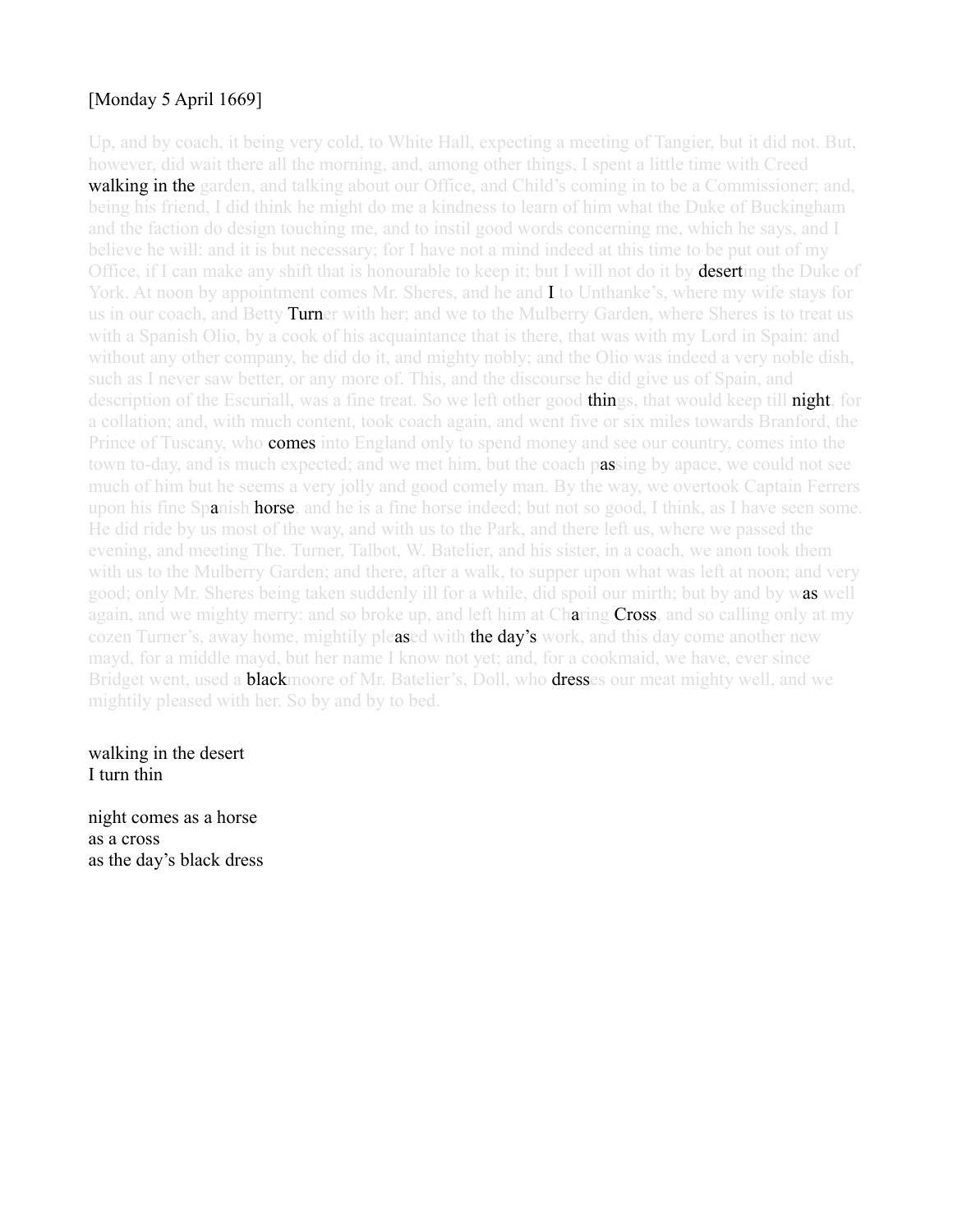[Monday 5 April 1669]

Up, and by coach, it being very cold, to White Hall, expecting a meeting of Tangier, but it did not. But, however, did wait there all the morning, and, among other things, I spent a little time with Creed **walking in the** garden, and talking about our Office, and Child's coming in to be a Commissioner; and, being his friend, I did think he might do me a kindness to learn of him what the Duke of Buckingham and the faction do design touching me, and to instil good words concerning me, which he says, and I believe he will: and it is but necessary; for I have not a mind indeed at this time to be put out of my Office, if I can make any shift that is honourable to keep it; but I will not do it by **desert**ing the Duke of York. At noon by appointment comes Mr. Sheres, and he and **I** to Unthanke's, where my wife stays for us in our coach, and Betty **Turn**er with her; and we to the Mulberry Garden, where Sheres is to treat us with a Spanish Olio, by a cook of his acquaintance that is there, that was with my Lord in Spain: and without any other company, he did do it, and mighty nobly; and the Olio was indeed a very noble dish, such as I never saw better, or any more of. This, and the discourse he did give us of Spain, and description of the Escuriall, was a fine treat. So we left other good **thin**gs, that would keep till **night**, for a collation; and, with much content, took coach again, and went five or six miles towards Branford, the Prince of Tuscany, who **comes** into England only to spend money and see our country, comes into the town to-day, and is much expected; and we met him, but the coach p**as**sing by apace, we could not see much of him but he seems a very jolly and good comely man. By the way, we overtook Captain Ferrers upon his fine Sp**a**nish **horse**, and he is a fine horse indeed; but not so good, I think, as I have seen some. He did ride by us most of the way, and with us to the Park, and there left us, where we passed the evening, and meeting The. Turner, Talbot, W. Batelier, and his sister, in a coach, we anon took them with us to the Mulberry Garden; and there, after a walk, to supper upon what was left at noon; and very good; only Mr. Sheres being taken suddenly ill for a while, did spoil our mirth; but by and by w**as** well again, and we mighty merry: and so broke up, and left him at Ch**a**ring **Cross**, and so calling only at my cozen Turner's, away home, mightily ple**as**ed with **the day's** work, and this day come another new mayd, for a middle mayd, but her name I know not yet; and, for a cookmaid, we have, ever since Bridget went, used a **black**moore of Mr. Batelier's, Doll, who **dress**es our meat mighty well, and we mightily pleased with her. So by and by to bed.

walking in the desert  
I turn thin

night comes as a horse  
as a cross  
as the day's black dress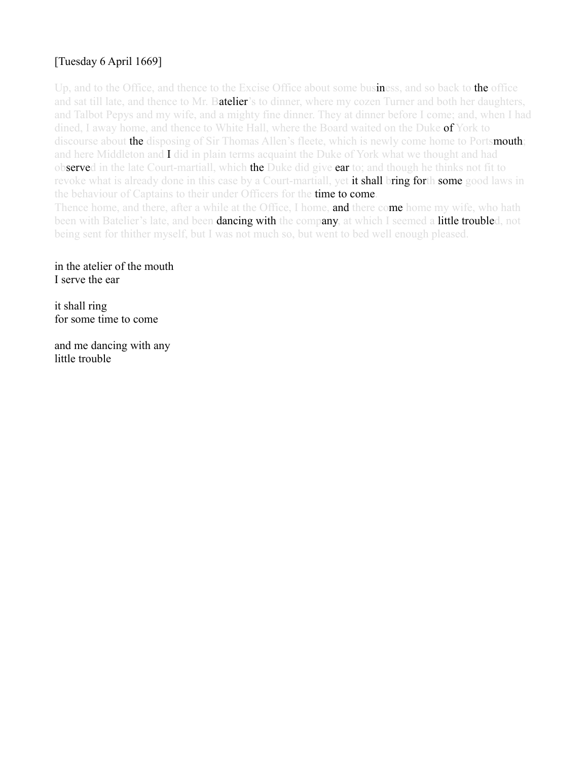[Tuesday 6 April 1669]

Up, and to the Office, and thence to the Excise Office about some business, and so back to the office and sat till late, and thence to Mr. Batelier's to dinner, where my cozen Turner and both her daughters, and Talbot Pepys and my wife, and a mighty fine dinner. They at dinner before I come; and, when I had dined, I away home, and thence to White Hall, where the Board waited on the Duke of York to discourse about the disposing of Sir Thomas Allen's fleete, which is newly come home to Portsmouth; and here Middleton and I did in plain terms acquaint the Duke of York what we thought and had observed in the late Court-martiall, which the Duke did give ear to; and though he thinks not fit to revoke what is already done in this case by a Court-martiall, yet it shall bring forth some good laws in the behaviour of Captains to their under Officers for the time to come.
Thence home, and there, after a while at the Office, I home, and there come home my wife, who hath been with Batelier's late, and been dancing with the company, at which I seemed a little troubled, not being sent for thither myself, but I was not much so, but went to bed well enough pleased.

in the atelier of the mouth
I serve the ear

it shall ring
for some time to come

and me dancing with any
little trouble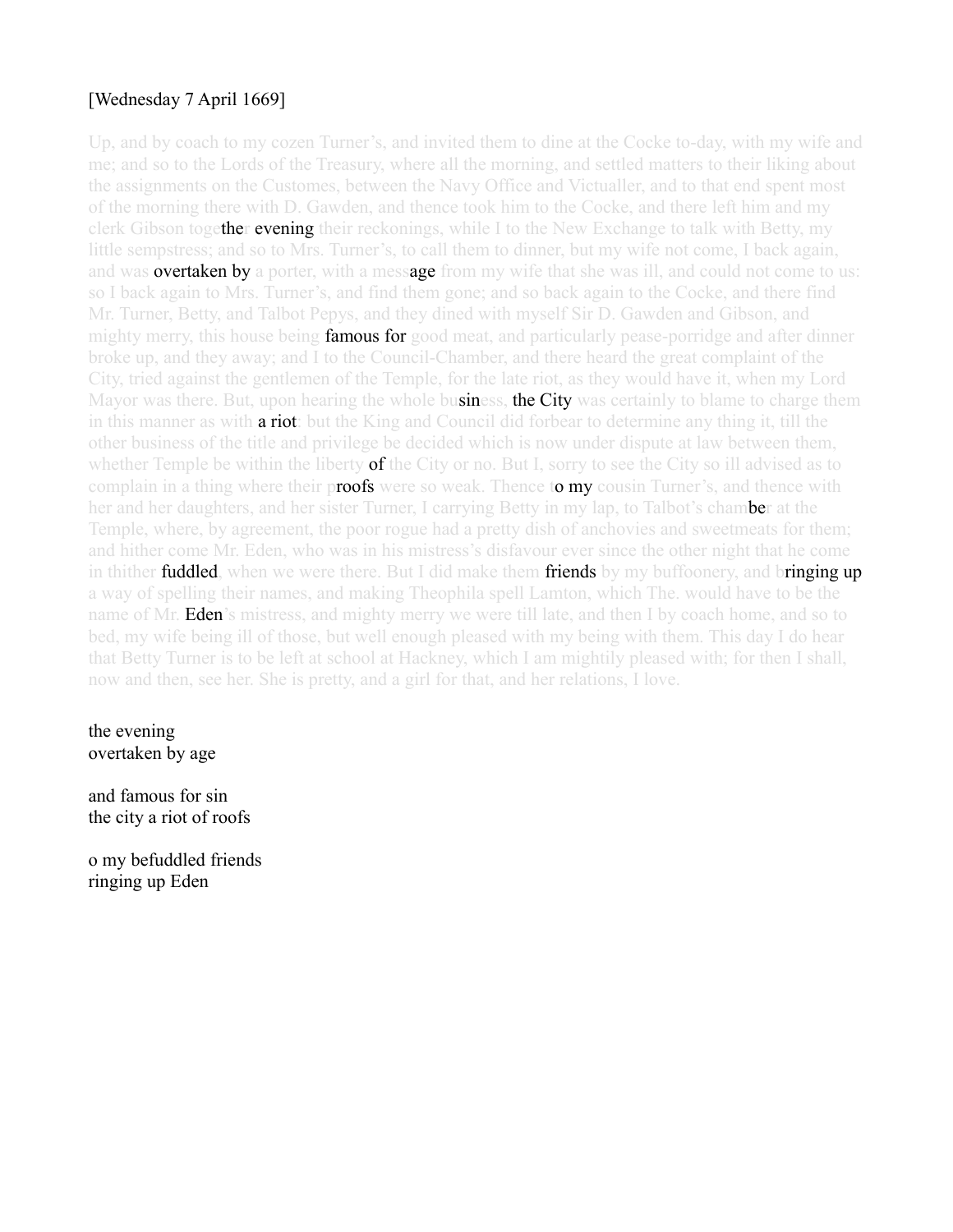[Wednesday 7 April 1669]

Up, and by coach to my cozen Turner's, and invited them to dine at the Cocke to-day, with my wife and me; and so to the Lords of the Treasury, where all the morning, and settled matters to their liking about the assignments on the Customes, between the Navy Office and Victualler, and to that end spent most of the morning there with D. Gawden, and thence took him to the Cocke, and there left him and my clerk Gibson together evening their reckonings, while I to the New Exchange to talk with Betty, my little sempstress; and so to Mrs. Turner's, to call them to dinner, but my wife not come, I back again, and was overtaken by a porter, with a message from my wife that she was ill, and could not come to us: so I back again to Mrs. Turner's, and find them gone; and so back again to the Cocke, and there find Mr. Turner, Betty, and Talbot Pepys, and they dined with myself Sir D. Gawden and Gibson, and mighty merry, this house being famous for good meat, and particularly pease-porridge and after dinner broke up, and they away; and I to the Council-Chamber, and there heard the great complaint of the City, tried against the gentlemen of the Temple, for the late riot, as they would have it, when my Lord Mayor was there. But, upon hearing the whole business, the City was certainly to blame to charge them in this manner as with a riot: but the King and Council did forbear to determine any thing it, till the other business of the title and privilege be decided which is now under dispute at law between them, whether Temple be within the liberty of the City or no. But I, sorry to see the City so ill advised as to complain in a thing where their proofs were so weak. Thence to my cousin Turner's, and thence with her and her daughters, and her sister Turner, I carrying Betty in my lap, to Talbot's chamber at the Temple, where, by agreement, the poor rogue had a pretty dish of anchovies and sweetmeats for them; and hither come Mr. Eden, who was in his mistress's disfavour ever since the other night that he come in thither fuddled, when we were there. But I did make them friends by my buffoonery, and bringing up a way of spelling their names, and making Theophila spell Lamton, which The. would have to be the name of Mr. Eden's mistress, and mighty merry we were till late, and then I by coach home, and so to bed, my wife being ill of those, but well enough pleased with my being with them. This day I do hear that Betty Turner is to be left at school at Hackney, which I am mightily pleased with; for then I shall, now and then, see her. She is pretty, and a girl for that, and her relations, I love.

the evening  
overtaken by age

and famous for sin  
the city a riot of roofs

o my befuddled friends  
ringing up Eden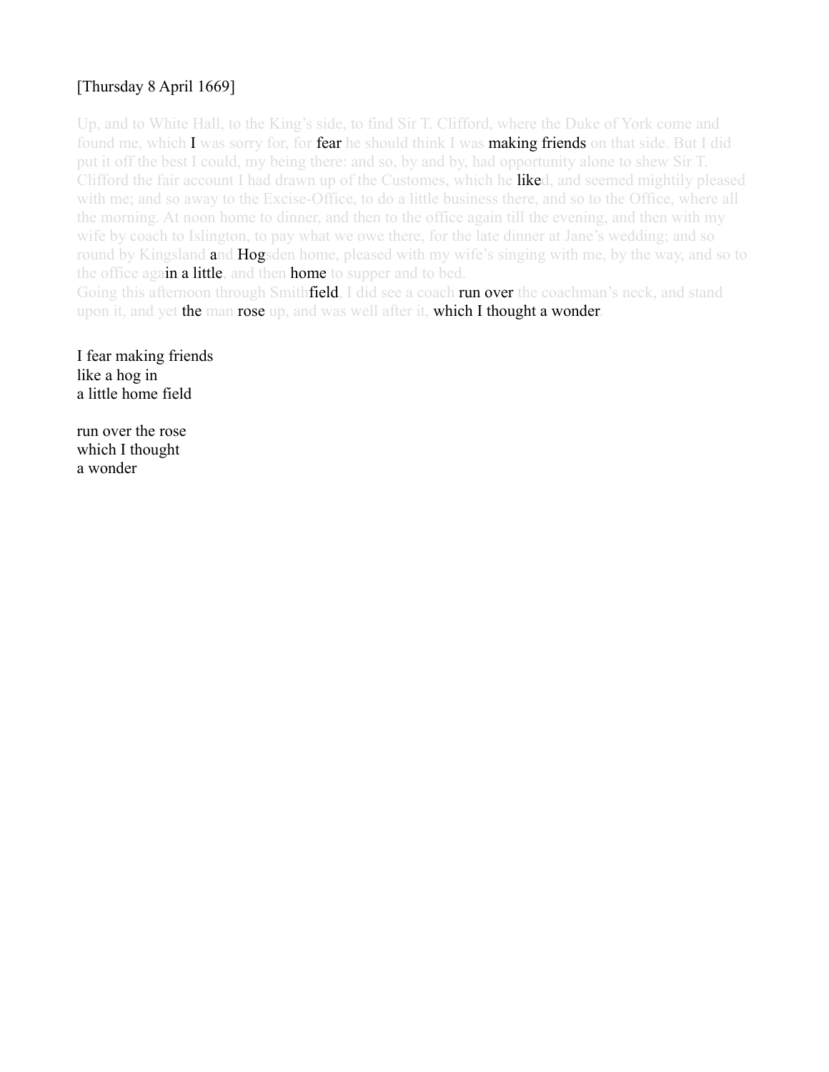[Thursday 8 April 1669]

Up, and to White Hall, to the King's side, to find Sir T. Clifford, where the Duke of York come and found me, which I was sorry for, for fear he should think I was making friends on that side. But I did put it off the best I could, my being there: and so, by and by, had opportunity alone to shew Sir T. Clifford the fair account I had drawn up of the Customes, which he liked, and seemed mightily pleased with me; and so away to the Excise-Office, to do a little business there, and so to the Office, where all the morning. At noon home to dinner, and then to the office again till the evening, and then with my wife by coach to Islington, to pay what we owe there, for the late dinner at Jane's wedding; and so round by Kingsland and Hogsden home, pleased with my wife's singing with me, by the way, and so to the office again a little, and then home to supper and to bed.
Going this afternoon through Smithfield, I did see a coach run over the coachman's neck, and stand upon it, and yet the man rose up, and was well after it, which I thought a wonder.

I fear making friends
like a hog in
a little home field

run over the rose
which I thought
a wonder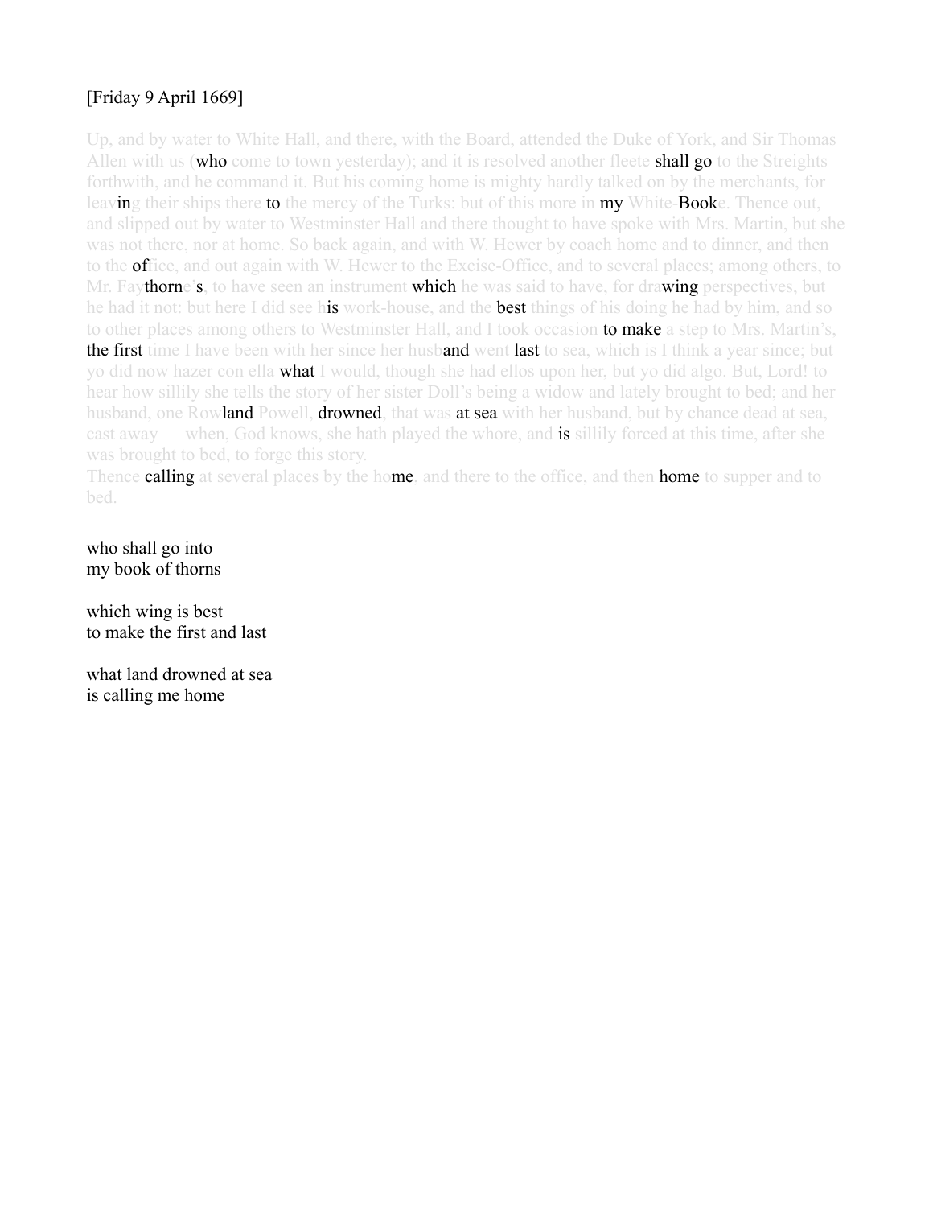[Friday 9 April 1669]

Up, and by water to White Hall, and there, with the Board, attended the Duke of York, and Sir Thomas Allen with us (**who** come to town yesterday); and it is resolved another fleete **shall go** to the Streights forthwith, and he command it. But his coming home is mighty hardly talked on by the merchants, for leav**in**g their ships there **to** the mercy of the Turks: but of this more in **my** White-**Book**e. Thence out, and slipped out by water to Westminster Hall and there thought to have spoke with Mrs. Martin, but she was not there, nor at home. So back again, and with W. Hewer by coach home and to dinner, and then to the **of**fice, and out again with W. Hewer to the Excise-Office, and to several places; among others, to Mr. Fay**thorn**e'**s**, to have seen an instrument **which** he was said to have, for dra**wing** perspectives, but he had it not: but here I did see h**is** work-house, and the **best** things of his doing he had by him, and so to other places among others to Westminster Hall, and I took occasion **to make** a step to Mrs. Martin's, **the first** time I have been with her since her husb**and** went **last** to sea, which is I think a year since; but yo did now hazer con ella **what** I would, though she had ellos upon her, but yo did algo. But, Lord! to hear how sillily she tells the story of her sister Doll's being a widow and lately brought to bed; and her husband, one Row**land** Powell, **drowned**, that was **at sea** with her husband, but by chance dead at sea, cast away — when, God knows, she hath played the whore, and **is** sillily forced at this time, after she was brought to bed, to forge this story.

Thence **calling** at several places by the ho**me**, and there to the office, and then **home** to supper and to bed.

who shall go into
my book of thorns

which wing is best
to make the first and last

what land drowned at sea
is calling me home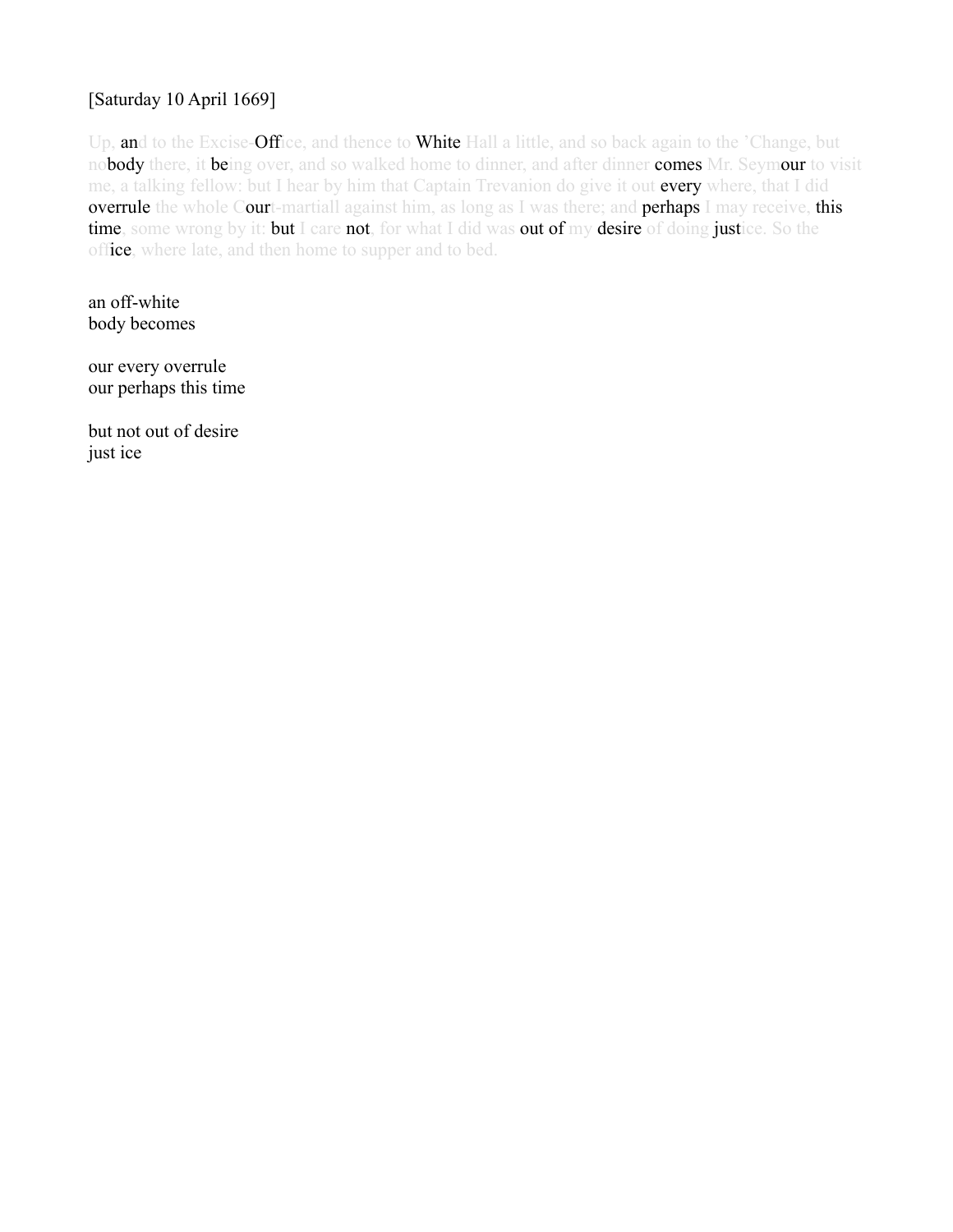[Saturday 10 April 1669]

Up, and to the Excise-Office, and thence to White Hall a little, and so back again to the 'Change, but nobody there, it being over, and so walked home to dinner, and after dinner comes Mr. Seymour to visit me, a talking fellow: but I hear by him that Captain Trevanion do give it out every where, that I did overrule the whole Court-martiall against him, as long as I was there; and perhaps I may receive, this time, some wrong by it: but I care not, for what I did was out of my desire of doing justice. So the office, where late, and then home to supper and to bed.

an off-white
body becomes

our every overrule
our perhaps this time

but not out of desire
just ice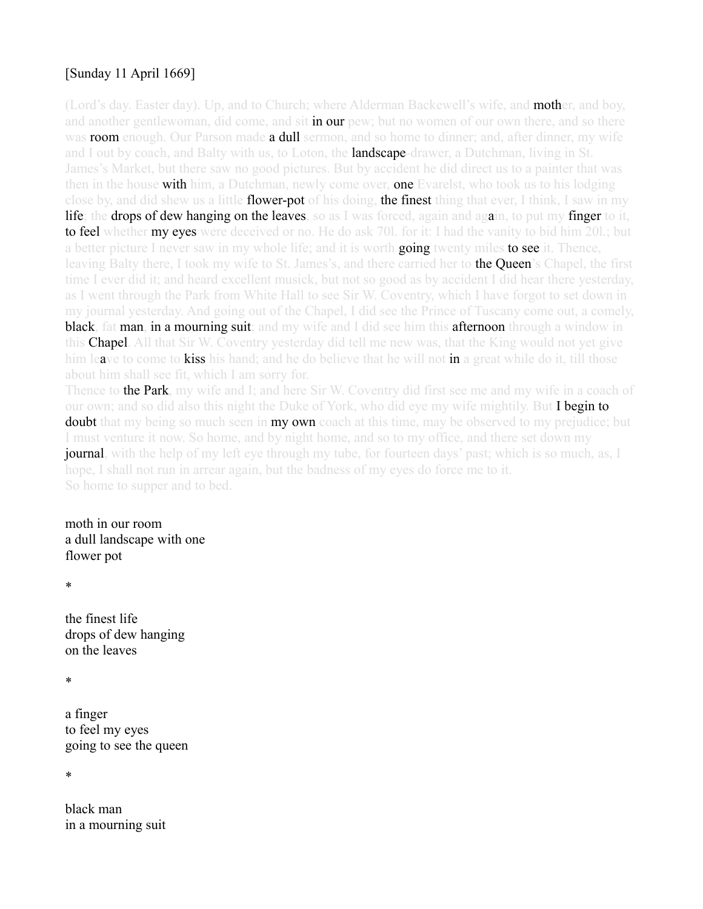[Sunday 11 April 1669]

(Lord's day. Easter day). Up, and to Church; where Alderman Backewell's wife, and mother, and boy, and another gentlewoman, did come, and sit in our pew; but no women of our own there, and so there was room enough. Our Parson made a dull sermon, and so home to dinner; and, after dinner, my wife and I out by coach, and Balty with us, to Loton, the landscape-drawer, a Dutchman, living in St. James's Market, but there saw no good pictures. But by accident he did direct us to a painter that was then in the house with him, a Dutchman, newly come over, one Evarelst, who took us to his lodging close by, and did shew us a little flower-pot of his doing, the finest thing that ever, I think, I saw in my life; the drops of dew hanging on the leaves, so as I was forced, again and again, to put my finger to it, to feel whether my eyes were deceived or no. He do ask 70l. for it: I had the vanity to bid him 20l.; but a better picture I never saw in my whole life; and it is worth going twenty miles to see it. Thence, leaving Balty there, I took my wife to St. James's, and there carried her to the Queen's Chapel, the first time I ever did it; and heard excellent musick, but not so good as by accident I did hear there yesterday, as I went through the Park from White Hall to see Sir W. Coventry, which I have forgot to set down in my journal yesterday. And going out of the Chapel, I did see the Prince of Tuscany come out, a comely, black, fat man, in a mourning suit; and my wife and I did see him this afternoon through a window in this Chapel. All that Sir W. Coventry yesterday did tell me new was, that the King would not yet give him leave to come to kiss his hand; and he do believe that he will not in a great while do it, till those about him shall see fit, which I am sorry for.
Thence to the Park, my wife and I; and here Sir W. Coventry did first see me and my wife in a coach of our own; and so did also this night the Duke of York, who did eye my wife mightily. But I begin to doubt that my being so much seen in my own coach at this time, may be observed to my prejudice; but I must venture it now. So home, and by night home, and so to my office, and there set down my journal, with the help of my left eye through my tube, for fourteen days' past; which is so much, as, I hope, I shall not run in arrear again, but the badness of my eyes do force me to it.
So home to supper and to bed.

moth in our room
a dull landscape with one
flower pot

*

the finest life
drops of dew hanging
on the leaves

*

a finger
to feel my eyes
going to see the queen

*

black man
in a mourning suit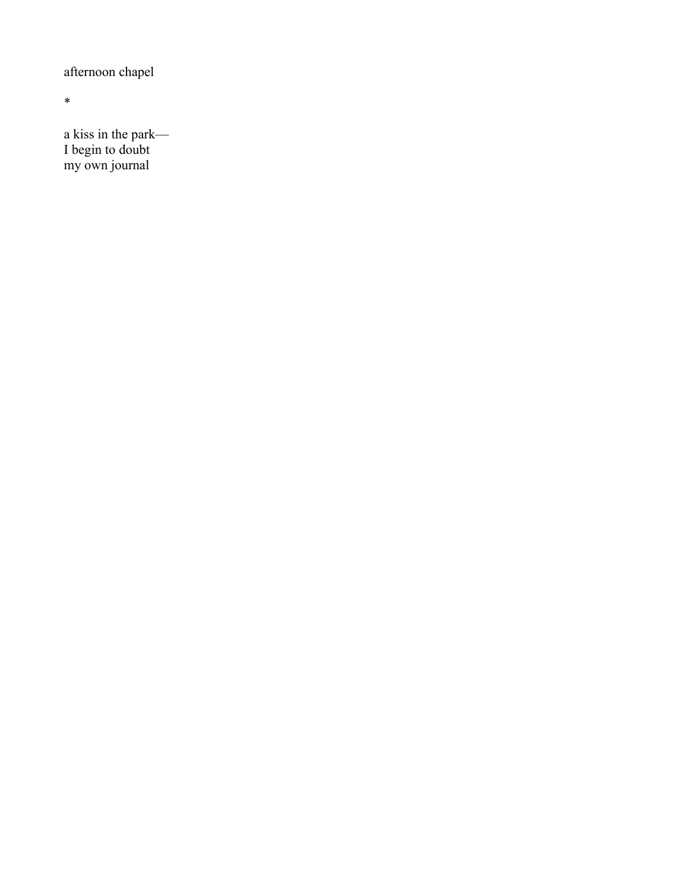afternoon chapel

*

a kiss in the park—  
I begin to doubt  
my own journal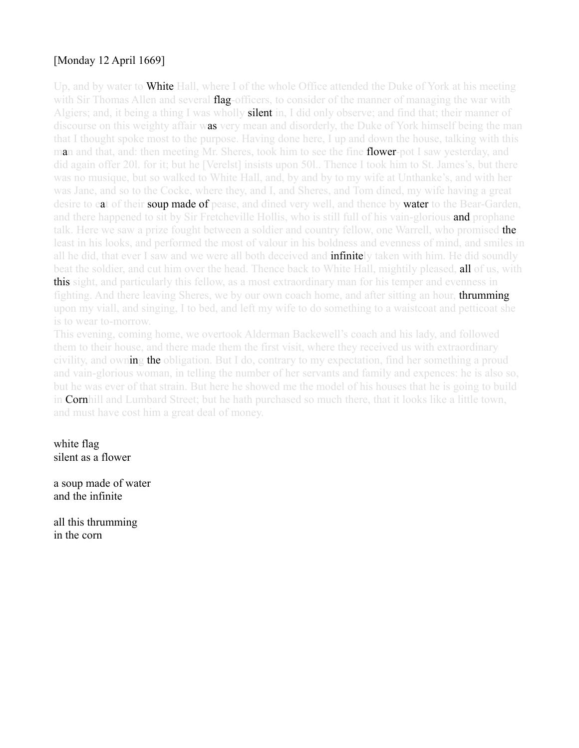[Monday 12 April 1669]

Up, and by water to White Hall, where I of the whole Office attended the Duke of York at his meeting with Sir Thomas Allen and several flag-officers, to consider of the manner of managing the war with Algiers; and, it being a thing I was wholly silent in, I did only observe; and find that; their manner of discourse on this weighty affair was very mean and disorderly, the Duke of York himself being the man that I thought spoke most to the purpose. Having done here, I up and down the house, talking with this man and that, and: then meeting Mr. Sheres, took him to see the fine flower-pot I saw yesterday, and did again offer 20l. for it; but he [Verelst] insists upon 50l.. Thence I took him to St. James's, but there was no musique, but so walked to White Hall, and, by and by to my wife at Unthanke's, and with her was Jane, and so to the Cocke, where they, and I, and Sheres, and Tom dined, my wife having a great desire to eat of their soup made of pease, and dined very well, and thence by water to the Bear-Garden, and there happened to sit by Sir Fretcheville Hollis, who is still full of his vain-glorious and prophane talk. Here we saw a prize fought between a soldier and country fellow, one Warrell, who promised the least in his looks, and performed the most of valour in his boldness and evenness of mind, and smiles in all he did, that ever I saw and we were all both deceived and infinitely taken with him. He did soundly beat the soldier, and cut him over the head. Thence back to White Hall, mightily pleased, all of us, with this sight, and particularly this fellow, as a most extraordinary man for his temper and evenness in fighting. And there leaving Sheres, we by our own coach home, and after sitting an hour, thrumming upon my viall, and singing, I to bed, and left my wife to do something to a waistcoat and petticoat she is to wear to-morrow.

This evening, coming home, we overtook Alderman Backewell's coach and his lady, and followed them to their house, and there made them the first visit, where they received us with extraordinary civility, and owning the obligation. But I do, contrary to my expectation, find her something a proud and vain-glorious woman, in telling the number of her servants and family and expences: he is also so, but he was ever of that strain. But here he showed me the model of his houses that he is going to build in Cornhill and Lumbard Street; but he hath purchased so much there, that it looks like a little town, and must have cost him a great deal of money.

white flag
silent as a flower

a soup made of water
and the infinite

all this thrumming
in the corn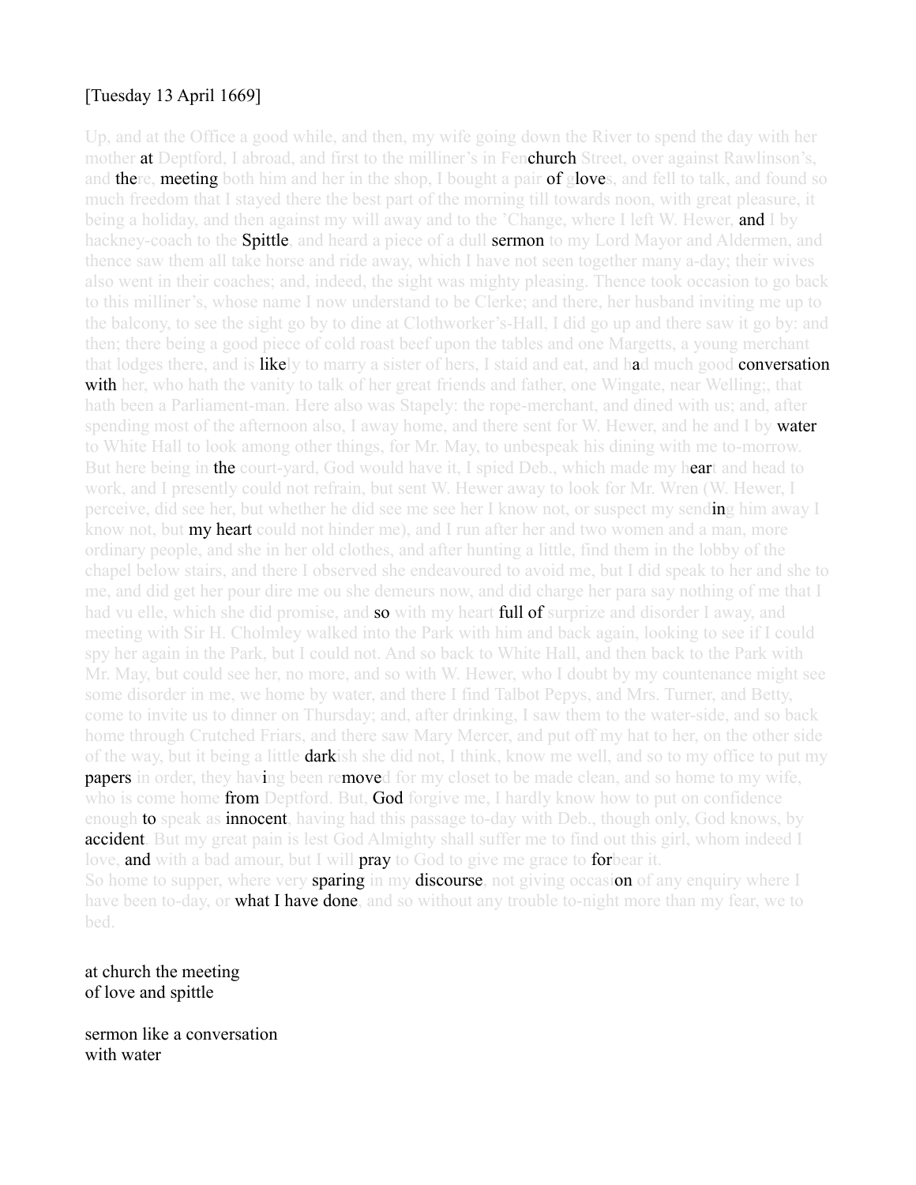[Tuesday 13 April 1669]

Up, and at the Office a good while, and then, my wife going down the River to spend the day with her mother at Deptford, I abroad, and first to the milliner's in Fenchurch Street, over against Rawlinson's, and there, meeting both him and her in the shop, I bought a pair of gloves, and fell to talk, and found so much freedom that I stayed there the best part of the morning till towards noon, with great pleasure, it being a holiday, and then against my will away and to the 'Change, where I left W. Hewer, and I by hackney-coach to the Spittle, and heard a piece of a dull sermon to my Lord Mayor and Aldermen, and thence saw them all take horse and ride away, which I have not seen together many a-day; their wives also went in their coaches; and, indeed, the sight was mighty pleasing. Thence took occasion to go back to this milliner's, whose name I now understand to be Clerke; and there, her husband inviting me up to the balcony, to see the sight go by to dine at Clothworker's-Hall, I did go up and there saw it go by: and then; there being a good piece of cold roast beef upon the tables and one Margetts, a young merchant that lodges there, and is likely to marry a sister of hers, I staid and eat, and had much good conversation with her, who hath the vanity to talk of her great friends and father, one Wingate, near Welling;, that hath been a Parliament-man. Here also was Stapely: the rope-merchant, and dined with us; and, after spending most of the afternoon also, I away home, and there sent for W. Hewer, and he and I by water to White Hall to look among other things, for Mr. May, to unbespeak his dining with me to-morrow. But here being in the court-yard, God would have it, I spied Deb., which made my heart and head to work, and I presently could not refrain, but sent W. Hewer away to look for Mr. Wren (W. Hewer, I perceive, did see her, but whether he did see me see her I know not, or suspect my sending him away I know not, but my heart could not hinder me), and I run after her and two women and a man, more ordinary people, and she in her old clothes, and after hunting a little, find them in the lobby of the chapel below stairs, and there I observed she endeavoured to avoid me, but I did speak to her and she to me, and did get her pour dire me ou she demeurs now, and did charge her para say nothing of me that I had vu elle, which she did promise, and so with my heart full of surprize and disorder I away, and meeting with Sir H. Cholmley walked into the Park with him and back again, looking to see if I could spy her again in the Park, but I could not. And so back to White Hall, and then back to the Park with Mr. May, but could see her, no more, and so with W. Hewer, who I doubt by my countenance might see some disorder in me, we home by water, and there I find Talbot Pepys, and Mrs. Turner, and Betty, come to invite us to dinner on Thursday; and, after drinking, I saw them to the water-side, and so back home through Crutched Friars, and there saw Mary Mercer, and put off my hat to her, on the other side of the way, but it being a little darkish she did not, I think, know me well, and so to my office to put my papers in order, they having been removed for my closet to be made clean, and so home to my wife, who is come home from Deptford. But, God forgive me, I hardly know how to put on confidence enough to speak as innocent, having had this passage to-day with Deb., though only, God knows, by accident. But my great pain is lest God Almighty shall suffer me to find out this girl, whom indeed I love, and with a bad amour, but I will pray to God to give me grace to forbear it.
So home to supper, where very sparing in my discourse, not giving occasion of any enquiry where I have been to-day, or what I have done, and so without any trouble to-night more than my fear, we to bed.

at church the meeting
of love and spittle

sermon like a conversation
with water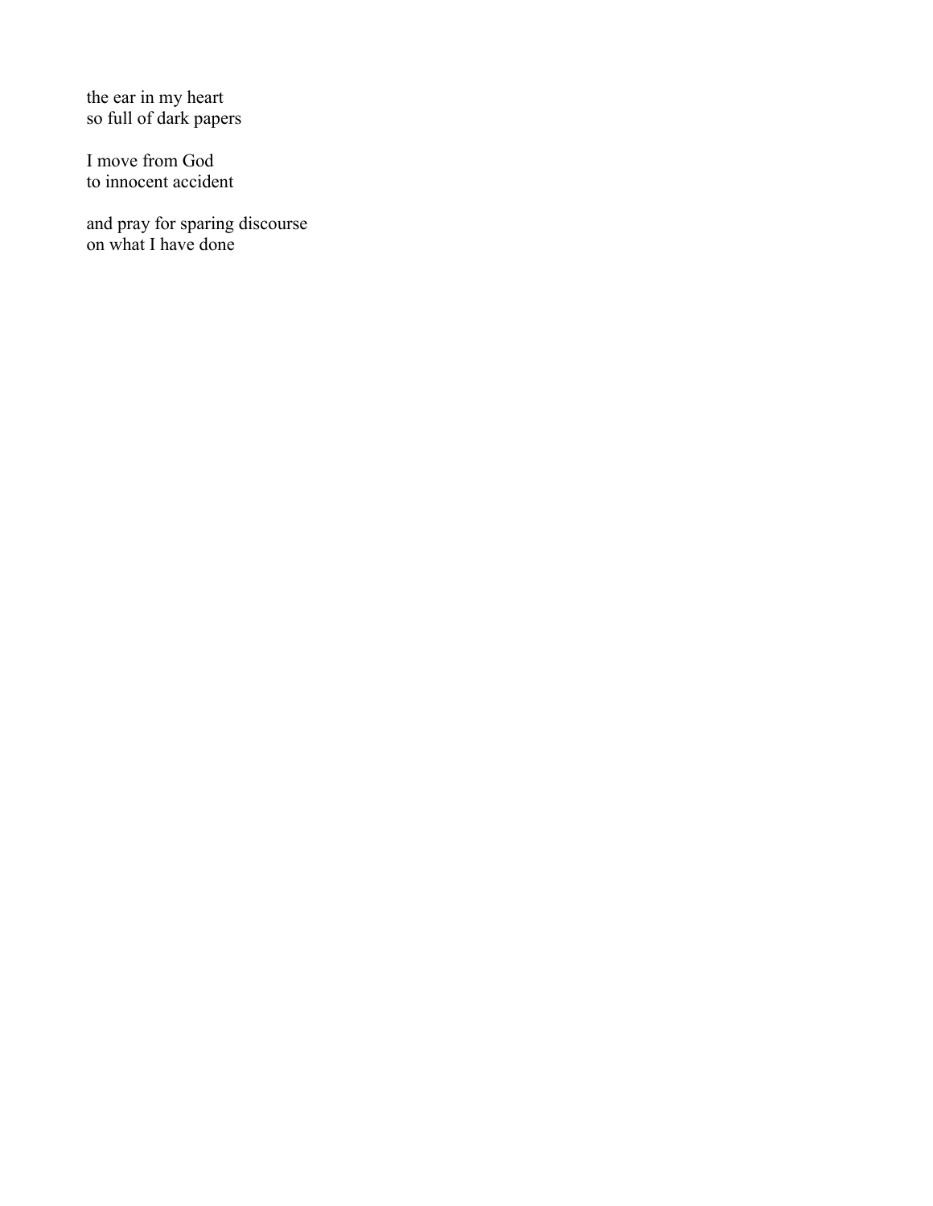the ear in my heart  
so full of dark papers

I move from God  
to innocent accident

and pray for sparing discourse  
on what I have done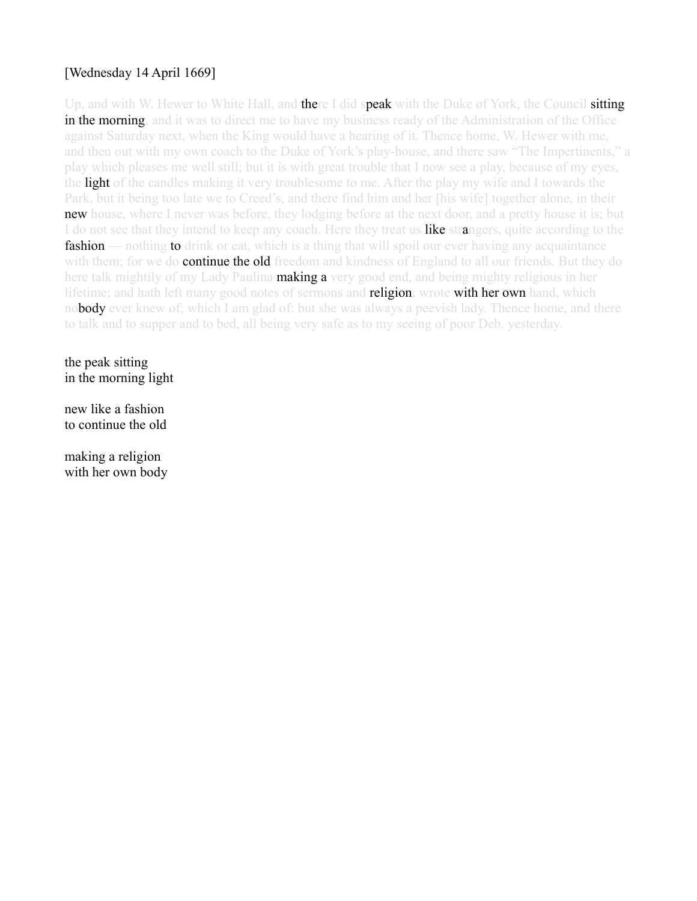[Wednesday 14 April 1669]

Up, and with W. Hewer to White Hall, and there I did speak with the Duke of York, the Council sitting in the morning, and it was to direct me to have my business ready of the Administration of the Office against Saturday next, when the King would have a hearing of it. Thence home, W. Hewer with me, and then out with my own coach to the Duke of York's play-house, and there saw "The Impertinents," a play which pleases me well still; but it is with great trouble that I now see a play, because of my eyes, the light of the candles making it very troublesome to me. After the play my wife and I towards the Park, but it being too late we to Creed's, and there find him and her [his wife] together alone, in their new house, where I never was before, they lodging before at the next door, and a pretty house it is; but I do not see that they intend to keep any coach. Here they treat us like strangers, quite according to the fashion — nothing to drink or eat, which is a thing that will spoil our ever having any acquaintance with them; for we do continue the old freedom and kindness of England to all our friends. But they do here talk mightily of my Lady Paulina making a very good end, and being mighty religious in her lifetime; and hath left many good notes of sermons and religion; wrote with her own hand, which nobody ever knew of; which I am glad of: but she was always a peevish lady. Thence home, and there to talk and to supper and to bed, all being very safe as to my seeing of poor Deb. yesterday.

the peak sitting
in the morning light

new like a fashion
to continue the old

making a religion
with her own body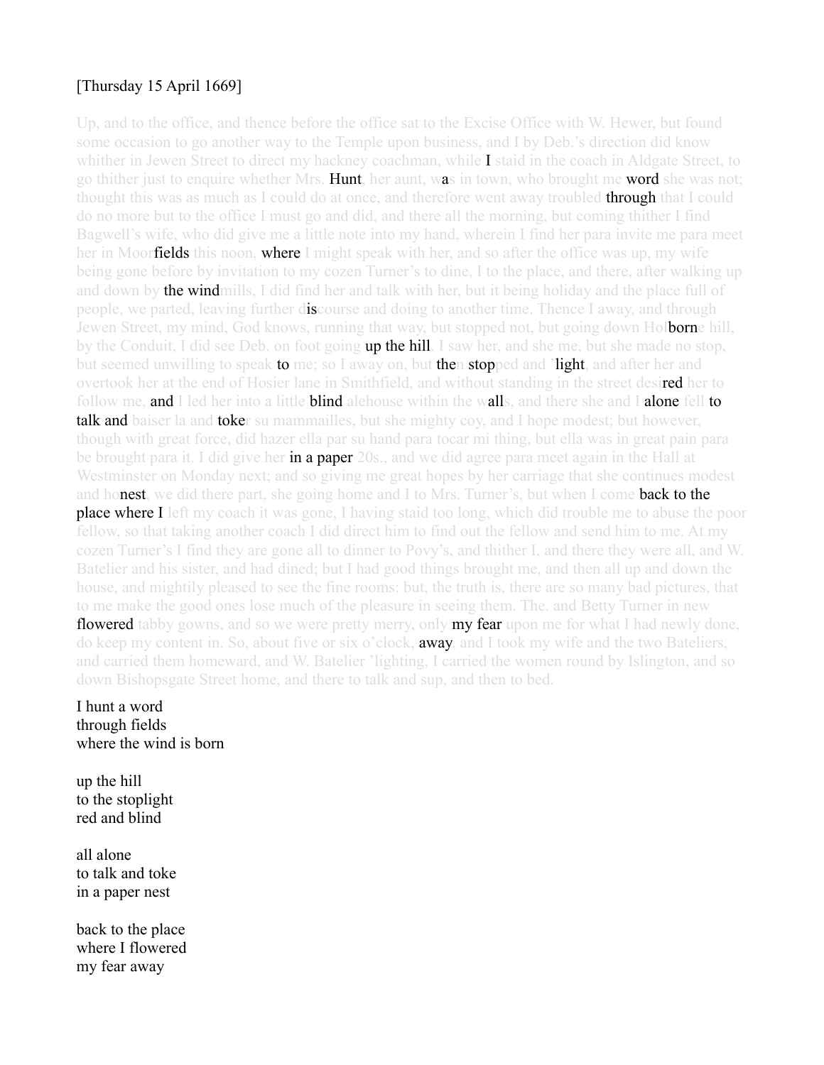[Thursday 15 April 1669]

Up, and to the office, and thence before the office sat to the Excise Office with W. Hewer, but found some occasion to go another way to the Temple upon business, and I by Deb.'s direction did know whither in Jewen Street to direct my hackney coachman, while **I** staid in the coach in Aldgate Street, to go thither just to enquire whether Mrs. **Hunt**, her aunt, w**a**s in town, who brought me **word** she was not; thought this was as much as I could do at once, and therefore went away troubled **through** that I could do no more but to the office I must go and did, and there all the morning, but coming thither I find Bagwell's wife, who did give me a little note into my hand, wherein I find her para invite me para meet her in Moor**fields** this noon, **where** I might speak with her, and so after the office was up, my wife being gone before by invitation to my cozen Turner's to dine, I to the place, and there, after walking up and down by **the wind**mills, I did find her and talk with her, but it being holiday and the place full of people, we parted, leaving further d**is**course and doing to another time. Thence I away, and through Jewen Street, my mind, God knows, running that way, but stopped not, but going down Hol**born**e hill, by the Conduit, I did see Deb. on foot going **up the hill**. I saw her, and she me, but she made no stop, but seemed unwilling to speak **to** me; so I away on, but **the**n **stop**ped and '**light**, and after her and overtook her at the end of Hosier lane in Smithfield, and without standing in the street desi**red** her to follow me, **and** I led her into a little **blind** alehouse within the w**all**s, and there she and I **alone** fell **to talk and** baiser la and **toke**r su mammailles, but she mighty coy, and I hope modest; but however, though with great force, did hazer ella par su hand para tocar mi thing, but ella was in great pain para be brought para it. I did give her **in a paper** 20s., and we did agree para meet again in the Hall at Westminster on Monday next; and so giving me great hopes by her carriage that she continues modest and ho**nest**, we did there part, she going home and I to Mrs. Turner's, but when I come **back to the place where I** left my coach it was gone, I having staid too long, which did trouble me to abuse the poor fellow, so that taking another coach I did direct him to find out the fellow and send him to me. At my cozen Turner's I find they are gone all to dinner to Povy's, and thither I, and there they were all, and W. Batelier and his sister, and had dined; but I had good things brought me, and then all up and down the house, and mightily pleased to see the fine rooms: but, the truth is, there are so many bad pictures, that to me make the good ones lose much of the pleasure in seeing them. The. and Betty Turner in new **flowered** tabby gowns, and so we were pretty merry, only **my fear** upon me for what I had newly done, do keep my content in. So, about five or six o'clock, **away**, and I took my wife and the two Bateliers, and carried them homeward, and W. Batelier 'lighting, I carried the women round by Islington, and so down Bishopsgate Street home, and there to talk and sup, and then to bed.

I hunt a word  
through fields  
where the wind is born

up the hill  
to the stoplight  
red and blind

all alone  
to talk and toke  
in a paper nest

back to the place  
where I flowered  
my fear away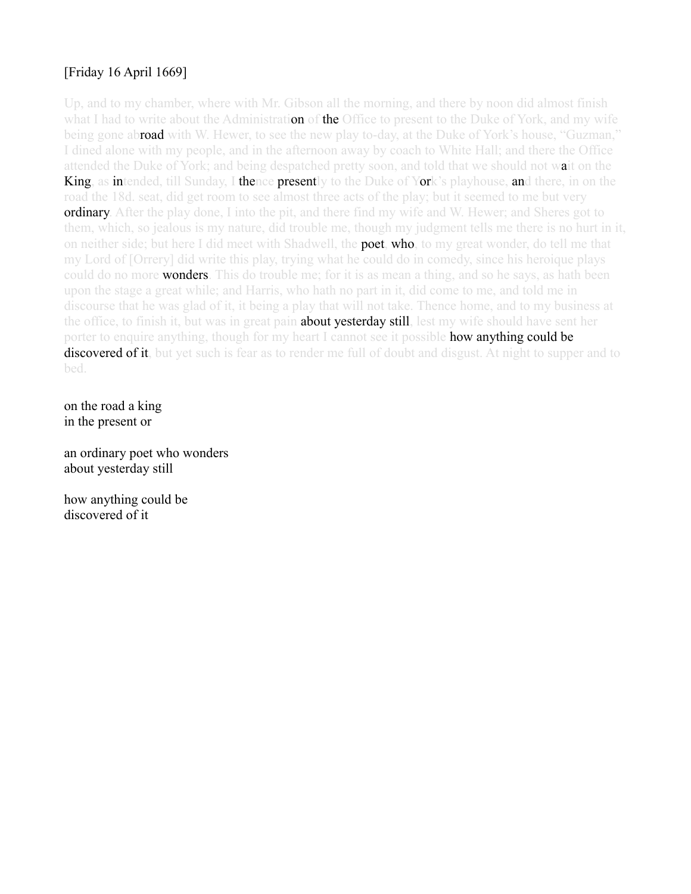[Friday 16 April 1669]

Up, and to my chamber, where with Mr. Gibson all the morning, and there by noon did almost finish what I had to write about the Administrati**on** of **the** Office to present to the Duke of York, and my wife being gone ab**road** with W. Hewer, to see the new play to-day, at the Duke of York's house, "Guzman," I dined alone with my people, and in the afternoon away by coach to White Hall; and there the Office attended the Duke of York; and being despatched pretty soon, and told that we should not w**a**it on the **King**, as **in**tended, till Sunday, I **the**nce **present**ly to the Duke of Y**or**k's playhouse, **an**d there, in on the road the 18d. seat, did get room to see almost three acts of the play; but it seemed to me but very **ordinary**. After the play done, I into the pit, and there find my wife and W. Hewer; and Sheres got to them, which, so jealous is my nature, did trouble me, though my judgment tells me there is no hurt in it, on neither side; but here I did meet with Shadwell, the **poet**, **who**, to my great wonder, do tell me that my Lord of [Orrery] did write this play, trying what he could do in comedy, since his heroique plays could do no more **wonders**. This do trouble me; for it is as mean a thing, and so he says, as hath been upon the stage a great while; and Harris, who hath no part in it, did come to me, and told me in discourse that he was glad of it, it being a play that will not take. Thence home, and to my business at the office, to finish it, but was in great pain **about yesterday still**, lest my wife should have sent her porter to enquire anything, though for my heart I cannot see it possible **how anything could be discovered of it**, but yet such is fear as to render me full of doubt and disgust. At night to supper and to bed.

on the road a king
in the present or

an ordinary poet who wonders
about yesterday still

how anything could be
discovered of it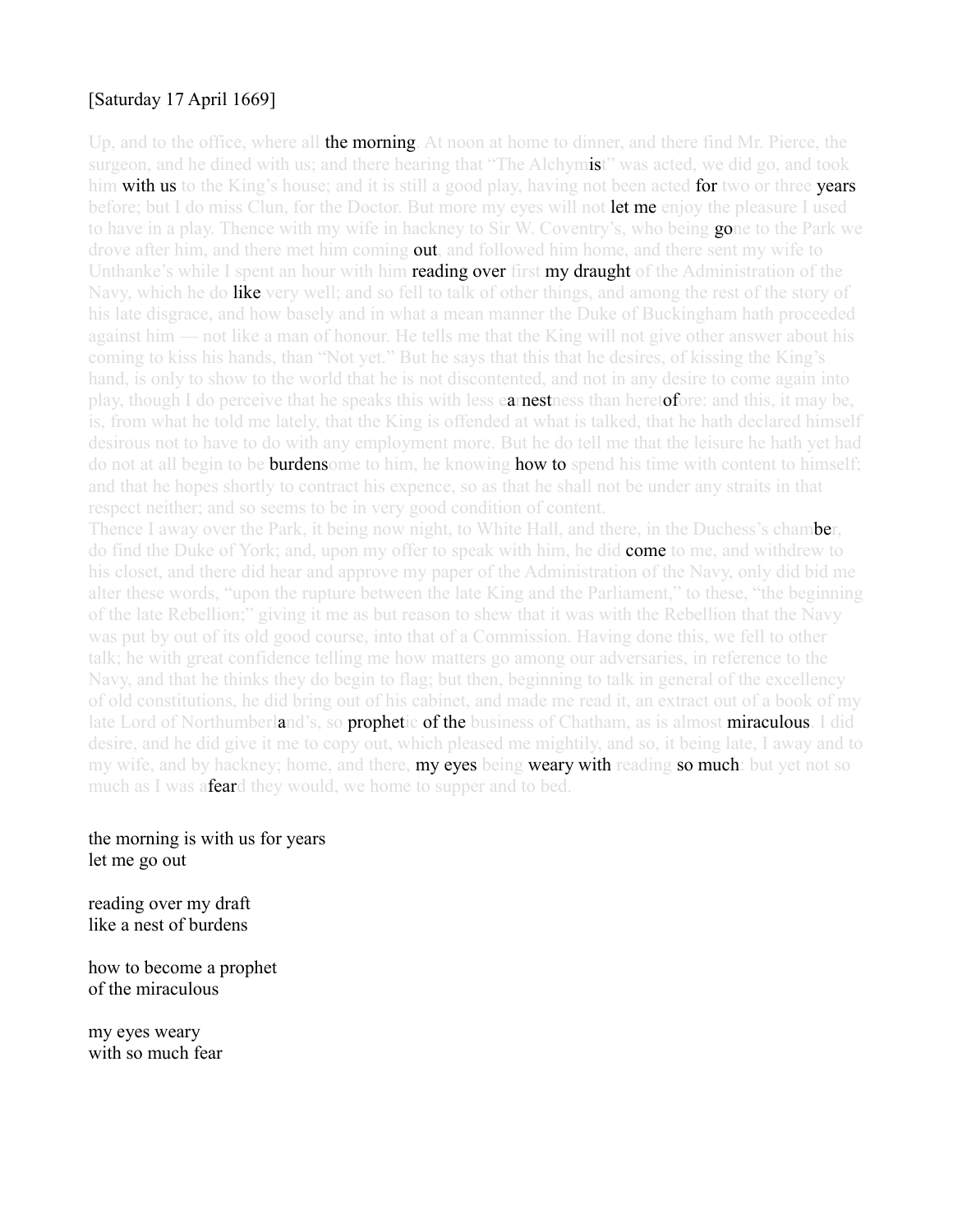[Saturday 17 April 1669]

Up, and to the office, where all **the morning**. At noon at home to dinner, and there find Mr. Pierce, the surgeon, and he dined with us; and there hearing that "The Alchym**is**t" was acted, we did go, and took him **with us** to the King's house; and it is still a good play, having not been acted **for** two or three **years** before; but I do miss Clun, for the Doctor. But more my eyes will not **let me** enjoy the pleasure I used to have in a play. Thence with my wife in hackney to Sir W. Coventry's, who being **go**ne to the Park we drove after him, and there met him coming **out**, and followed him home, and there sent my wife to Unthanke's while I spent an hour with him **reading over** first **my draught** of the Administration of the Navy, which he do **like** very well; and so fell to talk of other things, and among the rest of the story of his late disgrace, and how basely and in what a mean manner the Duke of Buckingham hath proceeded against him — not like a man of honour. He tells me that the King will not give other answer about his coming to kiss his hands, than "Not yet." But he says that this that he desires, of kissing the King's hand, is only to show to the world that he is not discontented, and not in any desire to come again into play, though I do perceive that he speaks this with less e**a**r**nest**ness than heret**of**ore: and this, it may be, is, from what he told me lately, that the King is offended at what is talked, that he hath declared himself desirous not to have to do with any employment more. But he do tell me that the leisure he hath yet had do not at all begin to be **burdens**ome to him, he knowing **how to** spend his time with content to himself; and that he hopes shortly to contract his expence, so as that he shall not be under any straits in that respect neither; and so seems to be in very good condition of content.

Thence I away over the Park, it being now night, to White Hall, and there, in the Duchess's cham**be**r, do find the Duke of York; and, upon my offer to speak with him, he did **come** to me, and withdrew to his closet, and there did hear and approve my paper of the Administration of the Navy, only did bid me alter these words, "upon the rupture between the late King and the Parliament," to these, "the beginning of the late Rebellion;" giving it me as but reason to shew that it was with the Rebellion that the Navy was put by out of its old good course, into that of a Commission. Having done this, we fell to other talk; he with great confidence telling me how matters go among our adversaries, in reference to the Navy, and that he thinks they do begin to flag; but then, beginning to talk in general of the excellency of old constitutions, he did bring out of his cabinet, and made me read it, an extract out of a book of my late Lord of Northumberl**a**nd's, so **prophet**ic **of the** business of Chatham, as is almost **miraculous**. I did desire, and he did give it me to copy out, which pleased me mightily, and so, it being late, I away and to my wife, and by hackney; home, and there, **my eyes** being **weary with** reading **so much**: but yet not so much as I was a**fear**d they would, we home to supper and to bed.

the morning is with us for years
let me go out

reading over my draft
like a nest of burdens

how to become a prophet
of the miraculous

my eyes weary
with so much fear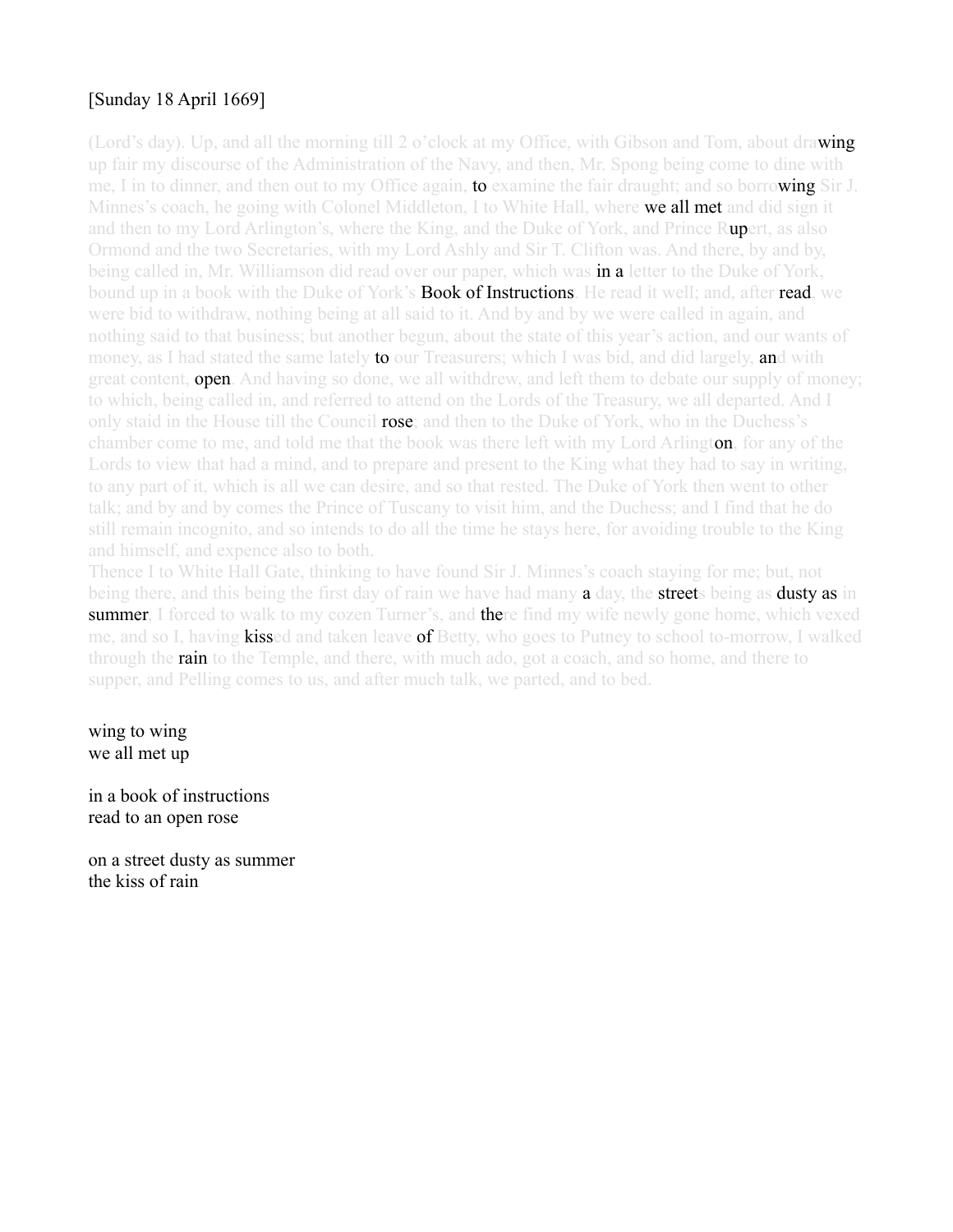[Sunday 18 April 1669]

(Lord's day). Up, and all the morning till 2 o'clock at my Office, with Gibson and Tom, about drawing up fair my discourse of the Administration of the Navy, and then, Mr. Spong being come to dine with me, I in to dinner, and then out to my Office again, to examine the fair draught; and so borrowing Sir J. Minnes's coach, he going with Colonel Middleton, I to White Hall, where we all met and did sign it and then to my Lord Arlington's, where the King, and the Duke of York, and Prince Rupert, as also Ormond and the two Secretaries, with my Lord Ashly and Sir T. Clifton was. And there, by and by, being called in, Mr. Williamson did read over our paper, which was in a letter to the Duke of York, bound up in a book with the Duke of York's Book of Instructions. He read it well; and, after read, we were bid to withdraw, nothing being at all said to it. And by and by we were called in again, and nothing said to that business; but another begun, about the state of this year's action, and our wants of money, as I had stated the same lately to our Treasurers; which I was bid, and did largely, and with great content, open. And having so done, we all withdrew, and left them to debate our supply of money; to which, being called in, and referred to attend on the Lords of the Treasury, we all departed. And I only staid in the House till the Council rose; and then to the Duke of York, who in the Duchess's chamber come to me, and told me that the book was there left with my Lord Arlington, for any of the Lords to view that had a mind, and to prepare and present to the King what they had to say in writing, to any part of it, which is all we can desire, and so that rested. The Duke of York then went to other talk; and by and by comes the Prince of Tuscany to visit him, and the Duchess; and I find that he do still remain incognito, and so intends to do all the time he stays here, for avoiding trouble to the King and himself, and expence also to both.
Thence I to White Hall Gate, thinking to have found Sir J. Minnes's coach staying for me; but, not being there, and this being the first day of rain we have had many a day, the streets being as dusty as in summer, I forced to walk to my cozen Turner's, and there find my wife newly gone home, which vexed me, and so I, having kissed and taken leave of Betty, who goes to Putney to school to-morrow, I walked through the rain to the Temple, and there, with much ado, got a coach, and so home, and there to supper, and Pelling comes to us, and after much talk, we parted, and to bed.

wing to wing
we all met up

in a book of instructions
read to an open rose

on a street dusty as summer
the kiss of rain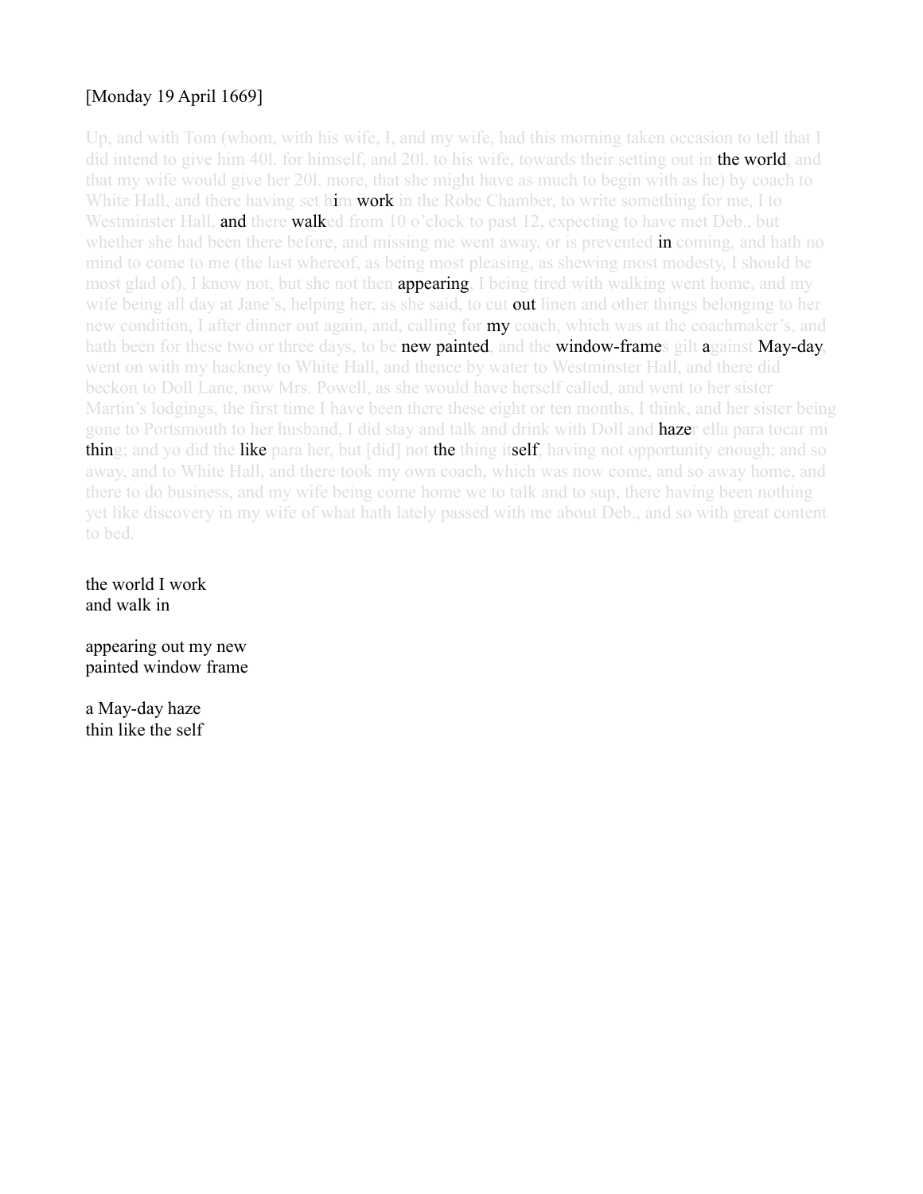[Monday 19 April 1669]

Up, and with Tom (whom, with his wife, I, and my wife, had this morning taken occasion to tell that I did intend to give him 40l. for himself, and 20l. to his wife, towards their setting out in **the world**, and that my wife would give her 20l. more, that she might have as much to begin with as he) by coach to White Hall, and there having set h**i**m **work** in the Robe Chamber, to write something for me, I to Westminster Hall, **and** there **walk**ed from 10 o'clock to past 12, expecting to have met Deb., but whether she had been there before, and missing me went away, or is prevented **in** coming, and hath no mind to come to me (the last whereof, as being most pleasing, as shewing most modesty, I should be most glad of), I know not, but she not then **appearing**, I being tired with walking went home, and my wife being all day at Jane's, helping her, as she said, to cut **out** linen and other things belonging to her new condition, I after dinner out again, and, calling for **my** coach, which was at the coachmaker's, and hath been for these two or three days, to be **new painted**, and the **window-frame**s gilt **a**gainst **May-day**, went on with my hackney to White Hall, and thence by water to Westminster Hall, and there did beckon to Doll Lane, now Mrs. Powell, as she would have herself called, and went to her sister Martin's lodgings, the first time I have been there these eight or ten months, I think, and her sister being gone to Portsmouth to her husband, I did stay and talk and drink with Doll and **haze**r ella para tocar mi **thin**g; and yo did the **like** para her, but [did] not **the** thing it**self**, having not opportunity enough; and so away, and to White Hall, and there took my own coach, which was now come, and so away home, and there to do business, and my wife being come home we to talk and to sup, there having been nothing yet like discovery in my wife of what hath lately passed with me about Deb., and so with great content to bed.

the world I work
and walk in

appearing out my new
painted window frame

a May-day haze
thin like the self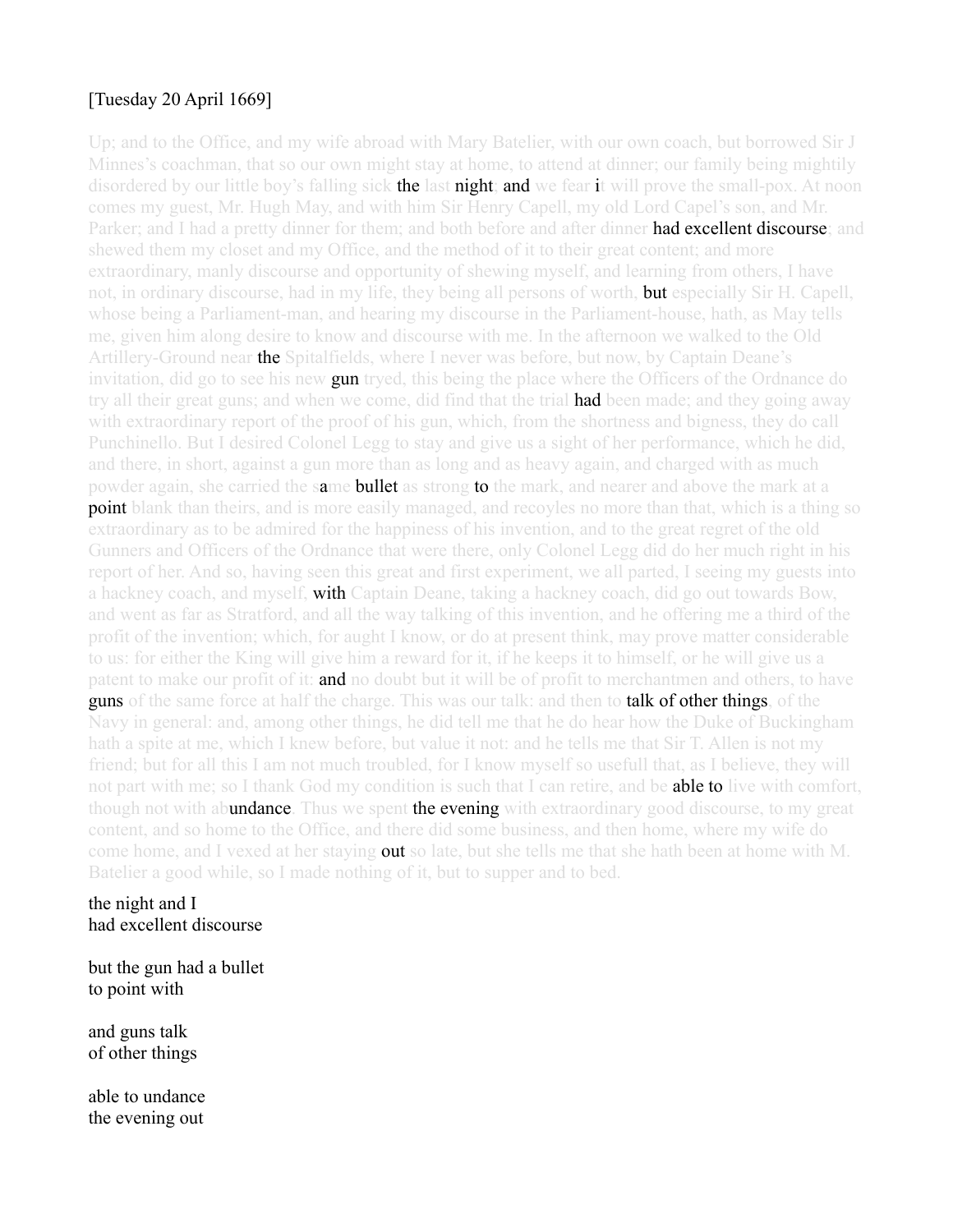[Tuesday 20 April 1669]

Up; and to the Office, and my wife abroad with Mary Batelier, with our own coach, but borrowed Sir J Minnes's coachman, that so our own might stay at home, to attend at dinner; our family being mightily disordered by our little boy's falling sick the last night; and we fear it will prove the small-pox. At noon comes my guest, Mr. Hugh May, and with him Sir Henry Capell, my old Lord Capel's son, and Mr. Parker; and I had a pretty dinner for them; and both before and after dinner had excellent discourse; and shewed them my closet and my Office, and the method of it to their great content; and more extraordinary, manly discourse and opportunity of shewing myself, and learning from others, I have not, in ordinary discourse, had in my life, they being all persons of worth, but especially Sir H. Capell, whose being a Parliament-man, and hearing my discourse in the Parliament-house, hath, as May tells me, given him along desire to know and discourse with me. In the afternoon we walked to the Old Artillery-Ground near the Spitalfields, where I never was before, but now, by Captain Deane's invitation, did go to see his new gun tryed, this being the place where the Officers of the Ordnance do try all their great guns; and when we come, did find that the trial had been made; and they going away with extraordinary report of the proof of his gun, which, from the shortness and bigness, they do call Punchinello. But I desired Colonel Legg to stay and give us a sight of her performance, which he did, and there, in short, against a gun more than as long and as heavy again, and charged with as much powder again, she carried the same bullet as strong to the mark, and nearer and above the mark at a point blank than theirs, and is more easily managed, and recoyles no more than that, which is a thing so extraordinary as to be admired for the happiness of his invention, and to the great regret of the old Gunners and Officers of the Ordnance that were there, only Colonel Legg did do her much right in his report of her. And so, having seen this great and first experiment, we all parted, I seeing my guests into a hackney coach, and myself, with Captain Deane, taking a hackney coach, did go out towards Bow, and went as far as Stratford, and all the way talking of this invention, and he offering me a third of the profit of the invention; which, for aught I know, or do at present think, may prove matter considerable to us: for either the King will give him a reward for it, if he keeps it to himself, or he will give us a patent to make our profit of it: and no doubt but it will be of profit to merchantmen and others, to have guns of the same force at half the charge. This was our talk: and then to talk of other things, of the Navy in general: and, among other things, he did tell me that he do hear how the Duke of Buckingham hath a spite at me, which I knew before, but value it not: and he tells me that Sir T. Allen is not my friend; but for all this I am not much troubled, for I know myself so usefull that, as I believe, they will not part with me; so I thank God my condition is such that I can retire, and be able to live with comfort, though not with abundance. Thus we spent the evening with extraordinary good discourse, to my great content, and so home to the Office, and there did some business, and then home, where my wife do come home, and I vexed at her staying out so late, but she tells me that she hath been at home with M. Batelier a good while, so I made nothing of it, but to supper and to bed.

the night and I
had excellent discourse

but the gun had a bullet
to point with

and guns talk
of other things

able to undance
the evening out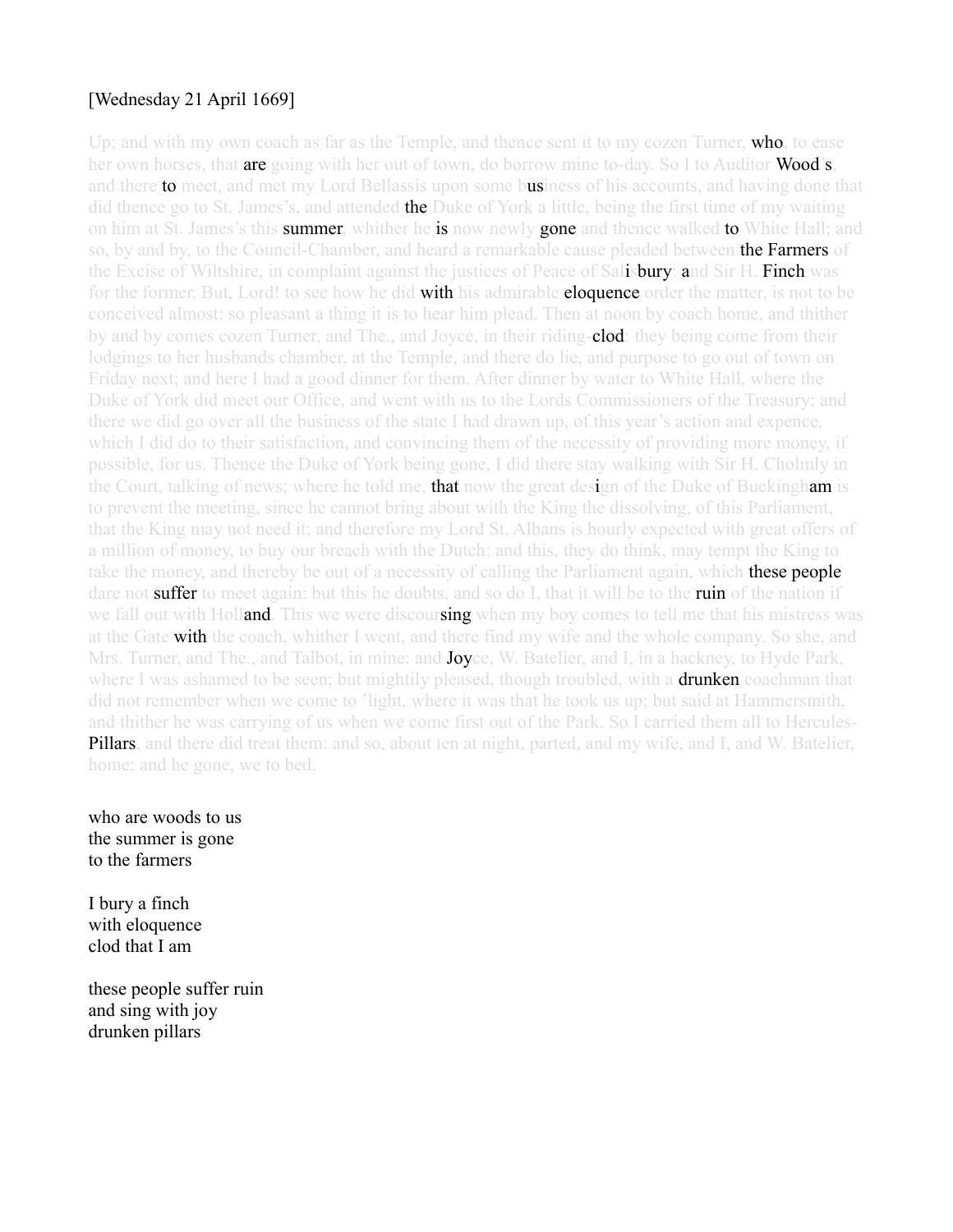[Wednesday 21 April 1669]

Up; and with my own coach as far as the Temple, and thence sent it to my cozen Turner, **who**, to ease her own horses, that **are** going with her out of town, do borrow mine to-day. So I to Auditor **Wood**'s, and there **to** meet, and met my Lord Bellassis upon some b**us**iness of his accounts, and having done that did thence go to St. James's, and attended **the** Duke of York a little, being the first time of my waiting on him at St. James's this **summer**, whither he **is** now newly **gone** and thence walked **to** White Hall; and so, by and by, to the Council-Chamber, and heard a remarkable cause pleaded between **the Farmers** of the Excise of Wiltshire, in complaint against the justices of Peace of Sal**i**s**bury**, **a**nd Sir H. **Finch** was for the former. But, Lord! to see how he did **with** his admirable **eloquence** order the matter, is not to be conceived almost: so pleasant a thing it is to hear him plead. Then at noon by coach home, and thither by and by comes cozen Turner, and The., and Joyce, in their riding-**clod**s, they being come from their lodgings to her husbands chamber, at the Temple, and there do lie, and purpose to go out of town on Friday next; and here I had a good dinner for them. After dinner by water to White Hall, where the Duke of York did meet our Office, and went with us to the Lords Commissioners of the Treasury; and there we did go over all the business of the state I had drawn up, of this year's action and expence, which I did do to their satisfaction, and convincing them of the necessity of providing more money, if possible, for us. Thence the Duke of York being gone, I did there stay walking with Sir H. Cholmly in the Court, talking of news; where he told me, **that** now the great des**i**gn of the Duke of Buckingh**am** is to prevent the meeting, since he cannot bring about with the King the dissolving, of this Parliament, that the King may not need it; and therefore my Lord St. Albans is hourly expected with great offers of a million of money, to buy our breach with the Dutch: and this, they do think, may tempt the King to take the money, and thereby be out of a necessity of calling the Parliament again, which **these people** dare not **suffer** to meet again: but this he doubts, and so do I, that it will be to the **ruin** of the nation if we fall out with Holl**and**. This we were discour**sing** when my boy comes to tell me that his mistress was at the Gate **with** the coach, whither I went, and there find my wife and the whole company. So she, and Mrs. Turner, and The., and Talbot, in mine: and **Joy**ce, W. Batelier, and I, in a hackney, to Hyde Park, where I was ashamed to be seen; but mightily pleased, though troubled, with a **drunken** coachman that did not remember when we come to 'light, where it was that he took us up; but said at Hammersmith, and thither he was carrying of us when we come first out of the Park. So I carried them all to Hercules-**Pillars**, and there did treat them: and so, about ten at night, parted, and my wife, and I, and W. Batelier, home; and he gone, we to bed.

who are woods to us
the summer is gone
to the farmers

I bury a finch
with eloquence
clod that I am

these people suffer ruin
and sing with joy
drunken pillars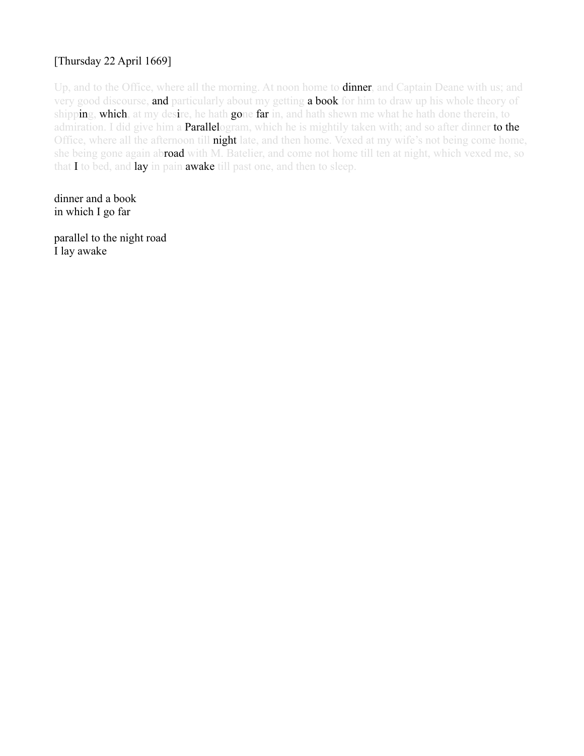[Thursday 22 April 1669]

Up, and to the Office, where all the morning. At noon home to dinner, and Captain Deane with us; and very good discourse, and particularly about my getting a book for him to draw up his whole theory of shipping, which, at my desire, he hath gone far in, and hath shewn me what he hath done therein, to admiration. I did give him a Parallelogram, which he is mightily taken with; and so after dinner to the Office, where all the afternoon till night late, and then home. Vexed at my wife's not being come home, she being gone again abroad with M. Batelier, and come not home till ten at night, which vexed me, so that I to bed, and lay in pain awake till past one, and then to sleep.

dinner and a book
in which I go far

parallel to the night road
I lay awake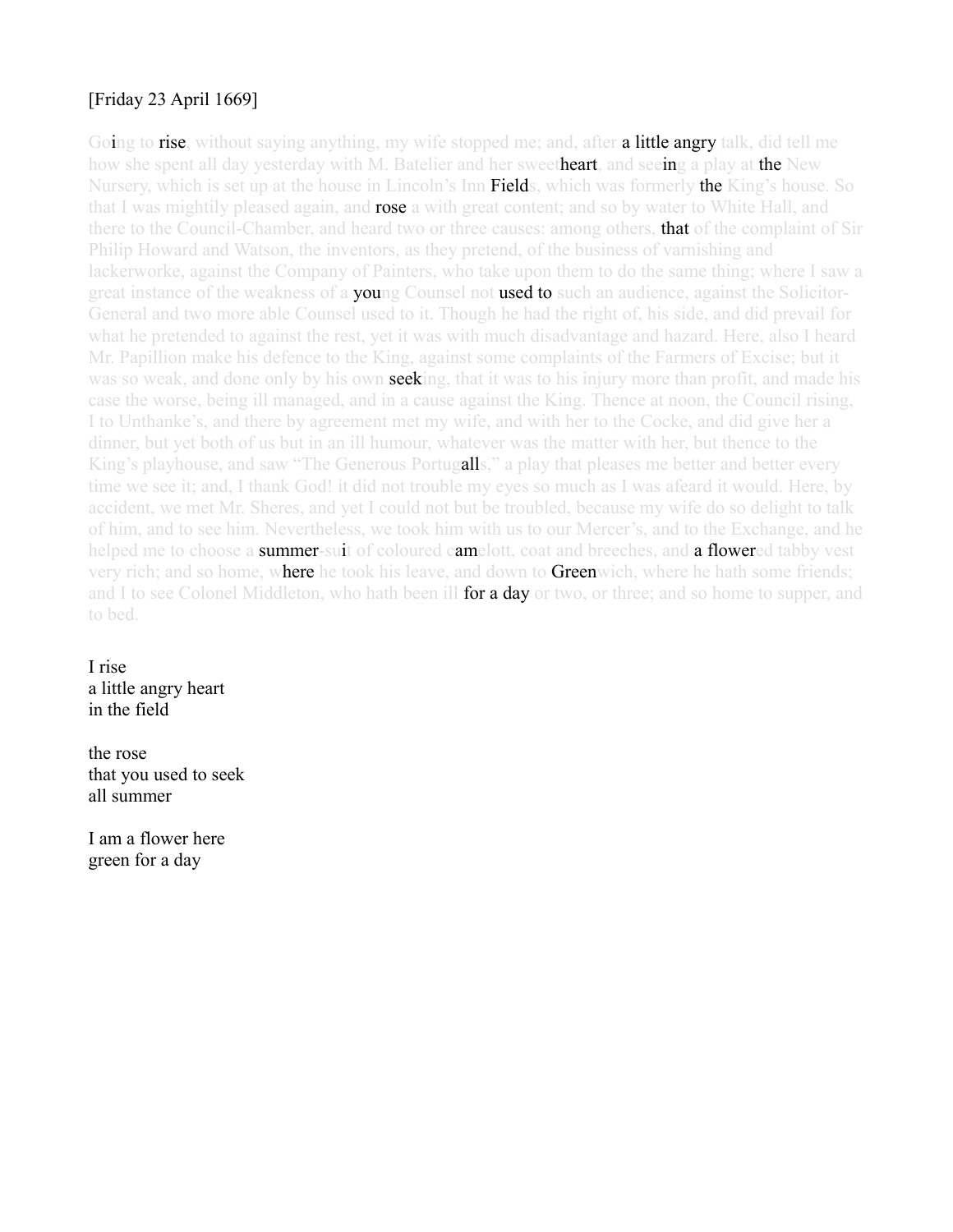[Friday 23 April 1669]

Going to rise, without saying anything, my wife stopped me; and, after a little angry talk, did tell me how she spent all day yesterday with M. Batelier and her sweetheart, and seeing a play at the New Nursery, which is set up at the house in Lincoln's Inn Fields, which was formerly the King's house. So that I was mightily pleased again, and rose a with great content; and so by water to White Hall, and there to the Council-Chamber, and heard two or three causes: among others, that of the complaint of Sir Philip Howard and Watson, the inventors, as they pretend, of the business of varnishing and lackerworke, against the Company of Painters, who take upon them to do the same thing; where I saw a great instance of the weakness of a young Counsel not used to such an audience, against the Solicitor-General and two more able Counsel used to it. Though he had the right of, his side, and did prevail for what he pretended to against the rest, yet it was with much disadvantage and hazard. Here, also I heard Mr. Papillion make his defence to the King, against some complaints of the Farmers of Excise; but it was so weak, and done only by his own seeking, that it was to his injury more than profit, and made his case the worse, being ill managed, and in a cause against the King. Thence at noon, the Council rising, I to Unthanke's, and there by agreement met my wife, and with her to the Cocke, and did give her a dinner, but yet both of us but in an ill humour, whatever was the matter with her, but thence to the King's playhouse, and saw "The Generous Portugalls," a play that pleases me better and better every time we see it; and, I thank God! it did not trouble my eyes so much as I was afeard it would. Here, by accident, we met Mr. Sheres, and yet I could not but be troubled, because my wife do so delight to talk of him, and to see him. Nevertheless, we took him with us to our Mercer's, and to the Exchange, and he helped me to choose a summer-suit of coloured camelott, coat and breeches, and a flowered tabby vest very rich; and so home, where he took his leave, and down to Greenwich, where he hath some friends; and I to see Colonel Middleton, who hath been ill for a day or two, or three; and so home to supper, and to bed.

I rise  
a little angry heart  
in the field

the rose  
that you used to seek  
all summer

I am a flower here  
green for a day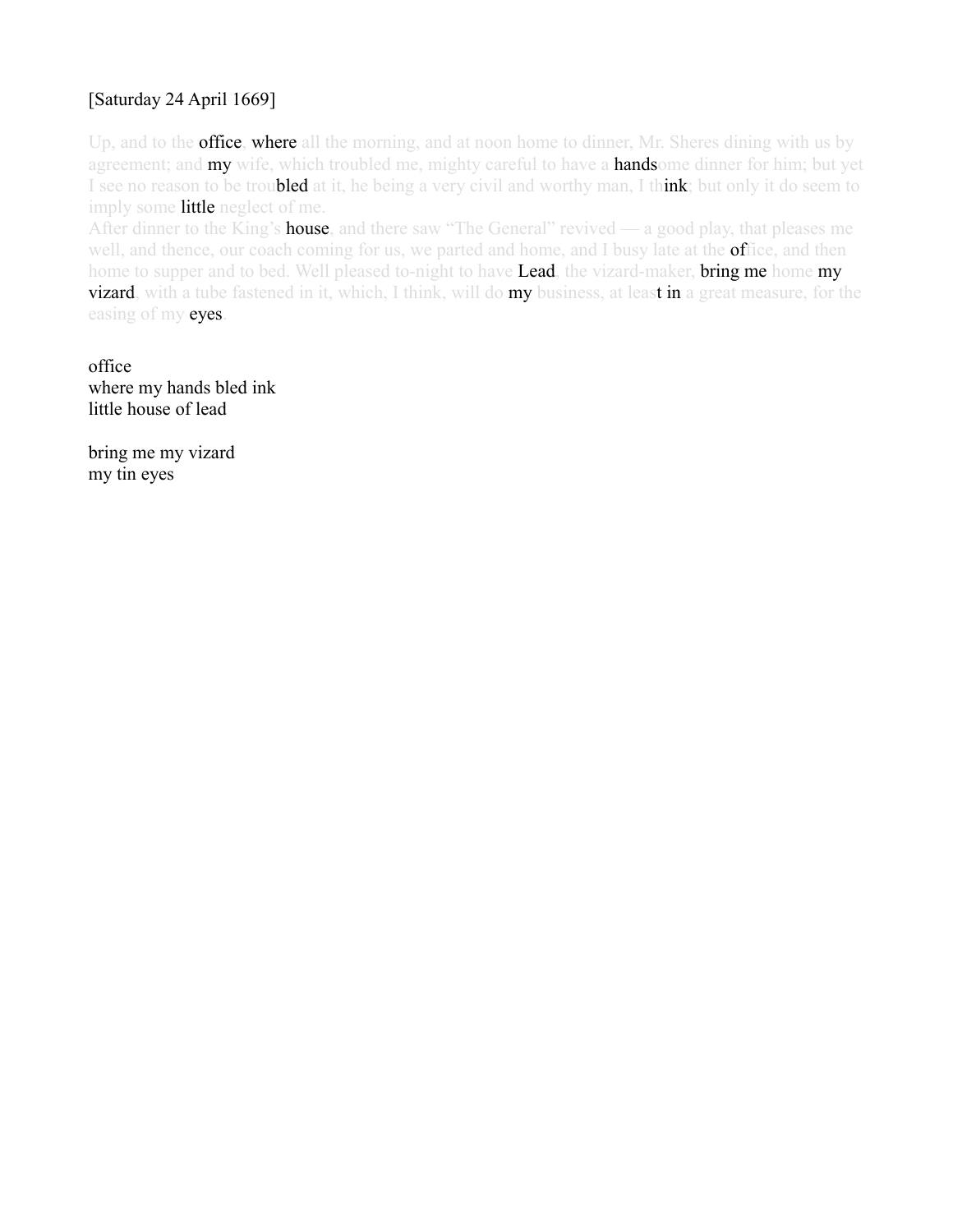[Saturday 24 April 1669]

Up, and to the office, where all the morning, and at noon home to dinner, Mr. Sheres dining with us by agreement; and my wife, which troubled me, mighty careful to have a handsome dinner for him; but yet I see no reason to be troubled at it, he being a very civil and worthy man, I think; but only it do seem to imply some little neglect of me.
After dinner to the King's house, and there saw "The General" revived — a good play, that pleases me well, and thence, our coach coming for us, we parted and home, and I busy late at the office, and then home to supper and to bed. Well pleased to-night to have Lead, the vizard-maker, bring me home my vizard, with a tube fastened in it, which, I think, will do my business, at least in a great measure, for the easing of my eyes.

office
where my hands bled ink
little house of lead

bring me my vizard
my tin eyes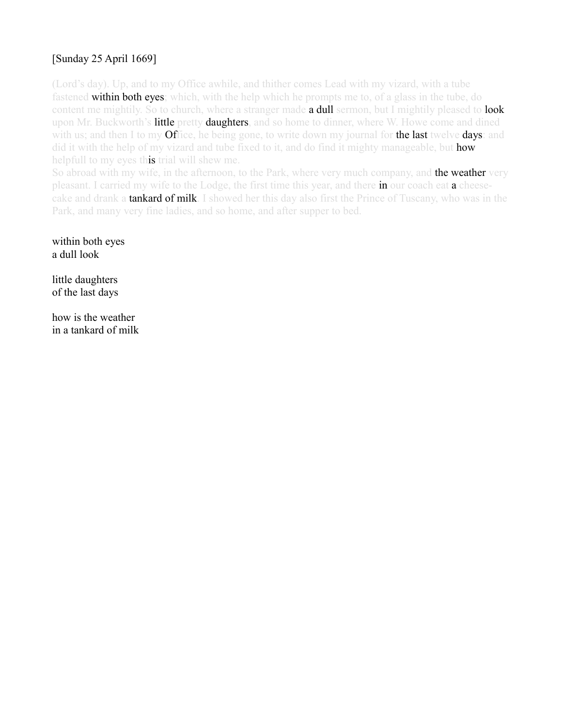[Sunday 25 April 1669]

(Lord's day). Up, and to my Office awhile, and thither comes Lead with my vizard, with a tube fastened within both eyes; which, with the help which he prompts me to, of a glass in the tube, do content me mightily. So to church, where a stranger made a dull sermon, but I mightily pleased to look upon Mr. Buckworth's little pretty daughters; and so home to dinner, where W. Howe come and dined with us; and then I to my Office, he being gone, to write down my journal for the last twelve days: and did it with the help of my vizard and tube fixed to it, and do find it mighty manageable, but how helpfull to my eyes this trial will shew me.

So abroad with my wife, in the afternoon, to the Park, where very much company, and the weather very pleasant. I carried my wife to the Lodge, the first time this year, and there in our coach eat a cheese-cake and drank a tankard of milk. I showed her this day also first the Prince of Tuscany, who was in the Park, and many very fine ladies, and so home, and after supper to bed.

within both eyes  
a dull look

little daughters  
of the last days

how is the weather  
in a tankard of milk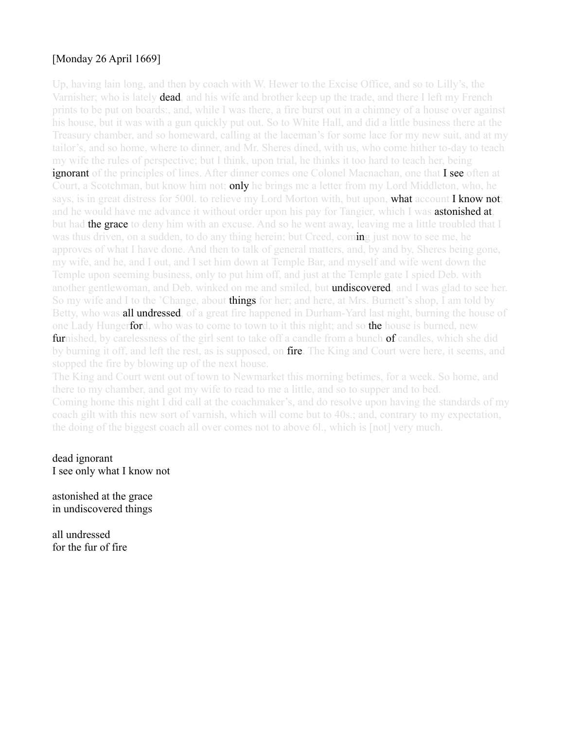[Monday 26 April 1669]

Up, having lain long, and then by coach with W. Hewer to the Excise Office, and so to Lilly's, the Varnisher; who is lately **dead**, and his wife and brother keep up the trade, and there I left my French prints to be put on boards:, and, while I was there, a fire burst out in a chimney of a house over against his house, but it was with a gun quickly put out. So to White Hall, and did a little business there at the Treasury chamber, and so homeward, calling at the laceman's for some lace for my new suit, and at my tailor's, and so home, where to dinner, and Mr. Sheres dined, with us, who come hither to-day to teach my wife the rules of perspective; but I think, upon trial, he thinks it too hard to teach her, being **ignorant** of the principles of lines. After dinner comes one Colonel Macnachan, one that **I see** often at Court, a Scotchman, but know him not; **only** he brings me a letter from my Lord Middleton, who, he says, is in great distress for 500l. to relieve my Lord Morton with, but upon, **what** account **I know not**; and he would have me advance it without order upon his pay for Tangier, which I was **astonished at**, but had **the grace** to deny him with an excuse. And so he went away, leaving me a little troubled that I was thus driven, on a sudden, to do any thing herein; but Creed, com**in**g just now to see me, he approves of what I have done. And then to talk of general matters, and, by and by, Sheres being gone, my wife, and he, and I out, and I set him down at Temple Bar, and myself and wife went down the Temple upon seeming business, only to put him off, and just at the Temple gate I spied Deb. with another gentlewoman, and Deb. winked on me and smiled, but **undiscovered**, and I was glad to see her. So my wife and I to the 'Change, about **things** for her; and here, at Mrs. Burnett's shop, I am told by Betty, who was **all undressed**, of a great fire happened in Durham-Yard last night, burning the house of one Lady Hunger**for**d, who was to come to town to it this night; and so **the** house is burned, new **fur**nished, by carelessness of the girl sent to take off a candle from a bunch **of** candles, which she did by burning it off, and left the rest, as is supposed, on **fire**. The King and Court were here, it seems, and stopped the fire by blowing up of the next house.

The King and Court went out of town to Newmarket this morning betimes, for a week. So home, and there to my chamber, and got my wife to read to me a little, and so to supper and to bed.

Coming home this night I did call at the coachmaker's, and do resolve upon having the standards of my coach gilt with this new sort of varnish, which will come but to 40s.; and, contrary to my expectation, the doing of the biggest coach all over comes not to above 6l., which is [not] very much.

dead ignorant
I see only what I know not

astonished at the grace
in undiscovered things

all undressed
for the fur of fire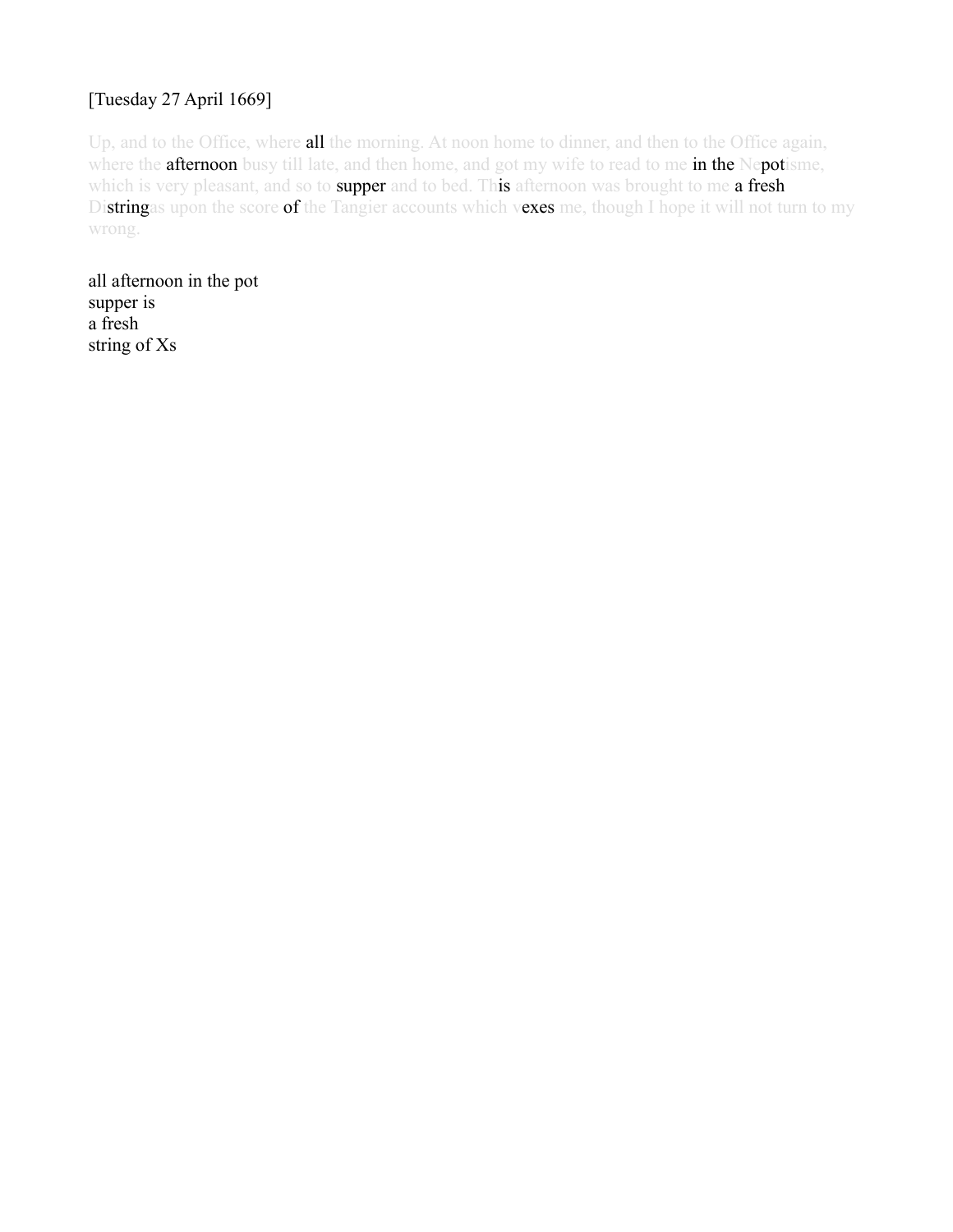[Tuesday 27 April 1669]

Up, and to the Office, where all the morning. At noon home to dinner, and then to the Office again, where the afternoon busy till late, and then home, and got my wife to read to me in the Nepotisme, which is very pleasant, and so to supper and to bed. This afternoon was brought to me a fresh Distringas upon the score of the Tangier accounts which vexes me, though I hope it will not turn to my wrong.

all afternoon in the pot  
supper is  
a fresh  
string of Xs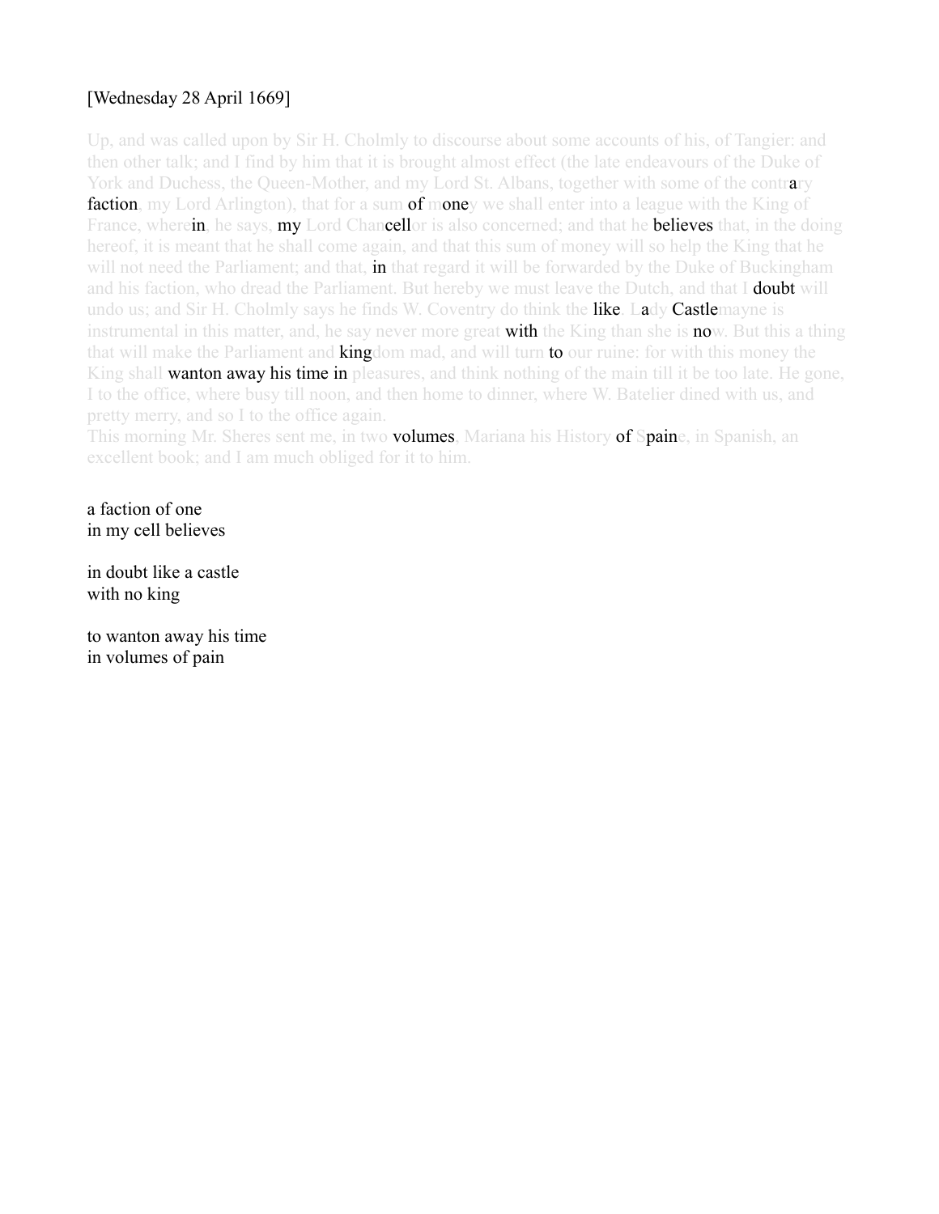[Wednesday 28 April 1669]

Up, and was called upon by Sir H. Cholmly to discourse about some accounts of his, of Tangier: and then other talk; and I find by him that it is brought almost effect (the late endeavours of the Duke of York and Duchess, the Queen-Mother, and my Lord St. Albans, together with some of the contrary faction, my Lord Arlington), that for a sum of money we shall enter into a league with the King of France, wherein, he says, my Lord Chancellor is also concerned; and that he believes that, in the doing hereof, it is meant that he shall come again, and that this sum of money will so help the King that he will not need the Parliament; and that, in that regard it will be forwarded by the Duke of Buckingham and his faction, who dread the Parliament. But hereby we must leave the Dutch, and that I doubt will undo us; and Sir H. Cholmly says he finds W. Coventry do think the like. Lady Castlemayne is instrumental in this matter, and, he say never more great with the King than she is now. But this a thing that will make the Parliament and kingdom mad, and will turn to our ruine: for with this money the King shall wanton away his time in pleasures, and think nothing of the main till it be too late. He gone, I to the office, where busy till noon, and then home to dinner, where W. Batelier dined with us, and pretty merry, and so I to the office again.

This morning Mr. Sheres sent me, in two volumes, Mariana his History of Spaine, in Spanish, an excellent book; and I am much obliged for it to him.

a faction of one  
in my cell believes

in doubt like a castle  
with no king

to wanton away his time  
in volumes of pain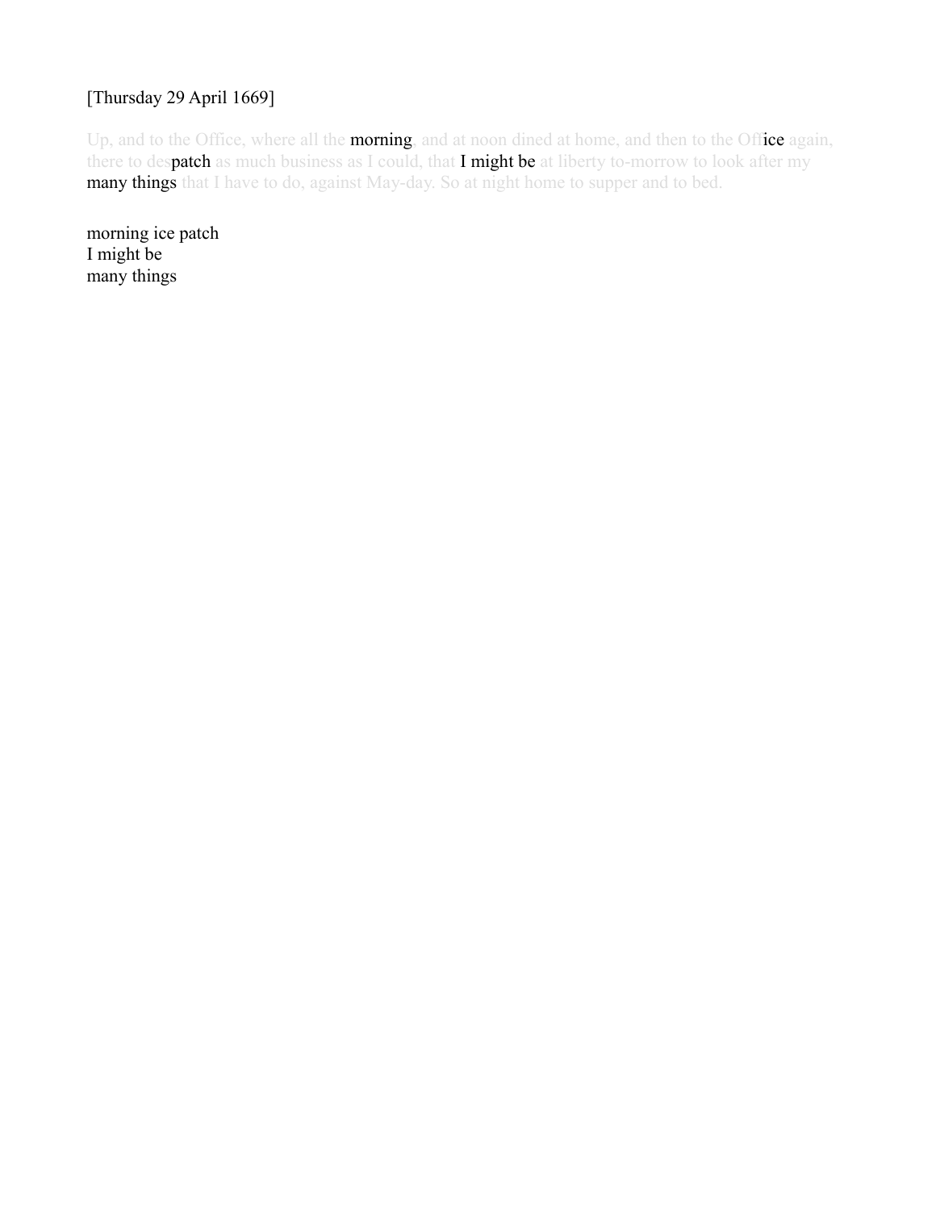[Thursday 29 April 1669]

Up, and to the Office, where all the morning, and at noon dined at home, and then to the Office again, there to despatch as much business as I could, that I might be at liberty to-morrow to look after my many things that I have to do, against May-day. So at night home to supper and to bed.

morning ice patch  
I might be  
many things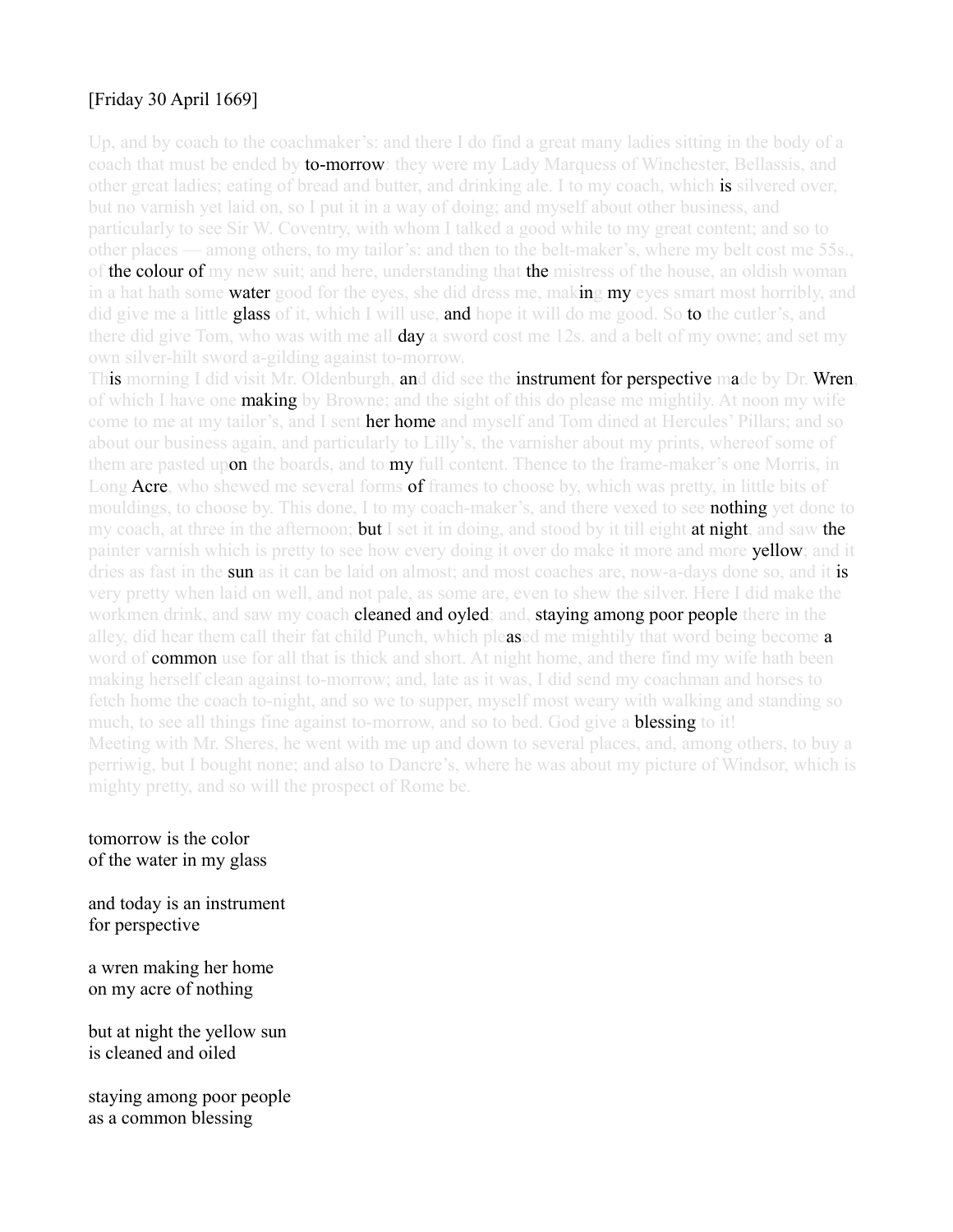[Friday 30 April 1669]

Up, and by coach to the coachmaker's: and there I do find a great many ladies sitting in the body of a coach that must be ended by **to-morrow**: they were my Lady Marquess of Winchester, Bellassis, and other great ladies; eating of bread and butter, and drinking ale. I to my coach, which **is** silvered over, but no varnish yet laid on, so I put it in a way of doing; and myself about other business, and particularly to see Sir W. Coventry, with whom I talked a good while to my great content; and so to other places — among others, to my tailor's: and then to the belt-maker's, where my belt cost me 55s., of **the colour of** my new suit; and here, understanding that **the** mistress of the house, an oldish woman in a hat hath some **water** good for the eyes, she did dress me, mak**in**g **my** eyes smart most horribly, and did give me a little **glass** of it, which I will use, **and** hope it will do me good. So **to** the cutler's, and there did give Tom, who was with me all **day** a sword cost me 12s. and a belt of my owne; and set my own silver-hilt sword a-gilding against to-morrow.
Th**is** morning I did visit Mr. Oldenburgh, **an**d did see the **instrument for perspective** m**a**de by Dr. **Wren**, of which I have one **making** by Browne; and the sight of this do please me mightily. At noon my wife come to me at my tailor's, and I sent **her home** and myself and Tom dined at Hercules' Pillars; and so about our business again, and particularly to Lilly's, the varnisher about my prints, whereof some of them are pasted up**on** the boards, and to **my** full content. Thence to the frame-maker's one Morris, in Long **Acre**, who shewed me several forms **of** frames to choose by, which was pretty, in little bits of mouldings, to choose by. This done, I to my coach-maker's, and there vexed to see **nothing** yet done to my coach, at three in the afternoon; **but** I set it in doing, and stood by it till eight **at night**, and saw **the** painter varnish which is pretty to see how every doing it over do make it more and more **yellow**; and it dries as fast in the **sun** as it can be laid on almost; and most coaches are, now-a-days done so, and it **is** very pretty when laid on well, and not pale, as some are, even to shew the silver. Here I did make the workmen drink, and saw my coach **cleaned and oyled**; and, **staying among poor people** there in the alley, did hear them call their fat child Punch, which ple**as**ed me mightily that word being become **a** word of **common** use for all that is thick and short. At night home, and there find my wife hath been making herself clean against to-morrow; and, late as it was, I did send my coachman and horses to fetch home the coach to-night, and so we to supper, myself most weary with walking and standing so much, to see all things fine against to-morrow, and so to bed. God give a **blessing** to it!
Meeting with Mr. Sheres, he went with me up and down to several places, and, among others, to buy a perriwig, but I bought none; and also to Dancre's, where he was about my picture of Windsor, which is mighty pretty, and so will the prospect of Rome be.

tomorrow is the color
of the water in my glass

and today is an instrument
for perspective

a wren making her home
on my acre of nothing

but at night the yellow sun
is cleaned and oiled

staying among poor people
as a common blessing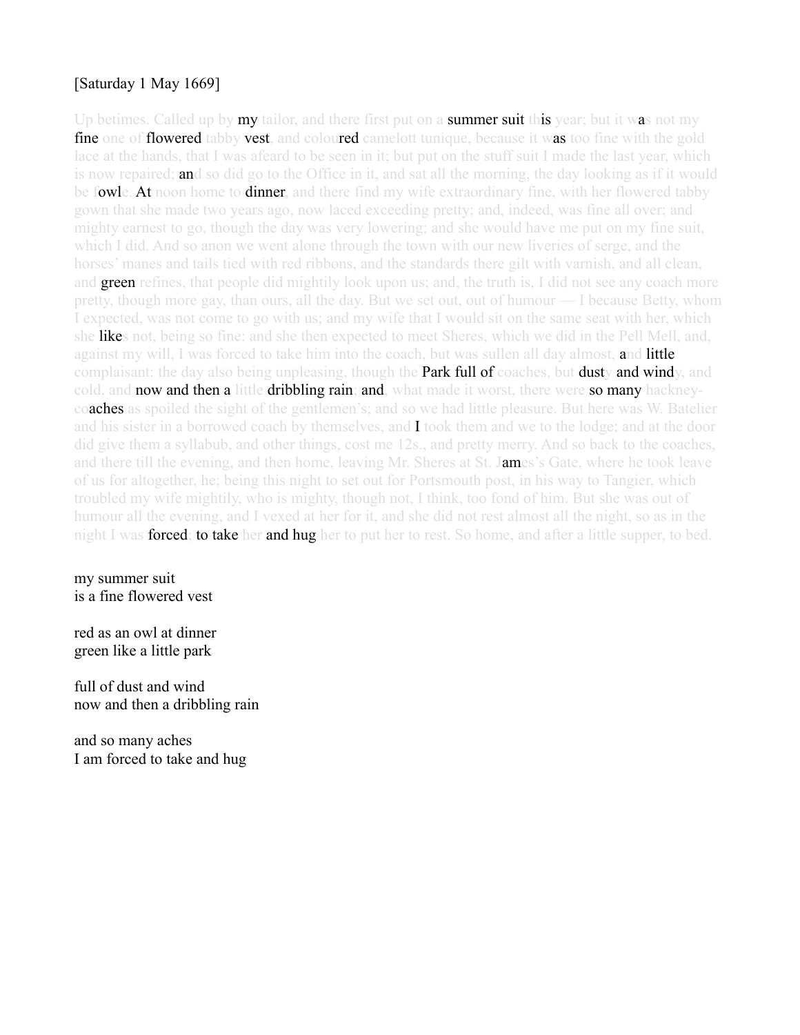[Saturday 1 May 1669]

Up betimes. Called up by my tailor, and there first put on a summer suit this year; but it was not my fine one of flowered tabby vest, and coloured camelott tunique, because it was too fine with the gold lace at the hands, that I was afeard to be seen in it; but put on the stuff suit I made the last year, which is now repaired; and so did go to the Office in it, and sat all the morning, the day looking as if it would be fowle. At noon home to dinner, and there find my wife extraordinary fine, with her flowered tabby gown that she made two years ago, now laced exceeding pretty; and, indeed, was fine all over; and mighty earnest to go, though the day was very lowering; and she would have me put on my fine suit, which I did. And so anon we went alone through the town with our new liveries of serge, and the horses' manes and tails tied with red ribbons, and the standards there gilt with varnish, and all clean, and green refines, that people did mightily look upon us; and, the truth is, I did not see any coach more pretty, though more gay, than ours, all the day. But we set out, out of humour — I because Betty, whom I expected, was not come to go with us; and my wife that I would sit on the same seat with her, which she likes not, being so fine: and she then expected to meet Sheres, which we did in the Pell Mell, and, against my will, I was forced to take him into the coach, but was sullen all day almost, and little complaisant: the day also being unpleasing, though the Park full of coaches, but dusty and windy, and cold, and now and then a little dribbling rain; and, what made it worst, there were so many hackney-coaches as spoiled the sight of the gentlemen's; and so we had little pleasure. But here was W. Batelier and his sister in a borrowed coach by themselves, and I took them and we to the lodge; and at the door did give them a syllabub, and other things, cost me 12s., and pretty merry. And so back to the coaches, and there till the evening, and then home, leaving Mr. Sheres at St. James's Gate, where he took leave of us for altogether, he; being this night to set out for Portsmouth post, in his way to Tangier, which troubled my wife mightily, who is mighty, though not, I think, too fond of him. But she was out of humour all the evening, and I vexed at her for it, and she did not rest almost all the night, so as in the night I was forced to take her and hug her to put her to rest. So home, and after a little supper, to bed.

my summer suit
is a fine flowered vest

red as an owl at dinner
green like a little park

full of dust and wind
now and then a dribbling rain

and so many aches
I am forced to take and hug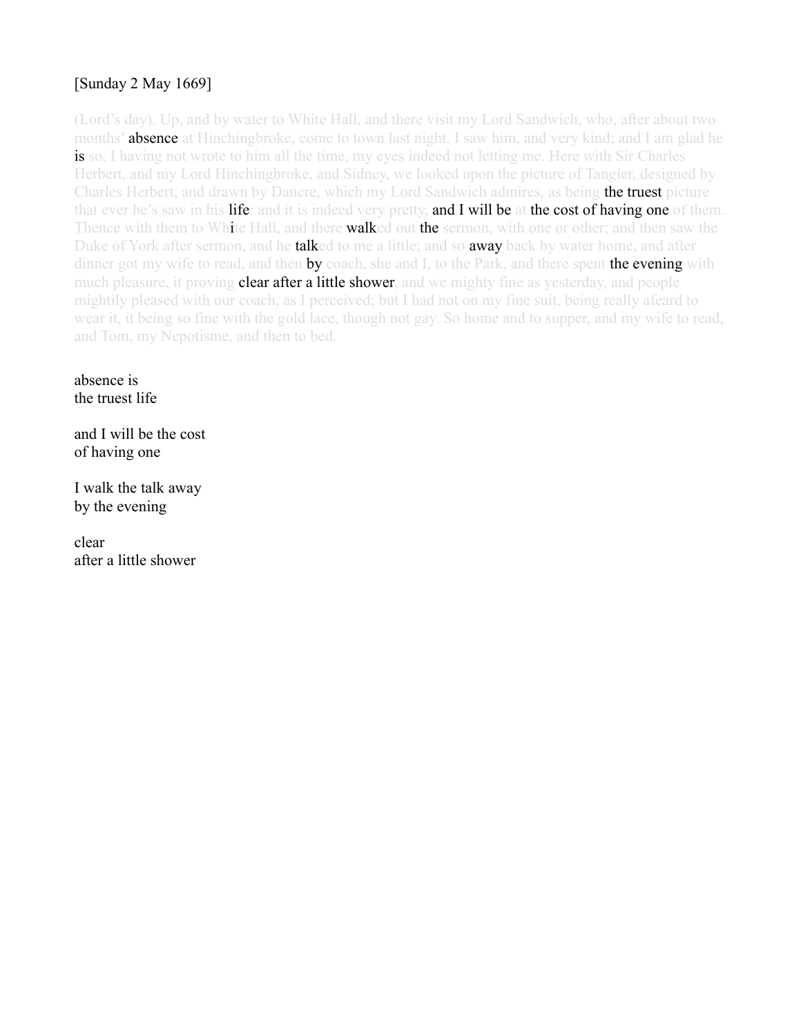[Sunday 2 May 1669]

(Lord's day). Up, and by water to White Hall, and there visit my Lord Sandwich, who, after about two months' absence at Hinchingbroke, come to town last night. I saw him, and very kind; and I am glad he is so, I having not wrote to him all the time, my eyes indeed not letting me. Here with Sir Charles Herbert, and my Lord Hinchingbroke, and Sidney, we looked upon the picture of Tangier, designed by Charles Herbert, and drawn by Dancre, which my Lord Sandwich admires, as being the truest picture that ever he's saw in his life: and it is indeed very pretty, and I will be at the cost of having one of them. Thence with them to White Hall, and there walked out the sermon, with one or other; and then saw the Duke of York after sermon, and he talked to me a little; and so away back by water home, and after dinner got my wife to read, and then by coach, she and I, to the Park, and there spent the evening with much pleasure, it proving clear after a little shower, and we mighty fine as yesterday, and people mightily pleased with our coach, as I perceived; but I had not on my fine suit, being really afeard to wear it, it being so fine with the gold lace, though not gay. So home and to supper, and my wife to read, and Tom, my Nepotisme, and then to bed.

absence is  
the truest life

and I will be the cost  
of having one

I walk the talk away  
by the evening

clear  
after a little shower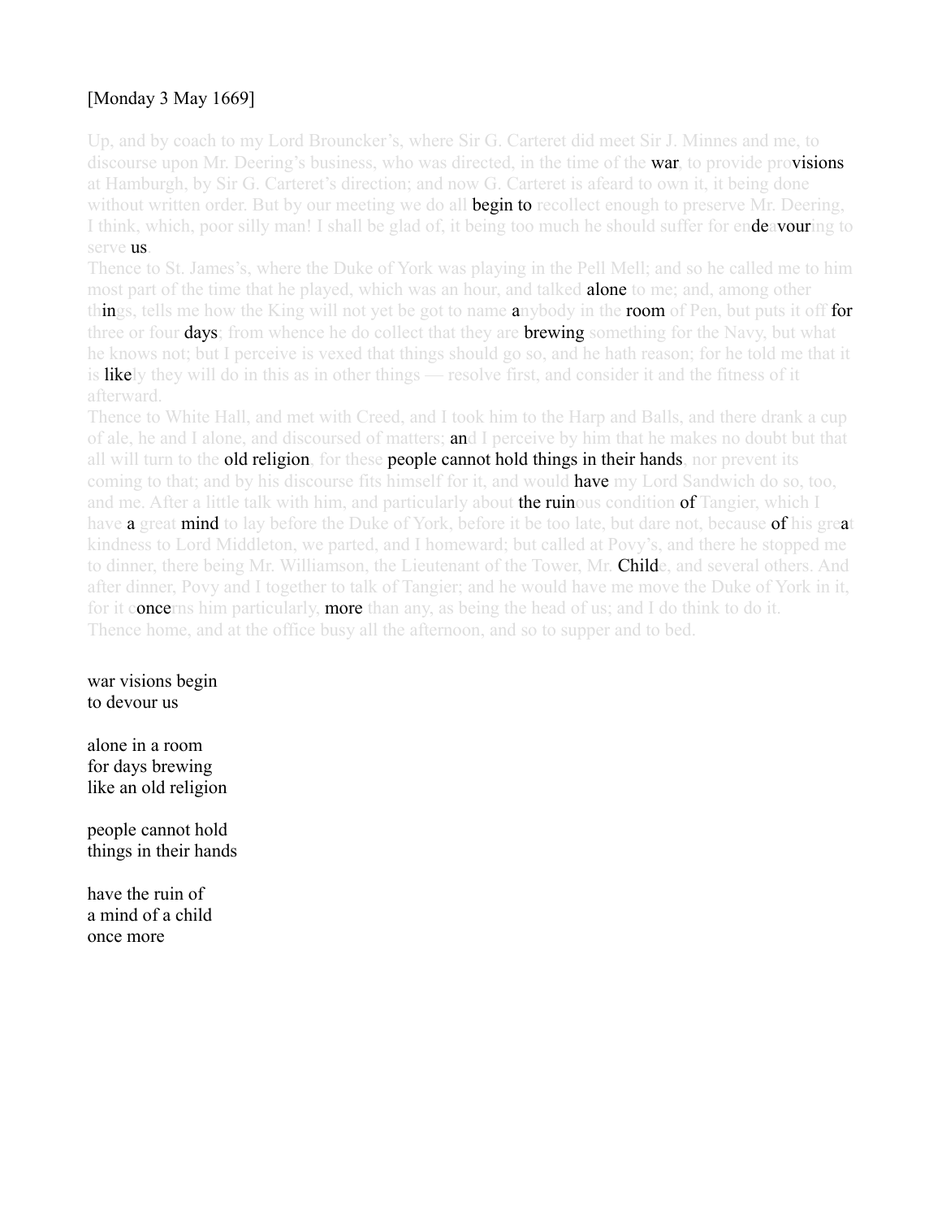[Monday 3 May 1669]

Up, and by coach to my Lord Brouncker's, where Sir G. Carteret did meet Sir J. Minnes and me, to discourse upon Mr. Deering's business, who was directed, in the time of the war, to provide provisions at Hamburgh, by Sir G. Carteret's direction; and now G. Carteret is afeard to own it, it being done without written order. But by our meeting we do all begin to recollect enough to preserve Mr. Deering, I think, which, poor silly man! I shall be glad of, it being too much he should suffer for endeavouring to serve us.

Thence to St. James's, where the Duke of York was playing in the Pell Mell; and so he called me to him most part of the time that he played, which was an hour, and talked alone to me; and, among other things, tells me how the King will not yet be got to name anybody in the room of Pen, but puts it off for three or four days; from whence he do collect that they are brewing something for the Navy, but what he knows not; but I perceive is vexed that things should go so, and he hath reason; for he told me that it is likely they will do in this as in other things — resolve first, and consider it and the fitness of it afterward.

Thence to White Hall, and met with Creed, and I took him to the Harp and Balls, and there drank a cup of ale, he and I alone, and discoursed of matters; and I perceive by him that he makes no doubt but that all will turn to the old religion, for these people cannot hold things in their hands, nor prevent its coming to that; and by his discourse fits himself for it, and would have my Lord Sandwich do so, too, and me. After a little talk with him, and particularly about the ruinous condition of Tangier, which I have a great mind to lay before the Duke of York, before it be too late, but dare not, because of his great kindness to Lord Middleton, we parted, and I homeward; but called at Povy's, and there he stopped me to dinner, there being Mr. Williamson, the Lieutenant of the Tower, Mr. Childe, and several others. And after dinner, Povy and I together to talk of Tangier; and he would have me move the Duke of York in it, for it concerns him particularly, more than any, as being the head of us; and I do think to do it. Thence home, and at the office busy all the afternoon, and so to supper and to bed.

war visions begin
to devour us

alone in a room
for days brewing
like an old religion

people cannot hold
things in their hands

have the ruin of
a mind of a child
once more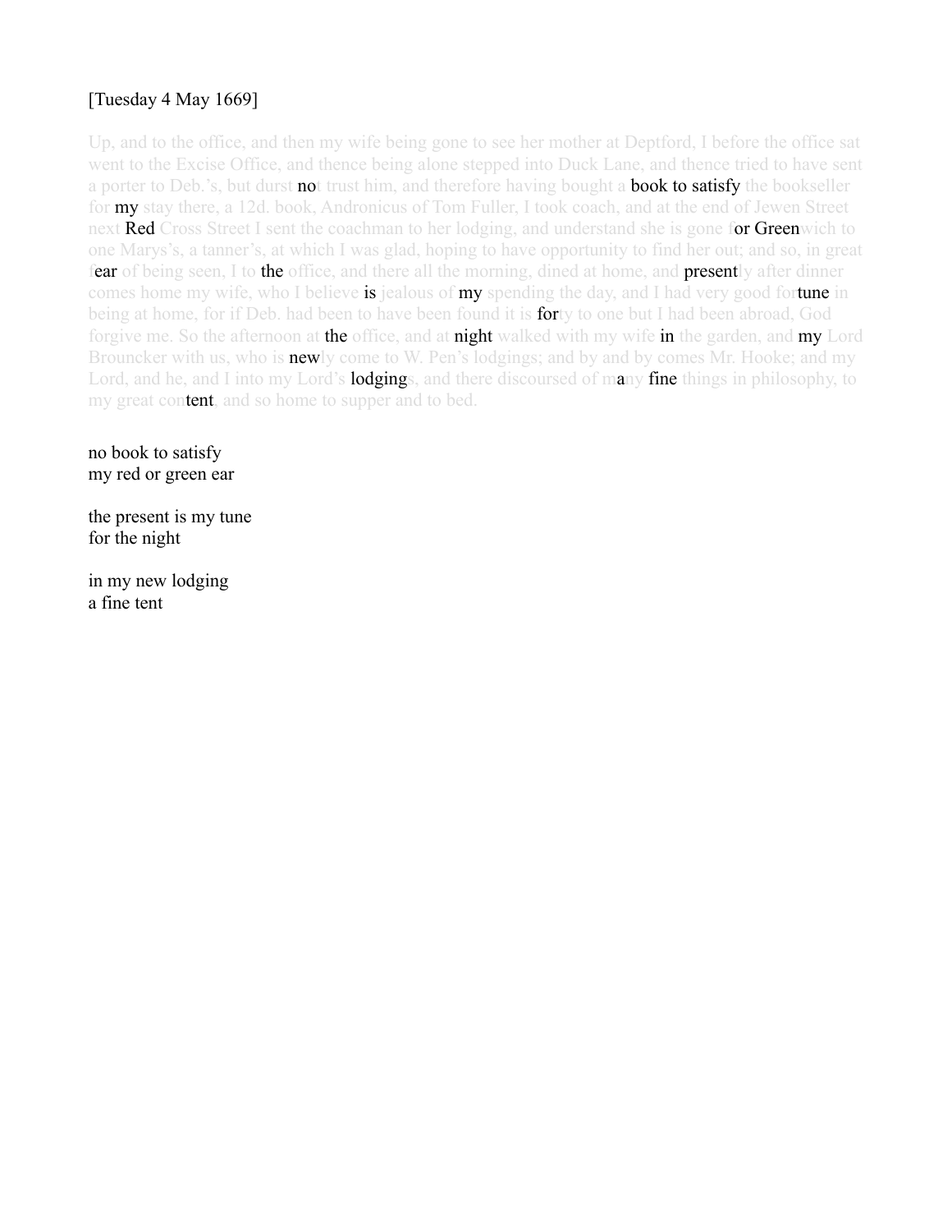[Tuesday 4 May 1669]

Up, and to the office, and then my wife being gone to see her mother at Deptford, I before the office sat went to the Excise Office, and thence being alone stepped into Duck Lane, and thence tried to have sent a porter to Deb.'s, but durst not trust him, and therefore having bought a book to satisfy the bookseller for my stay there, a 12d. book, Andronicus of Tom Fuller, I took coach, and at the end of Jewen Street next Red Cross Street I sent the coachman to her lodging, and understand she is gone for Greenwich to one Marys's, a tanner's, at which I was glad, hoping to have opportunity to find her out; and so, in great fear of being seen, I to the office, and there all the morning, dined at home, and presently after dinner comes home my wife, who I believe is jealous of my spending the day, and I had very good fortune in being at home, for if Deb. had been to have been found it is forty to one but I had been abroad, God forgive me. So the afternoon at the office, and at night walked with my wife in the garden, and my Lord Brouncker with us, who is newly come to W. Pen's lodgings; and by and by comes Mr. Hooke; and my Lord, and he, and I into my Lord's lodgings, and there discoursed of many fine things in philosophy, to my great content, and so home to supper and to bed.

no book to satisfy
my red or green ear

the present is my tune
for the night

in my new lodging
a fine tent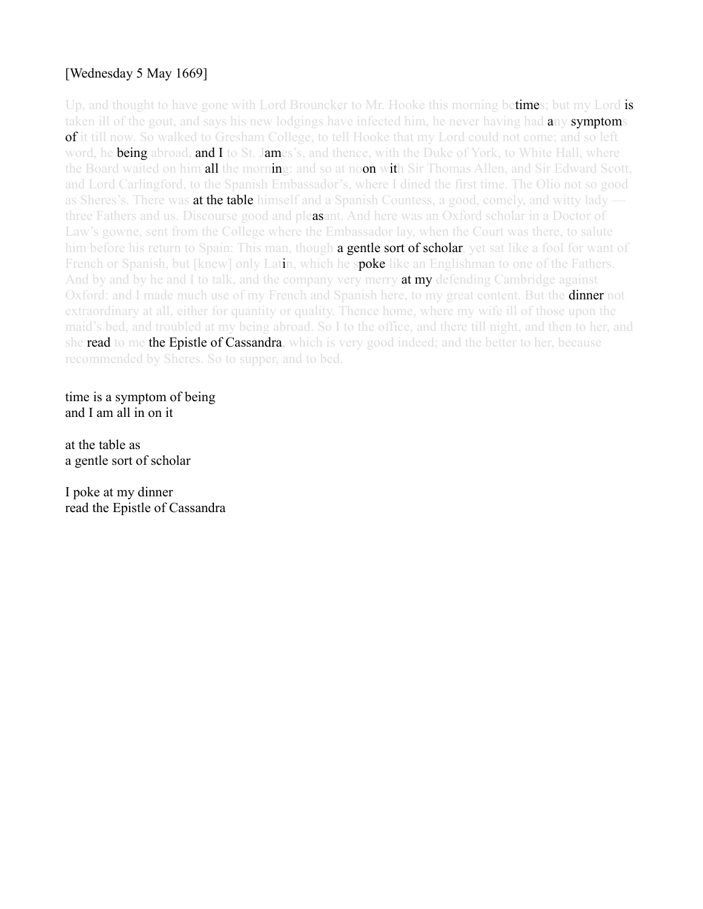[Wednesday 5 May 1669]

Up, and thought to have gone with Lord Brouncker to Mr. Hooke this morning betimes; but my Lord is taken ill of the gout, and says his new lodgings have infected him, he never having had any symptoms of it till now. So walked to Gresham College, to tell Hooke that my Lord could not come; and so left word, he being abroad, and I to St. James's, and thence, with the Duke of York, to White Hall, where the Board waited on him all the morning: and so at noon with Sir Thomas Allen, and Sir Edward Scott, and Lord Carlingford, to the Spanish Embassador's, where I dined the first time. The Olio not so good as Sheres's. There was at the table himself and a Spanish Countess, a good, comely, and witty lady — three Fathers and us. Discourse good and pleasant. And here was an Oxford scholar in a Doctor of Law's gowne, sent from the College where the Embassador lay, when the Court was there, to salute him before his return to Spain: This man, though a gentle sort of scholar, yet sat like a fool for want of French or Spanish, but [knew] only Latin, which he spoke like an Englishman to one of the Fathers. And by and by he and I to talk, and the company very merry at my defending Cambridge against Oxford: and I made much use of my French and Spanish here, to my great content. But the dinner not extraordinary at all, either for quantity or quality. Thence home, where my wife ill of those upon the maid's bed, and troubled at my being abroad. So I to the office, and there till night, and then to her, and she read to me the Epistle of Cassandra, which is very good indeed; and the better to her, because recommended by Sheres. So to supper, and to bed.

time is a symptom of being
and I am all in on it

at the table as
a gentle sort of scholar

I poke at my dinner
read the Epistle of Cassandra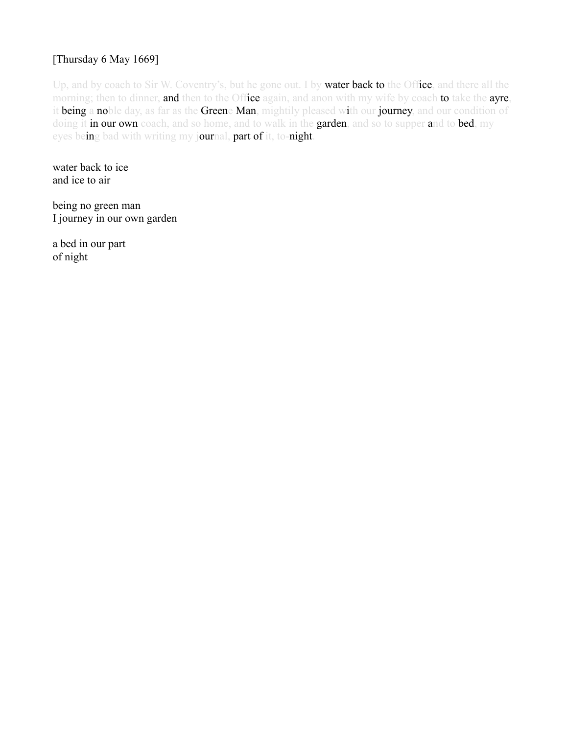[Thursday 6 May 1669]

Up, and by coach to Sir W. Coventry's, but he gone out. I by **water back to** the Off**ice**, and there all the morning; then to dinner, **and** then to the Off**ice** again, and anon with my wife by coach **to** take the **ayre**, it **being** a **no**ble day, as far as the **Green**e **Man**, mightily pleased w**i**th our **journey**, and our condition of doing it **in our own** coach, and so home, and to walk in the **garden**, and so to supper **a**nd to **bed**, my eyes be**in**g bad with writing my j**our**nal, **part of** it, to-**night**.

water back to ice  
and ice to air

being no green man  
I journey in our own garden

a bed in our part  
of night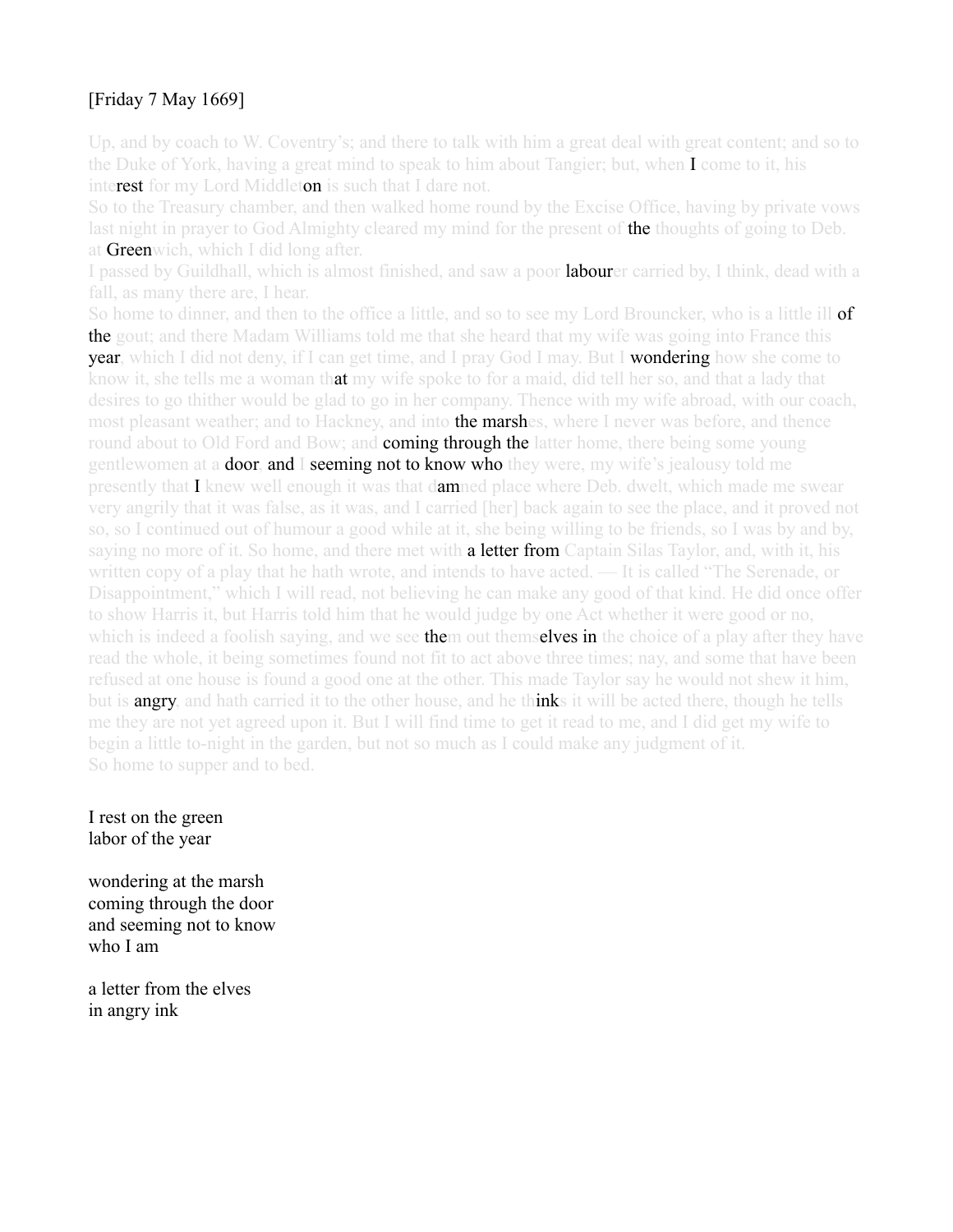[Friday 7 May 1669]

Up, and by coach to W. Coventry's; and there to talk with him a great deal with great content; and so to the Duke of York, having a great mind to speak to him about Tangier; but, when I come to it, his interest for my Lord Middleton is such that I dare not.
So to the Treasury chamber, and then walked home round by the Excise Office, having by private vows last night in prayer to God Almighty cleared my mind for the present of the thoughts of going to Deb. at Greenwich, which I did long after.
I passed by Guildhall, which is almost finished, and saw a poor labourer carried by, I think, dead with a fall, as many there are, I hear.
So home to dinner, and then to the office a little, and so to see my Lord Brouncker, who is a little ill of the gout; and there Madam Williams told me that she heard that my wife was going into France this year, which I did not deny, if I can get time, and I pray God I may. But I wondering how she come to know it, she tells me a woman that my wife spoke to for a maid, did tell her so, and that a lady that desires to go thither would be glad to go in her company. Thence with my wife abroad, with our coach, most pleasant weather; and to Hackney, and into the marshes, where I never was before, and thence round about to Old Ford and Bow; and coming through the latter home, there being some young gentlewomen at a door, and I seeming not to know who they were, my wife's jealousy told me presently that I knew well enough it was that damned place where Deb. dwelt, which made me swear very angrily that it was false, as it was, and I carried [her] back again to see the place, and it proved not so, so I continued out of humour a good while at it, she being willing to be friends, so I was by and by, saying no more of it. So home, and there met with a letter from Captain Silas Taylor, and, with it, his written copy of a play that he hath wrote, and intends to have acted. — It is called "The Serenade, or Disappointment," which I will read, not believing he can make any good of that kind. He did once offer to show Harris it, but Harris told him that he would judge by one Act whether it were good or no, which is indeed a foolish saying, and we see them out themselves in the choice of a play after they have read the whole, it being sometimes found not fit to act above three times; nay, and some that have been refused at one house is found a good one at the other. This made Taylor say he would not shew it him, but is angry, and hath carried it to the other house, and he thinks it will be acted there, though he tells me they are not yet agreed upon it. But I will find time to get it read to me, and I did get my wife to begin a little to-night in the garden, but not so much as I could make any judgment of it.
So home to supper and to bed.

I rest on the green
labor of the year

wondering at the marsh
coming through the door
and seeming not to know
who I am

a letter from the elves
in angry ink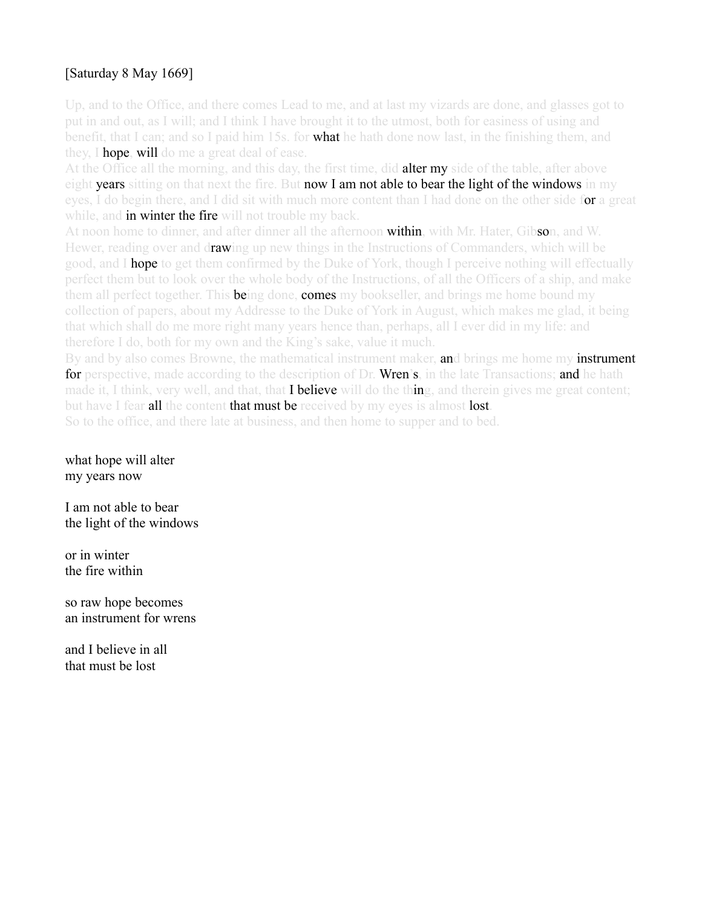[Saturday 8 May 1669]

Up, and to the Office, and there comes Lead to me, and at last my vizards are done, and glasses got to put in and out, as I will; and I think I have brought it to the utmost, both for easiness of using and benefit, that I can; and so I paid him 15s. for **what** he hath done now last, in the finishing them, and they, I **hope**, **will** do me a great deal of ease.
At the Office all the morning, and this day, the first time, did **alter my** side of the table, after above eight **years** sitting on that next the fire. But **now I am not able to bear the light of the windows** in my eyes, I do begin there, and I did sit with much more content than I had done on the other side f**or** a great while, and **in winter the fire** will not trouble my back.
At noon home to dinner, and after dinner all the afternoon **within**, with Mr. Hater, Gib**so**n, and W. Hewer, reading over and d**raw**ing up new things in the Instructions of Commanders, which will be good, and I **hope** to get them confirmed by the Duke of York, though I perceive nothing will effectually perfect them but to look over the whole body of the Instructions, of all the Officers of a ship, and make them all perfect together. This **be**ing done, **comes** my bookseller, and brings me home bound my collection of papers, about my Addresse to the Duke of York in August, which makes me glad, it being that which shall do me more right many years hence than, perhaps, all I ever did in my life: and therefore I do, both for my own and the King's sake, value it much.
By and by also comes Browne, the mathematical instrument maker, **an**d brings me home my **instrument for** perspective, made according to the description of Dr. **Wren**'**s**, in the late Transactions; **and** he hath made it, I think, very well, and that, that **I believe** will do the th**in**g, and therein gives me great content; but have I fear **all** the content **that must be** received by my eyes is almost **lost**.
So to the office, and there late at business, and then home to supper and to bed.

what hope will alter
my years now

I am not able to bear
the light of the windows

or in winter
the fire within

so raw hope becomes
an instrument for wrens

and I believe in all
that must be lost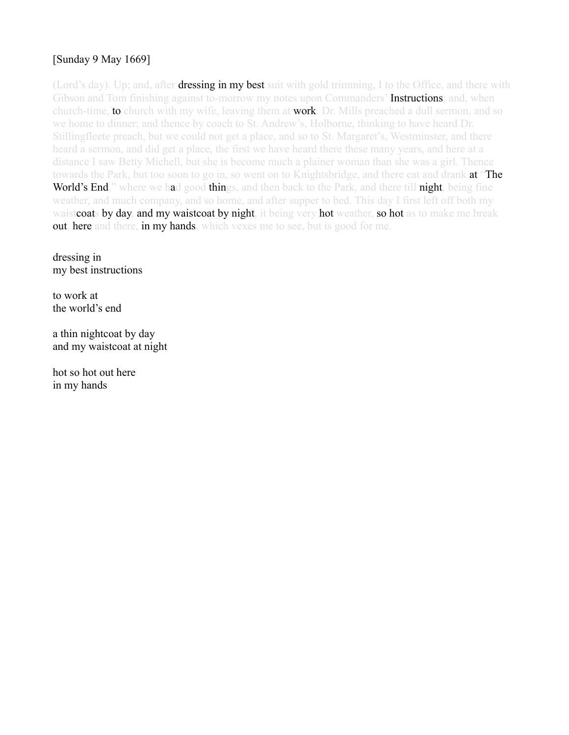[Sunday 9 May 1669]

(Lord's day). Up; and, after dressing in my best suit with gold trimming, I to the Office, and there with Gibson and Tom finishing against to-morrow my notes upon Commanders' Instructions; and, when church-time, to church with my wife, leaving them at work. Dr. Mills preached a dull sermon, and so we home to dinner; and thence by coach to St. Andrew's, Holborne, thinking to have heard Dr. Stillingfleete preach, but we could not get a place, and so to St. Margaret's, Westminster, and there heard a sermon, and did get a place, the first we have heard there these many years, and here at a distance I saw Betty Michell, but she is become much a plainer woman than she was a girl. Thence towards the Park, but too soon to go in, so went on to Knightsbridge, and there eat and drank at "The World's End," where we had good things, and then back to the Park, and there till night, being fine weather, and much company, and so home, and after supper to bed. This day I first left off both my waistcoats by day, and my waistcoat by night, it being very hot weather, so hot as to make me break out, here and there, in my hands, which vexes me to see, but is good for me.

dressing in
my best instructions

to work at
the world's end

a thin nightcoat by day
and my waistcoat at night

hot so hot out here
in my hands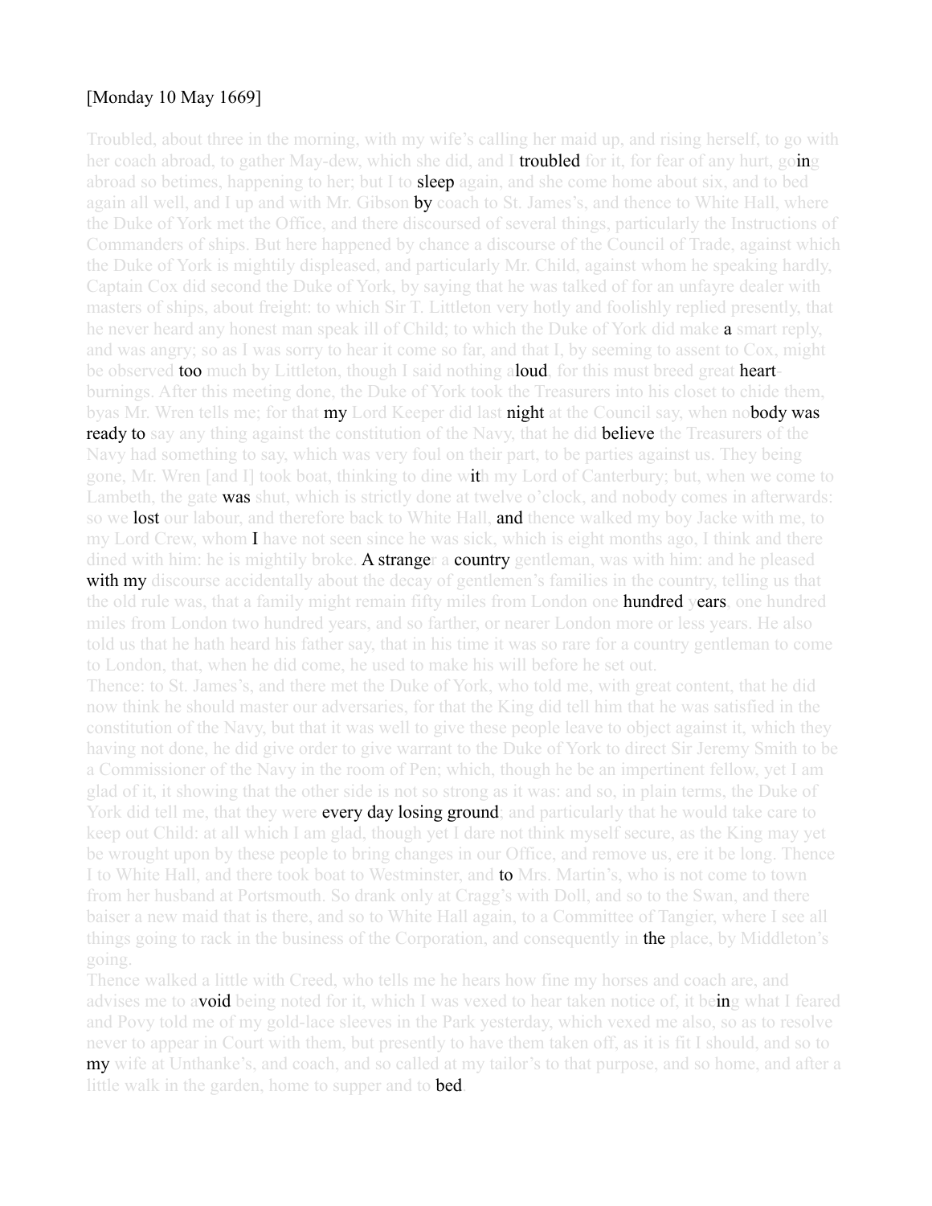[Monday 10 May 1669]

Troubled, about three in the morning, with my wife's calling her maid up, and rising herself, to go with her coach abroad, to gather May-dew, which she did, and I troubled for it, for fear of any hurt, going abroad so betimes, happening to her; but I to sleep again, and she come home about six, and to bed again all well, and I up and with Mr. Gibson by coach to St. James's, and thence to White Hall, where the Duke of York met the Office, and there discoursed of several things, particularly the Instructions of Commanders of ships. But here happened by chance a discourse of the Council of Trade, against which the Duke of York is mightily displeased, and particularly Mr. Child, against whom he speaking hardly, Captain Cox did second the Duke of York, by saying that he was talked of for an unfayre dealer with masters of ships, about freight: to which Sir T. Littleton very hotly and foolishly replied presently, that he never heard any honest man speak ill of Child; to which the Duke of York did make a smart reply, and was angry; so as I was sorry to hear it come so far, and that I, by seeming to assent to Cox, might be observed too much by Littleton, though I said nothing aloud, for this must breed great heart-burnings. After this meeting done, the Duke of York took the Treasurers into his closet to chide them, byas Mr. Wren tells me; for that my Lord Keeper did last night at the Council say, when nobody was ready to say any thing against the constitution of the Navy, that he did believe the Treasurers of the Navy had something to say, which was very foul on their part, to be parties against us. They being gone, Mr. Wren [and I] took boat, thinking to dine with my Lord of Canterbury; but, when we come to Lambeth, the gate was shut, which is strictly done at twelve o'clock, and nobody comes in afterwards: so we lost our labour, and therefore back to White Hall, and thence walked my boy Jacke with me, to my Lord Crew, whom I have not seen since he was sick, which is eight months ago, I think and there dined with him: he is mightily broke. A stranger a country gentleman, was with him: and he pleased with my discourse accidentally about the decay of gentlemen's families in the country, telling us that the old rule was, that a family might remain fifty miles from London one hundred years, one hundred miles from London two hundred years, and so farther, or nearer London more or less years. He also told us that he hath heard his father say, that in his time it was so rare for a country gentleman to come to London, that, when he did come, he used to make his will before he set out.

Thence: to St. James's, and there met the Duke of York, who told me, with great content, that he did now think he should master our adversaries, for that the King did tell him that he was satisfied in the constitution of the Navy, but that it was well to give these people leave to object against it, which they having not done, he did give order to give warrant to the Duke of York to direct Sir Jeremy Smith to be a Commissioner of the Navy in the room of Pen; which, though he be an impertinent fellow, yet I am glad of it, it showing that the other side is not so strong as it was: and so, in plain terms, the Duke of York did tell me, that they were every day losing ground; and particularly that he would take care to keep out Child: at all which I am glad, though yet I dare not think myself secure, as the King may yet be wrought upon by these people to bring changes in our Office, and remove us, ere it be long. Thence I to White Hall, and there took boat to Westminster, and to Mrs. Martin's, who is not come to town from her husband at Portsmouth. So drank only at Cragg's with Doll, and so to the Swan, and there baiser a new maid that is there, and so to White Hall again, to a Committee of Tangier, where I see all things going to rack in the business of the Corporation, and consequently in the place, by Middleton's going.

Thence walked a little with Creed, who tells me he hears how fine my horses and coach are, and advises me to avoid being noted for it, which I was vexed to hear taken notice of, it being what I feared and Povy told me of my gold-lace sleeves in the Park yesterday, which vexed me also, so as to resolve never to appear in Court with them, but presently to have them taken off, as it is fit I should, and so to my wife at Unthanke's, and coach, and so called at my tailor's to that purpose, and so home, and after a little walk in the garden, home to supper and to bed.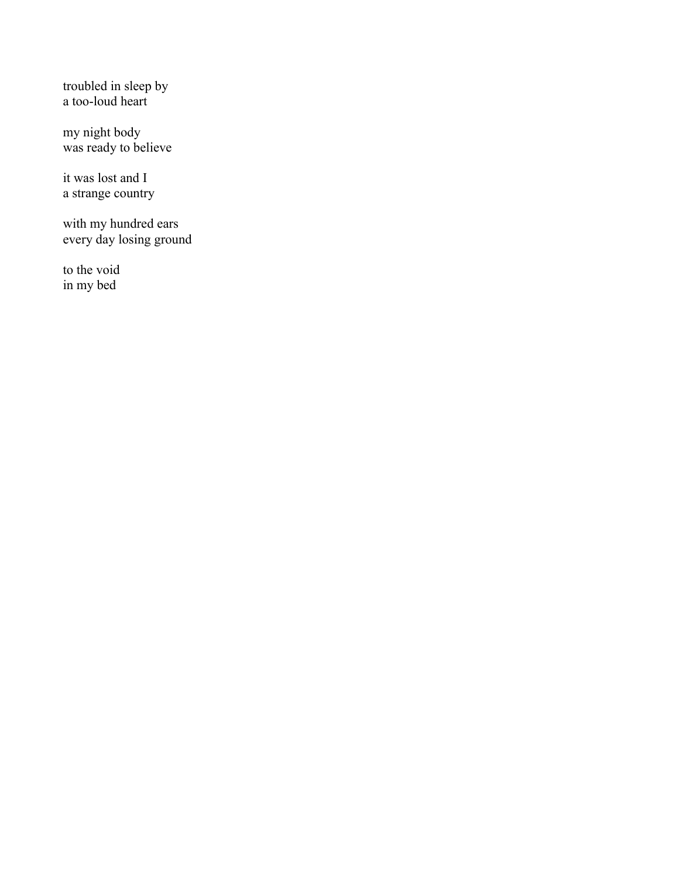troubled in sleep by
a too-loud heart

my night body
was ready to believe

it was lost and I
a strange country

with my hundred ears
every day losing ground

to the void
in my bed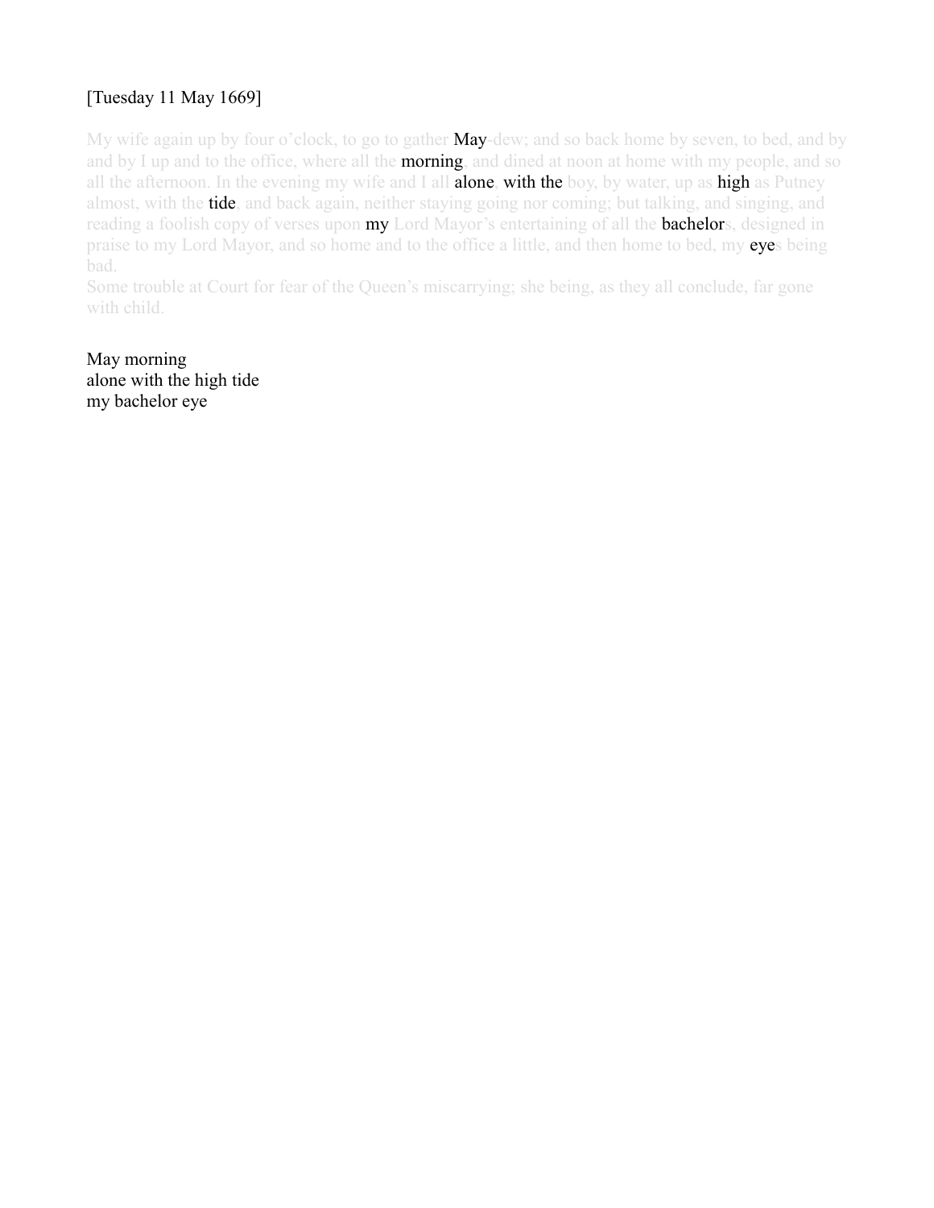[Tuesday 11 May 1669]

My wife again up by four o'clock, to go to gather May-dew; and so back home by seven, to bed, and by and by I up and to the office, where all the morning, and dined at noon at home with my people, and so all the afternoon. In the evening my wife and I all alone, with the boy, by water, up as high as Putney almost, with the tide, and back again, neither staying going nor coming; but talking, and singing, and reading a foolish copy of verses upon my Lord Mayor's entertaining of all the bachelors, designed in praise to my Lord Mayor, and so home and to the office a little, and then home to bed, my eyes being bad.

Some trouble at Court for fear of the Queen's miscarrying; she being, as they all conclude, far gone with child.

May morning
alone with the high tide
my bachelor eye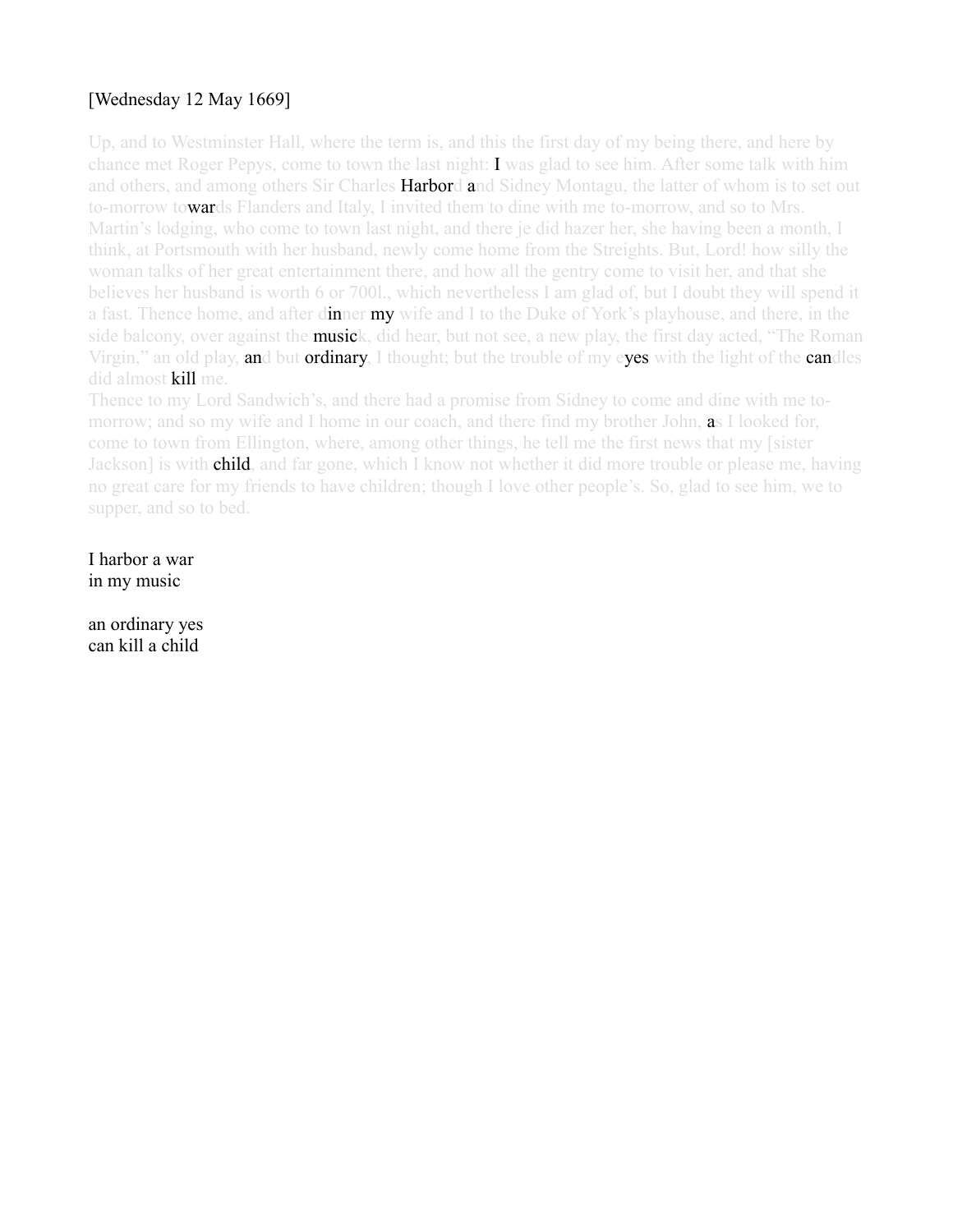[Wednesday 12 May 1669]

Up, and to Westminster Hall, where the term is, and this the first day of my being there, and here by chance met Roger Pepys, come to town the last night: I was glad to see him. After some talk with him and others, and among others Sir Charles Harbord and Sidney Montagu, the latter of whom is to set out to-morrow towards Flanders and Italy, I invited them to dine with me to-morrow, and so to Mrs. Martin's lodging, who come to town last night, and there je did hazer her, she having been a month, I think, at Portsmouth with her husband, newly come home from the Streights. But, Lord! how silly the woman talks of her great entertainment there, and how all the gentry come to visit her, and that she believes her husband is worth 6 or 700l., which nevertheless I am glad of, but I doubt they will spend it a fast. Thence home, and after dinner my wife and I to the Duke of York's playhouse, and there, in the side balcony, over against the musick, did hear, but not see, a new play, the first day acted, "The Roman Virgin," an old play, and but ordinary, I thought; but the trouble of my eyes with the light of the candles did almost kill me.

Thence to my Lord Sandwich's, and there had a promise from Sidney to come and dine with me to-morrow; and so my wife and I home in our coach, and there find my brother John, as I looked for, come to town from Ellington, where, among other things, he tell me the first news that my [sister Jackson] is with child, and far gone, which I know not whether it did more trouble or please me, having no great care for my friends to have children; though I love other people's. So, glad to see him, we to supper, and so to bed.

I harbor a war
in my music

an ordinary yes
can kill a child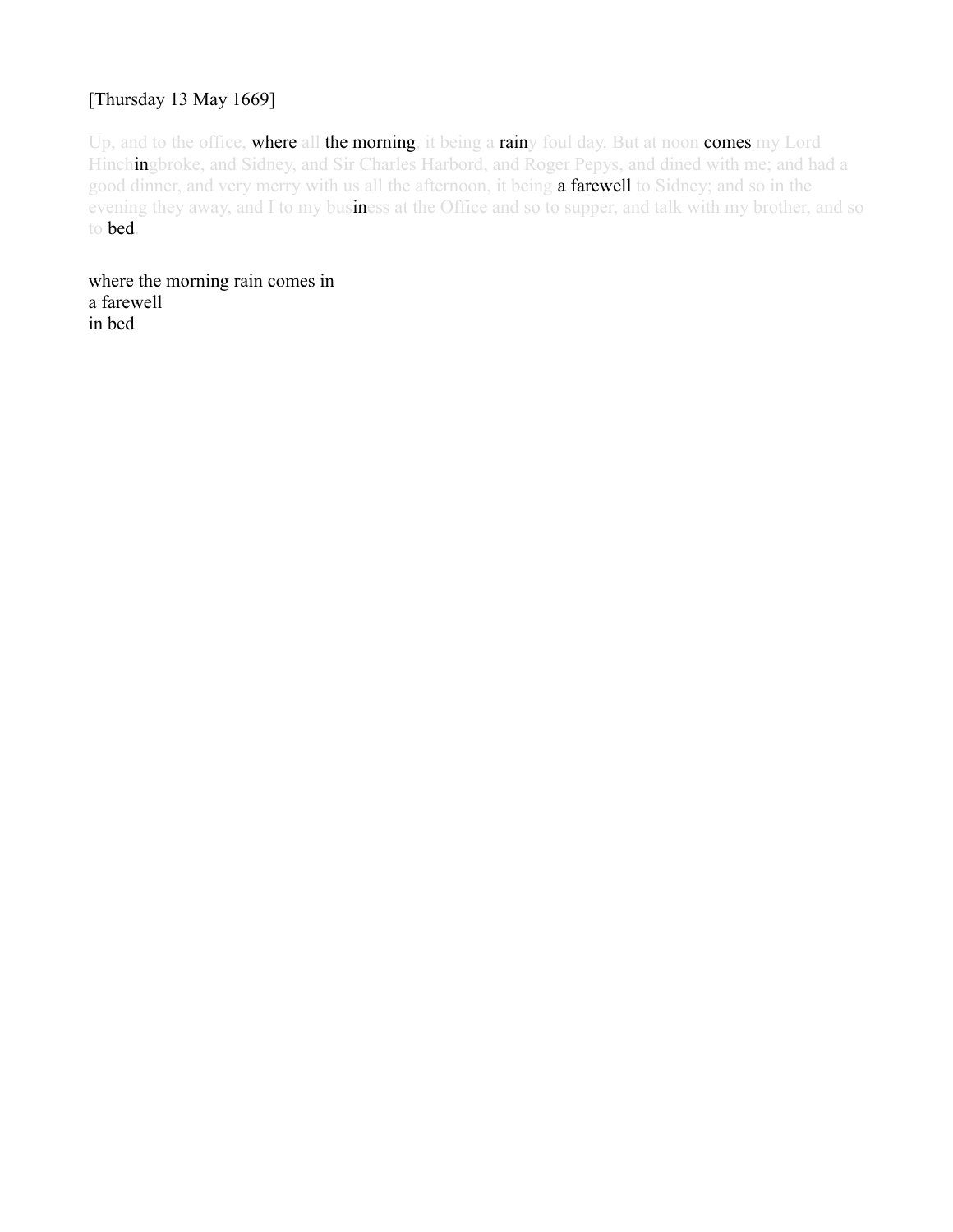[Thursday 13 May 1669]

Up, and to the office, where all the morning, it being a rainy foul day. But at noon comes my Lord Hinchingbroke, and Sidney, and Sir Charles Harbord, and Roger Pepys, and dined with me; and had a good dinner, and very merry with us all the afternoon, it being a farewell to Sidney; and so in the evening they away, and I to my business at the Office and so to supper, and talk with my brother, and so to bed.

where the morning rain comes in
a farewell
in bed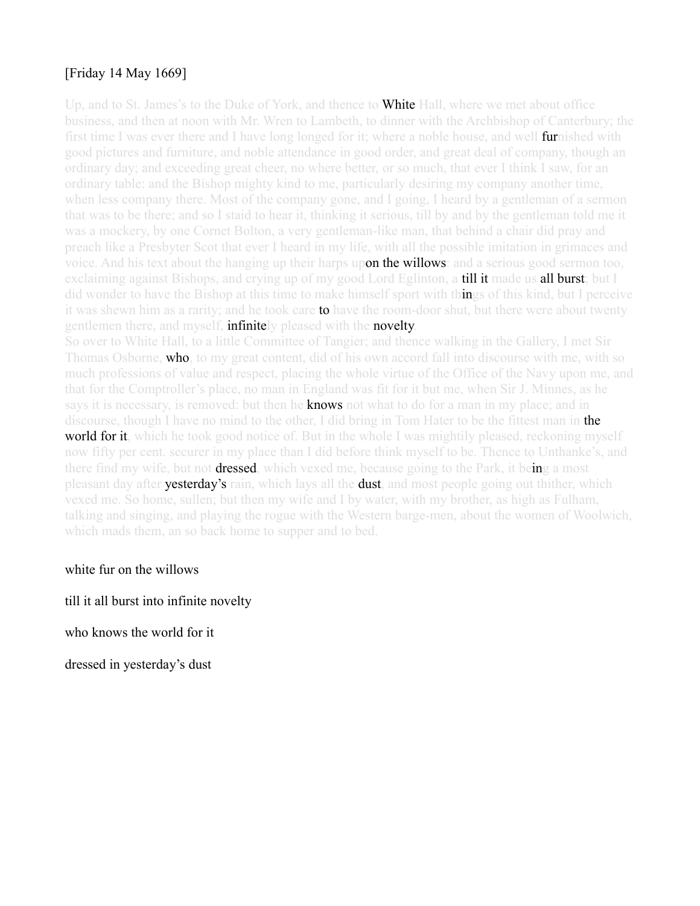[Friday 14 May 1669]

Up, and to St. James's to the Duke of York, and thence to **White** Hall, where we met about office business, and then at noon with Mr. Wren to Lambeth, to dinner with the Archbishop of Canterbury; the first time I was ever there and I have long longed for it; where a noble house, and well **fur**nished with good pictures and furniture, and noble attendance in good order, and great deal of company, though an ordinary day; and exceeding great cheer, no where better, or so much, that ever I think I saw, for an ordinary table: and the Bishop mighty kind to me, particularly desiring my company another time, when less company there. Most of the company gone, and I going, I heard by a gentleman of a sermon that was to be there; and so I staid to hear it, thinking it serious, till by and by the gentleman told me it was a mockery, by one Cornet Bolton, a very gentleman-like man, that behind a chair did pray and preach like a Presbyter Scot that ever I heard in my life, with all the possible imitation in grimaces and voice. And his text about the hanging up their harps up**on the willows**: and a serious good sermon too, exclaiming against Bishops, and crying up of my good Lord Eglinton, a **till it** made us **all burst**; but I did wonder to have the Bishop at this time to make himself sport with th**in**gs of this kind, but I perceive it was shewn him as a rarity; and he took care **to** have the room-door shut, but there were about twenty gentlemen there, and myself, **infinite**ly pleased with the **novelty**.

So over to White Hall, to a little Committee of Tangier; and thence walking in the Gallery, I met Sir Thomas Osborne, **who**, to my great content, did of his own accord fall into discourse with me, with so much professions of value and respect, placing the whole virtue of the Office of the Navy upon me, and that for the Comptroller's place, no man in England was fit for it but me, when Sir J. Minnes, as he says it is necessary, is removed: but then he **knows** not what to do for a man in my place; and in discourse, though I have no mind to the other, I did bring in Tom Hater to be the fittest man in **the world for it**, which he took good notice of. But in the whole I was mightily pleased, reckoning myself now fifty per cent. securer in my place than I did before think myself to be. Thence to Unthanke's, and there find my wife, but not **dressed**, which vexed me, because going to the Park, it be**in**g a most pleasant day after **yesterday's** rain, which lays all the **dust**, and most people going out thither, which vexed me. So home, sullen; but then my wife and I by water, with my brother, as high as Fulham, talking and singing, and playing the rogue with the Western barge-men, about the women of Woolwich, which mads them, an so back home to supper and to bed.

white fur on the willows

till it all burst into infinite novelty

who knows the world for it

dressed in yesterday's dust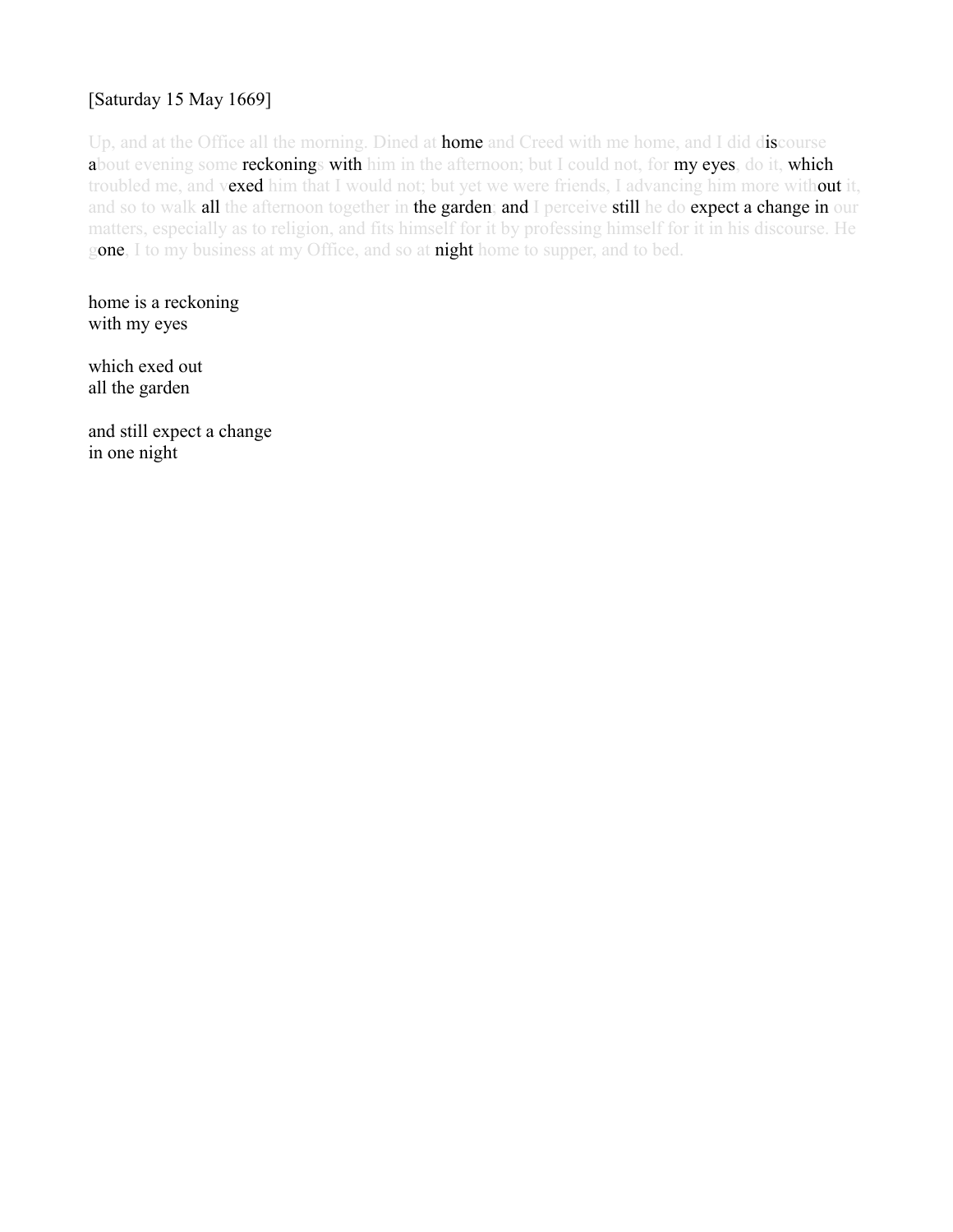[Saturday 15 May 1669]

Up, and at the Office all the morning. Dined at home and Creed with me home, and I did discourse about evening some reckonings with him in the afternoon; but I could not, for my eyes, do it, which troubled me, and vexed him that I would not; but yet we were friends, I advancing him more without it, and so to walk all the afternoon together in the garden, and I perceive still he do expect a change in our matters, especially as to religion, and fits himself for it by professing himself for it in his discourse. He gone, I to my business at my Office, and so at night home to supper, and to bed.

home is a reckoning
with my eyes

which exed out
all the garden

and still expect a change
in one night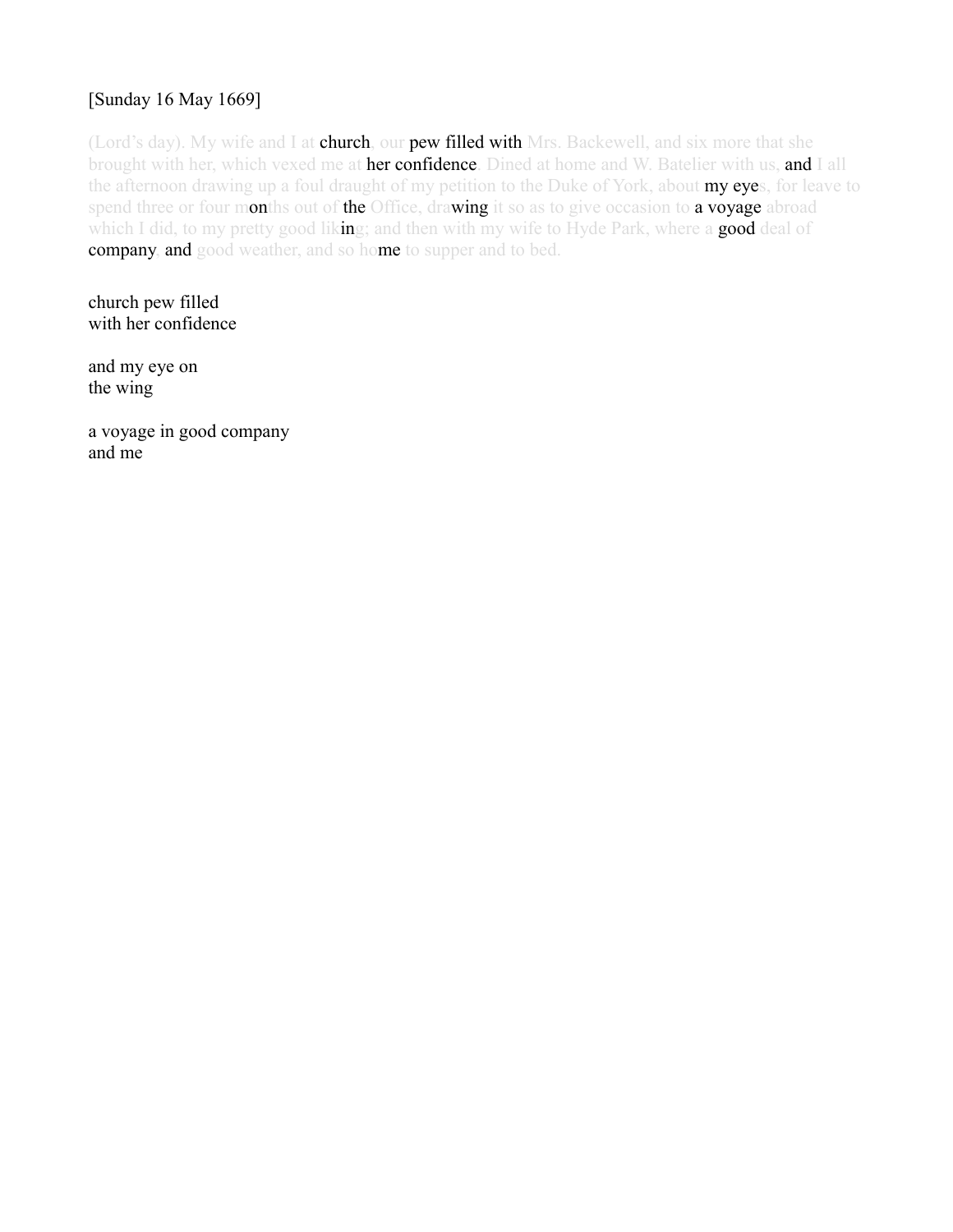[Sunday 16 May 1669]

(Lord's day). My wife and I at church, our pew filled with Mrs. Backewell, and six more that she brought with her, which vexed me at her confidence. Dined at home and W. Batelier with us, and I all the afternoon drawing up a foul draught of my petition to the Duke of York, about my eyes, for leave to spend three or four months out of the Office, drawing it so as to give occasion to a voyage abroad which I did, to my pretty good liking; and then with my wife to Hyde Park, where a good deal of company, and good weather, and so home to supper and to bed.

church pew filled
with her confidence

and my eye on
the wing

a voyage in good company
and me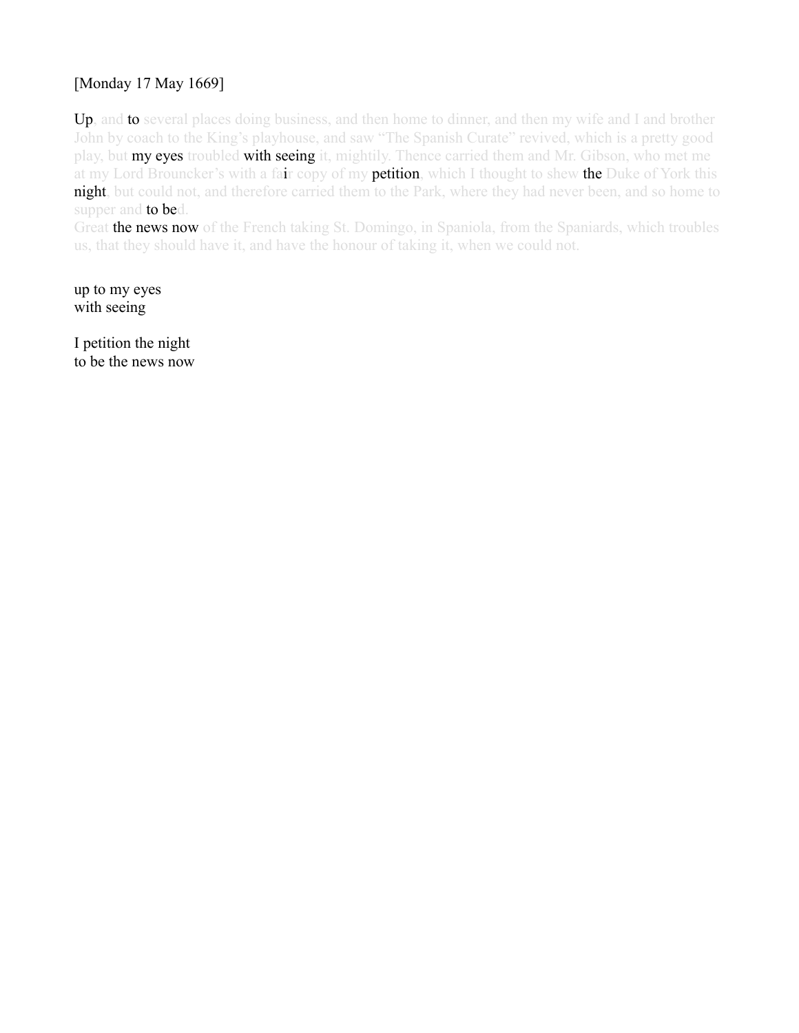[Monday 17 May 1669]

Up, and to several places doing business, and then home to dinner, and then my wife and I and brother John by coach to the King's playhouse, and saw "The Spanish Curate" revived, which is a pretty good play, but my eyes troubled with seeing it, mightily. Thence carried them and Mr. Gibson, who met me at my Lord Brouncker's with a fair copy of my petition, which I thought to shew the Duke of York this night, but could not, and therefore carried them to the Park, where they had never been, and so home to supper and to bed.
Great the news now of the French taking St. Domingo, in Spaniola, from the Spaniards, which troubles us, that they should have it, and have the honour of taking it, when we could not.

up to my eyes
with seeing

I petition the night
to be the news now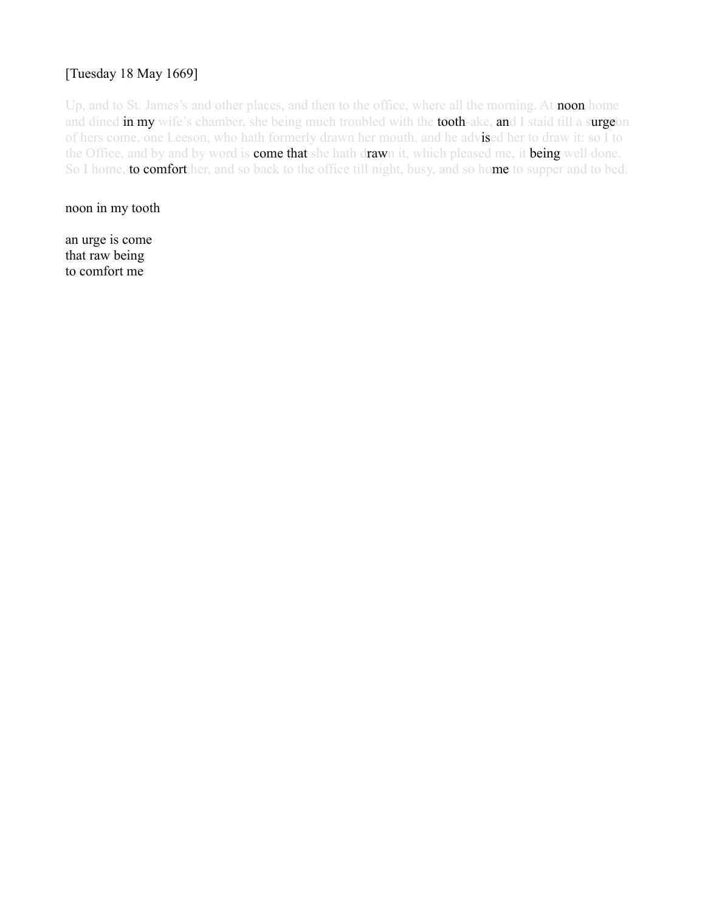[Tuesday 18 May 1669]

Up, and to St. James's and other places, and then to the office, where all the morning. At noon home and dined in my wife's chamber, she being much troubled with the tooth-ake, and I staid till a surgeon of hers come, one Leeson, who hath formerly drawn her mouth, and he advised her to draw it: so I to the Office, and by and by word is come that she hath drawn it, which pleased me, it being well done. So I home, to comfort her, and so back to the office till night, busy, and so home to supper and to bed.

noon in my tooth

an urge is come
that raw being
to comfort me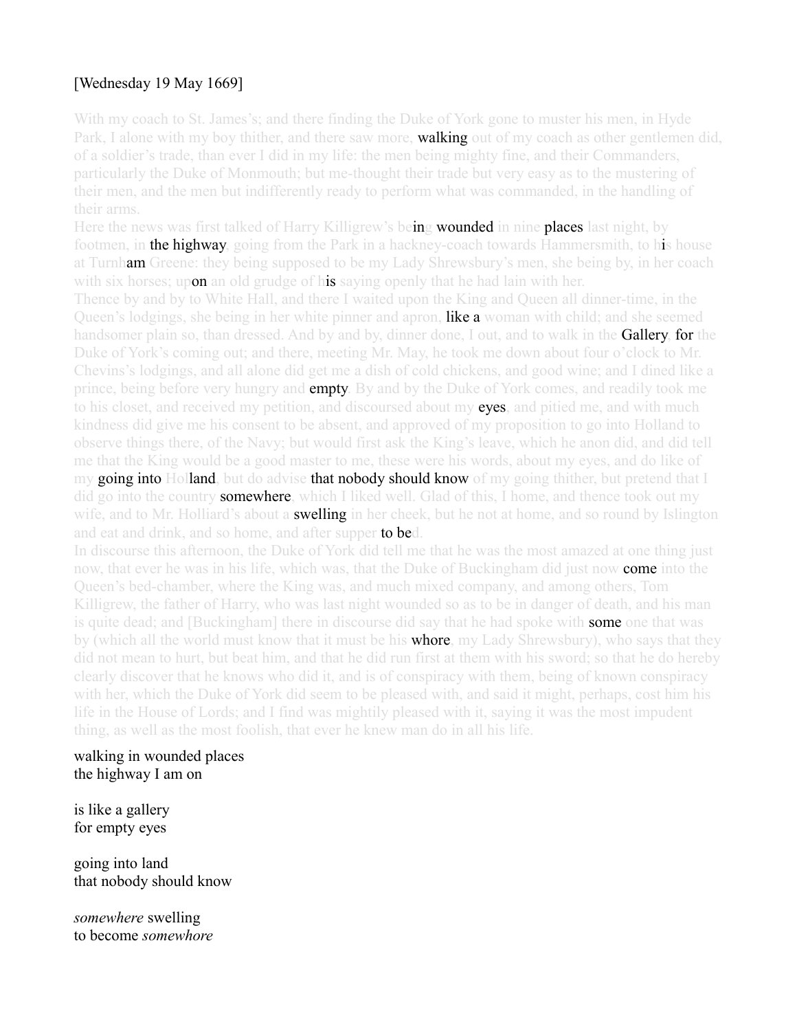[Wednesday 19 May 1669]

With my coach to St. James's; and there finding the Duke of York gone to muster his men, in Hyde Park, I alone with my boy thither, and there saw more, **walking** out of my coach as other gentlemen did, of a soldier's trade, than ever I did in my life: the men being mighty fine, and their Commanders, particularly the Duke of Monmouth; but me-thought their trade but very easy as to the mustering of their men, and the men but indifferently ready to perform what was commanded, in the handling of their arms.

Here the news was first talked of Harry Killigrew's be**in**g **wounded** in nine **places** last night, by footmen, in **the highway**, going from the Park in a hackney-coach towards Hammersmith, to h**i**s house at Turnh**am** Greene: they being supposed to be my Lady Shrewsbury's men, she being by, in her coach with six horses; up**on** an old grudge of h**is** saying openly that he had lain with her.

Thence by and by to White Hall, and there I waited upon the King and Queen all dinner-time, in the Queen's lodgings, she being in her white pinner and apron, **like a** woman with child; and she seemed handsomer plain so, than dressed. And by and by, dinner done, I out, and to walk in the **Gallery**, **for** the Duke of York's coming out; and there, meeting Mr. May, he took me down about four o'clock to Mr. Chevins's lodgings, and all alone did get me a dish of cold chickens, and good wine; and I dined like a prince, being before very hungry and **empty**. By and by the Duke of York comes, and readily took me to his closet, and received my petition, and discoursed about my **eyes**, and pitied me, and with much kindness did give me his consent to be absent, and approved of my proposition to go into Holland to observe things there, of the Navy; but would first ask the King's leave, which he anon did, and did tell me that the King would be a good master to me, these were his words, about my eyes, and do like of my **going into** Hol**land**, but do advise **that nobody should know** of my going thither, but pretend that I did go into the country **somewhere**, which I liked well. Glad of this, I home, and thence took out my wife, and to Mr. Holliard's about a **swelling** in her cheek, but he not at home, and so round by Islington and eat and drink, and so home, and after supper **to be**d.

In discourse this afternoon, the Duke of York did tell me that he was the most amazed at one thing just now, that ever he was in his life, which was, that the Duke of Buckingham did just now **come** into the Queen's bed-chamber, where the King was, and much mixed company, and among others, Tom Killigrew, the father of Harry, who was last night wounded so as to be in danger of death, and his man is quite dead; and [Buckingham] there in discourse did say that he had spoke with **some** one that was by (which all the world must know that it must be his **whore**, my Lady Shrewsbury), who says that they did not mean to hurt, but beat him, and that he did run first at them with his sword; so that he do hereby clearly discover that he knows who did it, and is of conspiracy with them, being of known conspiracy with her, which the Duke of York did seem to be pleased with, and said it might, perhaps, cost him his life in the House of Lords; and I find was mightily pleased with it, saying it was the most impudent thing, as well as the most foolish, that ever he knew man do in all his life.

walking in wounded places  
the highway I am on

is like a gallery  
for empty eyes

going into land  
that nobody should know

*somewhere* swelling  
to become *somewhore*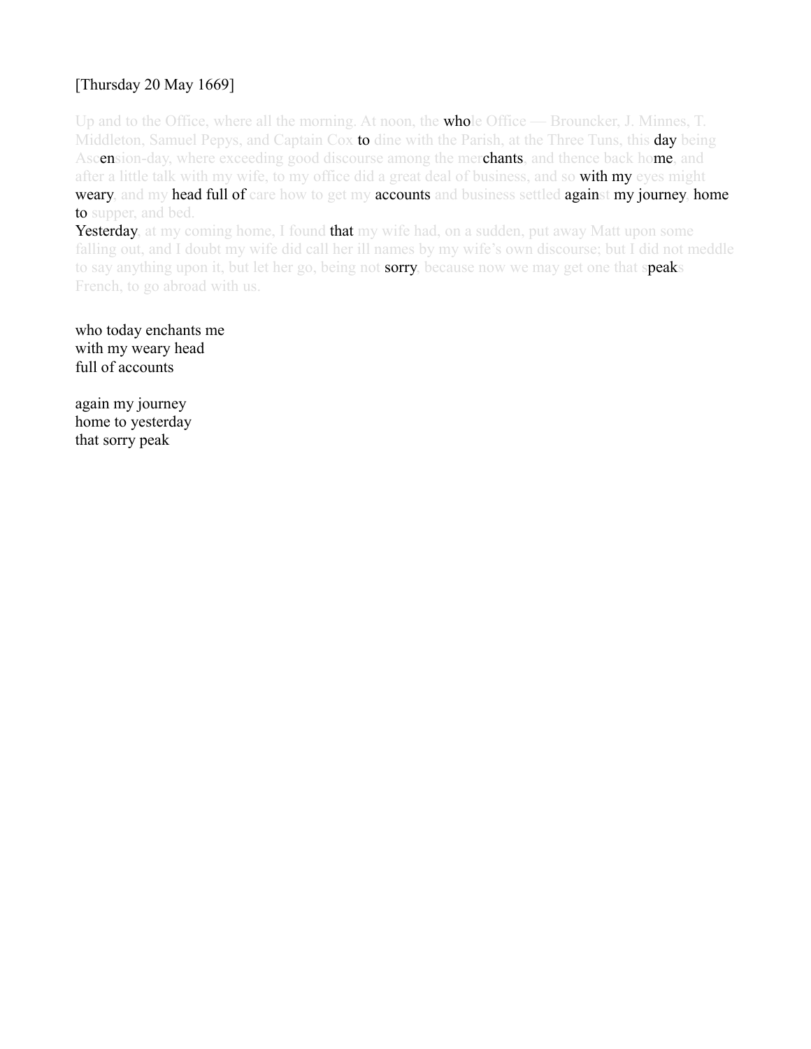[Thursday 20 May 1669]

Up and to the Office, where all the morning. At noon, the whole Office — Brouncker, J. Minnes, T. Middleton, Samuel Pepys, and Captain Cox to dine with the Parish, at the Three Tuns, this day being Ascension-day, where exceeding good discourse among the merchants, and thence back home, and after a little talk with my wife, to my office did a great deal of business, and so with my eyes might weary, and my head full of care how to get my accounts and business settled against my journey, home to supper, and bed.

Yesterday, at my coming home, I found that my wife had, on a sudden, put away Matt upon some falling out, and I doubt my wife did call her ill names by my wife's own discourse; but I did not meddle to say anything upon it, but let her go, being not sorry, because now we may get one that speaks French, to go abroad with us.

who today enchants me  
with my weary head  
full of accounts

again my journey  
home to yesterday  
that sorry peak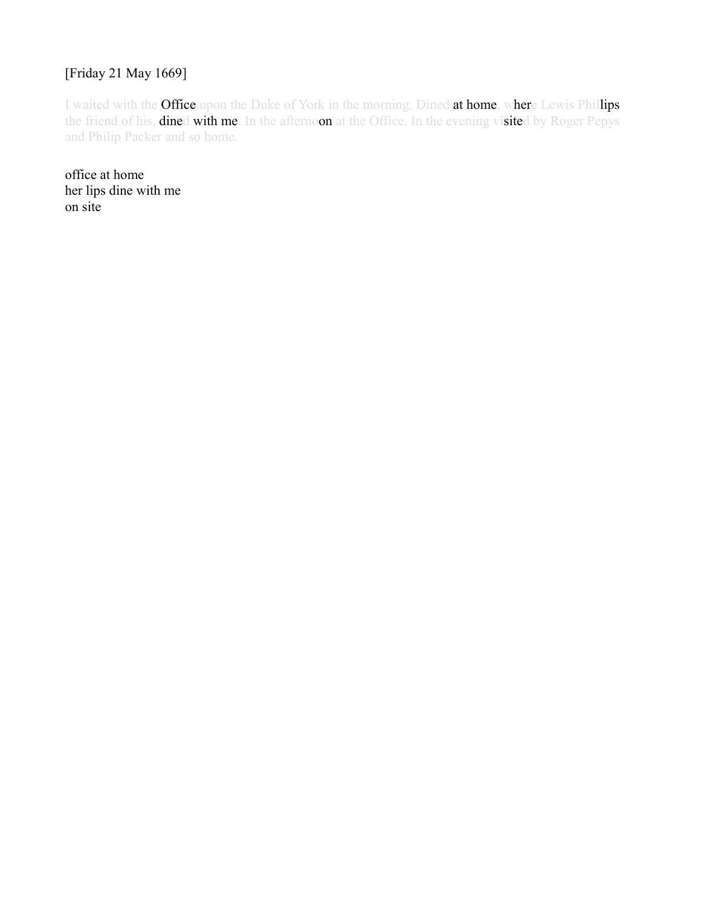[Friday 21 May 1669]

I waited with the Office upon the Duke of York in the morning. Dined at home, where Lewis Phillips the friend of his, dined with me. In the afternoon at the Office. In the evening visited by Roger Pepys and Philip Packer and so home.

office at home
her lips dine with me
on site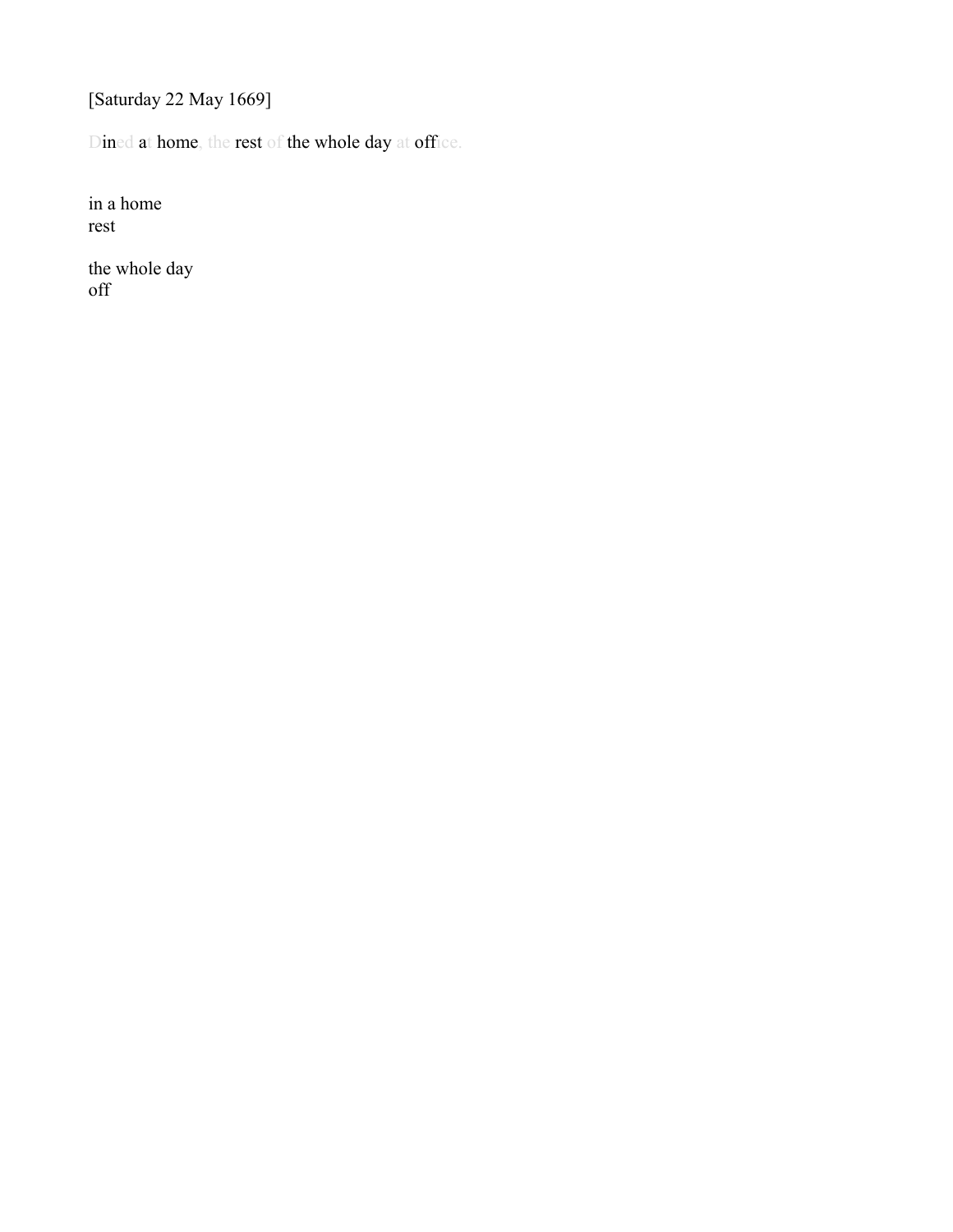[Saturday 22 May 1669]

Dined at home, the rest of the whole day at office.

in a home
rest

the whole day
off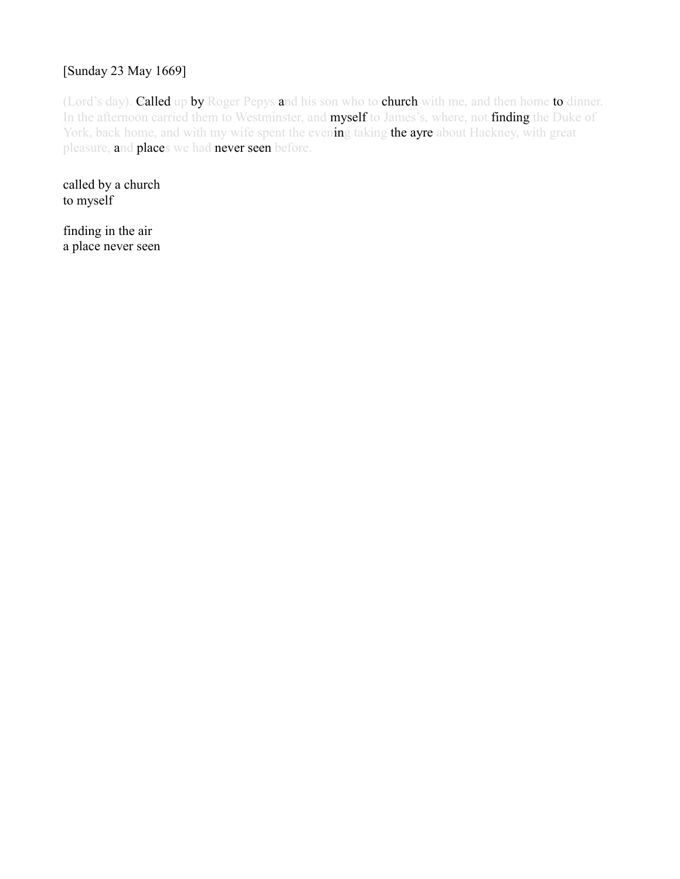[Sunday 23 May 1669]

(Lord's day). Called up by Roger Pepys and his son who to church with me, and then home to dinner. In the afternoon carried them to Westminster, and myself to James's, where, not finding the Duke of York, back home, and with my wife spent the evening taking the ayre about Hackney, with great pleasure, and places we had never seen before.

called by a church  
to myself

finding in the air  
a place never seen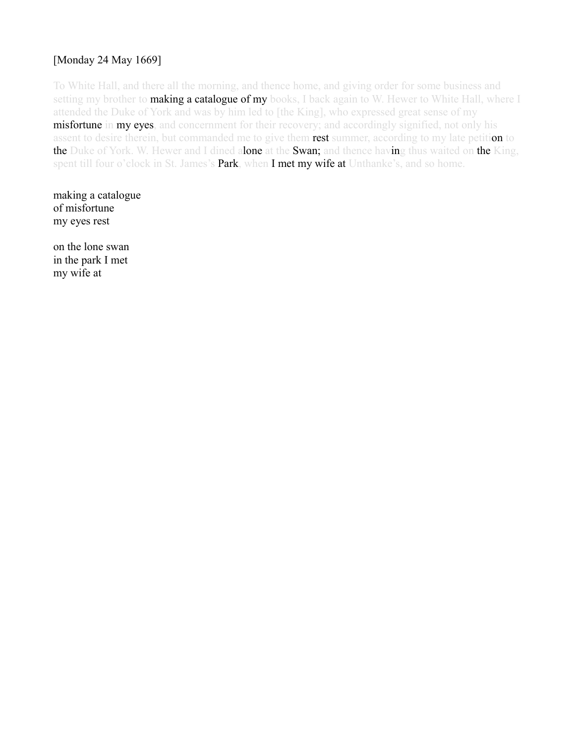[Monday 24 May 1669]

To White Hall, and there all the morning, and thence home, and giving order for some business and setting my brother to making a catalogue of my books, I back again to W. Hewer to White Hall, where I attended the Duke of York and was by him led to [the King], who expressed great sense of my misfortune in my eyes, and concernment for their recovery; and accordingly signified, not only his assent to desire therein, but commanded me to give them rest summer, according to my late petition to the Duke of York. W. Hewer and I dined alone at the Swan; and thence having thus waited on the King, spent till four o'clock in St. James's Park, when I met my wife at Unthanke's, and so home.

making a catalogue  
of misfortune  
my eyes rest

on the lone swan  
in the park I met  
my wife at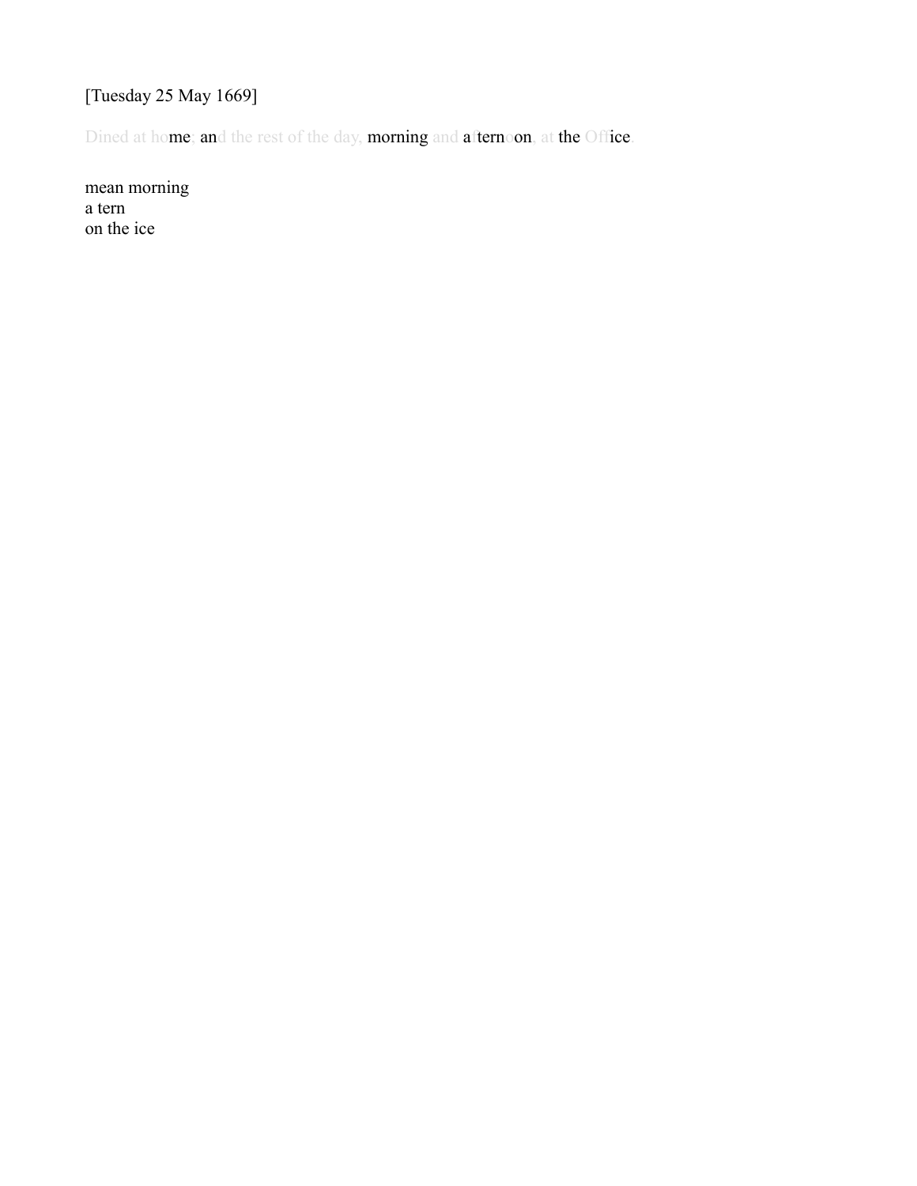[Tuesday 25 May 1669]

Dined at home; and the rest of the day, morning and afternoon, at the Office.

mean morning  
a tern  
on the ice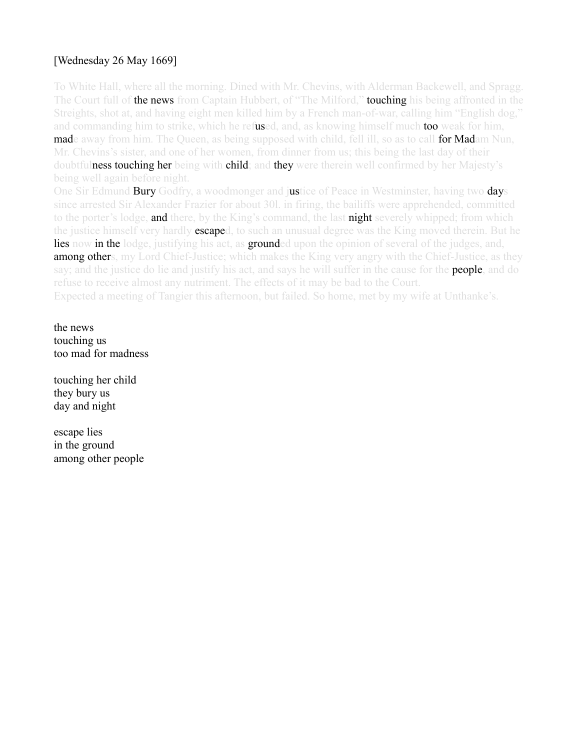[Wednesday 26 May 1669]

To White Hall, where all the morning. Dined with Mr. Chevins, with Alderman Backewell, and Spragg. The Court full of **the news** from Captain Hubbert, of "The Milford," **touching** his being affronted in the Streights, shot at, and having eight men killed him by a French man-of-war, calling him "English dog," and commanding him to strike, which he ref**us**ed, and, as knowing himself much **too** weak for him, **mad**e away from him. The Queen, as being supposed with child, fell ill, so as to call **for Mad**am Nun, Mr. Chevins's sister, and one of her women, from dinner from us; this being the last day of their doubtful**ness touching her** being with **child**; and **they** were therein well confirmed by her Majesty's being well again before night.

One Sir Edmund **Bury** Godfry, a woodmonger and j**us**tice of Peace in Westminster, having two **day**s since arrested Sir Alexander Frazier for about 30l. in firing, the bailiffs were apprehended, committed to the porter's lodge, **and** there, by the King's command, the last **night** severely whipped; from which the justice himself very hardly **escape**d, to such an unusual degree was the King moved therein. But he **lies** now **in the** lodge, justifying his act, as **ground**ed upon the opinion of several of the judges, and, **among other**s, my Lord Chief-Justice; which makes the King very angry with the Chief-Justice, as they say; and the justice do lie and justify his act, and says he will suffer in the cause for the **people**, and do refuse to receive almost any nutriment. The effects of it may be bad to the Court.

Expected a meeting of Tangier this afternoon, but failed. So home, met by my wife at Unthanke's.

the news
touching us
too mad for madness

touching her child
they bury us
day and night

escape lies
in the ground
among other people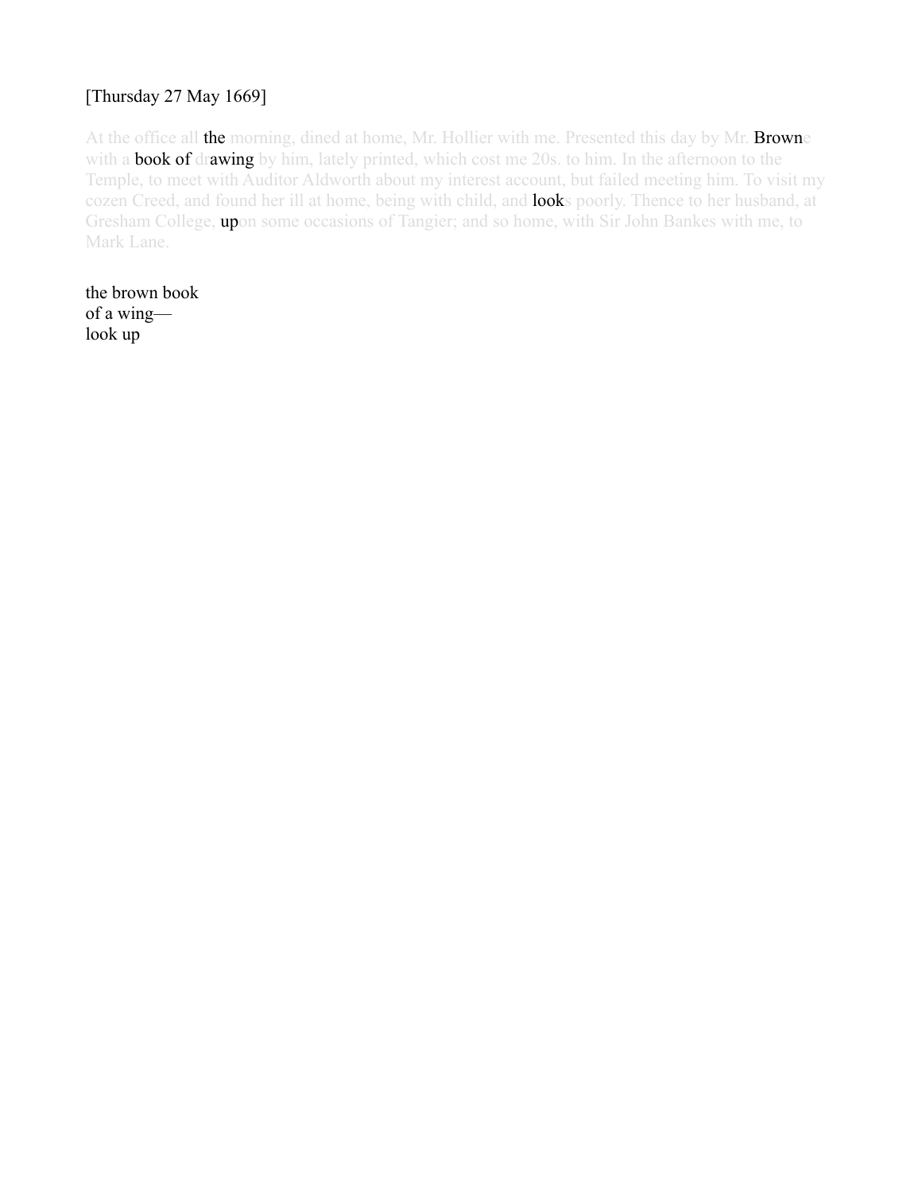[Thursday 27 May 1669]

At the office all the morning, dined at home, Mr. Hollier with me. Presented this day by Mr. Browne with a book of drawing by him, lately printed, which cost me 20s. to him. In the afternoon to the Temple, to meet with Auditor Aldworth about my interest account, but failed meeting him. To visit my cozen Creed, and found her ill at home, being with child, and looks poorly. Thence to her husband, at Gresham College, upon some occasions of Tangier; and so home, with Sir John Bankes with me, to Mark Lane.

the brown book  
of a wing—  
look up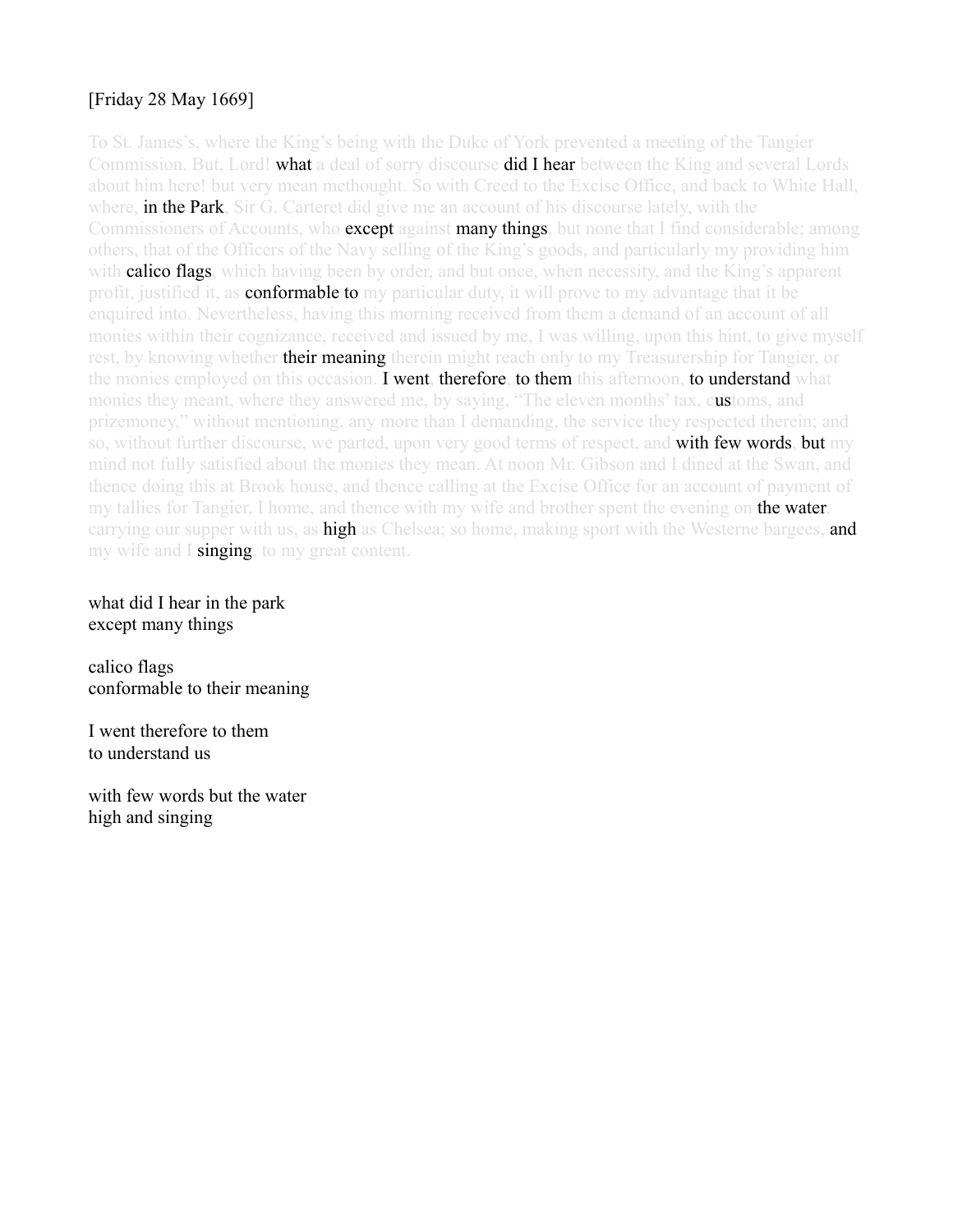[Friday 28 May 1669]

To St. James's, where the King's being with the Duke of York prevented a meeting of the Tangier Commission. But, Lord! **what** a deal of sorry discourse **did I hear** between the King and several Lords about him here! but very mean methought. So with Creed to the Excise Office, and back to White Hall, where, **in the Park**, Sir G. Carteret did give me an account of his discourse lately, with the Commissioners of Accounts, who **except** against **many things**, but none that I find considerable; among others, that of the Officers of the Navy selling of the King's goods, and particularly my providing him with **calico flags**, which having been by order, and but once, when necessity, and the King's apparent profit, justified it, as **conformable to** my particular duty, it will prove to my advantage that it be enquired into. Nevertheless, having this morning received from them a demand of an account of all monies within their cognizance, received and issued by me, I was willing, upon this hint, to give myself rest, by knowing whether **their meaning** therein might reach only to my Treasurership for Tangier, or the monies employed on this occasion. **I went**, **therefore**, **to them** this afternoon, **to understand** what monies they meant, where they answered me, by saying, "The eleven months' tax, c**us**toms, and prizemoney," without mentioning, any more than I demanding, the service they respected therein; and so, without further discourse, we parted, upon very good terms of respect, and **with few words**, **but** my mind not fully satisfied about the monies they mean. At noon Mr. Gibson and I dined at the Swan, and thence doing this at Brook house, and thence calling at the Excise Office for an account of payment of my tallies for Tangier, I home, and thence with my wife and brother spent the evening on **the water**, carrying our supper with us, as **high** as Chelsea; so home, making sport with the Westerne bargees, **and** my wife and I **singing**, to my great content.

what did I hear in the park
except many things

calico flags
conformable to their meaning

I went therefore to them
to understand us

with few words but the water
high and singing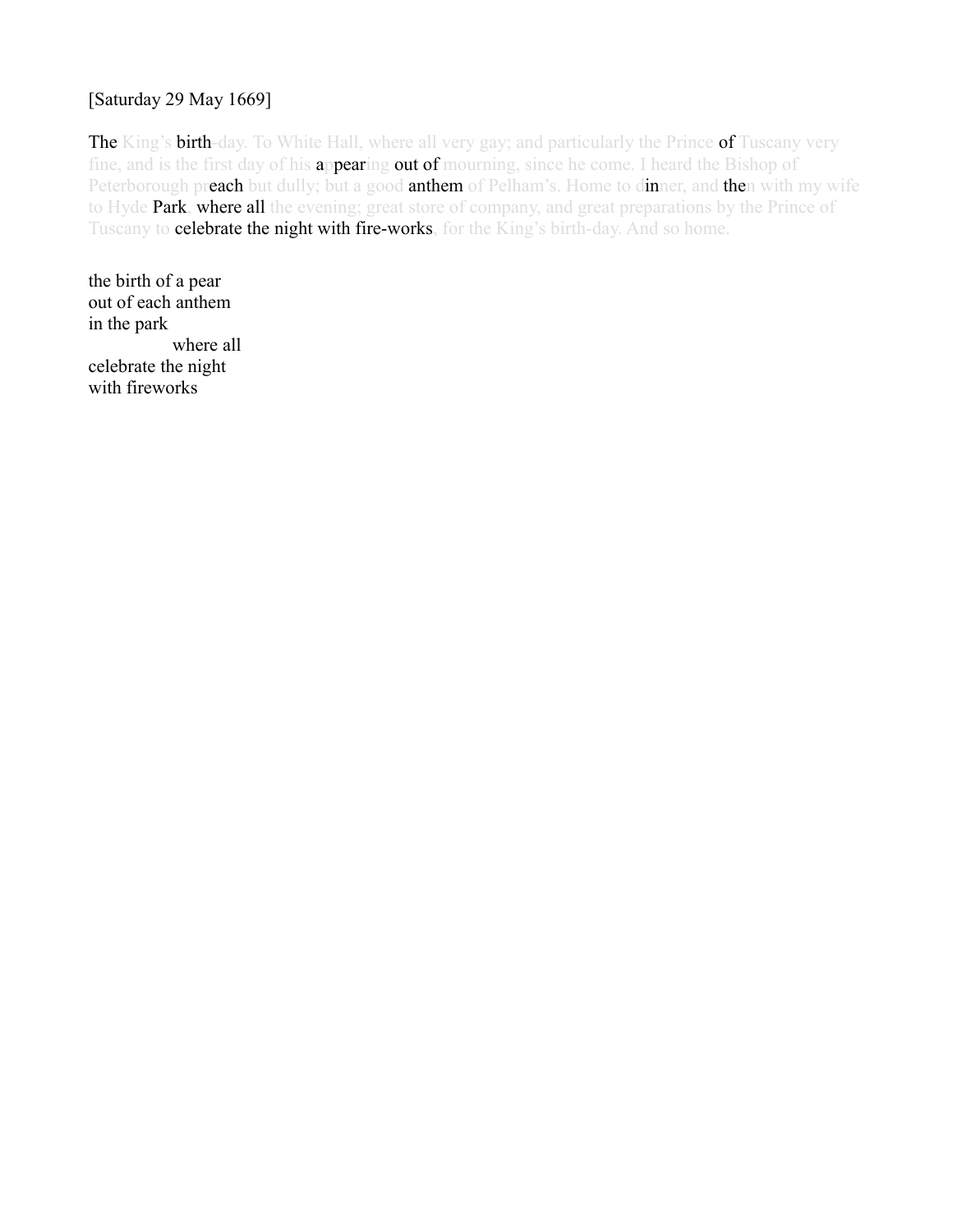[Saturday 29 May 1669]

The King's birth-day. To White Hall, where all very gay; and particularly the Prince of Tuscany very fine, and is the first day of his appearing out of mourning, since he come. I heard the Bishop of Peterborough preach but dully; but a good anthem of Pelham's. Home to dinner, and then with my wife to Hyde Park, where all the evening; great store of company, and great preparations by the Prince of Tuscany to celebrate the night with fire-works, for the King's birth-day. And so home.

the birth of a pear  
out of each anthem  
in the park  
                    where all  
celebrate the night  
with fireworks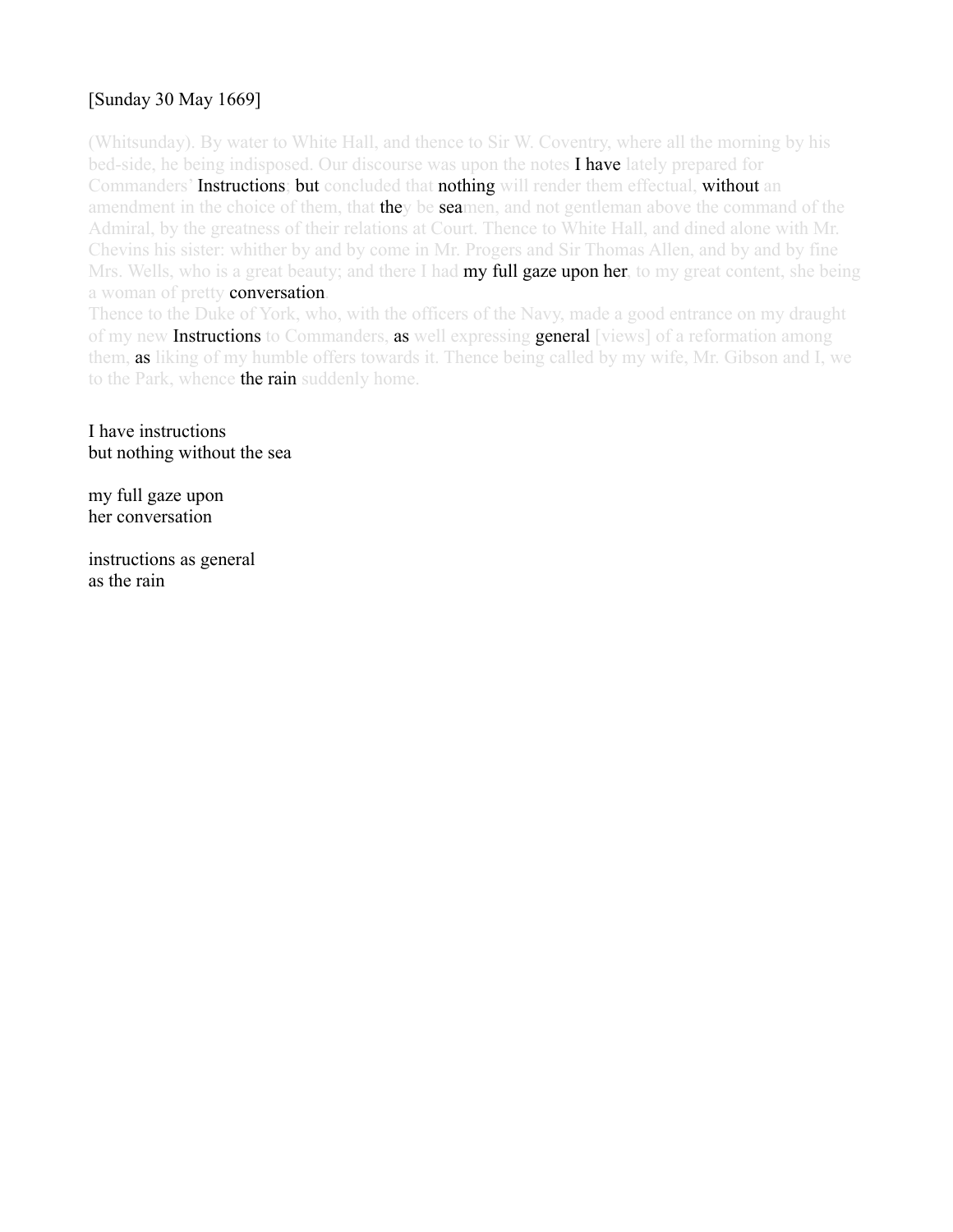[Sunday 30 May 1669]

(Whitsunday). By water to White Hall, and thence to Sir W. Coventry, where all the morning by his bed-side, he being indisposed. Our discourse was upon the notes **I have** lately prepared for Commanders' **Instructions**; **but** concluded that **nothing** will render them effectual, **without** an amendment in the choice of them, that **the**y be **sea**men, and not gentleman above the command of the Admiral, by the greatness of their relations at Court. Thence to White Hall, and dined alone with Mr. Chevins his sister: whither by and by come in Mr. Progers and Sir Thomas Allen, and by and by fine Mrs. Wells, who is a great beauty; and there I had **my full gaze upon her**, to my great content, she being a woman of pretty **conversation**.
Thence to the Duke of York, who, with the officers of the Navy, made a good entrance on my draught of my new **Instructions** to Commanders, **as** well expressing **general** [views] of a reformation among them, **as** liking of my humble offers towards it. Thence being called by my wife, Mr. Gibson and I, we to the Park, whence **the rain** suddenly home.

I have instructions
but nothing without the sea

my full gaze upon
her conversation

instructions as general
as the rain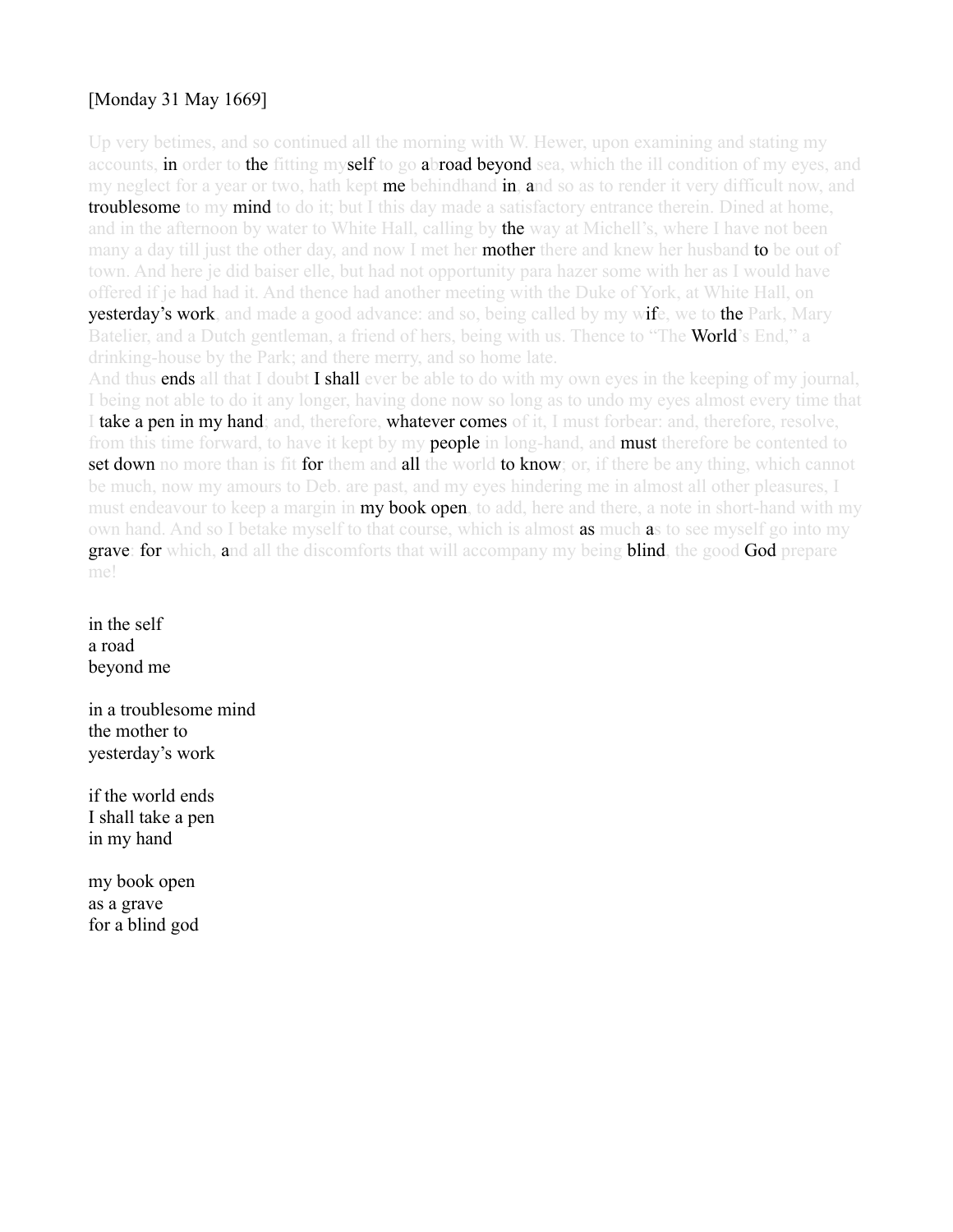[Monday 31 May 1669]

Up very betimes, and so continued all the morning with W. Hewer, upon examining and stating my accounts, in order to the fitting myself to go abroad beyond sea, which the ill condition of my eyes, and my neglect for a year or two, hath kept me behindhand in, and so as to render it very difficult now, and troublesome to my mind to do it; but I this day made a satisfactory entrance therein. Dined at home, and in the afternoon by water to White Hall, calling by the way at Michell's, where I have not been many a day till just the other day, and now I met her mother there and knew her husband to be out of town. And here je did baiser elle, but had not opportunity para hazer some with her as I would have offered if je had had it. And thence had another meeting with the Duke of York, at White Hall, on yesterday's work, and made a good advance: and so, being called by my wife, we to the Park, Mary Batelier, and a Dutch gentleman, a friend of hers, being with us. Thence to "The World's End," a drinking-house by the Park; and there merry, and so home late.

And thus ends all that I doubt I shall ever be able to do with my own eyes in the keeping of my journal, I being not able to do it any longer, having done now so long as to undo my eyes almost every time that I take a pen in my hand; and, therefore, whatever comes of it, I must forbear: and, therefore, resolve, from this time forward, to have it kept by my people in long-hand, and must therefore be contented to set down no more than is fit for them and all the world to know; or, if there be any thing, which cannot be much, now my amours to Deb. are past, and my eyes hindering me in almost all other pleasures, I must endeavour to keep a margin in my book open, to add, here and there, a note in short-hand with my own hand. And so I betake myself to that course, which is almost as much as to see myself go into my grave: for which, and all the discomforts that will accompany my being blind, the good God prepare me!

in the self
a road
beyond me

in a troublesome mind
the mother to
yesterday's work

if the world ends
I shall take a pen
in my hand

my book open
as a grave
for a blind god